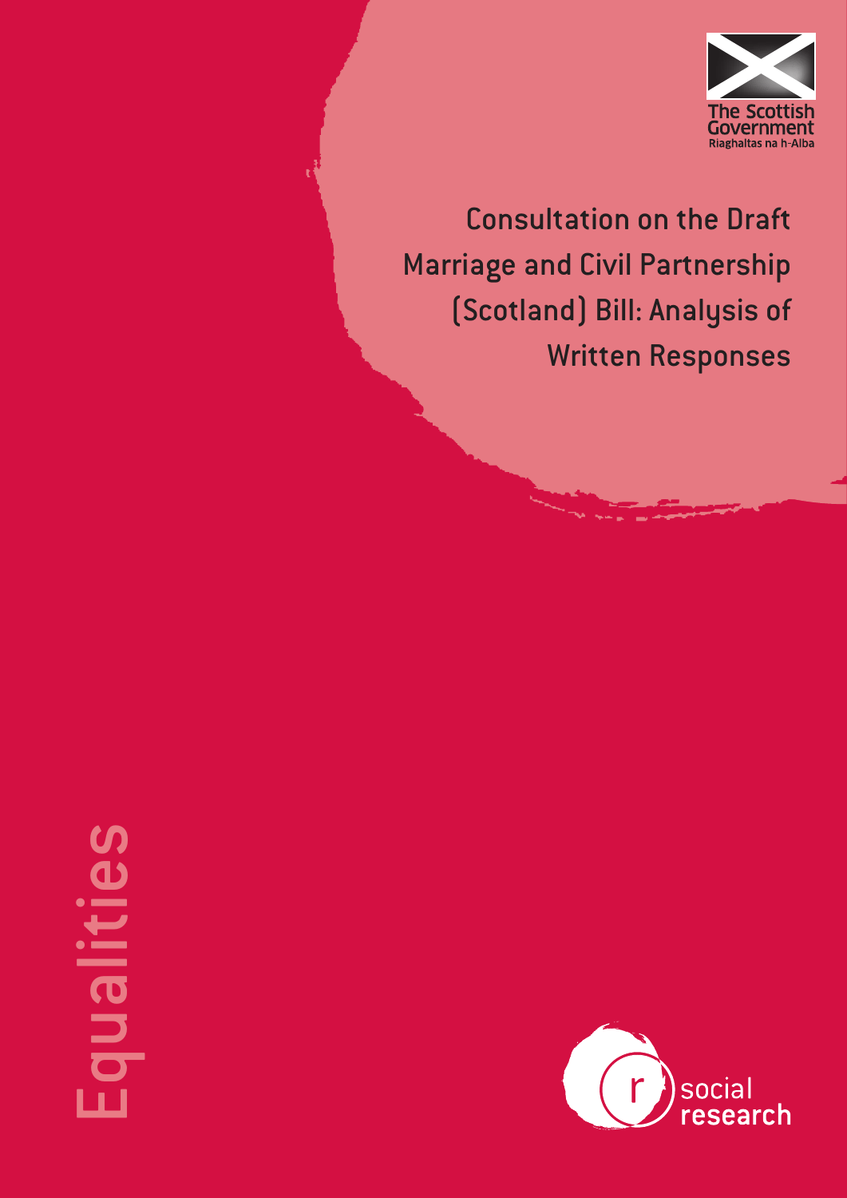The Scottish Government
Riaghaltas na h-Alba

# Consultation on the Draft Marriage and Civil Partnership (Scotland) Bill: Analysis of Written Responses

Equalities

social research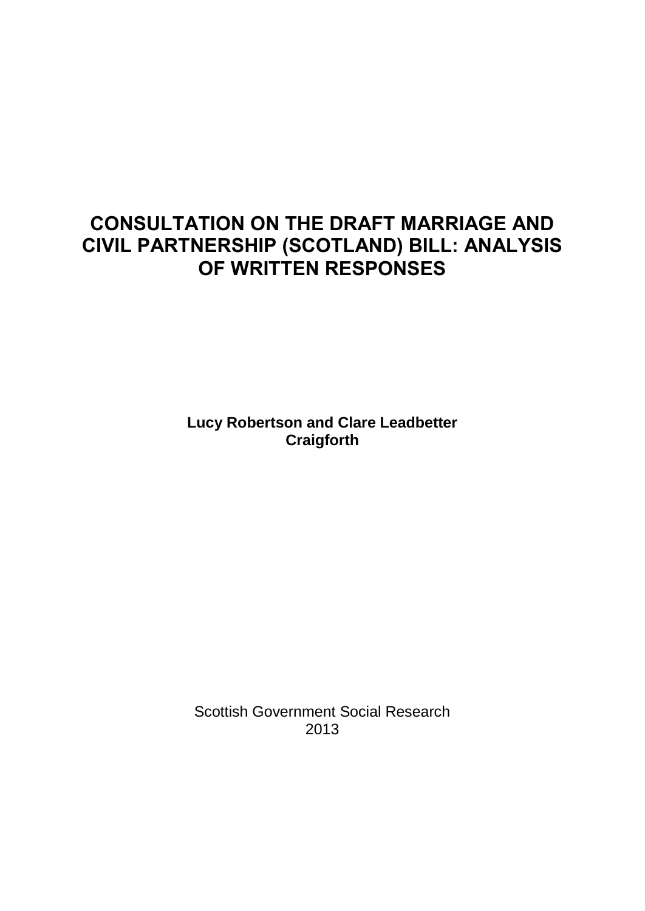# CONSULTATION ON THE DRAFT MARRIAGE AND CIVIL PARTNERSHIP (SCOTLAND) BILL: ANALYSIS OF WRITTEN RESPONSES

**Lucy Robertson and Clare Leadbetter**
**Craigforth**

Scottish Government Social Research
2013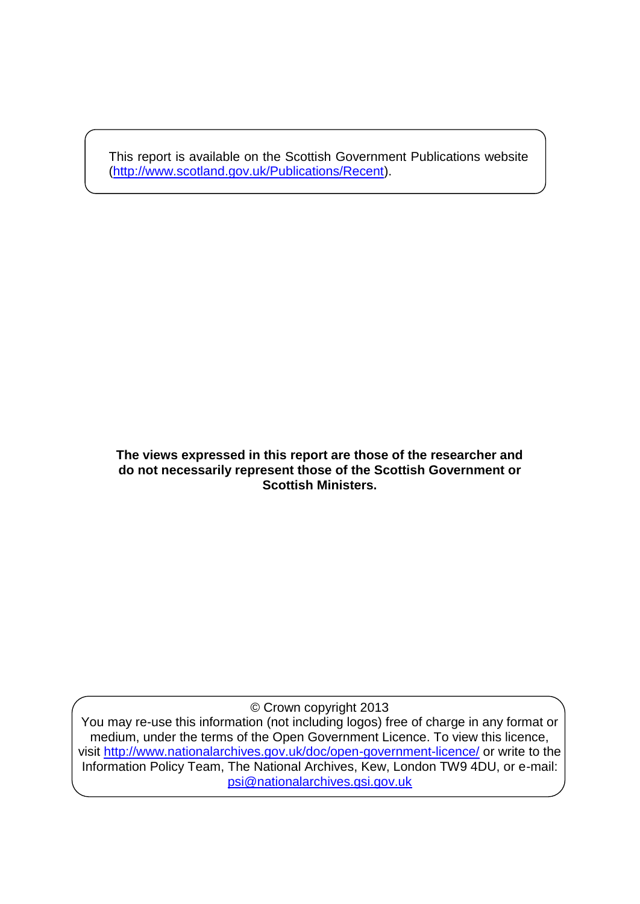This report is available on the Scottish Government Publications website (http://www.scotland.gov.uk/Publications/Recent).

**The views expressed in this report are those of the researcher and do not necessarily represent those of the Scottish Government or Scottish Ministers.**

© Crown copyright 2013

You may re-use this information (not including logos) free of charge in any format or medium, under the terms of the Open Government Licence. To view this licence, visit http://www.nationalarchives.gov.uk/doc/open-government-licence/ or write to the Information Policy Team, The National Archives, Kew, London TW9 4DU, or e-mail: psi@nationalarchives.gsi.gov.uk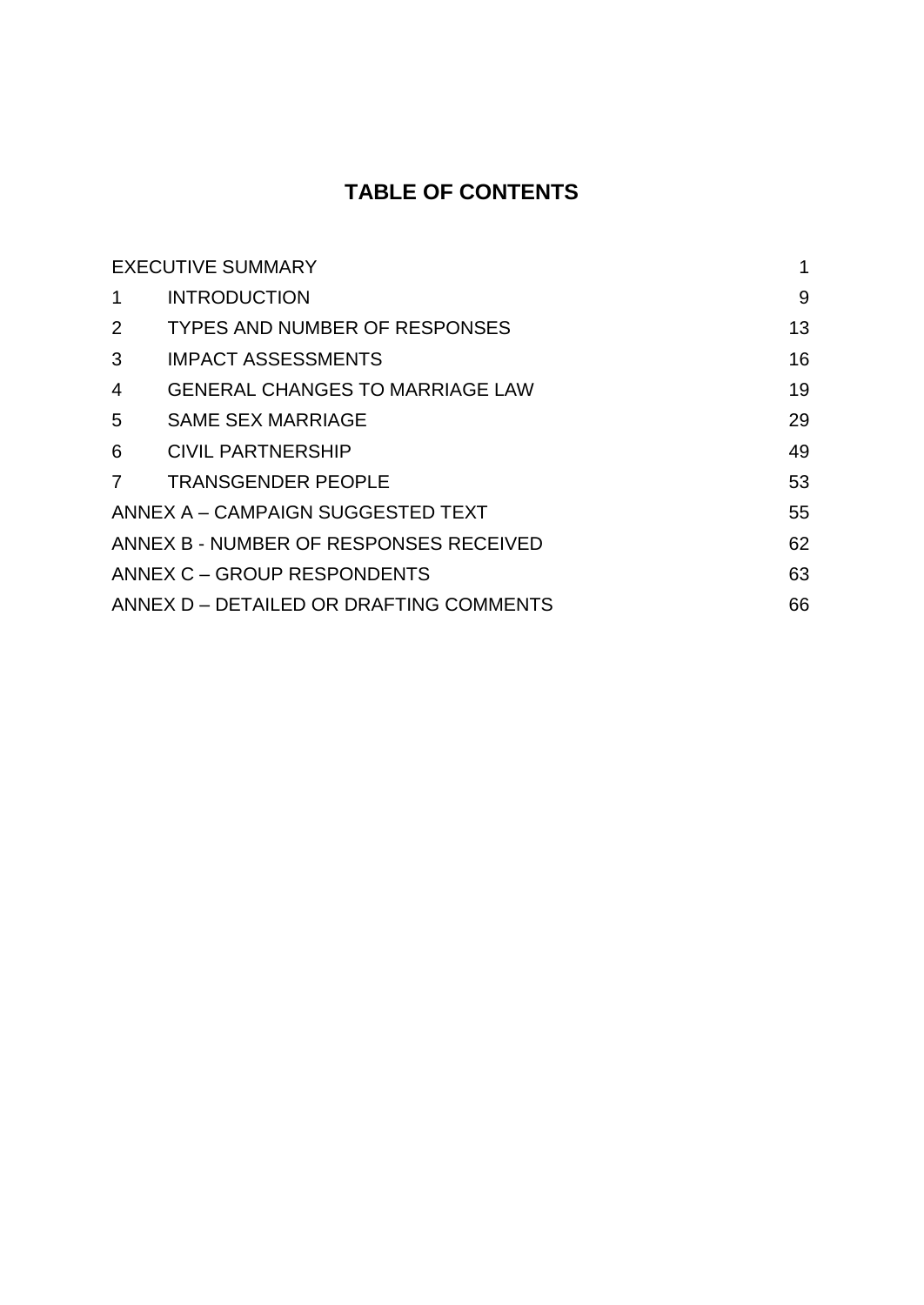# TABLE OF CONTENTS

| | | |
|---|---|---|
| EXECUTIVE SUMMARY | | 1 |
| 1 | INTRODUCTION | 9 |
| 2 | TYPES AND NUMBER OF RESPONSES | 13 |
| 3 | IMPACT ASSESSMENTS | 16 |
| 4 | GENERAL CHANGES TO MARRIAGE LAW | 19 |
| 5 | SAME SEX MARRIAGE | 29 |
| 6 | CIVIL PARTNERSHIP | 49 |
| 7 | TRANSGENDER PEOPLE | 53 |
| ANNEX A – CAMPAIGN SUGGESTED TEXT | | 55 |
| ANNEX B - NUMBER OF RESPONSES RECEIVED | | 62 |
| ANNEX C – GROUP RESPONDENTS | | 63 |
| ANNEX D – DETAILED OR DRAFTING COMMENTS | | 66 |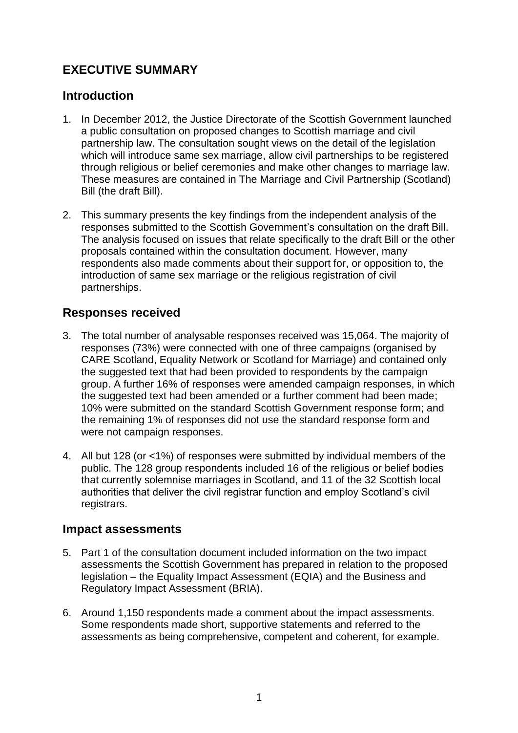## EXECUTIVE SUMMARY

### Introduction

1. In December 2012, the Justice Directorate of the Scottish Government launched a public consultation on proposed changes to Scottish marriage and civil partnership law. The consultation sought views on the detail of the legislation which will introduce same sex marriage, allow civil partnerships to be registered through religious or belief ceremonies and make other changes to marriage law. These measures are contained in The Marriage and Civil Partnership (Scotland) Bill (the draft Bill).

2. This summary presents the key findings from the independent analysis of the responses submitted to the Scottish Government's consultation on the draft Bill. The analysis focused on issues that relate specifically to the draft Bill or the other proposals contained within the consultation document. However, many respondents also made comments about their support for, or opposition to, the introduction of same sex marriage or the religious registration of civil partnerships.

### Responses received

3. The total number of analysable responses received was 15,064. The majority of responses (73%) were connected with one of three campaigns (organised by CARE Scotland, Equality Network or Scotland for Marriage) and contained only the suggested text that had been provided to respondents by the campaign group. A further 16% of responses were amended campaign responses, in which the suggested text had been amended or a further comment had been made; 10% were submitted on the standard Scottish Government response form; and the remaining 1% of responses did not use the standard response form and were not campaign responses.

4. All but 128 (or <1%) of responses were submitted by individual members of the public. The 128 group respondents included 16 of the religious or belief bodies that currently solemnise marriages in Scotland, and 11 of the 32 Scottish local authorities that deliver the civil registrar function and employ Scotland's civil registrars.

### Impact assessments

5. Part 1 of the consultation document included information on the two impact assessments the Scottish Government has prepared in relation to the proposed legislation – the Equality Impact Assessment (EQIA) and the Business and Regulatory Impact Assessment (BRIA).

6. Around 1,150 respondents made a comment about the impact assessments. Some respondents made short, supportive statements and referred to the assessments as being comprehensive, competent and coherent, for example.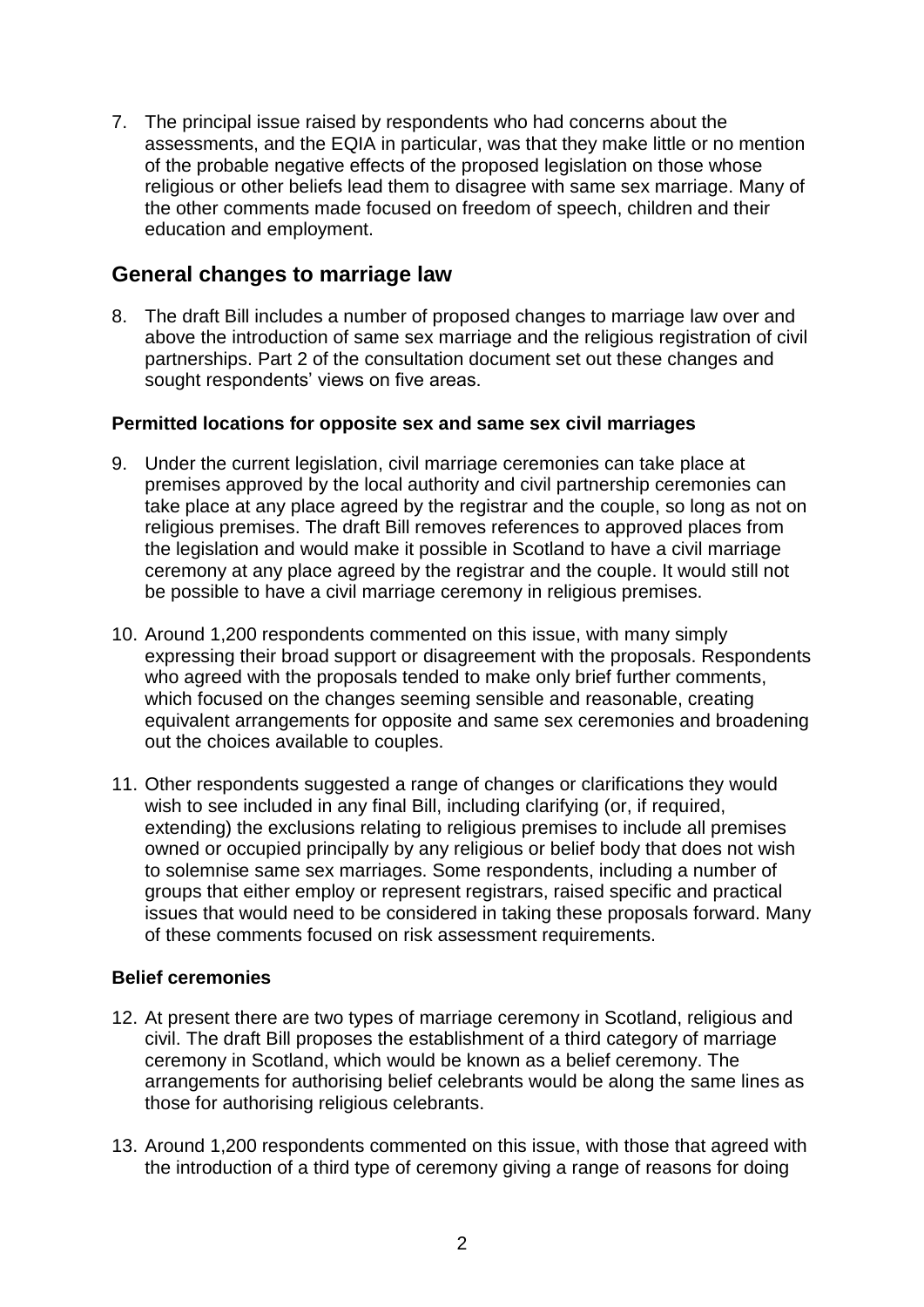7. The principal issue raised by respondents who had concerns about the assessments, and the EQIA in particular, was that they make little or no mention of the probable negative effects of the proposed legislation on those whose religious or other beliefs lead them to disagree with same sex marriage. Many of the other comments made focused on freedom of speech, children and their education and employment.

## General changes to marriage law

8. The draft Bill includes a number of proposed changes to marriage law over and above the introduction of same sex marriage and the religious registration of civil partnerships. Part 2 of the consultation document set out these changes and sought respondents' views on five areas.

### Permitted locations for opposite sex and same sex civil marriages

9. Under the current legislation, civil marriage ceremonies can take place at premises approved by the local authority and civil partnership ceremonies can take place at any place agreed by the registrar and the couple, so long as not on religious premises. The draft Bill removes references to approved places from the legislation and would make it possible in Scotland to have a civil marriage ceremony at any place agreed by the registrar and the couple. It would still not be possible to have a civil marriage ceremony in religious premises.

10. Around 1,200 respondents commented on this issue, with many simply expressing their broad support or disagreement with the proposals. Respondents who agreed with the proposals tended to make only brief further comments, which focused on the changes seeming sensible and reasonable, creating equivalent arrangements for opposite and same sex ceremonies and broadening out the choices available to couples.

11. Other respondents suggested a range of changes or clarifications they would wish to see included in any final Bill, including clarifying (or, if required, extending) the exclusions relating to religious premises to include all premises owned or occupied principally by any religious or belief body that does not wish to solemnise same sex marriages. Some respondents, including a number of groups that either employ or represent registrars, raised specific and practical issues that would need to be considered in taking these proposals forward. Many of these comments focused on risk assessment requirements.

### Belief ceremonies

12. At present there are two types of marriage ceremony in Scotland, religious and civil. The draft Bill proposes the establishment of a third category of marriage ceremony in Scotland, which would be known as a belief ceremony. The arrangements for authorising belief celebrants would be along the same lines as those for authorising religious celebrants.

13. Around 1,200 respondents commented on this issue, with those that agreed with the introduction of a third type of ceremony giving a range of reasons for doing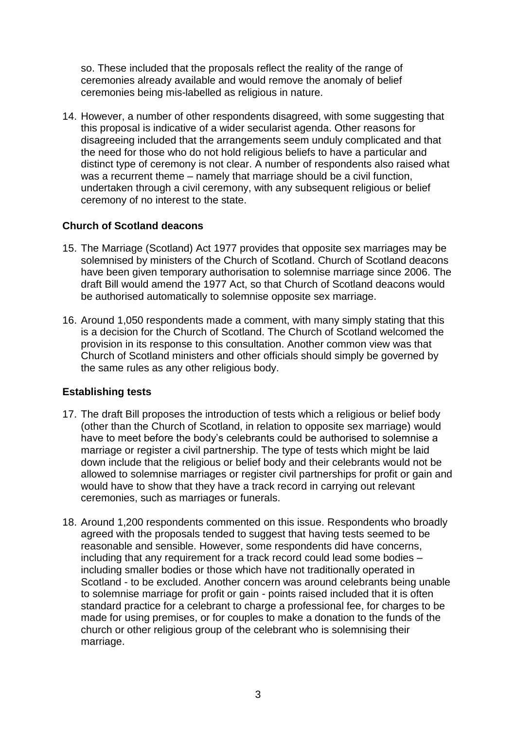so. These included that the proposals reflect the reality of the range of ceremonies already available and would remove the anomaly of belief ceremonies being mis-labelled as religious in nature.

14. However, a number of other respondents disagreed, with some suggesting that this proposal is indicative of a wider secularist agenda. Other reasons for disagreeing included that the arrangements seem unduly complicated and that the need for those who do not hold religious beliefs to have a particular and distinct type of ceremony is not clear. A number of respondents also raised what was a recurrent theme – namely that marriage should be a civil function, undertaken through a civil ceremony, with any subsequent religious or belief ceremony of no interest to the state.

### Church of Scotland deacons

15. The Marriage (Scotland) Act 1977 provides that opposite sex marriages may be solemnised by ministers of the Church of Scotland. Church of Scotland deacons have been given temporary authorisation to solemnise marriage since 2006. The draft Bill would amend the 1977 Act, so that Church of Scotland deacons would be authorised automatically to solemnise opposite sex marriage.

16. Around 1,050 respondents made a comment, with many simply stating that this is a decision for the Church of Scotland. The Church of Scotland welcomed the provision in its response to this consultation. Another common view was that Church of Scotland ministers and other officials should simply be governed by the same rules as any other religious body.

### Establishing tests

17. The draft Bill proposes the introduction of tests which a religious or belief body (other than the Church of Scotland, in relation to opposite sex marriage) would have to meet before the body's celebrants could be authorised to solemnise a marriage or register a civil partnership. The type of tests which might be laid down include that the religious or belief body and their celebrants would not be allowed to solemnise marriages or register civil partnerships for profit or gain and would have to show that they have a track record in carrying out relevant ceremonies, such as marriages or funerals.

18. Around 1,200 respondents commented on this issue. Respondents who broadly agreed with the proposals tended to suggest that having tests seemed to be reasonable and sensible. However, some respondents did have concerns, including that any requirement for a track record could lead some bodies – including smaller bodies or those which have not traditionally operated in Scotland - to be excluded. Another concern was around celebrants being unable to solemnise marriage for profit or gain - points raised included that it is often standard practice for a celebrant to charge a professional fee, for charges to be made for using premises, or for couples to make a donation to the funds of the church or other religious group of the celebrant who is solemnising their marriage.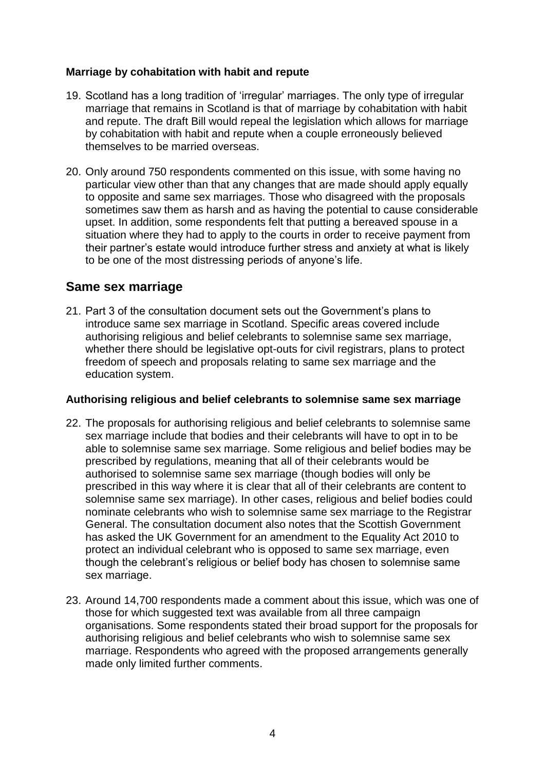### Marriage by cohabitation with habit and repute

19. Scotland has a long tradition of 'irregular' marriages. The only type of irregular marriage that remains in Scotland is that of marriage by cohabitation with habit and repute. The draft Bill would repeal the legislation which allows for marriage by cohabitation with habit and repute when a couple erroneously believed themselves to be married overseas.

20. Only around 750 respondents commented on this issue, with some having no particular view other than that any changes that are made should apply equally to opposite and same sex marriages. Those who disagreed with the proposals sometimes saw them as harsh and as having the potential to cause considerable upset. In addition, some respondents felt that putting a bereaved spouse in a situation where they had to apply to the courts in order to receive payment from their partner's estate would introduce further stress and anxiety at what is likely to be one of the most distressing periods of anyone's life.

## Same sex marriage

21. Part 3 of the consultation document sets out the Government's plans to introduce same sex marriage in Scotland. Specific areas covered include authorising religious and belief celebrants to solemnise same sex marriage, whether there should be legislative opt-outs for civil registrars, plans to protect freedom of speech and proposals relating to same sex marriage and the education system.

### Authorising religious and belief celebrants to solemnise same sex marriage

22. The proposals for authorising religious and belief celebrants to solemnise same sex marriage include that bodies and their celebrants will have to opt in to be able to solemnise same sex marriage. Some religious and belief bodies may be prescribed by regulations, meaning that all of their celebrants would be authorised to solemnise same sex marriage (though bodies will only be prescribed in this way where it is clear that all of their celebrants are content to solemnise same sex marriage). In other cases, religious and belief bodies could nominate celebrants who wish to solemnise same sex marriage to the Registrar General. The consultation document also notes that the Scottish Government has asked the UK Government for an amendment to the Equality Act 2010 to protect an individual celebrant who is opposed to same sex marriage, even though the celebrant's religious or belief body has chosen to solemnise same sex marriage.

23. Around 14,700 respondents made a comment about this issue, which was one of those for which suggested text was available from all three campaign organisations. Some respondents stated their broad support for the proposals for authorising religious and belief celebrants who wish to solemnise same sex marriage. Respondents who agreed with the proposed arrangements generally made only limited further comments.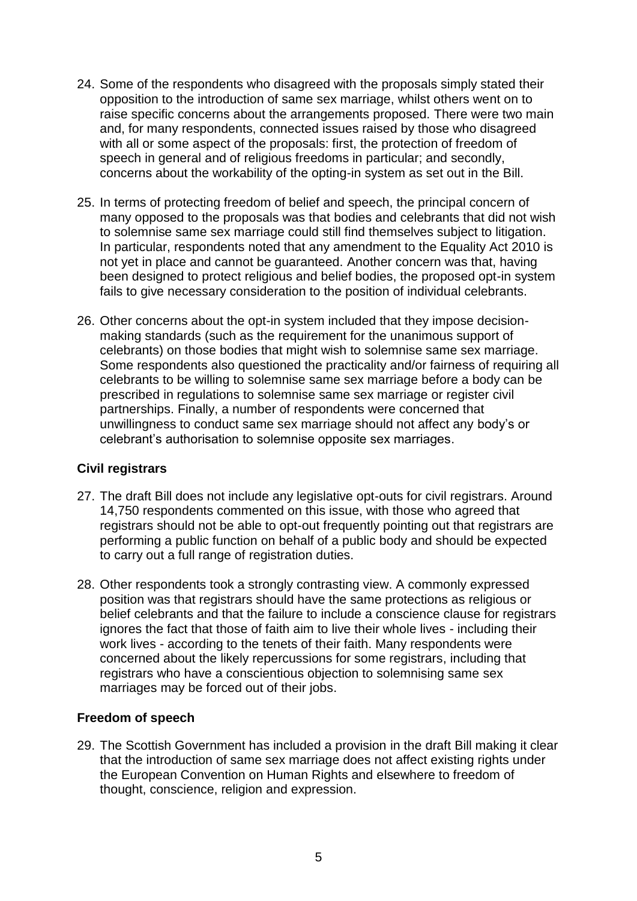24. Some of the respondents who disagreed with the proposals simply stated their opposition to the introduction of same sex marriage, whilst others went on to raise specific concerns about the arrangements proposed. There were two main and, for many respondents, connected issues raised by those who disagreed with all or some aspect of the proposals: first, the protection of freedom of speech in general and of religious freedoms in particular; and secondly, concerns about the workability of the opting-in system as set out in the Bill.

25. In terms of protecting freedom of belief and speech, the principal concern of many opposed to the proposals was that bodies and celebrants that did not wish to solemnise same sex marriage could still find themselves subject to litigation. In particular, respondents noted that any amendment to the Equality Act 2010 is not yet in place and cannot be guaranteed. Another concern was that, having been designed to protect religious and belief bodies, the proposed opt-in system fails to give necessary consideration to the position of individual celebrants.

26. Other concerns about the opt-in system included that they impose decision-making standards (such as the requirement for the unanimous support of celebrants) on those bodies that might wish to solemnise same sex marriage. Some respondents also questioned the practicality and/or fairness of requiring all celebrants to be willing to solemnise same sex marriage before a body can be prescribed in regulations to solemnise same sex marriage or register civil partnerships. Finally, a number of respondents were concerned that unwillingness to conduct same sex marriage should not affect any body's or celebrant's authorisation to solemnise opposite sex marriages.

### Civil registrars

27. The draft Bill does not include any legislative opt-outs for civil registrars. Around 14,750 respondents commented on this issue, with those who agreed that registrars should not be able to opt-out frequently pointing out that registrars are performing a public function on behalf of a public body and should be expected to carry out a full range of registration duties.

28. Other respondents took a strongly contrasting view. A commonly expressed position was that registrars should have the same protections as religious or belief celebrants and that the failure to include a conscience clause for registrars ignores the fact that those of faith aim to live their whole lives - including their work lives - according to the tenets of their faith. Many respondents were concerned about the likely repercussions for some registrars, including that registrars who have a conscientious objection to solemnising same sex marriages may be forced out of their jobs.

### Freedom of speech

29. The Scottish Government has included a provision in the draft Bill making it clear that the introduction of same sex marriage does not affect existing rights under the European Convention on Human Rights and elsewhere to freedom of thought, conscience, religion and expression.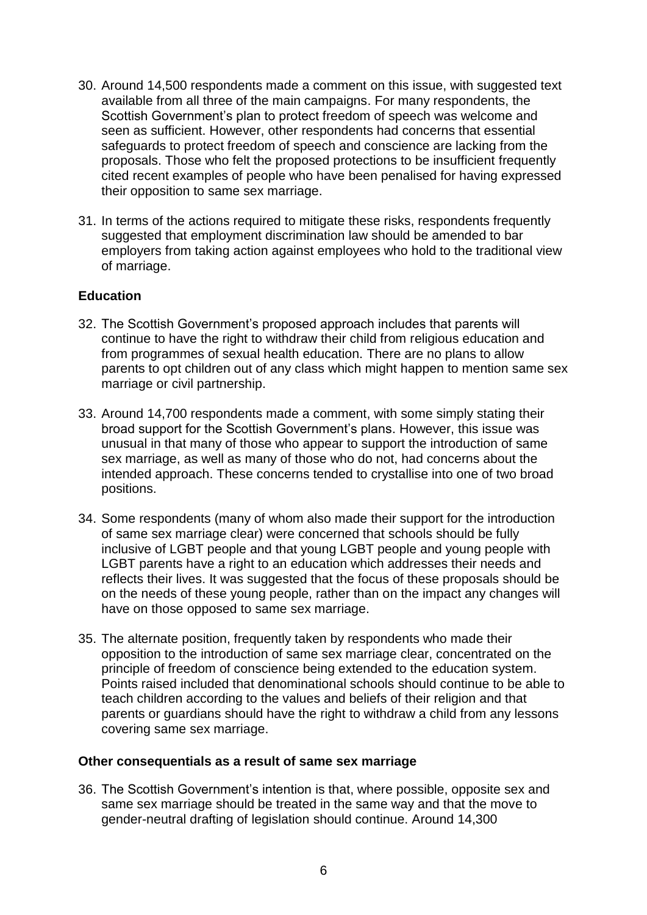30. Around 14,500 respondents made a comment on this issue, with suggested text available from all three of the main campaigns. For many respondents, the Scottish Government's plan to protect freedom of speech was welcome and seen as sufficient. However, other respondents had concerns that essential safeguards to protect freedom of speech and conscience are lacking from the proposals. Those who felt the proposed protections to be insufficient frequently cited recent examples of people who have been penalised for having expressed their opposition to same sex marriage.

31. In terms of the actions required to mitigate these risks, respondents frequently suggested that employment discrimination law should be amended to bar employers from taking action against employees who hold to the traditional view of marriage.

**Education**

32. The Scottish Government's proposed approach includes that parents will continue to have the right to withdraw their child from religious education and from programmes of sexual health education. There are no plans to allow parents to opt children out of any class which might happen to mention same sex marriage or civil partnership.

33. Around 14,700 respondents made a comment, with some simply stating their broad support for the Scottish Government's plans. However, this issue was unusual in that many of those who appear to support the introduction of same sex marriage, as well as many of those who do not, had concerns about the intended approach. These concerns tended to crystallise into one of two broad positions.

34. Some respondents (many of whom also made their support for the introduction of same sex marriage clear) were concerned that schools should be fully inclusive of LGBT people and that young LGBT people and young people with LGBT parents have a right to an education which addresses their needs and reflects their lives. It was suggested that the focus of these proposals should be on the needs of these young people, rather than on the impact any changes will have on those opposed to same sex marriage.

35. The alternate position, frequently taken by respondents who made their opposition to the introduction of same sex marriage clear, concentrated on the principle of freedom of conscience being extended to the education system. Points raised included that denominational schools should continue to be able to teach children according to the values and beliefs of their religion and that parents or guardians should have the right to withdraw a child from any lessons covering same sex marriage.

**Other consequentials as a result of same sex marriage**

36. The Scottish Government's intention is that, where possible, opposite sex and same sex marriage should be treated in the same way and that the move to gender-neutral drafting of legislation should continue. Around 14,300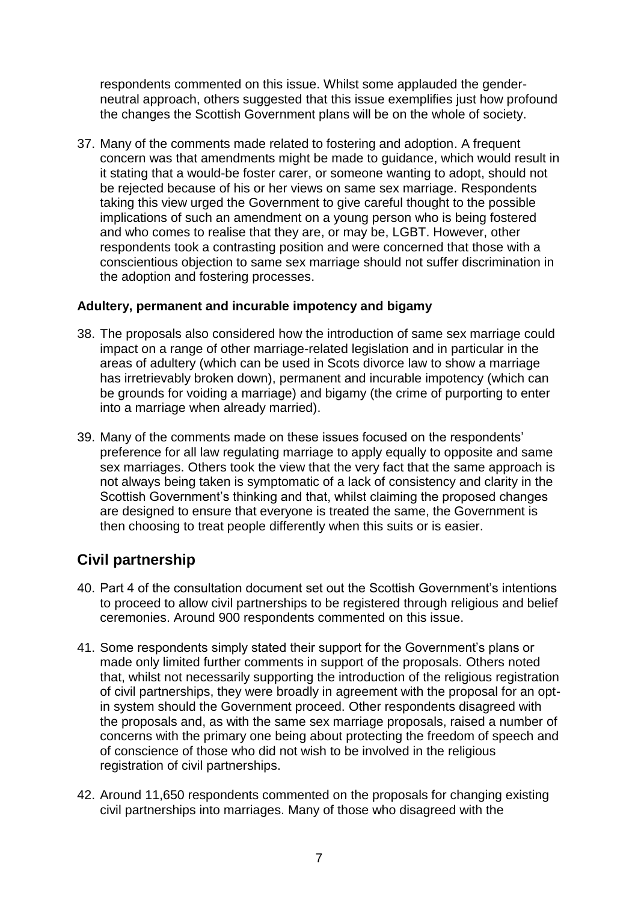respondents commented on this issue. Whilst some applauded the gender-neutral approach, others suggested that this issue exemplifies just how profound the changes the Scottish Government plans will be on the whole of society.

37. Many of the comments made related to fostering and adoption. A frequent concern was that amendments might be made to guidance, which would result in it stating that a would-be foster carer, or someone wanting to adopt, should not be rejected because of his or her views on same sex marriage. Respondents taking this view urged the Government to give careful thought to the possible implications of such an amendment on a young person who is being fostered and who comes to realise that they are, or may be, LGBT. However, other respondents took a contrasting position and were concerned that those with a conscientious objection to same sex marriage should not suffer discrimination in the adoption and fostering processes.

**Adultery, permanent and incurable impotency and bigamy**

38. The proposals also considered how the introduction of same sex marriage could impact on a range of other marriage-related legislation and in particular in the areas of adultery (which can be used in Scots divorce law to show a marriage has irretrievably broken down), permanent and incurable impotency (which can be grounds for voiding a marriage) and bigamy (the crime of purporting to enter into a marriage when already married).

39. Many of the comments made on these issues focused on the respondents' preference for all law regulating marriage to apply equally to opposite and same sex marriages. Others took the view that the very fact that the same approach is not always being taken is symptomatic of a lack of consistency and clarity in the Scottish Government's thinking and that, whilst claiming the proposed changes are designed to ensure that everyone is treated the same, the Government is then choosing to treat people differently when this suits or is easier.

## Civil partnership

40. Part 4 of the consultation document set out the Scottish Government's intentions to proceed to allow civil partnerships to be registered through religious and belief ceremonies. Around 900 respondents commented on this issue.

41. Some respondents simply stated their support for the Government's plans or made only limited further comments in support of the proposals. Others noted that, whilst not necessarily supporting the introduction of the religious registration of civil partnerships, they were broadly in agreement with the proposal for an opt-in system should the Government proceed. Other respondents disagreed with the proposals and, as with the same sex marriage proposals, raised a number of concerns with the primary one being about protecting the freedom of speech and of conscience of those who did not wish to be involved in the religious registration of civil partnerships.

42. Around 11,650 respondents commented on the proposals for changing existing civil partnerships into marriages. Many of those who disagreed with the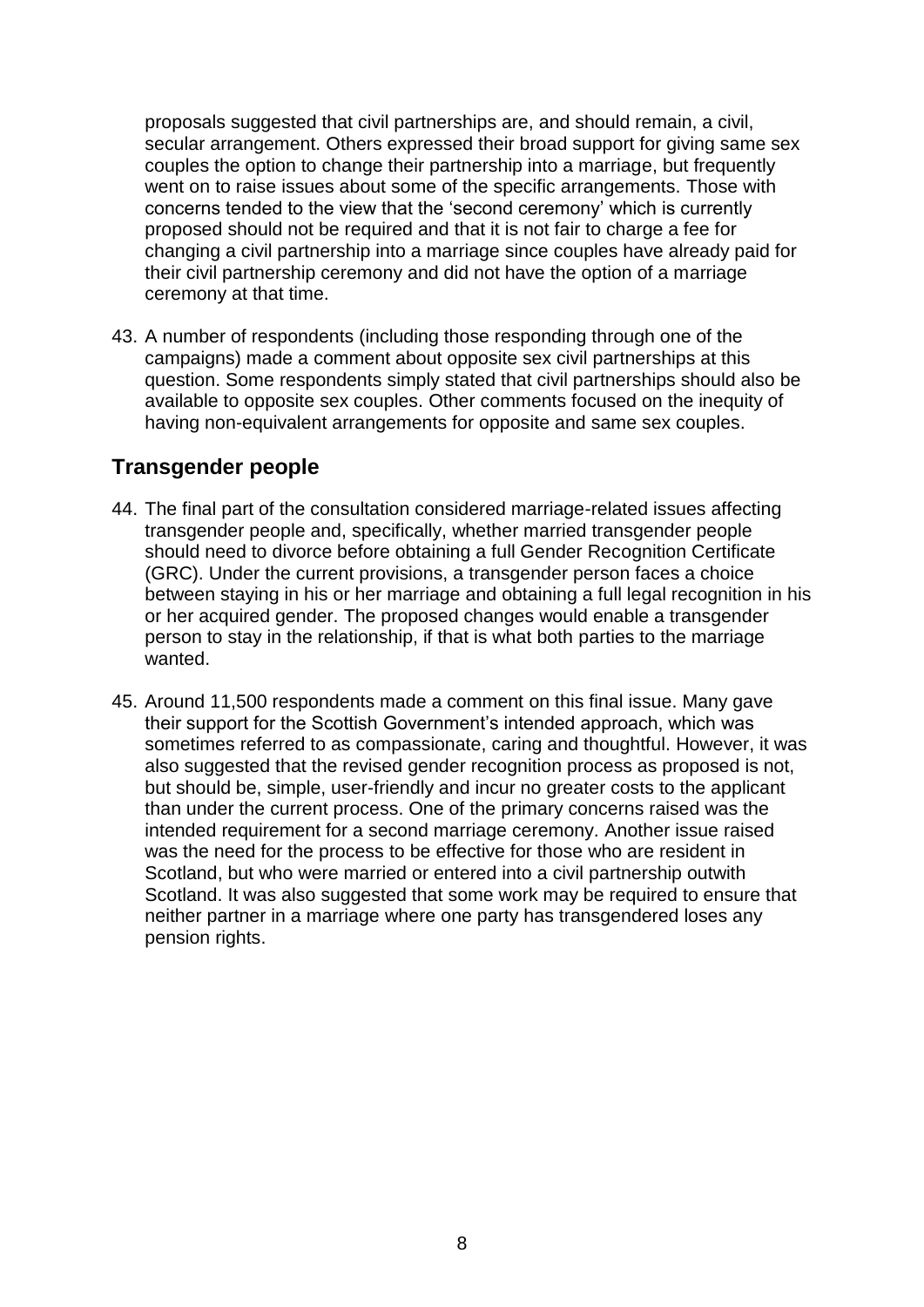proposals suggested that civil partnerships are, and should remain, a civil, secular arrangement. Others expressed their broad support for giving same sex couples the option to change their partnership into a marriage, but frequently went on to raise issues about some of the specific arrangements. Those with concerns tended to the view that the 'second ceremony' which is currently proposed should not be required and that it is not fair to charge a fee for changing a civil partnership into a marriage since couples have already paid for their civil partnership ceremony and did not have the option of a marriage ceremony at that time.

43. A number of respondents (including those responding through one of the campaigns) made a comment about opposite sex civil partnerships at this question. Some respondents simply stated that civil partnerships should also be available to opposite sex couples. Other comments focused on the inequity of having non-equivalent arrangements for opposite and same sex couples.

## Transgender people

44. The final part of the consultation considered marriage-related issues affecting transgender people and, specifically, whether married transgender people should need to divorce before obtaining a full Gender Recognition Certificate (GRC). Under the current provisions, a transgender person faces a choice between staying in his or her marriage and obtaining a full legal recognition in his or her acquired gender. The proposed changes would enable a transgender person to stay in the relationship, if that is what both parties to the marriage wanted.

45. Around 11,500 respondents made a comment on this final issue. Many gave their support for the Scottish Government's intended approach, which was sometimes referred to as compassionate, caring and thoughtful. However, it was also suggested that the revised gender recognition process as proposed is not, but should be, simple, user-friendly and incur no greater costs to the applicant than under the current process. One of the primary concerns raised was the intended requirement for a second marriage ceremony. Another issue raised was the need for the process to be effective for those who are resident in Scotland, but who were married or entered into a civil partnership outwith Scotland. It was also suggested that some work may be required to ensure that neither partner in a marriage where one party has transgendered loses any pension rights.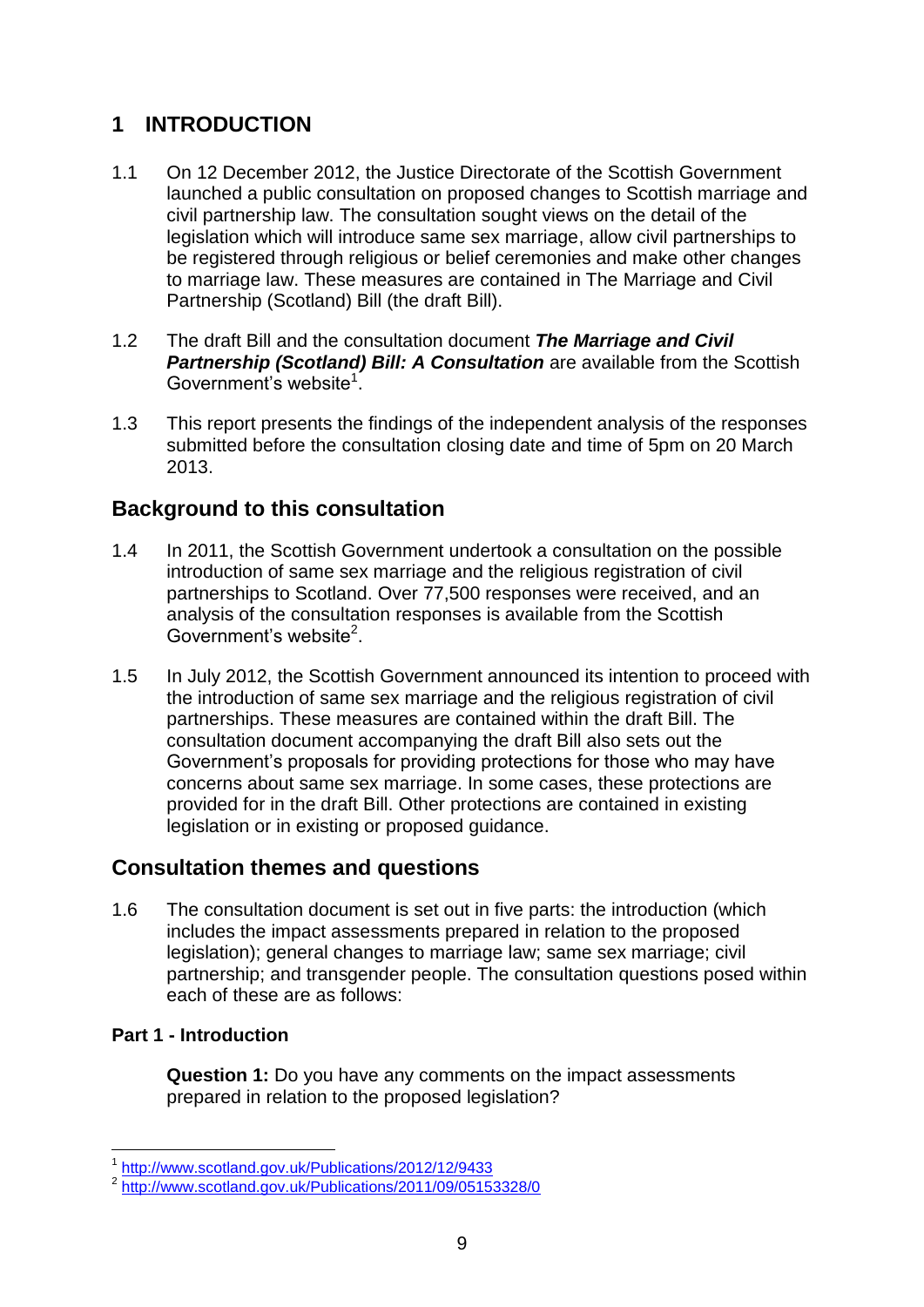# 1 INTRODUCTION

1.1 On 12 December 2012, the Justice Directorate of the Scottish Government launched a public consultation on proposed changes to Scottish marriage and civil partnership law. The consultation sought views on the detail of the legislation which will introduce same sex marriage, allow civil partnerships to be registered through religious or belief ceremonies and make other changes to marriage law. These measures are contained in The Marriage and Civil Partnership (Scotland) Bill (the draft Bill).

1.2 The draft Bill and the consultation document ***The Marriage and Civil Partnership (Scotland) Bill: A Consultation*** are available from the Scottish Government's website[1].

1.3 This report presents the findings of the independent analysis of the responses submitted before the consultation closing date and time of 5pm on 20 March 2013.

## Background to this consultation

1.4 In 2011, the Scottish Government undertook a consultation on the possible introduction of same sex marriage and the religious registration of civil partnerships to Scotland. Over 77,500 responses were received, and an analysis of the consultation responses is available from the Scottish Government's website[2].

1.5 In July 2012, the Scottish Government announced its intention to proceed with the introduction of same sex marriage and the religious registration of civil partnerships. These measures are contained within the draft Bill. The consultation document accompanying the draft Bill also sets out the Government's proposals for providing protections for those who may have concerns about same sex marriage. In some cases, these protections are provided for in the draft Bill. Other protections are contained in existing legislation or in existing or proposed guidance.

## Consultation themes and questions

1.6 The consultation document is set out in five parts: the introduction (which includes the impact assessments prepared in relation to the proposed legislation); general changes to marriage law; same sex marriage; civil partnership; and transgender people. The consultation questions posed within each of these are as follows:

### Part 1 - Introduction

**Question 1:** Do you have any comments on the impact assessments prepared in relation to the proposed legislation?

[1] http://www.scotland.gov.uk/Publications/2012/12/9433

[2] http://www.scotland.gov.uk/Publications/2011/09/05153328/0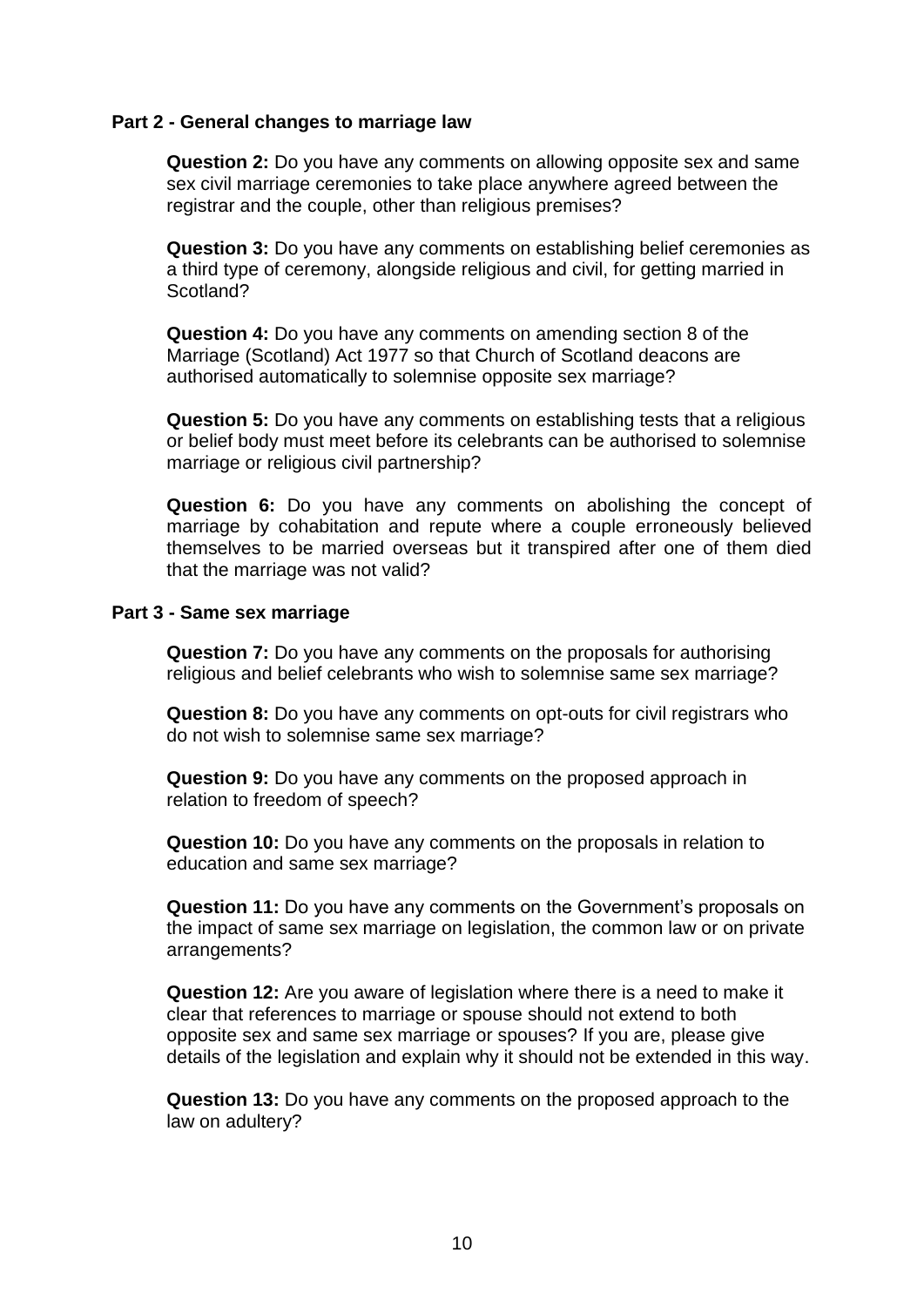## Part 2 - General changes to marriage law

**Question 2:** Do you have any comments on allowing opposite sex and same sex civil marriage ceremonies to take place anywhere agreed between the registrar and the couple, other than religious premises?

**Question 3:** Do you have any comments on establishing belief ceremonies as a third type of ceremony, alongside religious and civil, for getting married in Scotland?

**Question 4:** Do you have any comments on amending section 8 of the Marriage (Scotland) Act 1977 so that Church of Scotland deacons are authorised automatically to solemnise opposite sex marriage?

**Question 5:** Do you have any comments on establishing tests that a religious or belief body must meet before its celebrants can be authorised to solemnise marriage or religious civil partnership?

**Question 6:** Do you have any comments on abolishing the concept of marriage by cohabitation and repute where a couple erroneously believed themselves to be married overseas but it transpired after one of them died that the marriage was not valid?

## Part 3 - Same sex marriage

**Question 7:** Do you have any comments on the proposals for authorising religious and belief celebrants who wish to solemnise same sex marriage?

**Question 8:** Do you have any comments on opt-outs for civil registrars who do not wish to solemnise same sex marriage?

**Question 9:** Do you have any comments on the proposed approach in relation to freedom of speech?

**Question 10:** Do you have any comments on the proposals in relation to education and same sex marriage?

**Question 11:** Do you have any comments on the Government's proposals on the impact of same sex marriage on legislation, the common law or on private arrangements?

**Question 12:** Are you aware of legislation where there is a need to make it clear that references to marriage or spouse should not extend to both opposite sex and same sex marriage or spouses? If you are, please give details of the legislation and explain why it should not be extended in this way.

**Question 13:** Do you have any comments on the proposed approach to the law on adultery?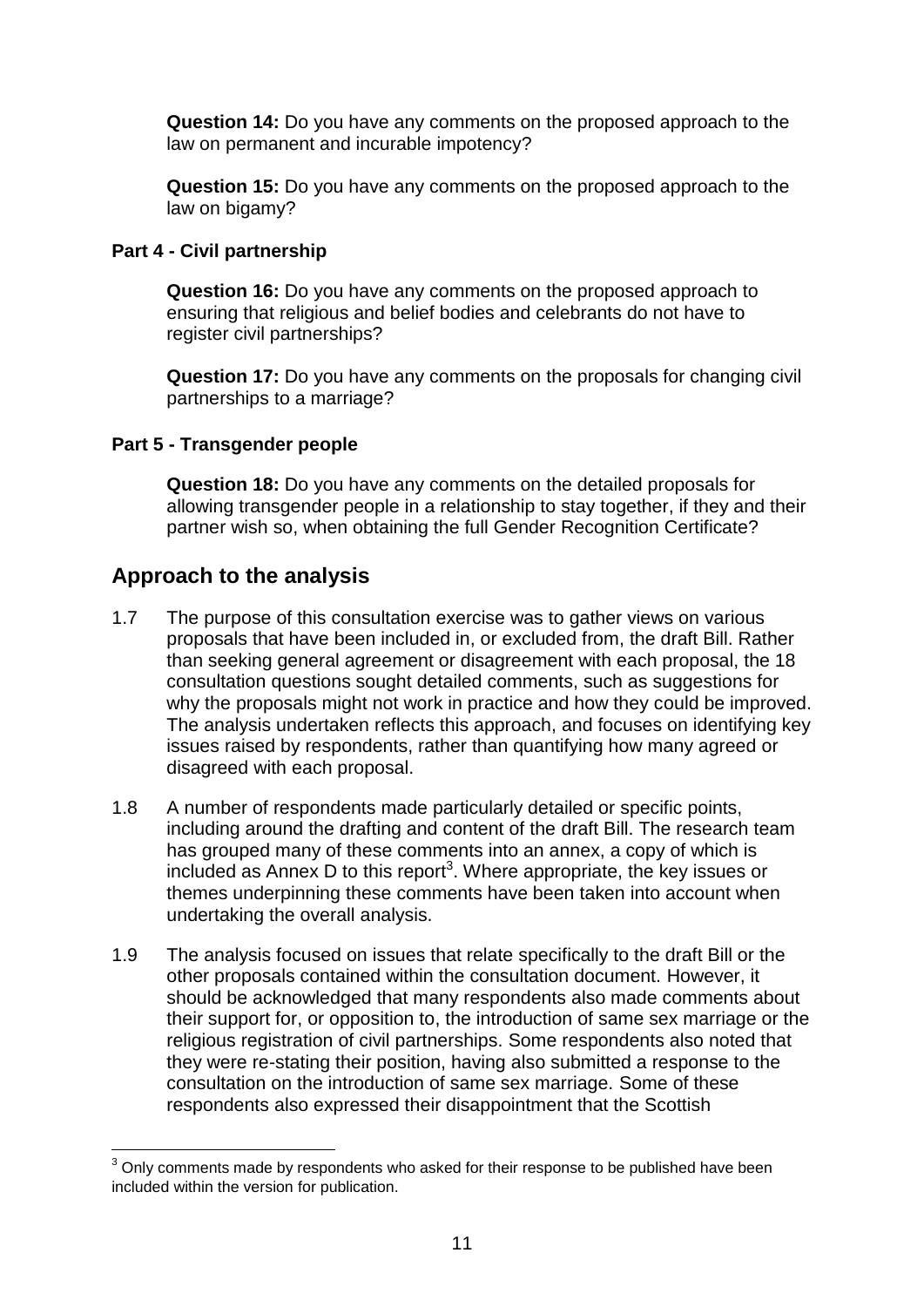**Question 14:** Do you have any comments on the proposed approach to the law on permanent and incurable impotency?

**Question 15:** Do you have any comments on the proposed approach to the law on bigamy?

**Part 4 - Civil partnership**

**Question 16:** Do you have any comments on the proposed approach to ensuring that religious and belief bodies and celebrants do not have to register civil partnerships?

**Question 17:** Do you have any comments on the proposals for changing civil partnerships to a marriage?

**Part 5 - Transgender people**

**Question 18:** Do you have any comments on the detailed proposals for allowing transgender people in a relationship to stay together, if they and their partner wish so, when obtaining the full Gender Recognition Certificate?

## Approach to the analysis

1.7 The purpose of this consultation exercise was to gather views on various proposals that have been included in, or excluded from, the draft Bill. Rather than seeking general agreement or disagreement with each proposal, the 18 consultation questions sought detailed comments, such as suggestions for why the proposals might not work in practice and how they could be improved. The analysis undertaken reflects this approach, and focuses on identifying key issues raised by respondents, rather than quantifying how many agreed or disagreed with each proposal.

1.8 A number of respondents made particularly detailed or specific points, including around the drafting and content of the draft Bill. The research team has grouped many of these comments into an annex, a copy of which is included as Annex D to this report[3]. Where appropriate, the key issues or themes underpinning these comments have been taken into account when undertaking the overall analysis.

1.9 The analysis focused on issues that relate specifically to the draft Bill or the other proposals contained within the consultation document. However, it should be acknowledged that many respondents also made comments about their support for, or opposition to, the introduction of same sex marriage or the religious registration of civil partnerships. Some respondents also noted that they were re-stating their position, having also submitted a response to the consultation on the introduction of same sex marriage. Some of these respondents also expressed their disappointment that the Scottish

[3] Only comments made by respondents who asked for their response to be published have been included within the version for publication.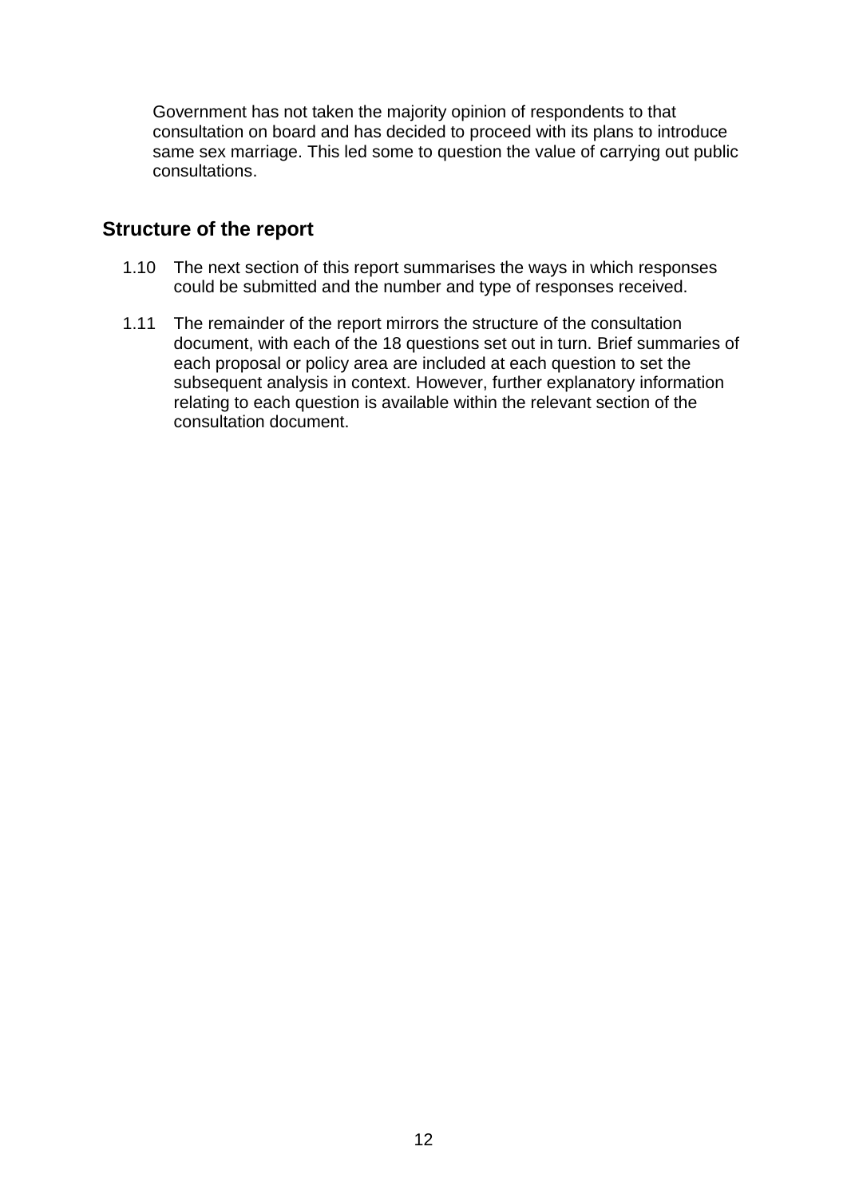Government has not taken the majority opinion of respondents to that consultation on board and has decided to proceed with its plans to introduce same sex marriage. This led some to question the value of carrying out public consultations.

## Structure of the report

1.10 The next section of this report summarises the ways in which responses could be submitted and the number and type of responses received.

1.11 The remainder of the report mirrors the structure of the consultation document, with each of the 18 questions set out in turn. Brief summaries of each proposal or policy area are included at each question to set the subsequent analysis in context. However, further explanatory information relating to each question is available within the relevant section of the consultation document.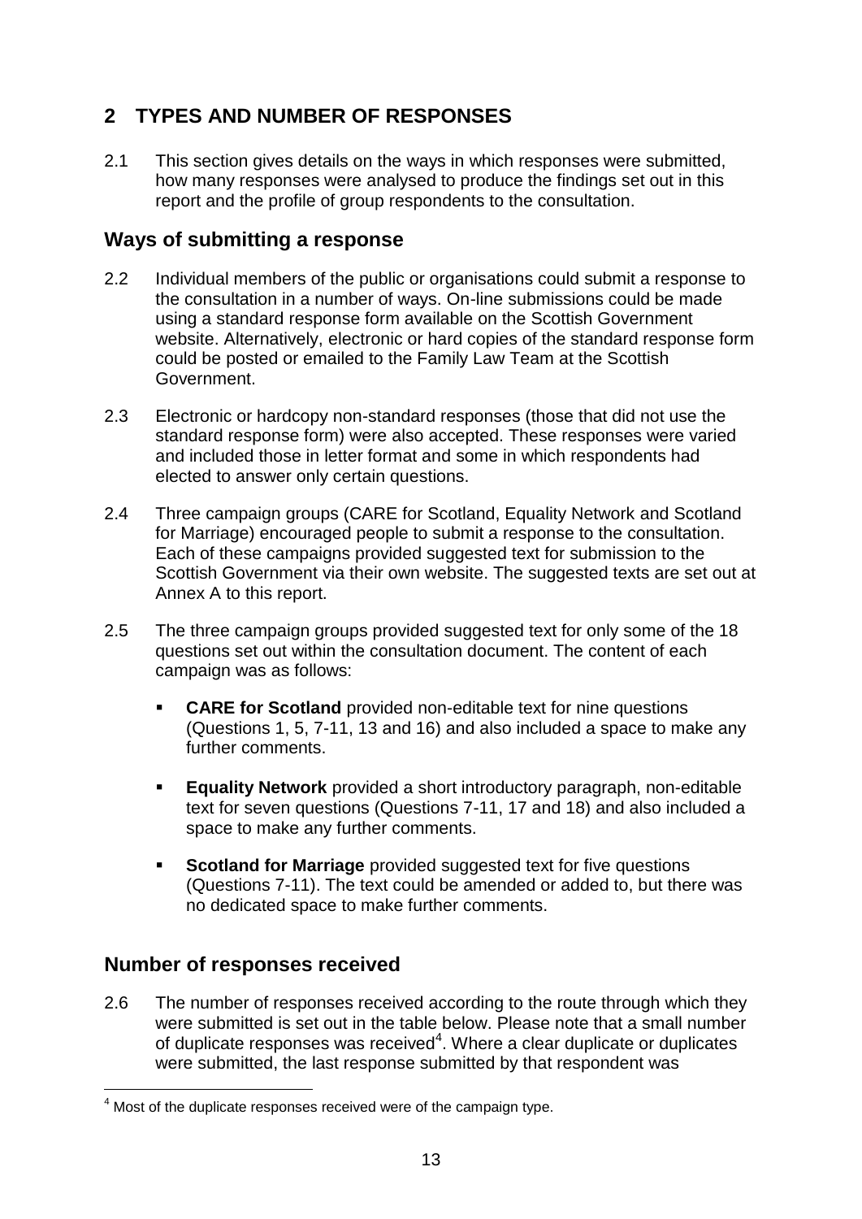## 2 TYPES AND NUMBER OF RESPONSES

2.1 This section gives details on the ways in which responses were submitted, how many responses were analysed to produce the findings set out in this report and the profile of group respondents to the consultation.

### Ways of submitting a response

2.2 Individual members of the public or organisations could submit a response to the consultation in a number of ways. On-line submissions could be made using a standard response form available on the Scottish Government website. Alternatively, electronic or hard copies of the standard response form could be posted or emailed to the Family Law Team at the Scottish Government.

2.3 Electronic or hardcopy non-standard responses (those that did not use the standard response form) were also accepted. These responses were varied and included those in letter format and some in which respondents had elected to answer only certain questions.

2.4 Three campaign groups (CARE for Scotland, Equality Network and Scotland for Marriage) encouraged people to submit a response to the consultation. Each of these campaigns provided suggested text for submission to the Scottish Government via their own website. The suggested texts are set out at Annex A to this report.

2.5 The three campaign groups provided suggested text for only some of the 18 questions set out within the consultation document. The content of each campaign was as follows:

- **CARE for Scotland** provided non-editable text for nine questions (Questions 1, 5, 7-11, 13 and 16) and also included a space to make any further comments.
- **Equality Network** provided a short introductory paragraph, non-editable text for seven questions (Questions 7-11, 17 and 18) and also included a space to make any further comments.
- **Scotland for Marriage** provided suggested text for five questions (Questions 7-11). The text could be amended or added to, but there was no dedicated space to make further comments.

### Number of responses received

2.6 The number of responses received according to the route through which they were submitted is set out in the table below. Please note that a small number of duplicate responses was received[4]. Where a clear duplicate or duplicates were submitted, the last response submitted by that respondent was

[4] Most of the duplicate responses received were of the campaign type.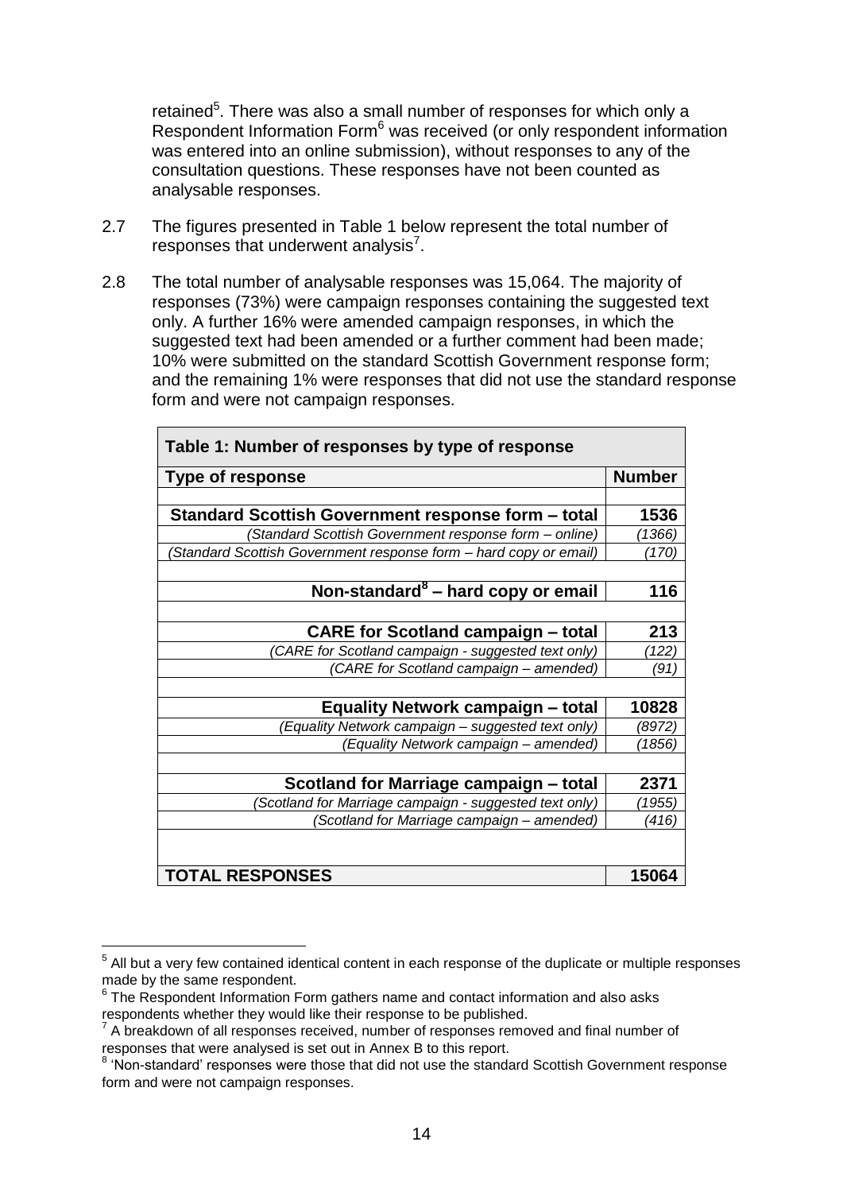retained[5]. There was also a small number of responses for which only a Respondent Information Form[6] was received (or only respondent information was entered into an online submission), without responses to any of the consultation questions. These responses have not been counted as analysable responses.

2.7 The figures presented in Table 1 below represent the total number of responses that underwent analysis[7].

2.8 The total number of analysable responses was 15,064. The majority of responses (73%) were campaign responses containing the suggested text only. A further 16% were amended campaign responses, in which the suggested text had been amended or a further comment had been made; 10% were submitted on the standard Scottish Government response form; and the remaining 1% were responses that did not use the standard response form and were not campaign responses.

| Table 1: Number of responses by type of response | |
|---|---|
| **Type of response** | **Number** |
| | |
| **Standard Scottish Government response form – total** | **1536** |
| *(Standard Scottish Government response form – online)* | *(1366)* |
| *(Standard Scottish Government response form – hard copy or email)* | *(170)* |
| | |
| **Non-standard[8] – hard copy or email** | **116** |
| | |
| **CARE for Scotland campaign – total** | **213** |
| *(CARE for Scotland campaign - suggested text only)* | *(122)* |
| *(CARE for Scotland campaign – amended)* | *(91)* |
| | |
| **Equality Network campaign – total** | **10828** |
| *(Equality Network campaign – suggested text only)* | *(8972)* |
| *(Equality Network campaign – amended)* | *(1856)* |
| | |
| **Scotland for Marriage campaign – total** | **2371** |
| *(Scotland for Marriage campaign - suggested text only)* | *(1955)* |
| *(Scotland for Marriage campaign – amended)* | *(416)* |
| | |
| **TOTAL RESPONSES** | **15064** |

[5] All but a very few contained identical content in each response of the duplicate or multiple responses made by the same respondent.

[6] The Respondent Information Form gathers name and contact information and also asks respondents whether they would like their response to be published.

[7] A breakdown of all responses received, number of responses removed and final number of responses that were analysed is set out in Annex B to this report.

[8] 'Non-standard' responses were those that did not use the standard Scottish Government response form and were not campaign responses.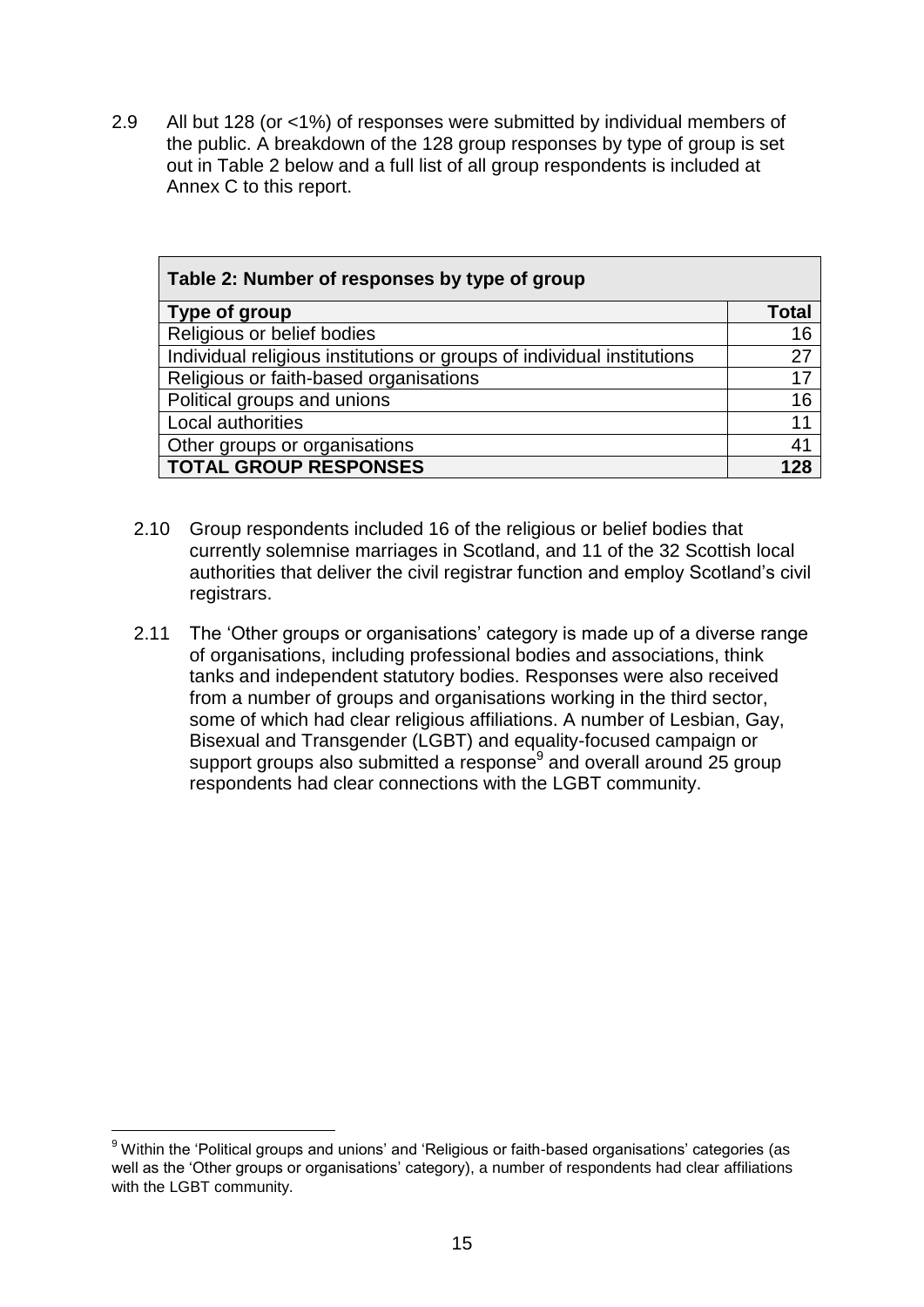2.9 All but 128 (or <1%) of responses were submitted by individual members of the public. A breakdown of the 128 group responses by type of group is set out in Table 2 below and a full list of all group respondents is included at Annex C to this report.

**Table 2: Number of responses by type of group**

| Type of group | Total |
|---|---|
| Religious or belief bodies | 16 |
| Individual religious institutions or groups of individual institutions | 27 |
| Religious or faith-based organisations | 17 |
| Political groups and unions | 16 |
| Local authorities | 11 |
| Other groups or organisations | 41 |
| **TOTAL GROUP RESPONSES** | **128** |

2.10 Group respondents included 16 of the religious or belief bodies that currently solemnise marriages in Scotland, and 11 of the 32 Scottish local authorities that deliver the civil registrar function and employ Scotland's civil registrars.

2.11 The 'Other groups or organisations' category is made up of a diverse range of organisations, including professional bodies and associations, think tanks and independent statutory bodies. Responses were also received from a number of groups and organisations working in the third sector, some of which had clear religious affiliations. A number of Lesbian, Gay, Bisexual and Transgender (LGBT) and equality-focused campaign or support groups also submitted a response[9] and overall around 25 group respondents had clear connections with the LGBT community.

[9] Within the 'Political groups and unions' and 'Religious or faith-based organisations' categories (as well as the 'Other groups or organisations' category), a number of respondents had clear affiliations with the LGBT community.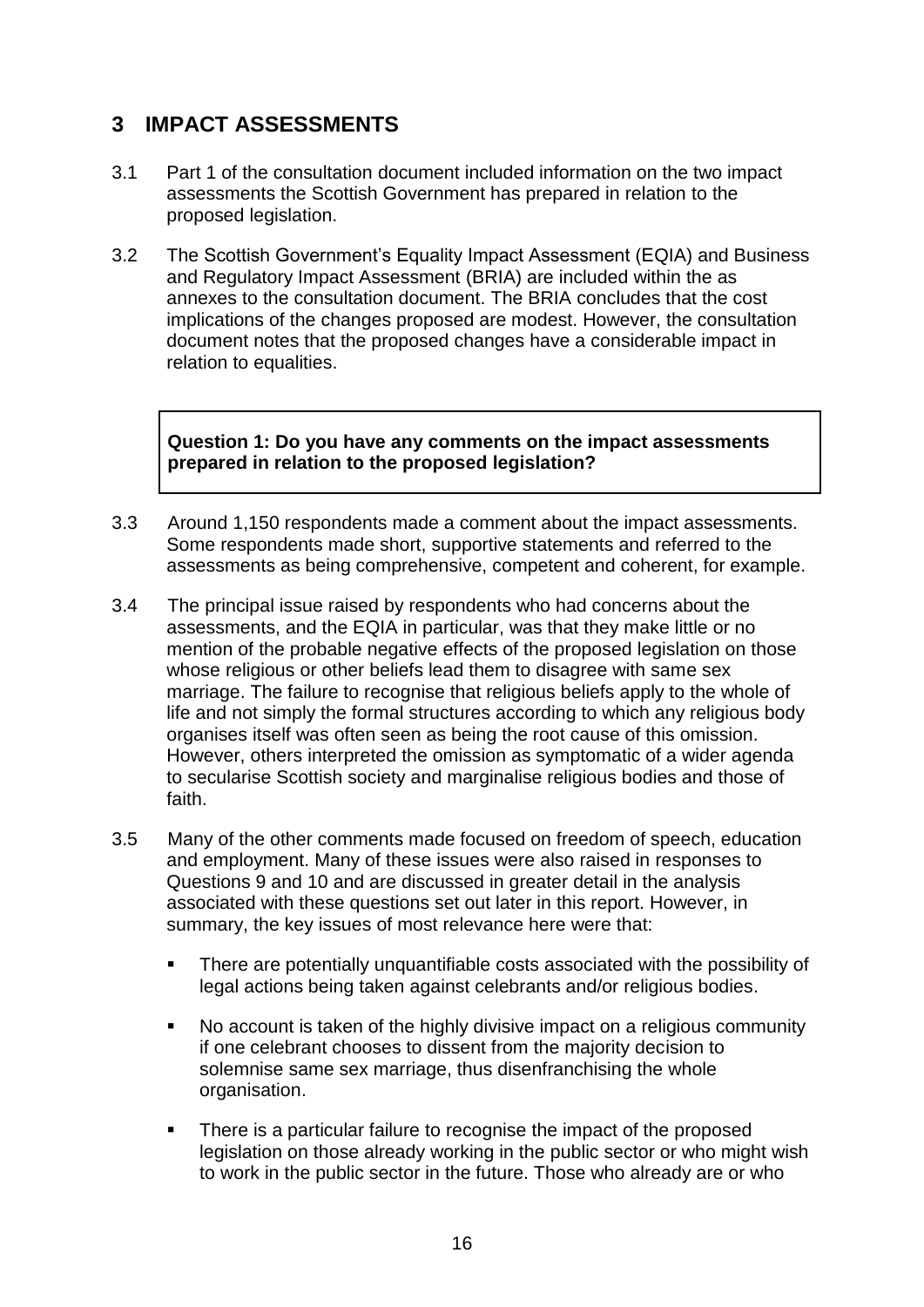## 3 IMPACT ASSESSMENTS

3.1 Part 1 of the consultation document included information on the two impact assessments the Scottish Government has prepared in relation to the proposed legislation.

3.2 The Scottish Government's Equality Impact Assessment (EQIA) and Business and Regulatory Impact Assessment (BRIA) are included within the as annexes to the consultation document. The BRIA concludes that the cost implications of the changes proposed are modest. However, the consultation document notes that the proposed changes have a considerable impact in relation to equalities.

> **Question 1: Do you have any comments on the impact assessments prepared in relation to the proposed legislation?**

3.3 Around 1,150 respondents made a comment about the impact assessments. Some respondents made short, supportive statements and referred to the assessments as being comprehensive, competent and coherent, for example.

3.4 The principal issue raised by respondents who had concerns about the assessments, and the EQIA in particular, was that they make little or no mention of the probable negative effects of the proposed legislation on those whose religious or other beliefs lead them to disagree with same sex marriage. The failure to recognise that religious beliefs apply to the whole of life and not simply the formal structures according to which any religious body organises itself was often seen as being the root cause of this omission. However, others interpreted the omission as symptomatic of a wider agenda to secularise Scottish society and marginalise religious bodies and those of faith.

3.5 Many of the other comments made focused on freedom of speech, education and employment. Many of these issues were also raised in responses to Questions 9 and 10 and are discussed in greater detail in the analysis associated with these questions set out later in this report. However, in summary, the key issues of most relevance here were that:

- There are potentially unquantifiable costs associated with the possibility of legal actions being taken against celebrants and/or religious bodies.
- No account is taken of the highly divisive impact on a religious community if one celebrant chooses to dissent from the majority decision to solemnise same sex marriage, thus disenfranchising the whole organisation.
- There is a particular failure to recognise the impact of the proposed legislation on those already working in the public sector or who might wish to work in the public sector in the future. Those who already are or who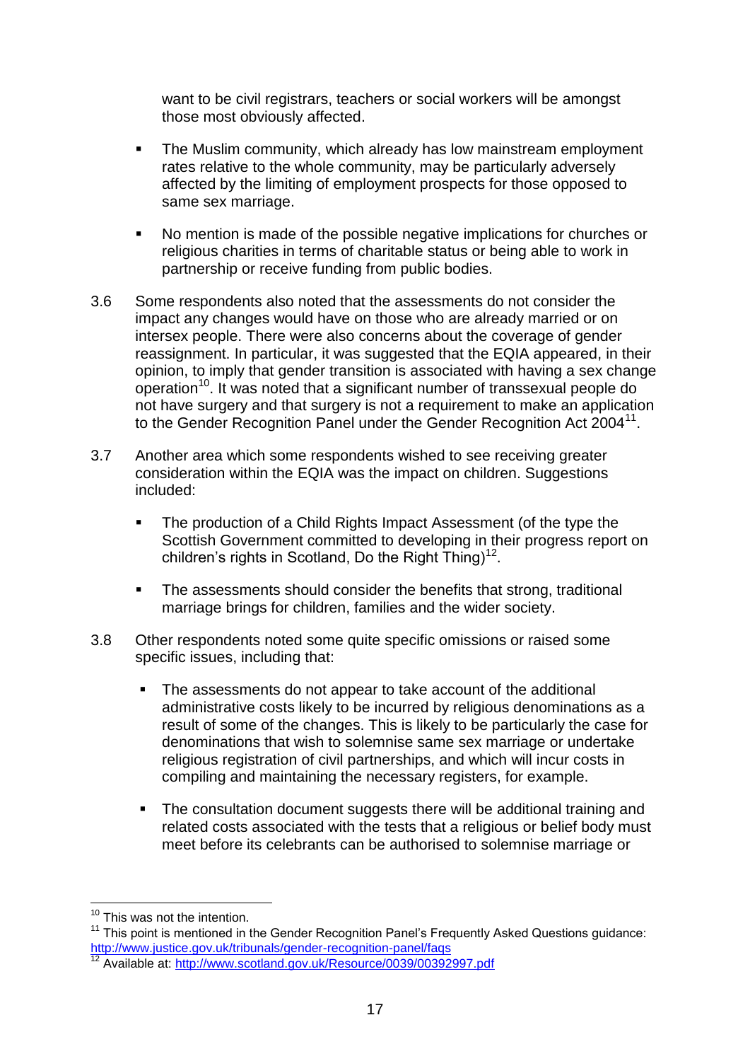want to be civil registrars, teachers or social workers will be amongst those most obviously affected.

- The Muslim community, which already has low mainstream employment rates relative to the whole community, may be particularly adversely affected by the limiting of employment prospects for those opposed to same sex marriage.

- No mention is made of the possible negative implications for churches or religious charities in terms of charitable status or being able to work in partnership or receive funding from public bodies.

3.6 Some respondents also noted that the assessments do not consider the impact any changes would have on those who are already married or on intersex people. There were also concerns about the coverage of gender reassignment. In particular, it was suggested that the EQIA appeared, in their opinion, to imply that gender transition is associated with having a sex change operation[10]. It was noted that a significant number of transsexual people do not have surgery and that surgery is not a requirement to make an application to the Gender Recognition Panel under the Gender Recognition Act 2004[11].

3.7 Another area which some respondents wished to see receiving greater consideration within the EQIA was the impact on children. Suggestions included:

- The production of a Child Rights Impact Assessment (of the type the Scottish Government committed to developing in their progress report on children's rights in Scotland, Do the Right Thing)[12].

- The assessments should consider the benefits that strong, traditional marriage brings for children, families and the wider society.

3.8 Other respondents noted some quite specific omissions or raised some specific issues, including that:

- The assessments do not appear to take account of the additional administrative costs likely to be incurred by religious denominations as a result of some of the changes. This is likely to be particularly the case for denominations that wish to solemnise same sex marriage or undertake religious registration of civil partnerships, and which will incur costs in compiling and maintaining the necessary registers, for example.

- The consultation document suggests there will be additional training and related costs associated with the tests that a religious or belief body must meet before its celebrants can be authorised to solemnise marriage or

---

[10] This was not the intention.

[11] This point is mentioned in the Gender Recognition Panel's Frequently Asked Questions guidance: http://www.justice.gov.uk/tribunals/gender-recognition-panel/faqs

[12] Available at: http://www.scotland.gov.uk/Resource/0039/00392997.pdf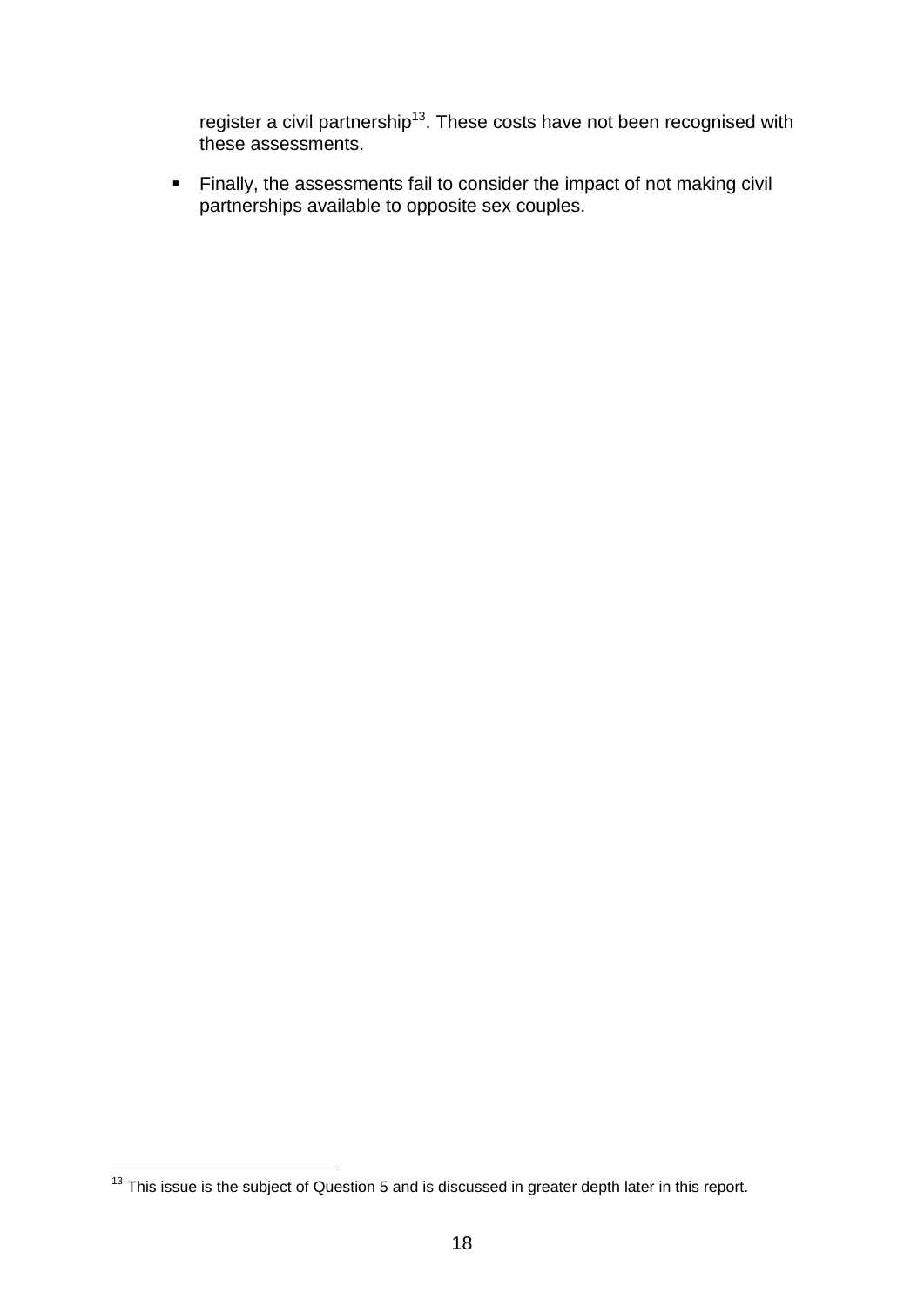register a civil partnership[13]. These costs have not been recognised with these assessments.

- Finally, the assessments fail to consider the impact of not making civil partnerships available to opposite sex couples.

[13] This issue is the subject of Question 5 and is discussed in greater depth later in this report.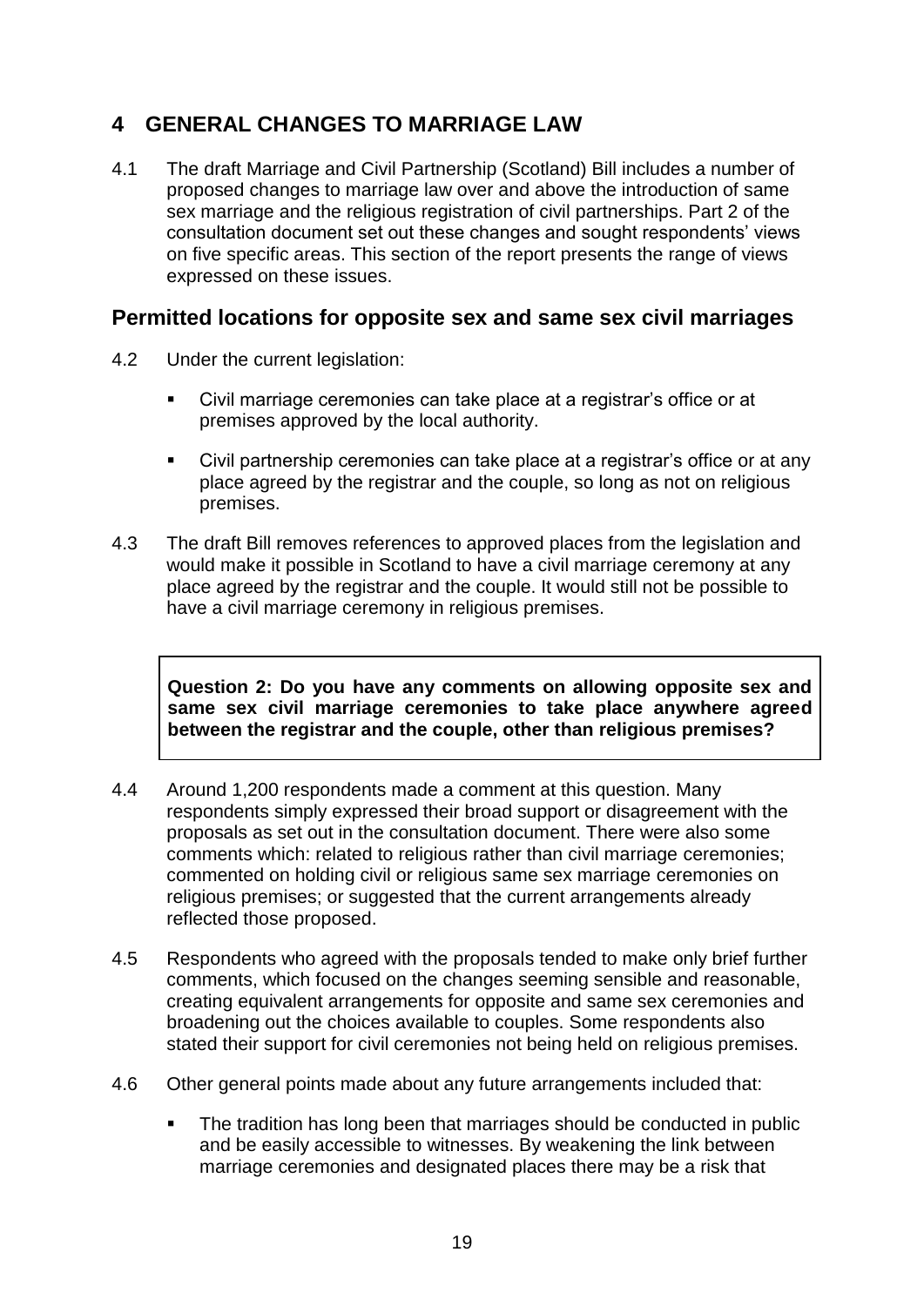## 4 GENERAL CHANGES TO MARRIAGE LAW

4.1 The draft Marriage and Civil Partnership (Scotland) Bill includes a number of proposed changes to marriage law over and above the introduction of same sex marriage and the religious registration of civil partnerships. Part 2 of the consultation document set out these changes and sought respondents' views on five specific areas. This section of the report presents the range of views expressed on these issues.

### Permitted locations for opposite sex and same sex civil marriages

4.2 Under the current legislation:

- Civil marriage ceremonies can take place at a registrar's office or at premises approved by the local authority.
- Civil partnership ceremonies can take place at a registrar's office or at any place agreed by the registrar and the couple, so long as not on religious premises.

4.3 The draft Bill removes references to approved places from the legislation and would make it possible in Scotland to have a civil marriage ceremony at any place agreed by the registrar and the couple. It would still not be possible to have a civil marriage ceremony in religious premises.

**Question 2: Do you have any comments on allowing opposite sex and same sex civil marriage ceremonies to take place anywhere agreed between the registrar and the couple, other than religious premises?**

4.4 Around 1,200 respondents made a comment at this question. Many respondents simply expressed their broad support or disagreement with the proposals as set out in the consultation document. There were also some comments which: related to religious rather than civil marriage ceremonies; commented on holding civil or religious same sex marriage ceremonies on religious premises; or suggested that the current arrangements already reflected those proposed.

4.5 Respondents who agreed with the proposals tended to make only brief further comments, which focused on the changes seeming sensible and reasonable, creating equivalent arrangements for opposite and same sex ceremonies and broadening out the choices available to couples. Some respondents also stated their support for civil ceremonies not being held on religious premises.

4.6 Other general points made about any future arrangements included that:

- The tradition has long been that marriages should be conducted in public and be easily accessible to witnesses. By weakening the link between marriage ceremonies and designated places there may be a risk that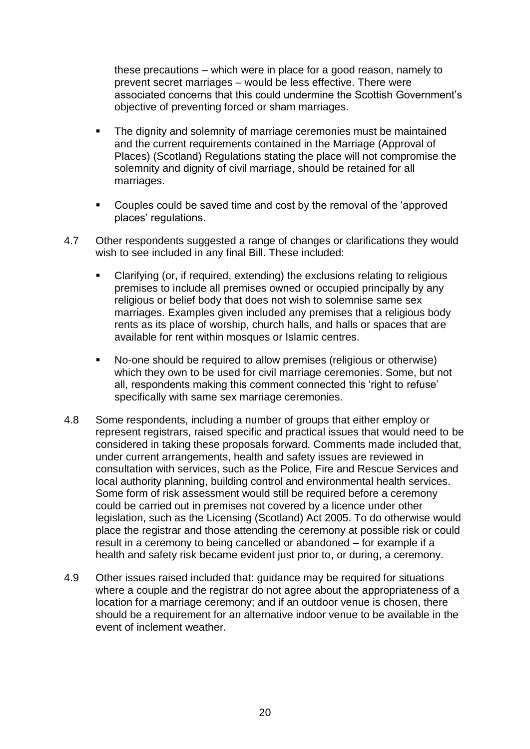these precautions – which were in place for a good reason, namely to prevent secret marriages – would be less effective. There were associated concerns that this could undermine the Scottish Government's objective of preventing forced or sham marriages.

- The dignity and solemnity of marriage ceremonies must be maintained and the current requirements contained in the Marriage (Approval of Places) (Scotland) Regulations stating the place will not compromise the solemnity and dignity of civil marriage, should be retained for all marriages.
- Couples could be saved time and cost by the removal of the 'approved places' regulations.

4.7 Other respondents suggested a range of changes or clarifications they would wish to see included in any final Bill. These included:

- Clarifying (or, if required, extending) the exclusions relating to religious premises to include all premises owned or occupied principally by any religious or belief body that does not wish to solemnise same sex marriages. Examples given included any premises that a religious body rents as its place of worship, church halls, and halls or spaces that are available for rent within mosques or Islamic centres.
- No-one should be required to allow premises (religious or otherwise) which they own to be used for civil marriage ceremonies. Some, but not all, respondents making this comment connected this 'right to refuse' specifically with same sex marriage ceremonies.

4.8 Some respondents, including a number of groups that either employ or represent registrars, raised specific and practical issues that would need to be considered in taking these proposals forward. Comments made included that, under current arrangements, health and safety issues are reviewed in consultation with services, such as the Police, Fire and Rescue Services and local authority planning, building control and environmental health services. Some form of risk assessment would still be required before a ceremony could be carried out in premises not covered by a licence under other legislation, such as the Licensing (Scotland) Act 2005. To do otherwise would place the registrar and those attending the ceremony at possible risk or could result in a ceremony to being cancelled or abandoned – for example if a health and safety risk became evident just prior to, or during, a ceremony.

4.9 Other issues raised included that: guidance may be required for situations where a couple and the registrar do not agree about the appropriateness of a location for a marriage ceremony; and if an outdoor venue is chosen, there should be a requirement for an alternative indoor venue to be available in the event of inclement weather.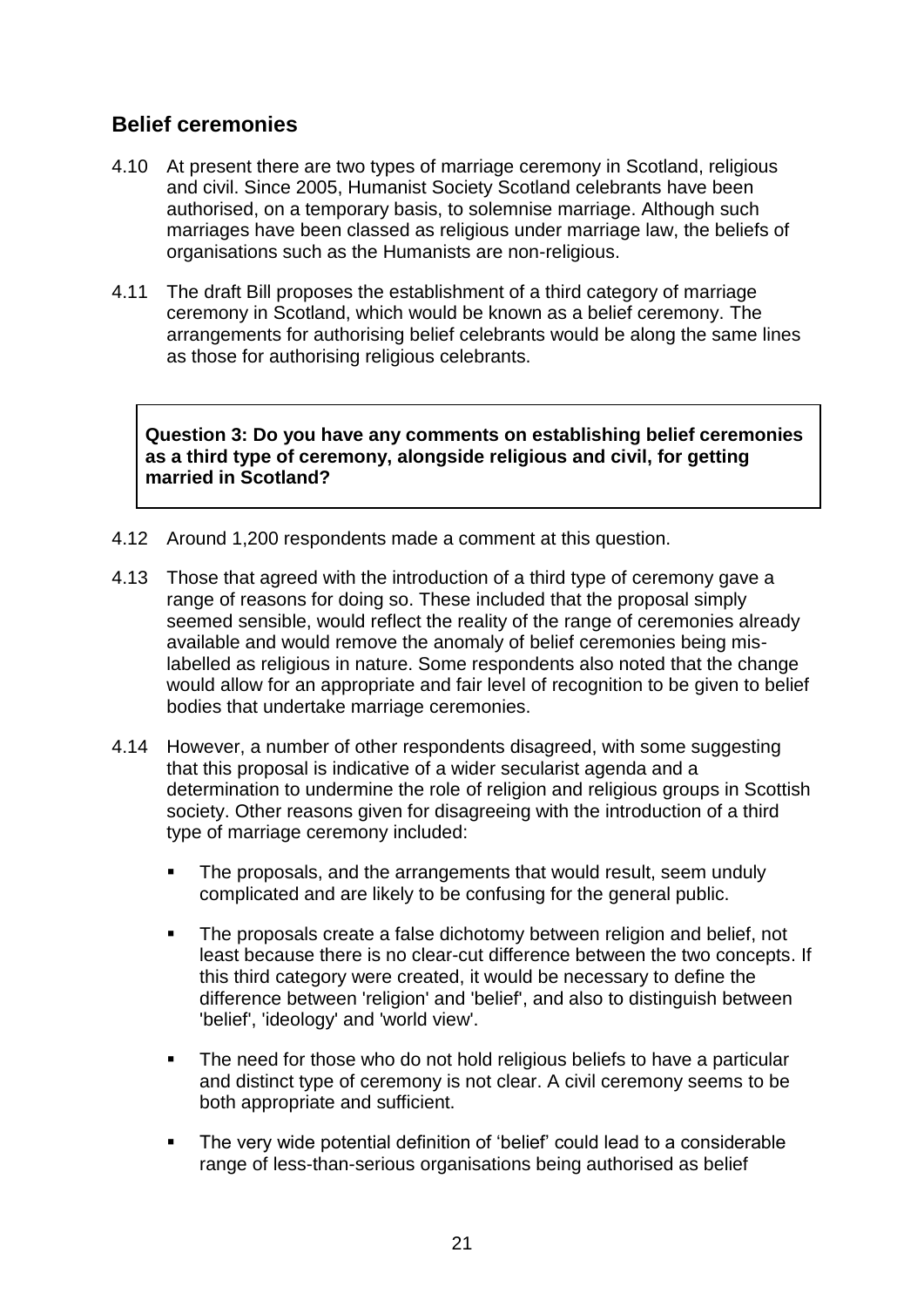## Belief ceremonies

4.10 At present there are two types of marriage ceremony in Scotland, religious and civil. Since 2005, Humanist Society Scotland celebrants have been authorised, on a temporary basis, to solemnise marriage. Although such marriages have been classed as religious under marriage law, the beliefs of organisations such as the Humanists are non-religious.

4.11 The draft Bill proposes the establishment of a third category of marriage ceremony in Scotland, which would be known as a belief ceremony. The arrangements for authorising belief celebrants would be along the same lines as those for authorising religious celebrants.

> **Question 3: Do you have any comments on establishing belief ceremonies as a third type of ceremony, alongside religious and civil, for getting married in Scotland?**

4.12 Around 1,200 respondents made a comment at this question.

4.13 Those that agreed with the introduction of a third type of ceremony gave a range of reasons for doing so. These included that the proposal simply seemed sensible, would reflect the reality of the range of ceremonies already available and would remove the anomaly of belief ceremonies being mis-labelled as religious in nature. Some respondents also noted that the change would allow for an appropriate and fair level of recognition to be given to belief bodies that undertake marriage ceremonies.

4.14 However, a number of other respondents disagreed, with some suggesting that this proposal is indicative of a wider secularist agenda and a determination to undermine the role of religion and religious groups in Scottish society. Other reasons given for disagreeing with the introduction of a third type of marriage ceremony included:

- The proposals, and the arrangements that would result, seem unduly complicated and are likely to be confusing for the general public.
- The proposals create a false dichotomy between religion and belief, not least because there is no clear-cut difference between the two concepts. If this third category were created, it would be necessary to define the difference between 'religion' and 'belief', and also to distinguish between 'belief', 'ideology' and 'world view'.
- The need for those who do not hold religious beliefs to have a particular and distinct type of ceremony is not clear. A civil ceremony seems to be both appropriate and sufficient.
- The very wide potential definition of 'belief' could lead to a considerable range of less-than-serious organisations being authorised as belief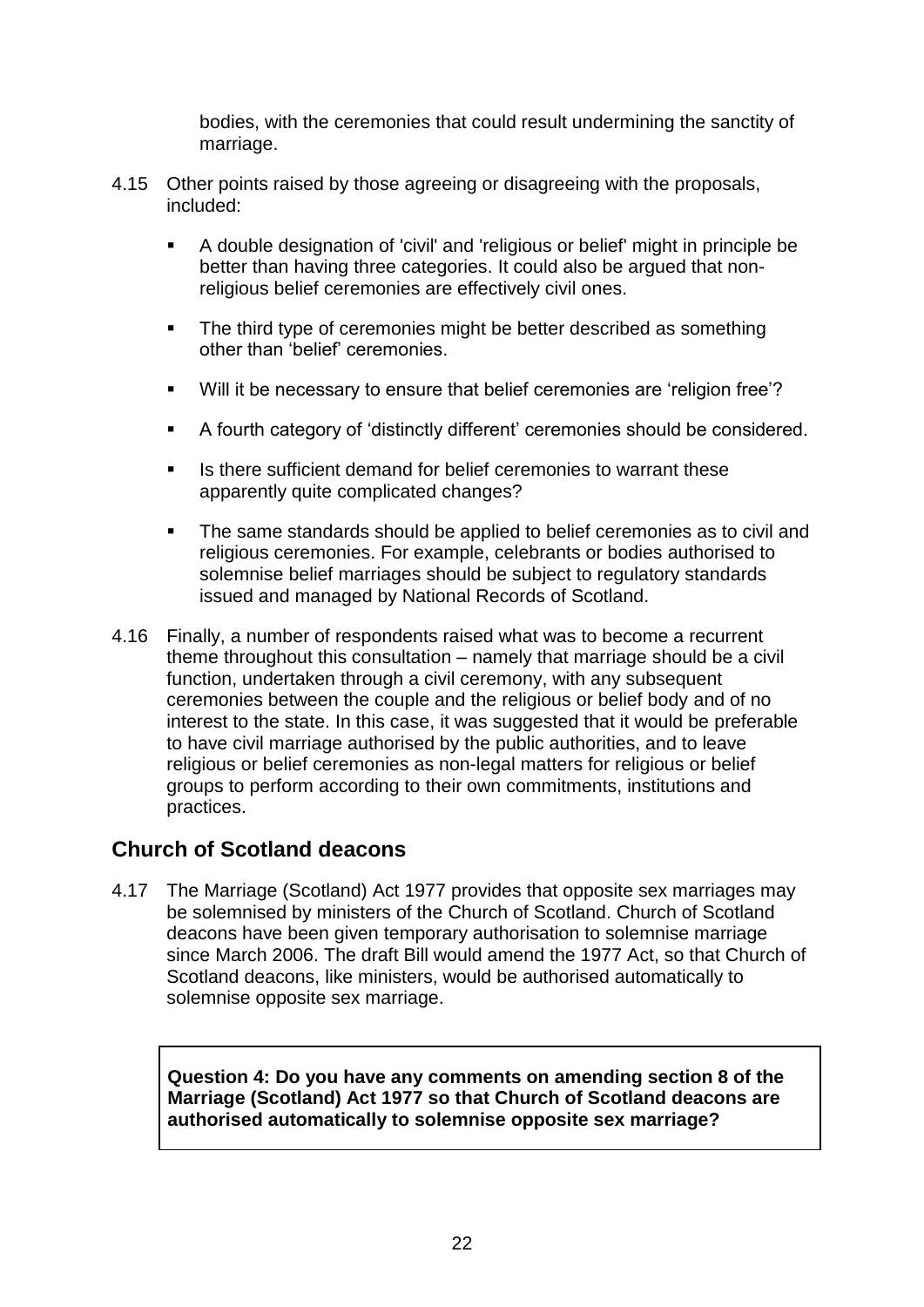bodies, with the ceremonies that could result undermining the sanctity of marriage.

4.15 Other points raised by those agreeing or disagreeing with the proposals, included:

- A double designation of 'civil' and 'religious or belief' might in principle be better than having three categories. It could also be argued that non-religious belief ceremonies are effectively civil ones.
- The third type of ceremonies might be better described as something other than 'belief' ceremonies.
- Will it be necessary to ensure that belief ceremonies are 'religion free'?
- A fourth category of 'distinctly different' ceremonies should be considered.
- Is there sufficient demand for belief ceremonies to warrant these apparently quite complicated changes?
- The same standards should be applied to belief ceremonies as to civil and religious ceremonies. For example, celebrants or bodies authorised to solemnise belief marriages should be subject to regulatory standards issued and managed by National Records of Scotland.

4.16 Finally, a number of respondents raised what was to become a recurrent theme throughout this consultation – namely that marriage should be a civil function, undertaken through a civil ceremony, with any subsequent ceremonies between the couple and the religious or belief body and of no interest to the state. In this case, it was suggested that it would be preferable to have civil marriage authorised by the public authorities, and to leave religious or belief ceremonies as non-legal matters for religious or belief groups to perform according to their own commitments, institutions and practices.

## Church of Scotland deacons

4.17 The Marriage (Scotland) Act 1977 provides that opposite sex marriages may be solemnised by ministers of the Church of Scotland. Church of Scotland deacons have been given temporary authorisation to solemnise marriage since March 2006. The draft Bill would amend the 1977 Act, so that Church of Scotland deacons, like ministers, would be authorised automatically to solemnise opposite sex marriage.

**Question 4: Do you have any comments on amending section 8 of the Marriage (Scotland) Act 1977 so that Church of Scotland deacons are authorised automatically to solemnise opposite sex marriage?**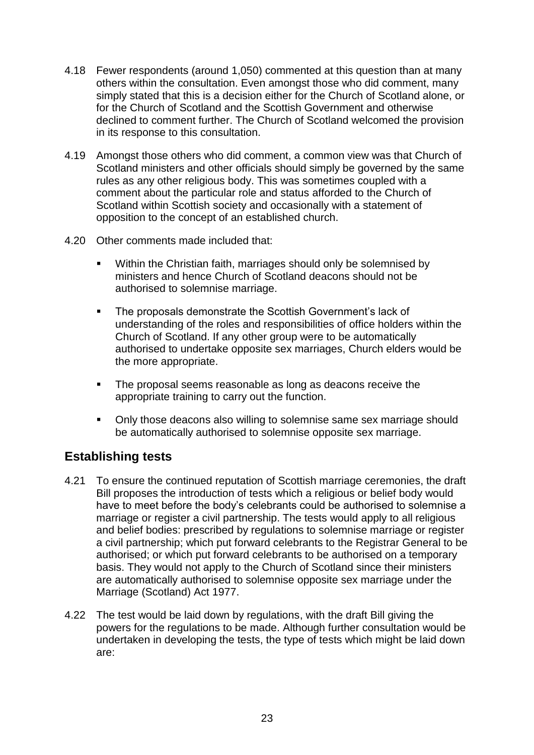4.18 Fewer respondents (around 1,050) commented at this question than at many others within the consultation. Even amongst those who did comment, many simply stated that this is a decision either for the Church of Scotland alone, or for the Church of Scotland and the Scottish Government and otherwise declined to comment further. The Church of Scotland welcomed the provision in its response to this consultation.

4.19 Amongst those others who did comment, a common view was that Church of Scotland ministers and other officials should simply be governed by the same rules as any other religious body. This was sometimes coupled with a comment about the particular role and status afforded to the Church of Scotland within Scottish society and occasionally with a statement of opposition to the concept of an established church.

4.20 Other comments made included that:

- Within the Christian faith, marriages should only be solemnised by ministers and hence Church of Scotland deacons should not be authorised to solemnise marriage.
- The proposals demonstrate the Scottish Government's lack of understanding of the roles and responsibilities of office holders within the Church of Scotland. If any other group were to be automatically authorised to undertake opposite sex marriages, Church elders would be the more appropriate.
- The proposal seems reasonable as long as deacons receive the appropriate training to carry out the function.
- Only those deacons also willing to solemnise same sex marriage should be automatically authorised to solemnise opposite sex marriage.

## Establishing tests

4.21 To ensure the continued reputation of Scottish marriage ceremonies, the draft Bill proposes the introduction of tests which a religious or belief body would have to meet before the body's celebrants could be authorised to solemnise a marriage or register a civil partnership. The tests would apply to all religious and belief bodies: prescribed by regulations to solemnise marriage or register a civil partnership; which put forward celebrants to the Registrar General to be authorised; or which put forward celebrants to be authorised on a temporary basis. They would not apply to the Church of Scotland since their ministers are automatically authorised to solemnise opposite sex marriage under the Marriage (Scotland) Act 1977.

4.22 The test would be laid down by regulations, with the draft Bill giving the powers for the regulations to be made. Although further consultation would be undertaken in developing the tests, the type of tests which might be laid down are: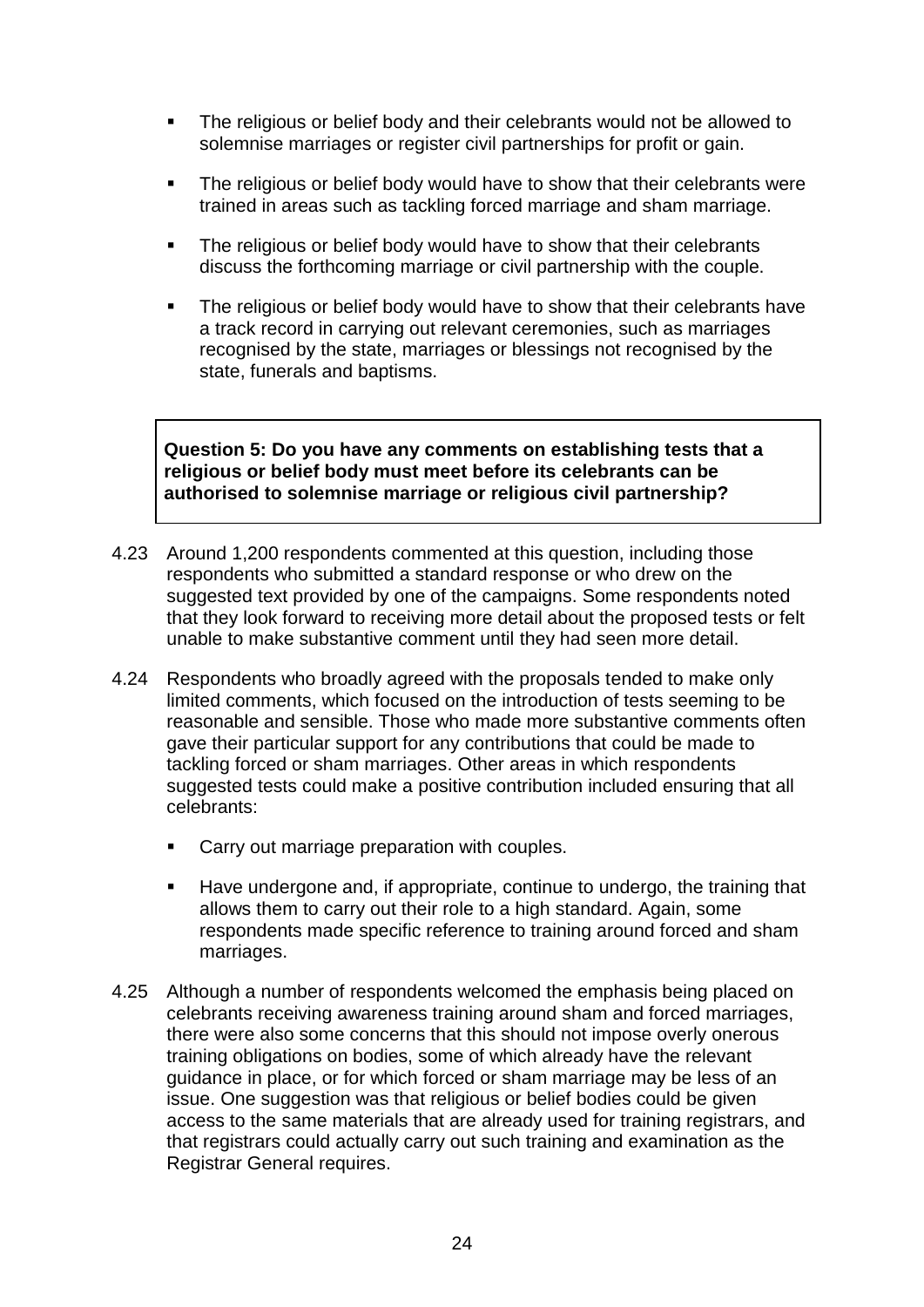- The religious or belief body and their celebrants would not be allowed to solemnise marriages or register civil partnerships for profit or gain.
- The religious or belief body would have to show that their celebrants were trained in areas such as tackling forced marriage and sham marriage.
- The religious or belief body would have to show that their celebrants discuss the forthcoming marriage or civil partnership with the couple.
- The religious or belief body would have to show that their celebrants have a track record in carrying out relevant ceremonies, such as marriages recognised by the state, marriages or blessings not recognised by the state, funerals and baptisms.

> **Question 5: Do you have any comments on establishing tests that a religious or belief body must meet before its celebrants can be authorised to solemnise marriage or religious civil partnership?**

4.23 Around 1,200 respondents commented at this question, including those respondents who submitted a standard response or who drew on the suggested text provided by one of the campaigns. Some respondents noted that they look forward to receiving more detail about the proposed tests or felt unable to make substantive comment until they had seen more detail.

4.24 Respondents who broadly agreed with the proposals tended to make only limited comments, which focused on the introduction of tests seeming to be reasonable and sensible. Those who made more substantive comments often gave their particular support for any contributions that could be made to tackling forced or sham marriages. Other areas in which respondents suggested tests could make a positive contribution included ensuring that all celebrants:

- Carry out marriage preparation with couples.
- Have undergone and, if appropriate, continue to undergo, the training that allows them to carry out their role to a high standard. Again, some respondents made specific reference to training around forced and sham marriages.

4.25 Although a number of respondents welcomed the emphasis being placed on celebrants receiving awareness training around sham and forced marriages, there were also some concerns that this should not impose overly onerous training obligations on bodies, some of which already have the relevant guidance in place, or for which forced or sham marriage may be less of an issue. One suggestion was that religious or belief bodies could be given access to the same materials that are already used for training registrars, and that registrars could actually carry out such training and examination as the Registrar General requires.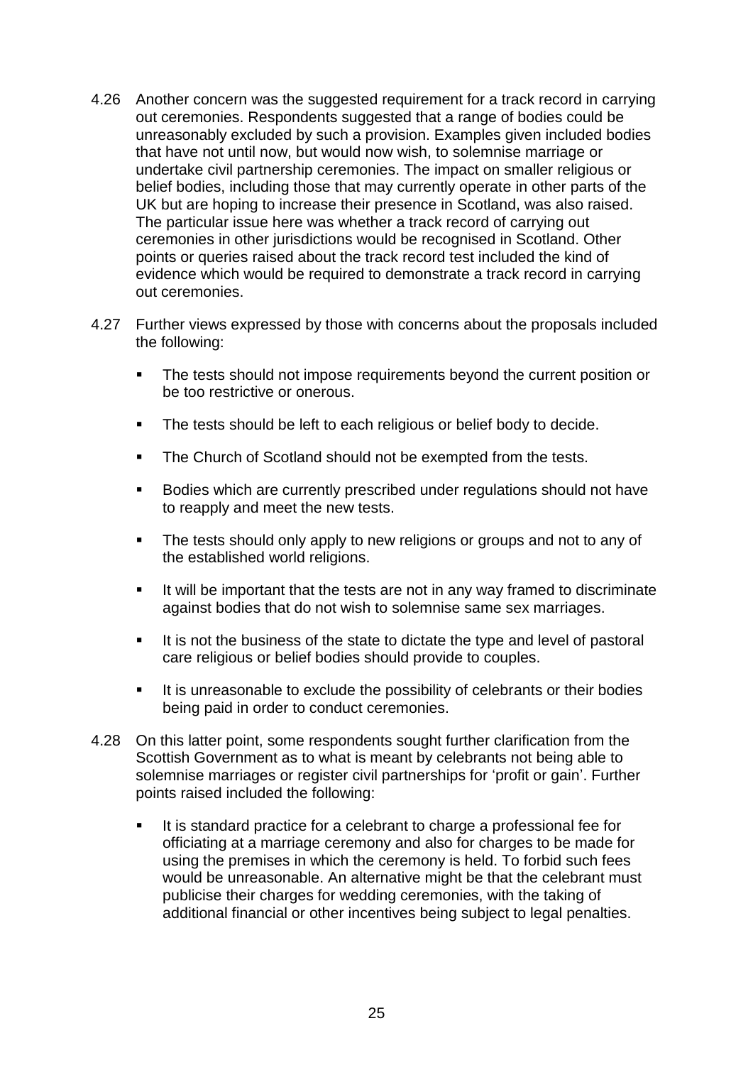4.26 Another concern was the suggested requirement for a track record in carrying out ceremonies. Respondents suggested that a range of bodies could be unreasonably excluded by such a provision. Examples given included bodies that have not until now, but would now wish, to solemnise marriage or undertake civil partnership ceremonies. The impact on smaller religious or belief bodies, including those that may currently operate in other parts of the UK but are hoping to increase their presence in Scotland, was also raised. The particular issue here was whether a track record of carrying out ceremonies in other jurisdictions would be recognised in Scotland. Other points or queries raised about the track record test included the kind of evidence which would be required to demonstrate a track record in carrying out ceremonies.

4.27 Further views expressed by those with concerns about the proposals included the following:

- The tests should not impose requirements beyond the current position or be too restrictive or onerous.
- The tests should be left to each religious or belief body to decide.
- The Church of Scotland should not be exempted from the tests.
- Bodies which are currently prescribed under regulations should not have to reapply and meet the new tests.
- The tests should only apply to new religions or groups and not to any of the established world religions.
- It will be important that the tests are not in any way framed to discriminate against bodies that do not wish to solemnise same sex marriages.
- It is not the business of the state to dictate the type and level of pastoral care religious or belief bodies should provide to couples.
- It is unreasonable to exclude the possibility of celebrants or their bodies being paid in order to conduct ceremonies.

4.28 On this latter point, some respondents sought further clarification from the Scottish Government as to what is meant by celebrants not being able to solemnise marriages or register civil partnerships for 'profit or gain'. Further points raised included the following:

- It is standard practice for a celebrant to charge a professional fee for officiating at a marriage ceremony and also for charges to be made for using the premises in which the ceremony is held. To forbid such fees would be unreasonable. An alternative might be that the celebrant must publicise their charges for wedding ceremonies, with the taking of additional financial or other incentives being subject to legal penalties.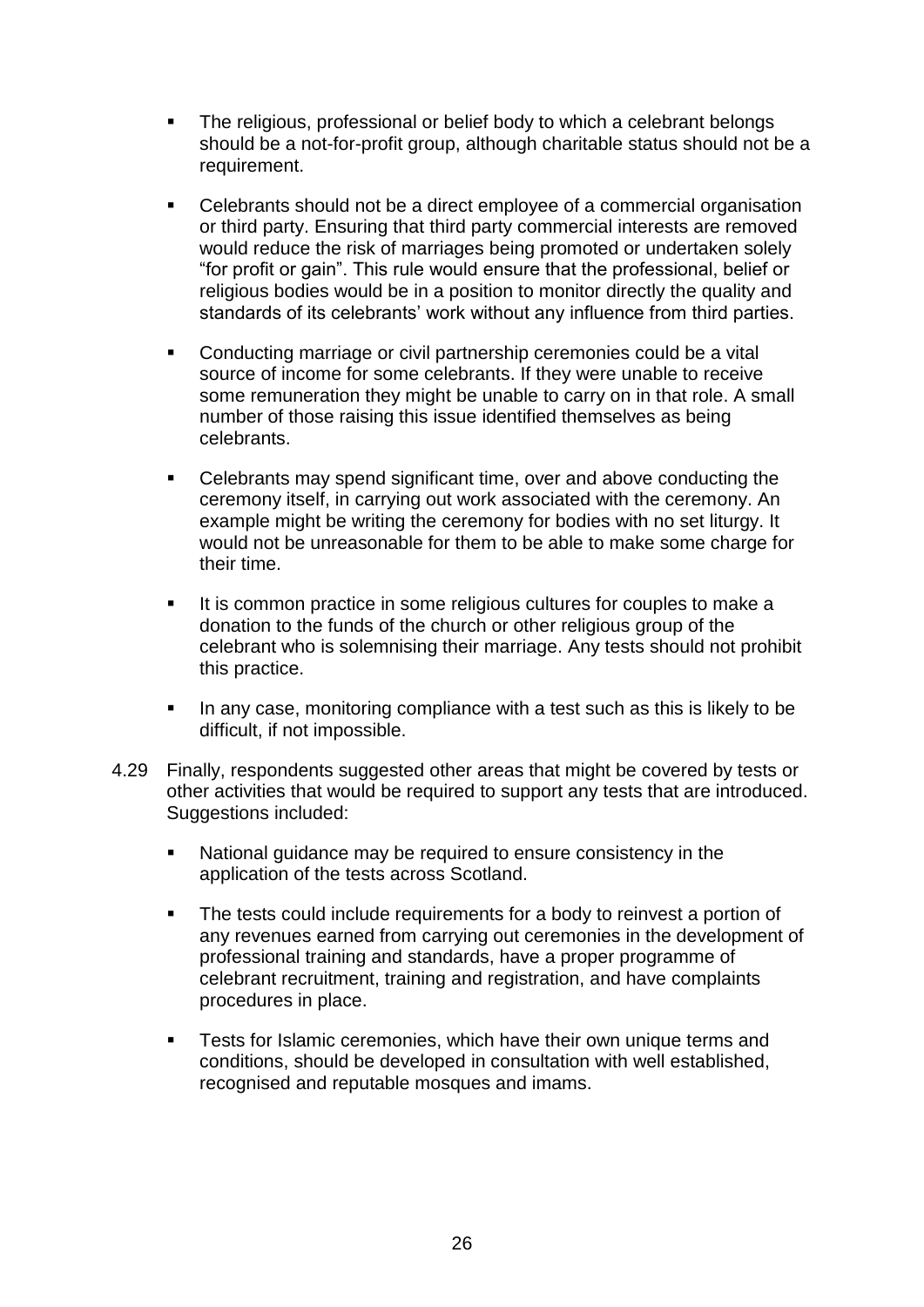- The religious, professional or belief body to which a celebrant belongs should be a not-for-profit group, although charitable status should not be a requirement.

- Celebrants should not be a direct employee of a commercial organisation or third party. Ensuring that third party commercial interests are removed would reduce the risk of marriages being promoted or undertaken solely "for profit or gain". This rule would ensure that the professional, belief or religious bodies would be in a position to monitor directly the quality and standards of its celebrants' work without any influence from third parties.

- Conducting marriage or civil partnership ceremonies could be a vital source of income for some celebrants. If they were unable to receive some remuneration they might be unable to carry on in that role. A small number of those raising this issue identified themselves as being celebrants.

- Celebrants may spend significant time, over and above conducting the ceremony itself, in carrying out work associated with the ceremony. An example might be writing the ceremony for bodies with no set liturgy. It would not be unreasonable for them to be able to make some charge for their time.

- It is common practice in some religious cultures for couples to make a donation to the funds of the church or other religious group of the celebrant who is solemnising their marriage. Any tests should not prohibit this practice.

- In any case, monitoring compliance with a test such as this is likely to be difficult, if not impossible.

4.29 Finally, respondents suggested other areas that might be covered by tests or other activities that would be required to support any tests that are introduced. Suggestions included:

- National guidance may be required to ensure consistency in the application of the tests across Scotland.

- The tests could include requirements for a body to reinvest a portion of any revenues earned from carrying out ceremonies in the development of professional training and standards, have a proper programme of celebrant recruitment, training and registration, and have complaints procedures in place.

- Tests for Islamic ceremonies, which have their own unique terms and conditions, should be developed in consultation with well established, recognised and reputable mosques and imams.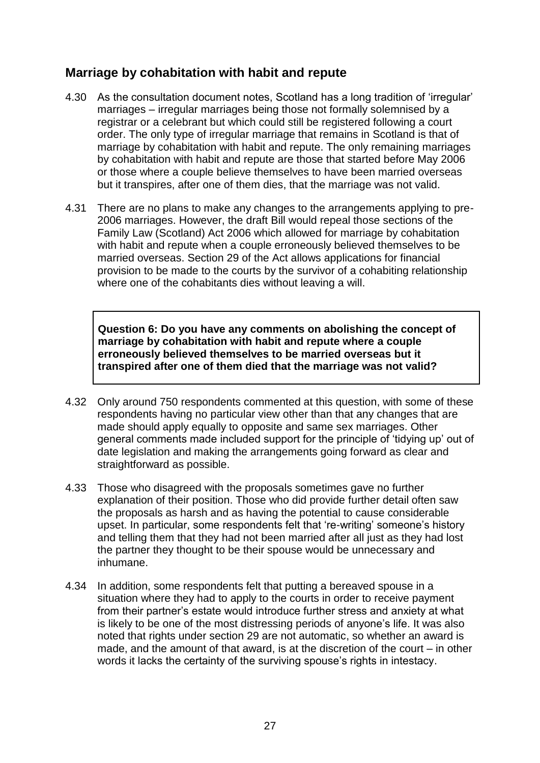## Marriage by cohabitation with habit and repute

4.30 As the consultation document notes, Scotland has a long tradition of 'irregular' marriages – irregular marriages being those not formally solemnised by a registrar or a celebrant but which could still be registered following a court order. The only type of irregular marriage that remains in Scotland is that of marriage by cohabitation with habit and repute. The only remaining marriages by cohabitation with habit and repute are those that started before May 2006 or those where a couple believe themselves to have been married overseas but it transpires, after one of them dies, that the marriage was not valid.

4.31 There are no plans to make any changes to the arrangements applying to pre-2006 marriages. However, the draft Bill would repeal those sections of the Family Law (Scotland) Act 2006 which allowed for marriage by cohabitation with habit and repute when a couple erroneously believed themselves to be married overseas. Section 29 of the Act allows applications for financial provision to be made to the courts by the survivor of a cohabiting relationship where one of the cohabitants dies without leaving a will.

**Question 6: Do you have any comments on abolishing the concept of marriage by cohabitation with habit and repute where a couple erroneously believed themselves to be married overseas but it transpired after one of them died that the marriage was not valid?**

4.32 Only around 750 respondents commented at this question, with some of these respondents having no particular view other than that any changes that are made should apply equally to opposite and same sex marriages. Other general comments made included support for the principle of 'tidying up' out of date legislation and making the arrangements going forward as clear and straightforward as possible.

4.33 Those who disagreed with the proposals sometimes gave no further explanation of their position. Those who did provide further detail often saw the proposals as harsh and as having the potential to cause considerable upset. In particular, some respondents felt that 're-writing' someone's history and telling them that they had not been married after all just as they had lost the partner they thought to be their spouse would be unnecessary and inhumane.

4.34 In addition, some respondents felt that putting a bereaved spouse in a situation where they had to apply to the courts in order to receive payment from their partner's estate would introduce further stress and anxiety at what is likely to be one of the most distressing periods of anyone's life. It was also noted that rights under section 29 are not automatic, so whether an award is made, and the amount of that award, is at the discretion of the court – in other words it lacks the certainty of the surviving spouse's rights in intestacy.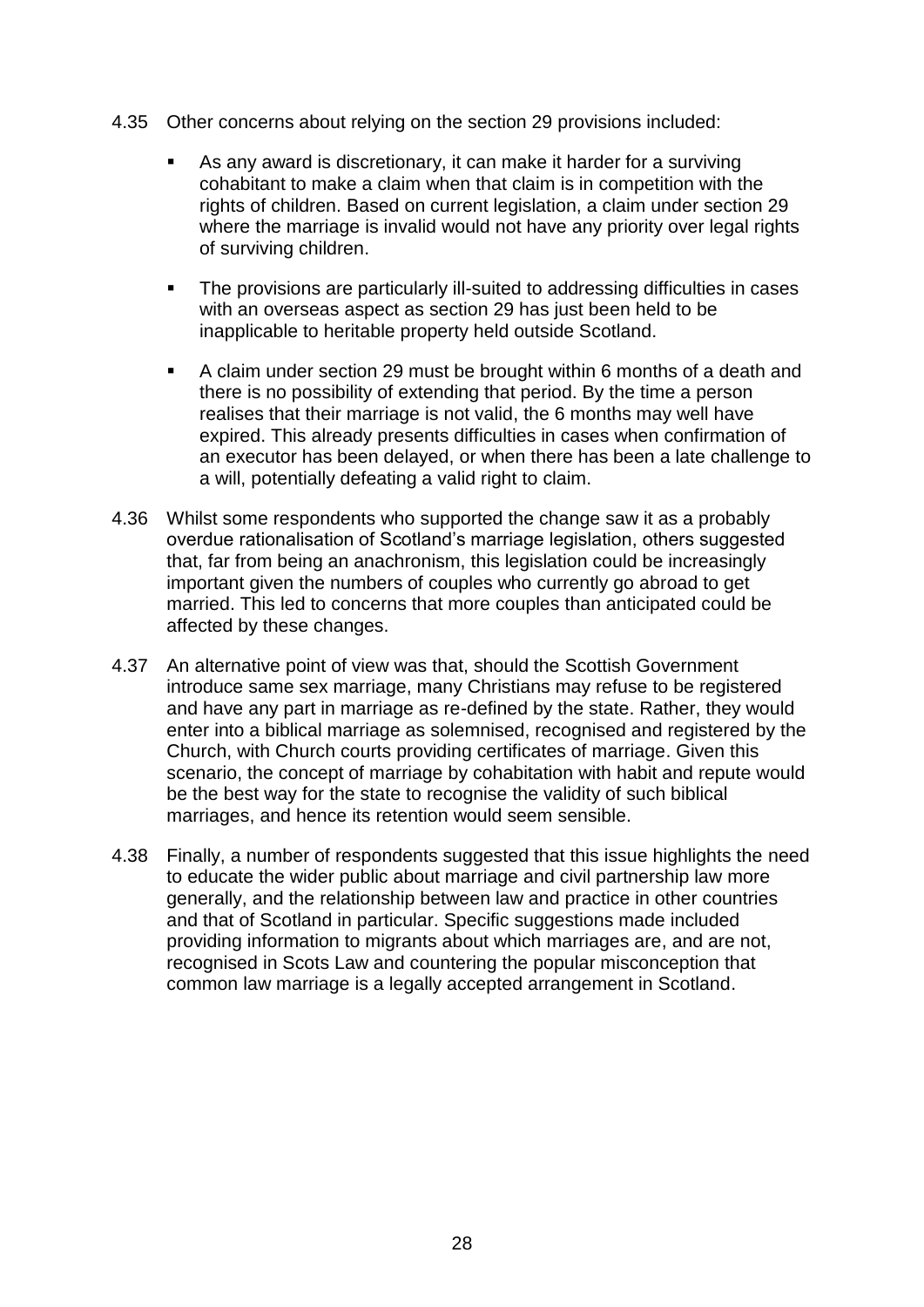4.35 Other concerns about relying on the section 29 provisions included:

- As any award is discretionary, it can make it harder for a surviving cohabitant to make a claim when that claim is in competition with the rights of children. Based on current legislation, a claim under section 29 where the marriage is invalid would not have any priority over legal rights of surviving children.
- The provisions are particularly ill-suited to addressing difficulties in cases with an overseas aspect as section 29 has just been held to be inapplicable to heritable property held outside Scotland.
- A claim under section 29 must be brought within 6 months of a death and there is no possibility of extending that period. By the time a person realises that their marriage is not valid, the 6 months may well have expired. This already presents difficulties in cases when confirmation of an executor has been delayed, or when there has been a late challenge to a will, potentially defeating a valid right to claim.

4.36 Whilst some respondents who supported the change saw it as a probably overdue rationalisation of Scotland's marriage legislation, others suggested that, far from being an anachronism, this legislation could be increasingly important given the numbers of couples who currently go abroad to get married. This led to concerns that more couples than anticipated could be affected by these changes.

4.37 An alternative point of view was that, should the Scottish Government introduce same sex marriage, many Christians may refuse to be registered and have any part in marriage as re-defined by the state. Rather, they would enter into a biblical marriage as solemnised, recognised and registered by the Church, with Church courts providing certificates of marriage. Given this scenario, the concept of marriage by cohabitation with habit and repute would be the best way for the state to recognise the validity of such biblical marriages, and hence its retention would seem sensible.

4.38 Finally, a number of respondents suggested that this issue highlights the need to educate the wider public about marriage and civil partnership law more generally, and the relationship between law and practice in other countries and that of Scotland in particular. Specific suggestions made included providing information to migrants about which marriages are, and are not, recognised in Scots Law and countering the popular misconception that common law marriage is a legally accepted arrangement in Scotland.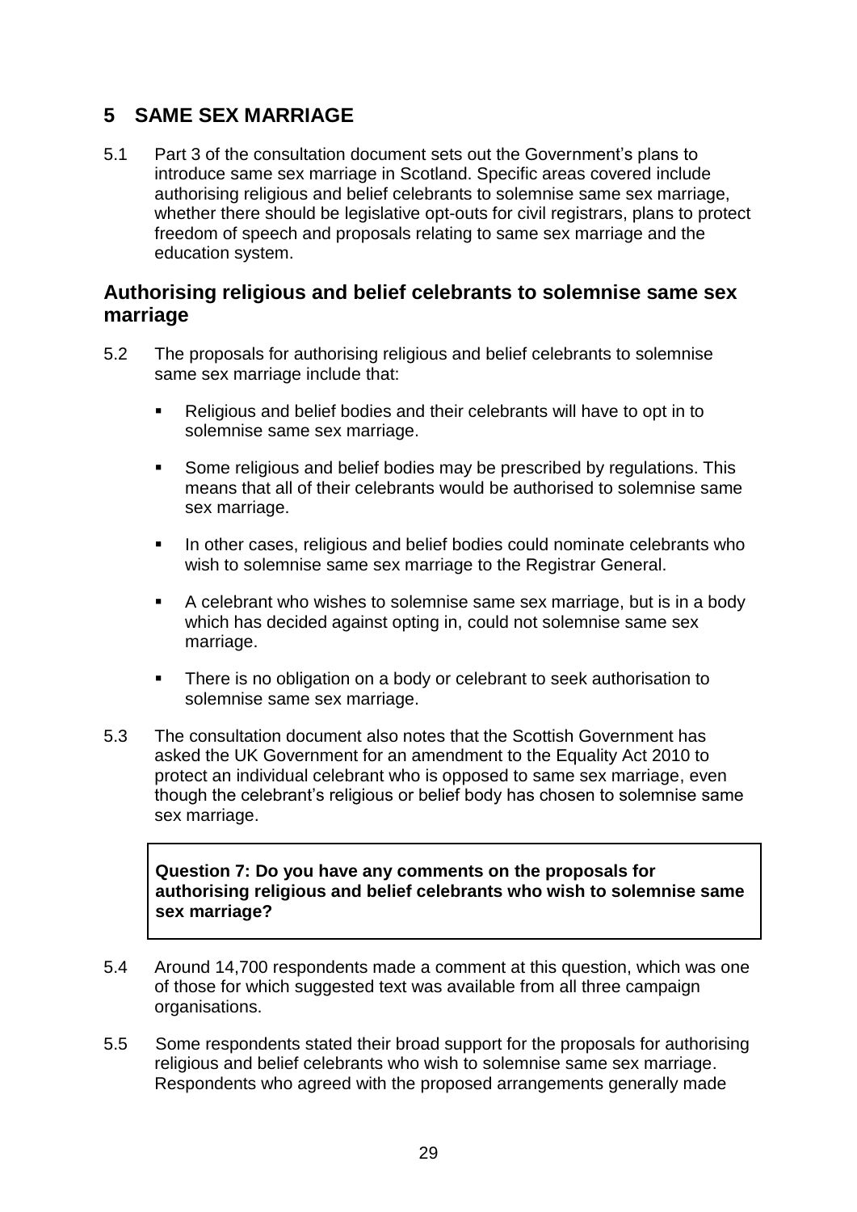## 5 SAME SEX MARRIAGE

5.1 Part 3 of the consultation document sets out the Government's plans to introduce same sex marriage in Scotland. Specific areas covered include authorising religious and belief celebrants to solemnise same sex marriage, whether there should be legislative opt-outs for civil registrars, plans to protect freedom of speech and proposals relating to same sex marriage and the education system.

### Authorising religious and belief celebrants to solemnise same sex marriage

5.2 The proposals for authorising religious and belief celebrants to solemnise same sex marriage include that:

- Religious and belief bodies and their celebrants will have to opt in to solemnise same sex marriage.
- Some religious and belief bodies may be prescribed by regulations. This means that all of their celebrants would be authorised to solemnise same sex marriage.
- In other cases, religious and belief bodies could nominate celebrants who wish to solemnise same sex marriage to the Registrar General.
- A celebrant who wishes to solemnise same sex marriage, but is in a body which has decided against opting in, could not solemnise same sex marriage.
- There is no obligation on a body or celebrant to seek authorisation to solemnise same sex marriage.

5.3 The consultation document also notes that the Scottish Government has asked the UK Government for an amendment to the Equality Act 2010 to protect an individual celebrant who is opposed to same sex marriage, even though the celebrant's religious or belief body has chosen to solemnise same sex marriage.

**Question 7: Do you have any comments on the proposals for authorising religious and belief celebrants who wish to solemnise same sex marriage?**

5.4 Around 14,700 respondents made a comment at this question, which was one of those for which suggested text was available from all three campaign organisations.

5.5 Some respondents stated their broad support for the proposals for authorising religious and belief celebrants who wish to solemnise same sex marriage. Respondents who agreed with the proposed arrangements generally made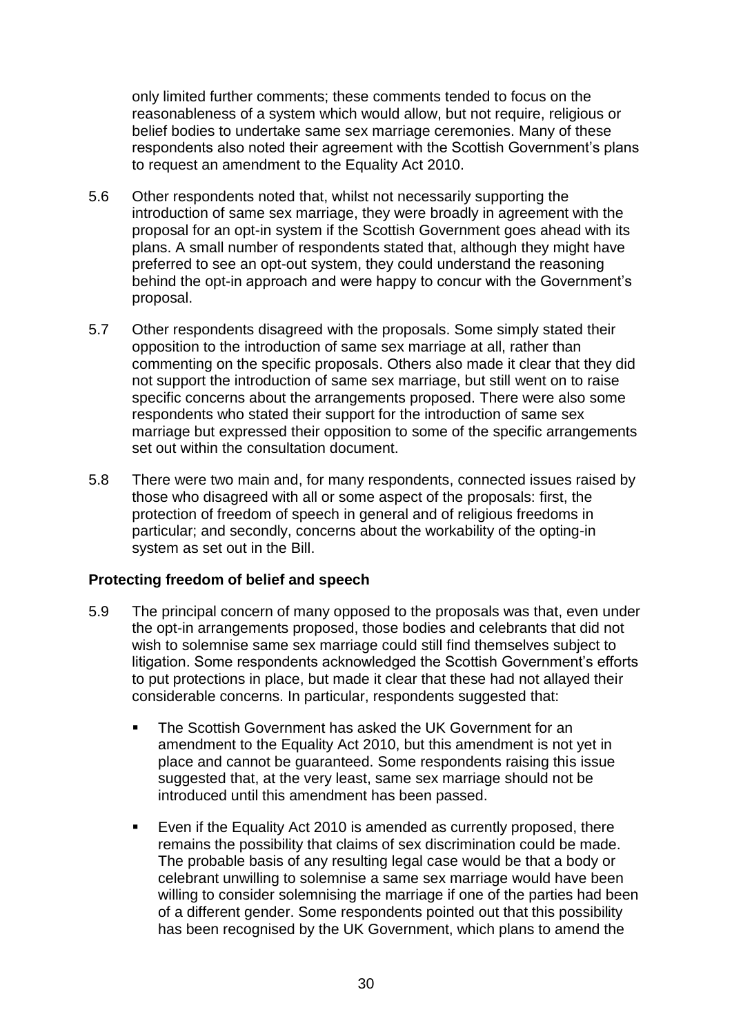only limited further comments; these comments tended to focus on the reasonableness of a system which would allow, but not require, religious or belief bodies to undertake same sex marriage ceremonies. Many of these respondents also noted their agreement with the Scottish Government's plans to request an amendment to the Equality Act 2010.

5.6 Other respondents noted that, whilst not necessarily supporting the introduction of same sex marriage, they were broadly in agreement with the proposal for an opt-in system if the Scottish Government goes ahead with its plans. A small number of respondents stated that, although they might have preferred to see an opt-out system, they could understand the reasoning behind the opt-in approach and were happy to concur with the Government's proposal.

5.7 Other respondents disagreed with the proposals. Some simply stated their opposition to the introduction of same sex marriage at all, rather than commenting on the specific proposals. Others also made it clear that they did not support the introduction of same sex marriage, but still went on to raise specific concerns about the arrangements proposed. There were also some respondents who stated their support for the introduction of same sex marriage but expressed their opposition to some of the specific arrangements set out within the consultation document.

5.8 There were two main and, for many respondents, connected issues raised by those who disagreed with all or some aspect of the proposals: first, the protection of freedom of speech in general and of religious freedoms in particular; and secondly, concerns about the workability of the opting-in system as set out in the Bill.

**Protecting freedom of belief and speech**

5.9 The principal concern of many opposed to the proposals was that, even under the opt-in arrangements proposed, those bodies and celebrants that did not wish to solemnise same sex marriage could still find themselves subject to litigation. Some respondents acknowledged the Scottish Government's efforts to put protections in place, but made it clear that these had not allayed their considerable concerns. In particular, respondents suggested that:

- The Scottish Government has asked the UK Government for an amendment to the Equality Act 2010, but this amendment is not yet in place and cannot be guaranteed. Some respondents raising this issue suggested that, at the very least, same sex marriage should not be introduced until this amendment has been passed.
- Even if the Equality Act 2010 is amended as currently proposed, there remains the possibility that claims of sex discrimination could be made. The probable basis of any resulting legal case would be that a body or celebrant unwilling to solemnise a same sex marriage would have been willing to consider solemnising the marriage if one of the parties had been of a different gender. Some respondents pointed out that this possibility has been recognised by the UK Government, which plans to amend the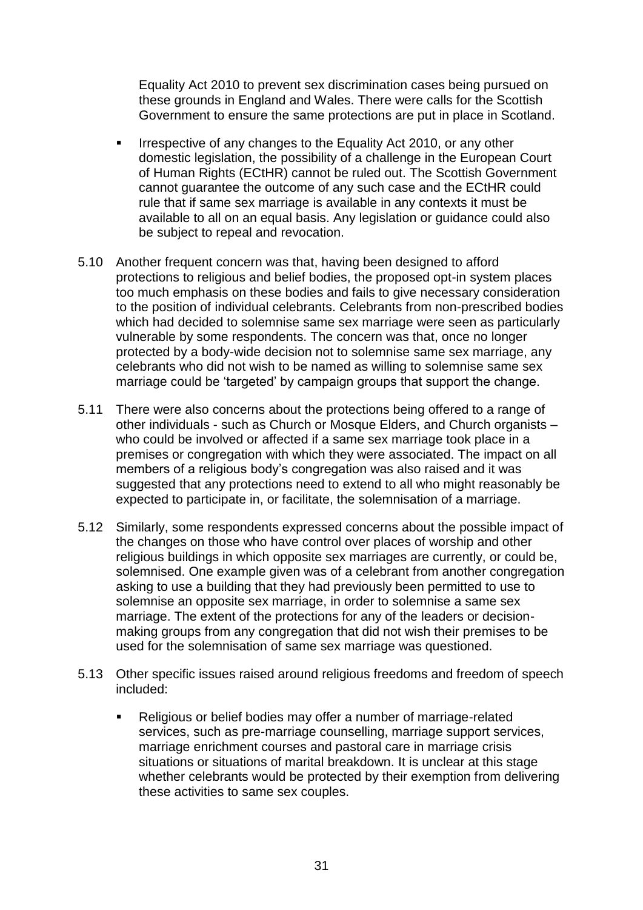Equality Act 2010 to prevent sex discrimination cases being pursued on these grounds in England and Wales. There were calls for the Scottish Government to ensure the same protections are put in place in Scotland.

- Irrespective of any changes to the Equality Act 2010, or any other domestic legislation, the possibility of a challenge in the European Court of Human Rights (ECtHR) cannot be ruled out. The Scottish Government cannot guarantee the outcome of any such case and the ECtHR could rule that if same sex marriage is available in any contexts it must be available to all on an equal basis. Any legislation or guidance could also be subject to repeal and revocation.

5.10 Another frequent concern was that, having been designed to afford protections to religious and belief bodies, the proposed opt-in system places too much emphasis on these bodies and fails to give necessary consideration to the position of individual celebrants. Celebrants from non-prescribed bodies which had decided to solemnise same sex marriage were seen as particularly vulnerable by some respondents. The concern was that, once no longer protected by a body-wide decision not to solemnise same sex marriage, any celebrants who did not wish to be named as willing to solemnise same sex marriage could be 'targeted' by campaign groups that support the change.

5.11 There were also concerns about the protections being offered to a range of other individuals - such as Church or Mosque Elders, and Church organists – who could be involved or affected if a same sex marriage took place in a premises or congregation with which they were associated. The impact on all members of a religious body's congregation was also raised and it was suggested that any protections need to extend to all who might reasonably be expected to participate in, or facilitate, the solemnisation of a marriage.

5.12 Similarly, some respondents expressed concerns about the possible impact of the changes on those who have control over places of worship and other religious buildings in which opposite sex marriages are currently, or could be, solemnised. One example given was of a celebrant from another congregation asking to use a building that they had previously been permitted to use to solemnise an opposite sex marriage, in order to solemnise a same sex marriage. The extent of the protections for any of the leaders or decision-making groups from any congregation that did not wish their premises to be used for the solemnisation of same sex marriage was questioned.

5.13 Other specific issues raised around religious freedoms and freedom of speech included:

- Religious or belief bodies may offer a number of marriage-related services, such as pre-marriage counselling, marriage support services, marriage enrichment courses and pastoral care in marriage crisis situations or situations of marital breakdown. It is unclear at this stage whether celebrants would be protected by their exemption from delivering these activities to same sex couples.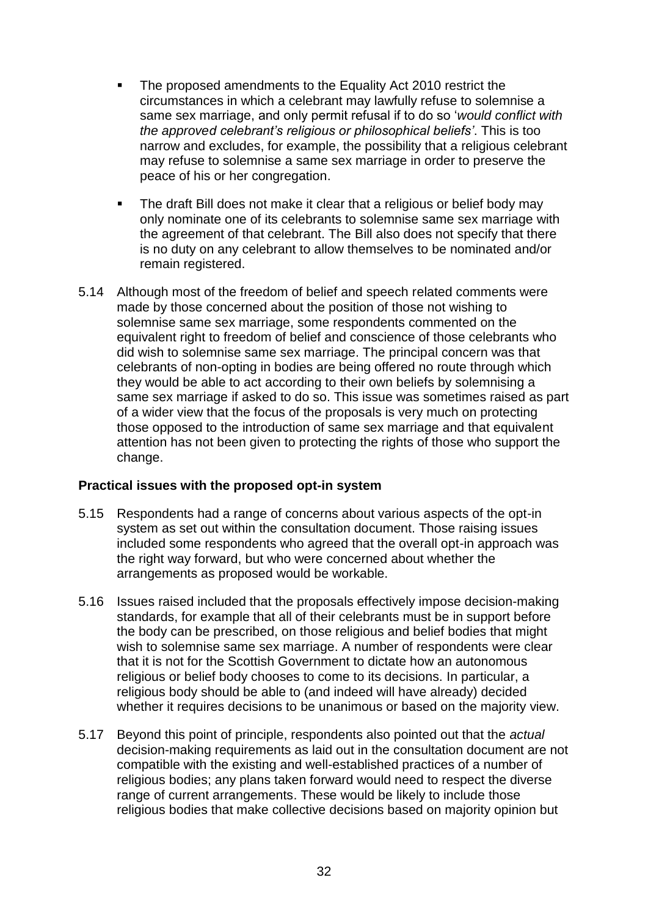- The proposed amendments to the Equality Act 2010 restrict the circumstances in which a celebrant may lawfully refuse to solemnise a same sex marriage, and only permit refusal if to do so '*would conflict with the approved celebrant's religious or philosophical beliefs'*. This is too narrow and excludes, for example, the possibility that a religious celebrant may refuse to solemnise a same sex marriage in order to preserve the peace of his or her congregation.

- The draft Bill does not make it clear that a religious or belief body may only nominate one of its celebrants to solemnise same sex marriage with the agreement of that celebrant. The Bill also does not specify that there is no duty on any celebrant to allow themselves to be nominated and/or remain registered.

5.14 Although most of the freedom of belief and speech related comments were made by those concerned about the position of those not wishing to solemnise same sex marriage, some respondents commented on the equivalent right to freedom of belief and conscience of those celebrants who did wish to solemnise same sex marriage. The principal concern was that celebrants of non-opting in bodies are being offered no route through which they would be able to act according to their own beliefs by solemnising a same sex marriage if asked to do so. This issue was sometimes raised as part of a wider view that the focus of the proposals is very much on protecting those opposed to the introduction of same sex marriage and that equivalent attention has not been given to protecting the rights of those who support the change.

**Practical issues with the proposed opt-in system**

5.15 Respondents had a range of concerns about various aspects of the opt-in system as set out within the consultation document. Those raising issues included some respondents who agreed that the overall opt-in approach was the right way forward, but who were concerned about whether the arrangements as proposed would be workable.

5.16 Issues raised included that the proposals effectively impose decision-making standards, for example that all of their celebrants must be in support before the body can be prescribed, on those religious and belief bodies that might wish to solemnise same sex marriage. A number of respondents were clear that it is not for the Scottish Government to dictate how an autonomous religious or belief body chooses to come to its decisions. In particular, a religious body should be able to (and indeed will have already) decided whether it requires decisions to be unanimous or based on the majority view.

5.17 Beyond this point of principle, respondents also pointed out that the *actual* decision-making requirements as laid out in the consultation document are not compatible with the existing and well-established practices of a number of religious bodies; any plans taken forward would need to respect the diverse range of current arrangements. These would be likely to include those religious bodies that make collective decisions based on majority opinion but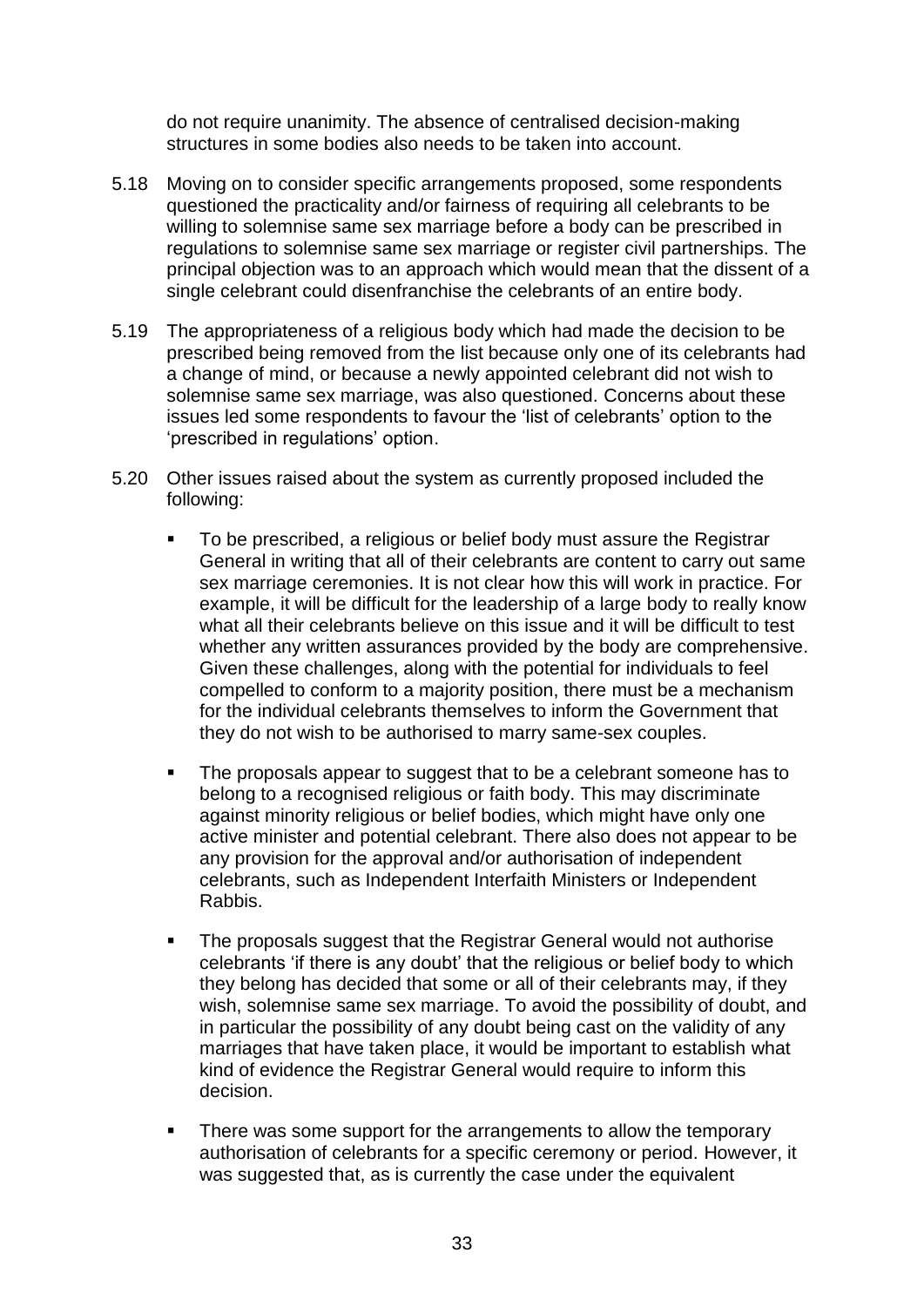do not require unanimity. The absence of centralised decision-making structures in some bodies also needs to be taken into account.

5.18 Moving on to consider specific arrangements proposed, some respondents questioned the practicality and/or fairness of requiring all celebrants to be willing to solemnise same sex marriage before a body can be prescribed in regulations to solemnise same sex marriage or register civil partnerships. The principal objection was to an approach which would mean that the dissent of a single celebrant could disenfranchise the celebrants of an entire body.

5.19 The appropriateness of a religious body which had made the decision to be prescribed being removed from the list because only one of its celebrants had a change of mind, or because a newly appointed celebrant did not wish to solemnise same sex marriage, was also questioned. Concerns about these issues led some respondents to favour the 'list of celebrants' option to the 'prescribed in regulations' option.

5.20 Other issues raised about the system as currently proposed included the following:

- To be prescribed, a religious or belief body must assure the Registrar General in writing that all of their celebrants are content to carry out same sex marriage ceremonies. It is not clear how this will work in practice. For example, it will be difficult for the leadership of a large body to really know what all their celebrants believe on this issue and it will be difficult to test whether any written assurances provided by the body are comprehensive. Given these challenges, along with the potential for individuals to feel compelled to conform to a majority position, there must be a mechanism for the individual celebrants themselves to inform the Government that they do not wish to be authorised to marry same-sex couples.

- The proposals appear to suggest that to be a celebrant someone has to belong to a recognised religious or faith body. This may discriminate against minority religious or belief bodies, which might have only one active minister and potential celebrant. There also does not appear to be any provision for the approval and/or authorisation of independent celebrants, such as Independent Interfaith Ministers or Independent Rabbis.

- The proposals suggest that the Registrar General would not authorise celebrants 'if there is any doubt' that the religious or belief body to which they belong has decided that some or all of their celebrants may, if they wish, solemnise same sex marriage. To avoid the possibility of doubt, and in particular the possibility of any doubt being cast on the validity of any marriages that have taken place, it would be important to establish what kind of evidence the Registrar General would require to inform this decision.

- There was some support for the arrangements to allow the temporary authorisation of celebrants for a specific ceremony or period. However, it was suggested that, as is currently the case under the equivalent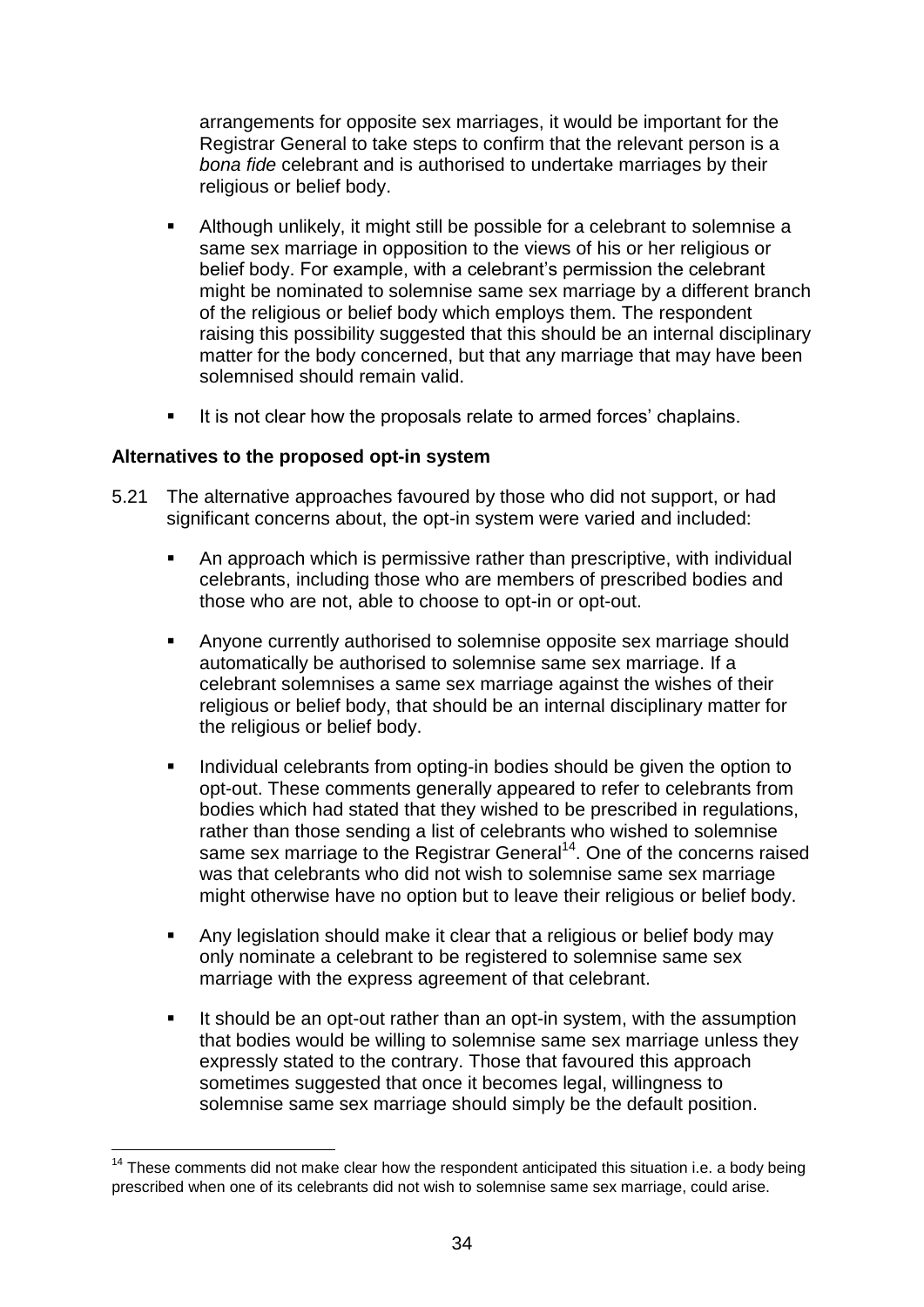arrangements for opposite sex marriages, it would be important for the Registrar General to take steps to confirm that the relevant person is a *bona fide* celebrant and is authorised to undertake marriages by their religious or belief body.

- Although unlikely, it might still be possible for a celebrant to solemnise a same sex marriage in opposition to the views of his or her religious or belief body. For example, with a celebrant's permission the celebrant might be nominated to solemnise same sex marriage by a different branch of the religious or belief body which employs them. The respondent raising this possibility suggested that this should be an internal disciplinary matter for the body concerned, but that any marriage that may have been solemnised should remain valid.
- It is not clear how the proposals relate to armed forces' chaplains.

**Alternatives to the proposed opt-in system**

5.21 The alternative approaches favoured by those who did not support, or had significant concerns about, the opt-in system were varied and included:

- An approach which is permissive rather than prescriptive, with individual celebrants, including those who are members of prescribed bodies and those who are not, able to choose to opt-in or opt-out.
- Anyone currently authorised to solemnise opposite sex marriage should automatically be authorised to solemnise same sex marriage. If a celebrant solemnises a same sex marriage against the wishes of their religious or belief body, that should be an internal disciplinary matter for the religious or belief body.
- Individual celebrants from opting-in bodies should be given the option to opt-out. These comments generally appeared to refer to celebrants from bodies which had stated that they wished to be prescribed in regulations, rather than those sending a list of celebrants who wished to solemnise same sex marriage to the Registrar General[14]. One of the concerns raised was that celebrants who did not wish to solemnise same sex marriage might otherwise have no option but to leave their religious or belief body.
- Any legislation should make it clear that a religious or belief body may only nominate a celebrant to be registered to solemnise same sex marriage with the express agreement of that celebrant.
- It should be an opt-out rather than an opt-in system, with the assumption that bodies would be willing to solemnise same sex marriage unless they expressly stated to the contrary. Those that favoured this approach sometimes suggested that once it becomes legal, willingness to solemnise same sex marriage should simply be the default position.

---

[14] These comments did not make clear how the respondent anticipated this situation i.e. a body being prescribed when one of its celebrants did not wish to solemnise same sex marriage, could arise.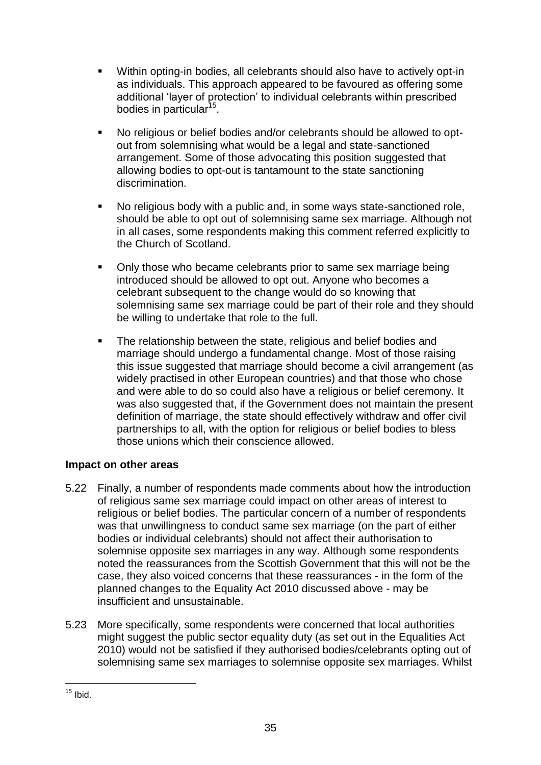- Within opting-in bodies, all celebrants should also have to actively opt-in as individuals. This approach appeared to be favoured as offering some additional 'layer of protection' to individual celebrants within prescribed bodies in particular[15].

- No religious or belief bodies and/or celebrants should be allowed to opt-out from solemnising what would be a legal and state-sanctioned arrangement. Some of those advocating this position suggested that allowing bodies to opt-out is tantamount to the state sanctioning discrimination.

- No religious body with a public and, in some ways state-sanctioned role, should be able to opt out of solemnising same sex marriage. Although not in all cases, some respondents making this comment referred explicitly to the Church of Scotland.

- Only those who became celebrants prior to same sex marriage being introduced should be allowed to opt out. Anyone who becomes a celebrant subsequent to the change would do so knowing that solemnising same sex marriage could be part of their role and they should be willing to undertake that role to the full.

- The relationship between the state, religious and belief bodies and marriage should undergo a fundamental change. Most of those raising this issue suggested that marriage should become a civil arrangement (as widely practised in other European countries) and that those who chose and were able to do so could also have a religious or belief ceremony. It was also suggested that, if the Government does not maintain the present definition of marriage, the state should effectively withdraw and offer civil partnerships to all, with the option for religious or belief bodies to bless those unions which their conscience allowed.

**Impact on other areas**

5.22 Finally, a number of respondents made comments about how the introduction of religious same sex marriage could impact on other areas of interest to religious or belief bodies. The particular concern of a number of respondents was that unwillingness to conduct same sex marriage (on the part of either bodies or individual celebrants) should not affect their authorisation to solemnise opposite sex marriages in any way. Although some respondents noted the reassurances from the Scottish Government that this will not be the case, they also voiced concerns that these reassurances - in the form of the planned changes to the Equality Act 2010 discussed above - may be insufficient and unsustainable.

5.23 More specifically, some respondents were concerned that local authorities might suggest the public sector equality duty (as set out in the Equalities Act 2010) would not be satisfied if they authorised bodies/celebrants opting out of solemnising same sex marriages to solemnise opposite sex marriages. Whilst

[15] Ibid.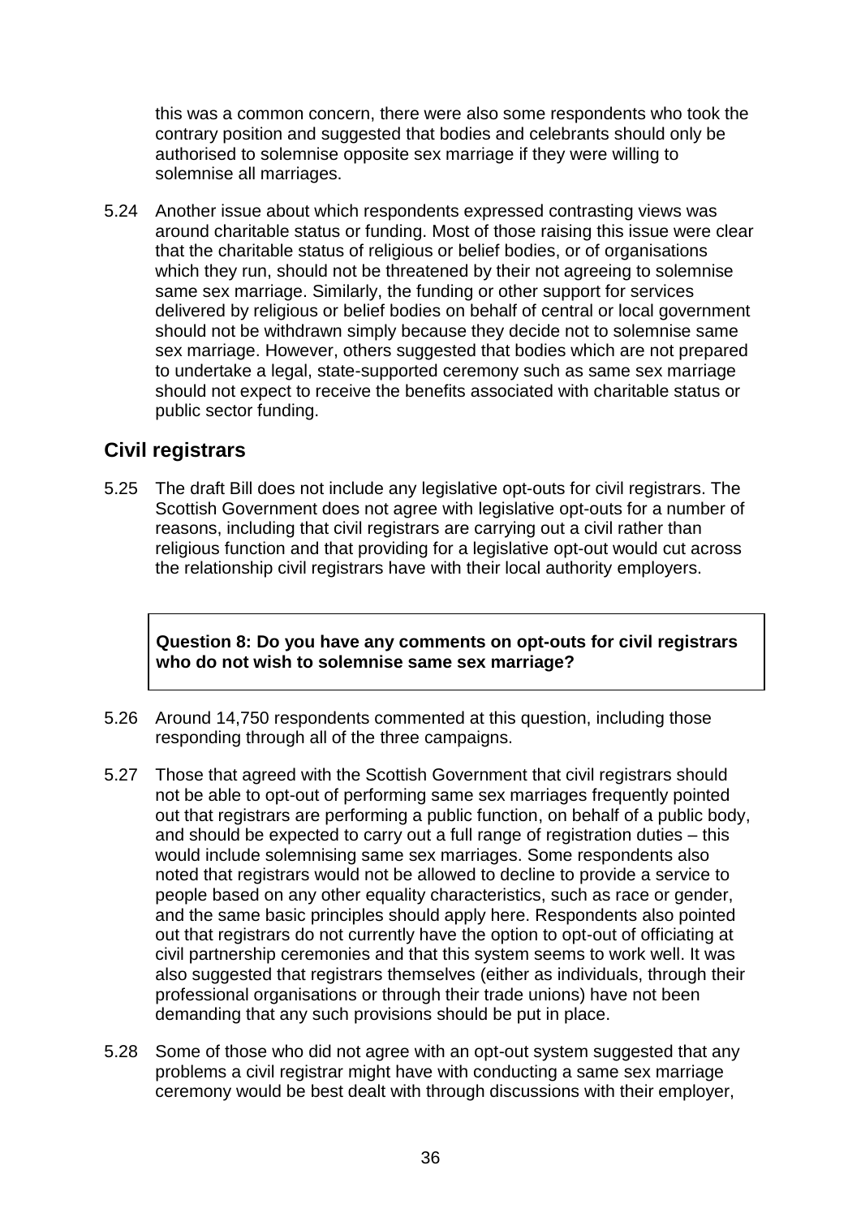this was a common concern, there were also some respondents who took the contrary position and suggested that bodies and celebrants should only be authorised to solemnise opposite sex marriage if they were willing to solemnise all marriages.

5.24 Another issue about which respondents expressed contrasting views was around charitable status or funding. Most of those raising this issue were clear that the charitable status of religious or belief bodies, or of organisations which they run, should not be threatened by their not agreeing to solemnise same sex marriage. Similarly, the funding or other support for services delivered by religious or belief bodies on behalf of central or local government should not be withdrawn simply because they decide not to solemnise same sex marriage. However, others suggested that bodies which are not prepared to undertake a legal, state-supported ceremony such as same sex marriage should not expect to receive the benefits associated with charitable status or public sector funding.

## Civil registrars

5.25 The draft Bill does not include any legislative opt-outs for civil registrars. The Scottish Government does not agree with legislative opt-outs for a number of reasons, including that civil registrars are carrying out a civil rather than religious function and that providing for a legislative opt-out would cut across the relationship civil registrars have with their local authority employers.

**Question 8: Do you have any comments on opt-outs for civil registrars who do not wish to solemnise same sex marriage?**

5.26 Around 14,750 respondents commented at this question, including those responding through all of the three campaigns.

5.27 Those that agreed with the Scottish Government that civil registrars should not be able to opt-out of performing same sex marriages frequently pointed out that registrars are performing a public function, on behalf of a public body, and should be expected to carry out a full range of registration duties – this would include solemnising same sex marriages. Some respondents also noted that registrars would not be allowed to decline to provide a service to people based on any other equality characteristics, such as race or gender, and the same basic principles should apply here. Respondents also pointed out that registrars do not currently have the option to opt-out of officiating at civil partnership ceremonies and that this system seems to work well. It was also suggested that registrars themselves (either as individuals, through their professional organisations or through their trade unions) have not been demanding that any such provisions should be put in place.

5.28 Some of those who did not agree with an opt-out system suggested that any problems a civil registrar might have with conducting a same sex marriage ceremony would be best dealt with through discussions with their employer,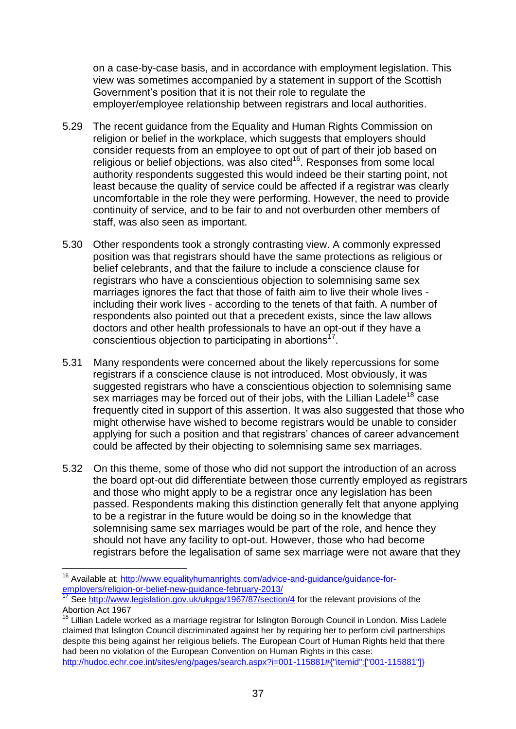on a case-by-case basis, and in accordance with employment legislation. This view was sometimes accompanied by a statement in support of the Scottish Government's position that it is not their role to regulate the employer/employee relationship between registrars and local authorities.

5.29 The recent guidance from the Equality and Human Rights Commission on religion or belief in the workplace, which suggests that employers should consider requests from an employee to opt out of part of their job based on religious or belief objections, was also cited[16]. Responses from some local authority respondents suggested this would indeed be their starting point, not least because the quality of service could be affected if a registrar was clearly uncomfortable in the role they were performing. However, the need to provide continuity of service, and to be fair to and not overburden other members of staff, was also seen as important.

5.30 Other respondents took a strongly contrasting view. A commonly expressed position was that registrars should have the same protections as religious or belief celebrants, and that the failure to include a conscience clause for registrars who have a conscientious objection to solemnising same sex marriages ignores the fact that those of faith aim to live their whole lives - including their work lives - according to the tenets of that faith. A number of respondents also pointed out that a precedent exists, since the law allows doctors and other health professionals to have an opt-out if they have a conscientious objection to participating in abortions[17].

5.31 Many respondents were concerned about the likely repercussions for some registrars if a conscience clause is not introduced. Most obviously, it was suggested registrars who have a conscientious objection to solemnising same sex marriages may be forced out of their jobs, with the Lillian Ladele[18] case frequently cited in support of this assertion. It was also suggested that those who might otherwise have wished to become registrars would be unable to consider applying for such a position and that registrars' chances of career advancement could be affected by their objecting to solemnising same sex marriages.

5.32 On this theme, some of those who did not support the introduction of an across the board opt-out did differentiate between those currently employed as registrars and those who might apply to be a registrar once any legislation has been passed. Respondents making this distinction generally felt that anyone applying to be a registrar in the future would be doing so in the knowledge that solemnising same sex marriages would be part of the role, and hence they should not have any facility to opt-out. However, those who had become registrars before the legalisation of same sex marriage were not aware that they

---

[16] Available at: http://www.equalityhumanrights.com/advice-and-guidance/guidance-for-employers/religion-or-belief-new-guidance-february-2013/

[17] See http://www.legislation.gov.uk/ukpga/1967/87/section/4 for the relevant provisions of the Abortion Act 1967

[18] Lillian Ladele worked as a marriage registrar for Islington Borough Council in London. Miss Ladele claimed that Islington Council discriminated against her by requiring her to perform civil partnerships despite this being against her religious beliefs. The European Court of Human Rights held that there had been no violation of the European Convention on Human Rights in this case: http://hudoc.echr.coe.int/sites/eng/pages/search.aspx?i=001-115881#{"itemid":["001-115881"]}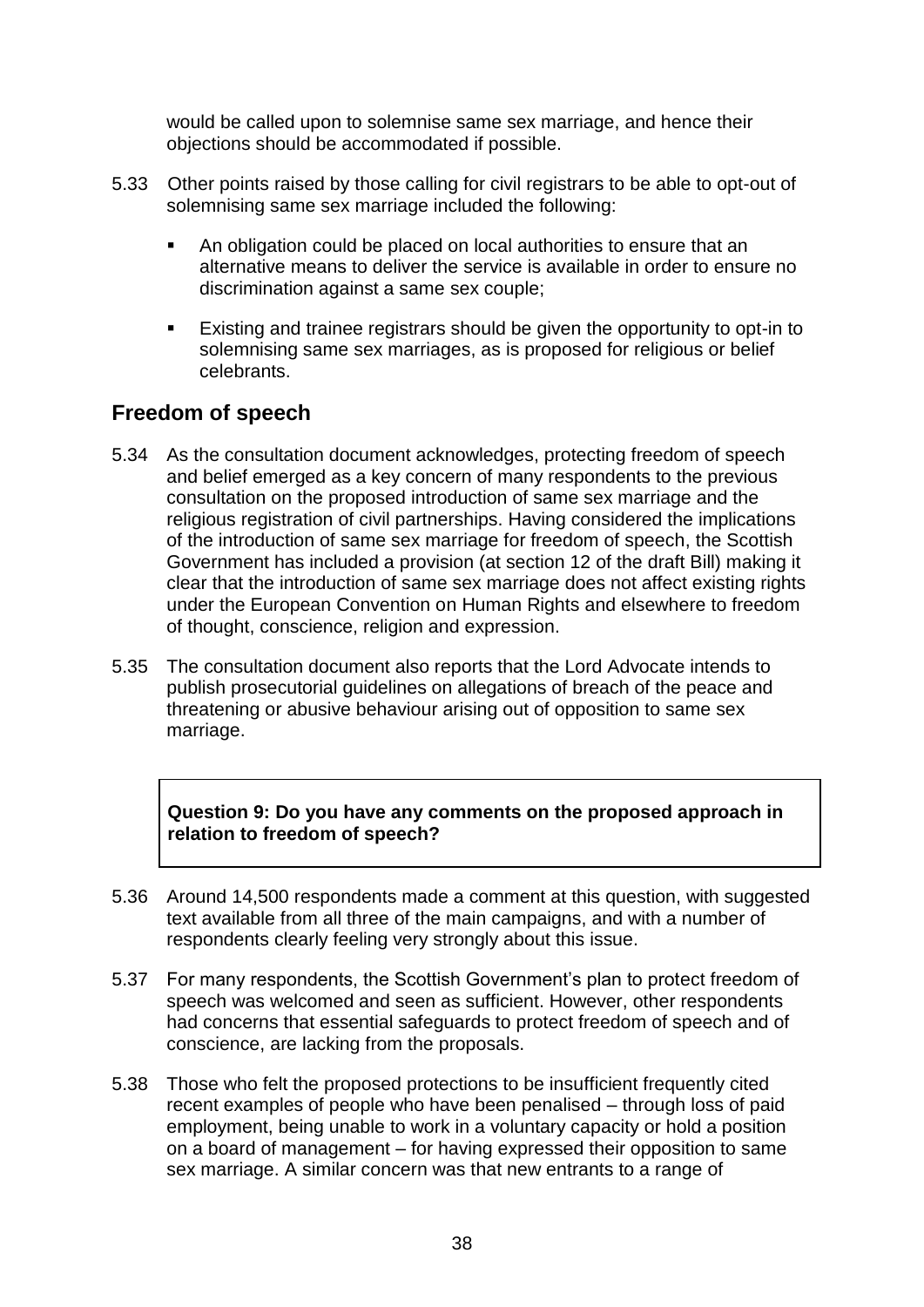would be called upon to solemnise same sex marriage, and hence their objections should be accommodated if possible.

5.33 Other points raised by those calling for civil registrars to be able to opt-out of solemnising same sex marriage included the following:

- An obligation could be placed on local authorities to ensure that an alternative means to deliver the service is available in order to ensure no discrimination against a same sex couple;
- Existing and trainee registrars should be given the opportunity to opt-in to solemnising same sex marriages, as is proposed for religious or belief celebrants.

## Freedom of speech

5.34 As the consultation document acknowledges, protecting freedom of speech and belief emerged as a key concern of many respondents to the previous consultation on the proposed introduction of same sex marriage and the religious registration of civil partnerships. Having considered the implications of the introduction of same sex marriage for freedom of speech, the Scottish Government has included a provision (at section 12 of the draft Bill) making it clear that the introduction of same sex marriage does not affect existing rights under the European Convention on Human Rights and elsewhere to freedom of thought, conscience, religion and expression.

5.35 The consultation document also reports that the Lord Advocate intends to publish prosecutorial guidelines on allegations of breach of the peace and threatening or abusive behaviour arising out of opposition to same sex marriage.

**Question 9: Do you have any comments on the proposed approach in relation to freedom of speech?**

5.36 Around 14,500 respondents made a comment at this question, with suggested text available from all three of the main campaigns, and with a number of respondents clearly feeling very strongly about this issue.

5.37 For many respondents, the Scottish Government's plan to protect freedom of speech was welcomed and seen as sufficient. However, other respondents had concerns that essential safeguards to protect freedom of speech and of conscience, are lacking from the proposals.

5.38 Those who felt the proposed protections to be insufficient frequently cited recent examples of people who have been penalised – through loss of paid employment, being unable to work in a voluntary capacity or hold a position on a board of management – for having expressed their opposition to same sex marriage. A similar concern was that new entrants to a range of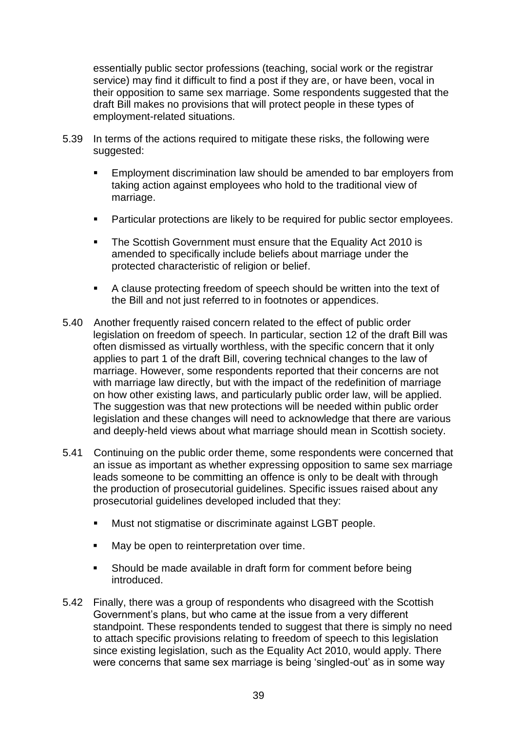essentially public sector professions (teaching, social work or the registrar service) may find it difficult to find a post if they are, or have been, vocal in their opposition to same sex marriage. Some respondents suggested that the draft Bill makes no provisions that will protect people in these types of employment-related situations.

5.39 In terms of the actions required to mitigate these risks, the following were suggested:

- Employment discrimination law should be amended to bar employers from taking action against employees who hold to the traditional view of marriage.
- Particular protections are likely to be required for public sector employees.
- The Scottish Government must ensure that the Equality Act 2010 is amended to specifically include beliefs about marriage under the protected characteristic of religion or belief.
- A clause protecting freedom of speech should be written into the text of the Bill and not just referred to in footnotes or appendices.

5.40 Another frequently raised concern related to the effect of public order legislation on freedom of speech. In particular, section 12 of the draft Bill was often dismissed as virtually worthless, with the specific concern that it only applies to part 1 of the draft Bill, covering technical changes to the law of marriage. However, some respondents reported that their concerns are not with marriage law directly, but with the impact of the redefinition of marriage on how other existing laws, and particularly public order law, will be applied. The suggestion was that new protections will be needed within public order legislation and these changes will need to acknowledge that there are various and deeply-held views about what marriage should mean in Scottish society.

5.41 Continuing on the public order theme, some respondents were concerned that an issue as important as whether expressing opposition to same sex marriage leads someone to be committing an offence is only to be dealt with through the production of prosecutorial guidelines. Specific issues raised about any prosecutorial guidelines developed included that they:

- Must not stigmatise or discriminate against LGBT people.
- May be open to reinterpretation over time.
- Should be made available in draft form for comment before being introduced.

5.42 Finally, there was a group of respondents who disagreed with the Scottish Government's plans, but who came at the issue from a very different standpoint. These respondents tended to suggest that there is simply no need to attach specific provisions relating to freedom of speech to this legislation since existing legislation, such as the Equality Act 2010, would apply. There were concerns that same sex marriage is being 'singled-out' as in some way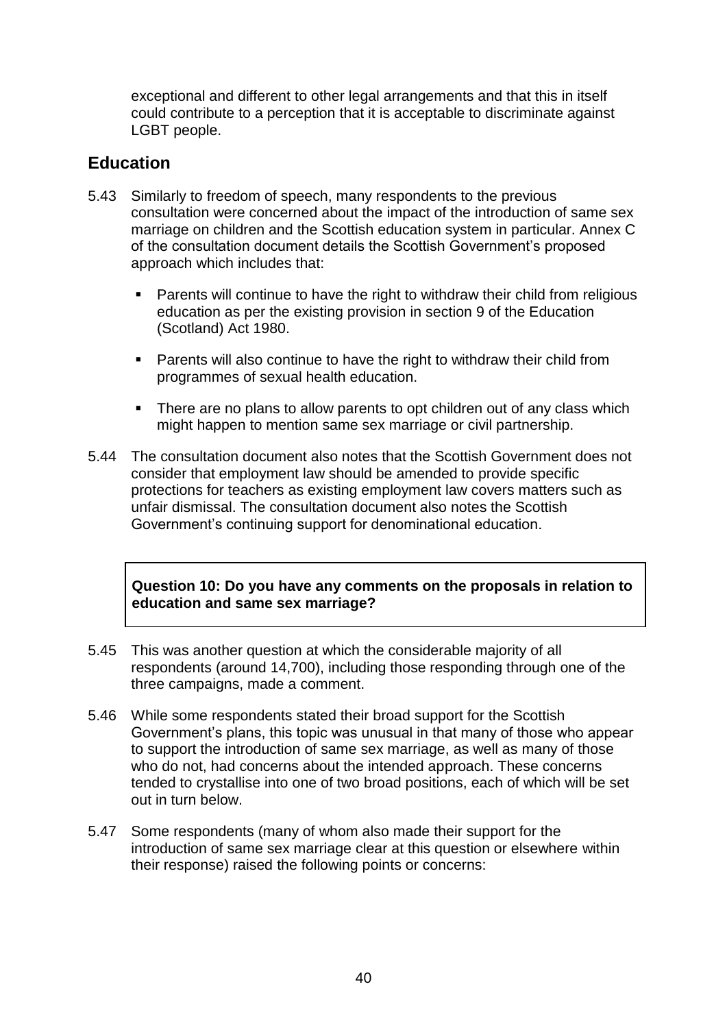exceptional and different to other legal arrangements and that this in itself could contribute to a perception that it is acceptable to discriminate against LGBT people.

## Education

5.43 Similarly to freedom of speech, many respondents to the previous consultation were concerned about the impact of the introduction of same sex marriage on children and the Scottish education system in particular. Annex C of the consultation document details the Scottish Government's proposed approach which includes that:

- Parents will continue to have the right to withdraw their child from religious education as per the existing provision in section 9 of the Education (Scotland) Act 1980.
- Parents will also continue to have the right to withdraw their child from programmes of sexual health education.
- There are no plans to allow parents to opt children out of any class which might happen to mention same sex marriage or civil partnership.

5.44 The consultation document also notes that the Scottish Government does not consider that employment law should be amended to provide specific protections for teachers as existing employment law covers matters such as unfair dismissal. The consultation document also notes the Scottish Government's continuing support for denominational education.

**Question 10: Do you have any comments on the proposals in relation to education and same sex marriage?**

5.45 This was another question at which the considerable majority of all respondents (around 14,700), including those responding through one of the three campaigns, made a comment.

5.46 While some respondents stated their broad support for the Scottish Government's plans, this topic was unusual in that many of those who appear to support the introduction of same sex marriage, as well as many of those who do not, had concerns about the intended approach. These concerns tended to crystallise into one of two broad positions, each of which will be set out in turn below.

5.47 Some respondents (many of whom also made their support for the introduction of same sex marriage clear at this question or elsewhere within their response) raised the following points or concerns: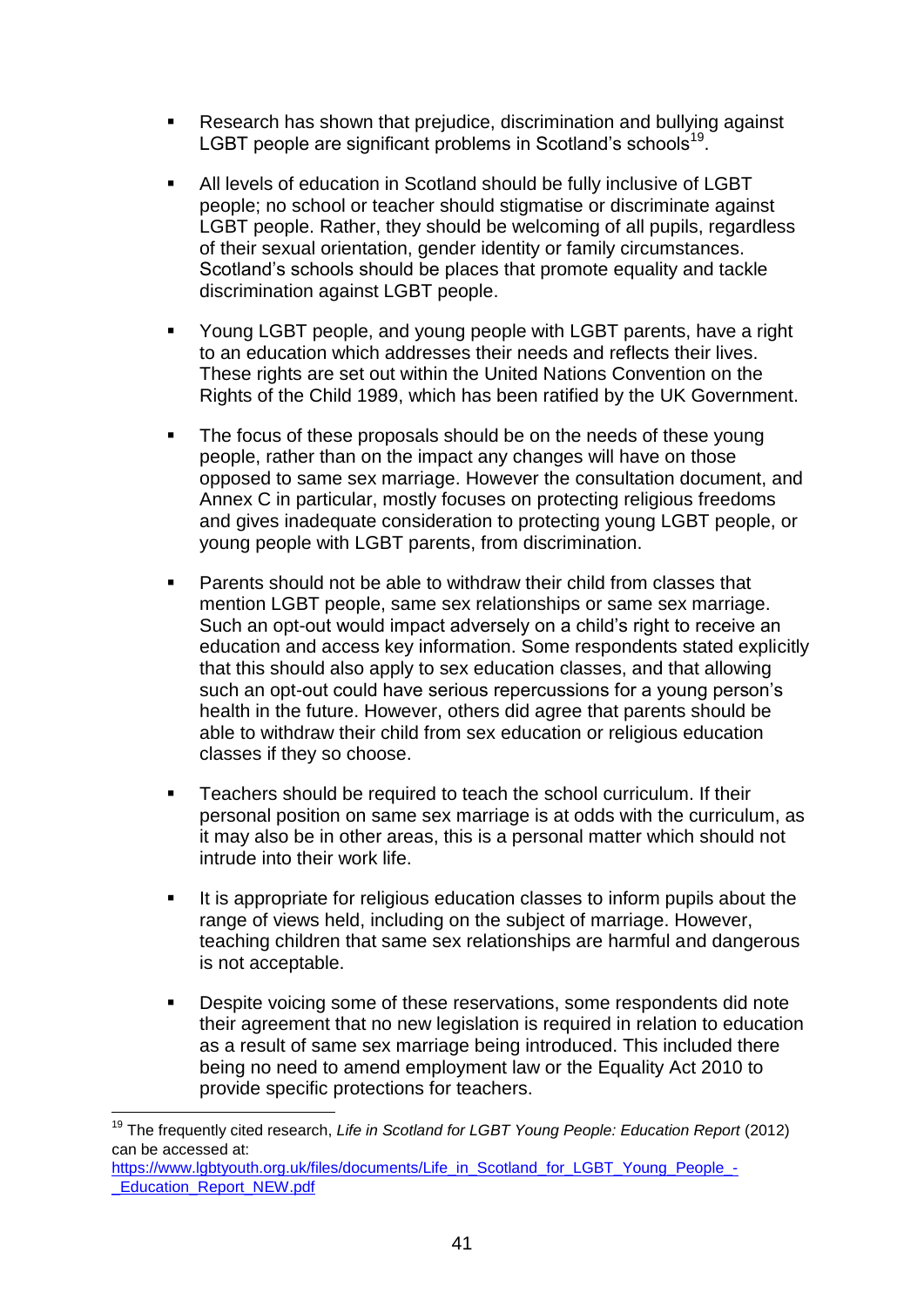- Research has shown that prejudice, discrimination and bullying against LGBT people are significant problems in Scotland's schools[19].

- All levels of education in Scotland should be fully inclusive of LGBT people; no school or teacher should stigmatise or discriminate against LGBT people. Rather, they should be welcoming of all pupils, regardless of their sexual orientation, gender identity or family circumstances. Scotland's schools should be places that promote equality and tackle discrimination against LGBT people.

- Young LGBT people, and young people with LGBT parents, have a right to an education which addresses their needs and reflects their lives. These rights are set out within the United Nations Convention on the Rights of the Child 1989, which has been ratified by the UK Government.

- The focus of these proposals should be on the needs of these young people, rather than on the impact any changes will have on those opposed to same sex marriage. However the consultation document, and Annex C in particular, mostly focuses on protecting religious freedoms and gives inadequate consideration to protecting young LGBT people, or young people with LGBT parents, from discrimination.

- Parents should not be able to withdraw their child from classes that mention LGBT people, same sex relationships or same sex marriage. Such an opt-out would impact adversely on a child's right to receive an education and access key information. Some respondents stated explicitly that this should also apply to sex education classes, and that allowing such an opt-out could have serious repercussions for a young person's health in the future. However, others did agree that parents should be able to withdraw their child from sex education or religious education classes if they so choose.

- Teachers should be required to teach the school curriculum. If their personal position on same sex marriage is at odds with the curriculum, as it may also be in other areas, this is a personal matter which should not intrude into their work life.

- It is appropriate for religious education classes to inform pupils about the range of views held, including on the subject of marriage. However, teaching children that same sex relationships are harmful and dangerous is not acceptable.

- Despite voicing some of these reservations, some respondents did note their agreement that no new legislation is required in relation to education as a result of same sex marriage being introduced. This included there being no need to amend employment law or the Equality Act 2010 to provide specific protections for teachers.

---

[19] The frequently cited research, *Life in Scotland for LGBT Young People: Education Report* (2012) can be accessed at: https://www.lgbtyouth.org.uk/files/documents/Life_in_Scotland_for_LGBT_Young_People_-_Education_Report_NEW.pdf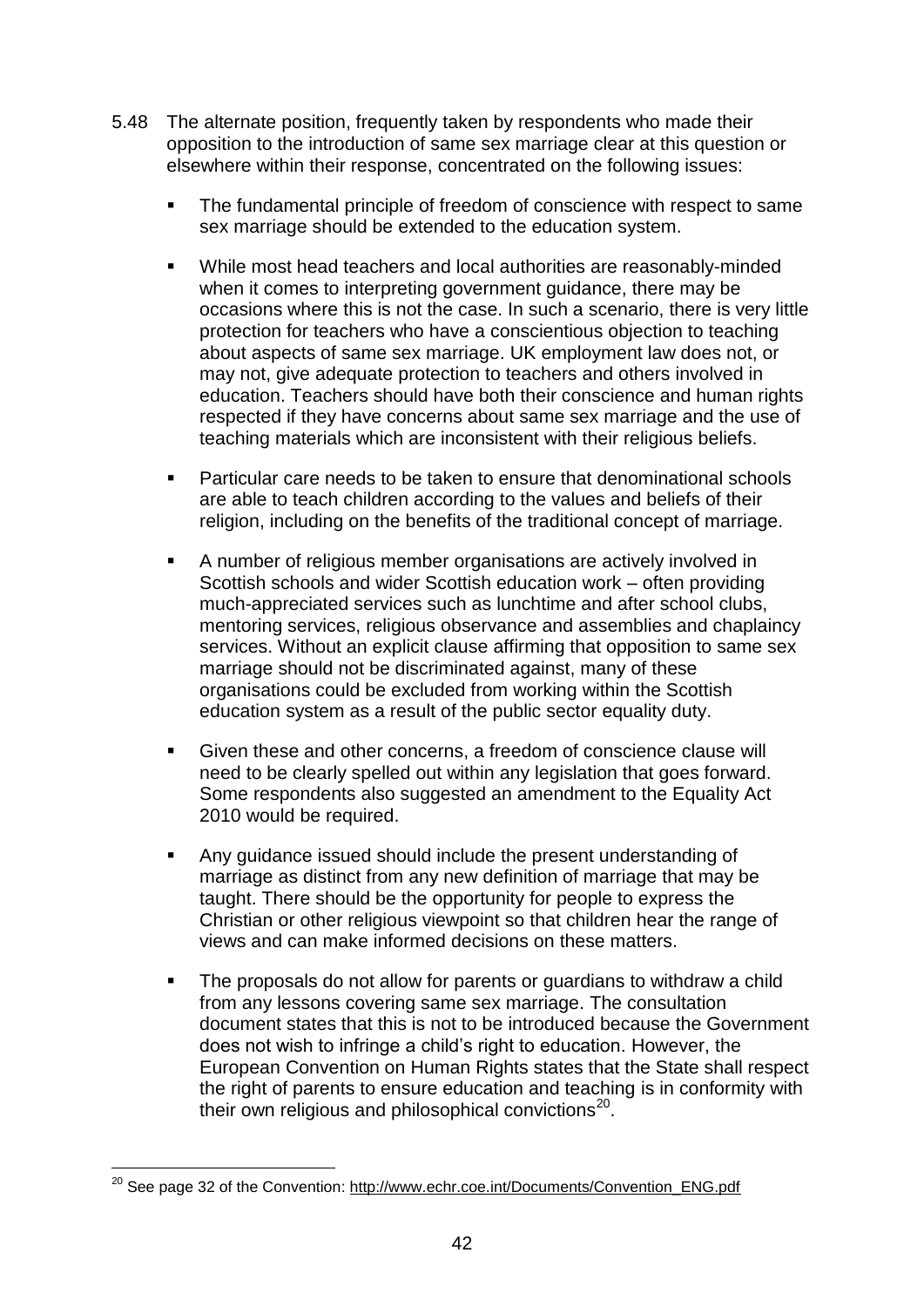5.48 The alternate position, frequently taken by respondents who made their opposition to the introduction of same sex marriage clear at this question or elsewhere within their response, concentrated on the following issues:

- The fundamental principle of freedom of conscience with respect to same sex marriage should be extended to the education system.
- While most head teachers and local authorities are reasonably-minded when it comes to interpreting government guidance, there may be occasions where this is not the case. In such a scenario, there is very little protection for teachers who have a conscientious objection to teaching about aspects of same sex marriage. UK employment law does not, or may not, give adequate protection to teachers and others involved in education. Teachers should have both their conscience and human rights respected if they have concerns about same sex marriage and the use of teaching materials which are inconsistent with their religious beliefs.
- Particular care needs to be taken to ensure that denominational schools are able to teach children according to the values and beliefs of their religion, including on the benefits of the traditional concept of marriage.
- A number of religious member organisations are actively involved in Scottish schools and wider Scottish education work – often providing much-appreciated services such as lunchtime and after school clubs, mentoring services, religious observance and assemblies and chaplaincy services. Without an explicit clause affirming that opposition to same sex marriage should not be discriminated against, many of these organisations could be excluded from working within the Scottish education system as a result of the public sector equality duty.
- Given these and other concerns, a freedom of conscience clause will need to be clearly spelled out within any legislation that goes forward. Some respondents also suggested an amendment to the Equality Act 2010 would be required.
- Any guidance issued should include the present understanding of marriage as distinct from any new definition of marriage that may be taught. There should be the opportunity for people to express the Christian or other religious viewpoint so that children hear the range of views and can make informed decisions on these matters.
- The proposals do not allow for parents or guardians to withdraw a child from any lessons covering same sex marriage. The consultation document states that this is not to be introduced because the Government does not wish to infringe a child's right to education. However, the European Convention on Human Rights states that the State shall respect the right of parents to ensure education and teaching is in conformity with their own religious and philosophical convictions[20].

[20] See page 32 of the Convention: http://www.echr.coe.int/Documents/Convention_ENG.pdf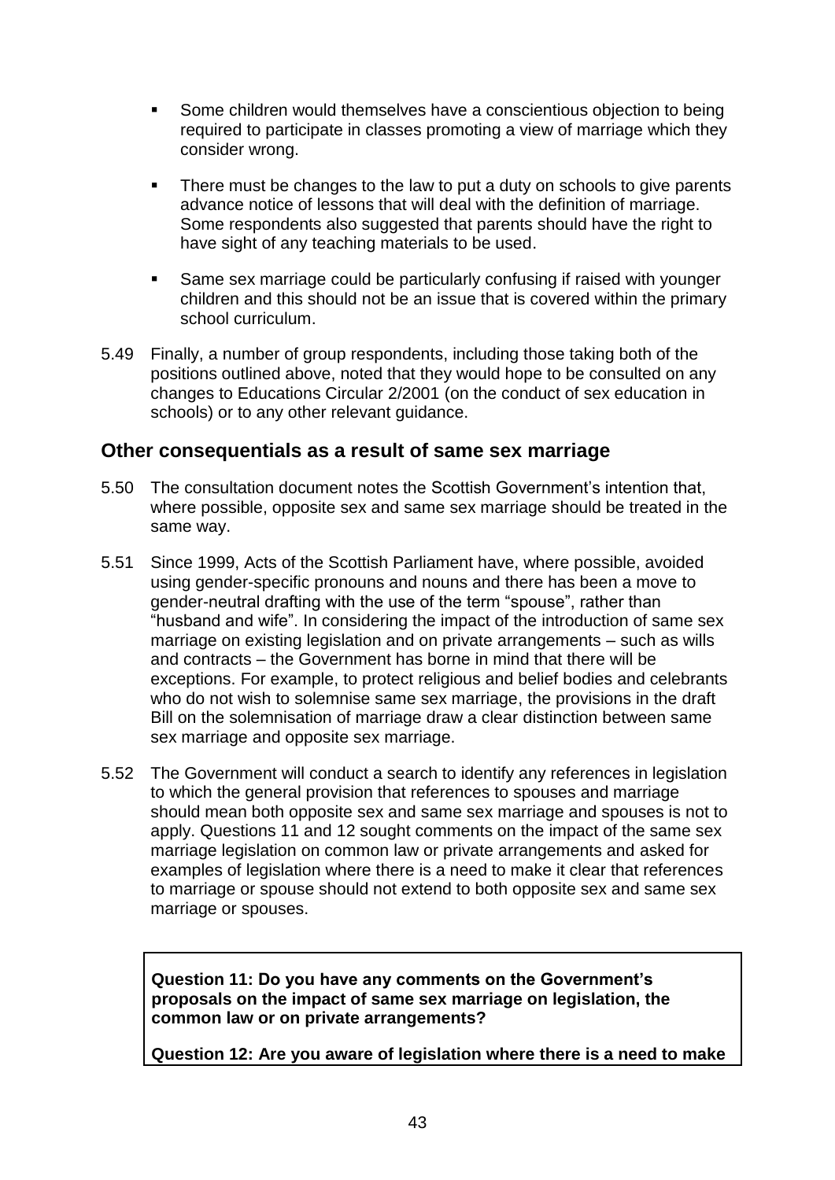- Some children would themselves have a conscientious objection to being required to participate in classes promoting a view of marriage which they consider wrong.
- There must be changes to the law to put a duty on schools to give parents advance notice of lessons that will deal with the definition of marriage. Some respondents also suggested that parents should have the right to have sight of any teaching materials to be used.
- Same sex marriage could be particularly confusing if raised with younger children and this should not be an issue that is covered within the primary school curriculum.

5.49 Finally, a number of group respondents, including those taking both of the positions outlined above, noted that they would hope to be consulted on any changes to Educations Circular 2/2001 (on the conduct of sex education in schools) or to any other relevant guidance.

## Other consequentials as a result of same sex marriage

5.50 The consultation document notes the Scottish Government's intention that, where possible, opposite sex and same sex marriage should be treated in the same way.

5.51 Since 1999, Acts of the Scottish Parliament have, where possible, avoided using gender-specific pronouns and nouns and there has been a move to gender-neutral drafting with the use of the term "spouse", rather than "husband and wife". In considering the impact of the introduction of same sex marriage on existing legislation and on private arrangements – such as wills and contracts – the Government has borne in mind that there will be exceptions. For example, to protect religious and belief bodies and celebrants who do not wish to solemnise same sex marriage, the provisions in the draft Bill on the solemnisation of marriage draw a clear distinction between same sex marriage and opposite sex marriage.

5.52 The Government will conduct a search to identify any references in legislation to which the general provision that references to spouses and marriage should mean both opposite sex and same sex marriage and spouses is not to apply. Questions 11 and 12 sought comments on the impact of the same sex marriage legislation on common law or private arrangements and asked for examples of legislation where there is a need to make it clear that references to marriage or spouse should not extend to both opposite sex and same sex marriage or spouses.

**Question 11: Do you have any comments on the Government's proposals on the impact of same sex marriage on legislation, the common law or on private arrangements?**

**Question 12: Are you aware of legislation where there is a need to make**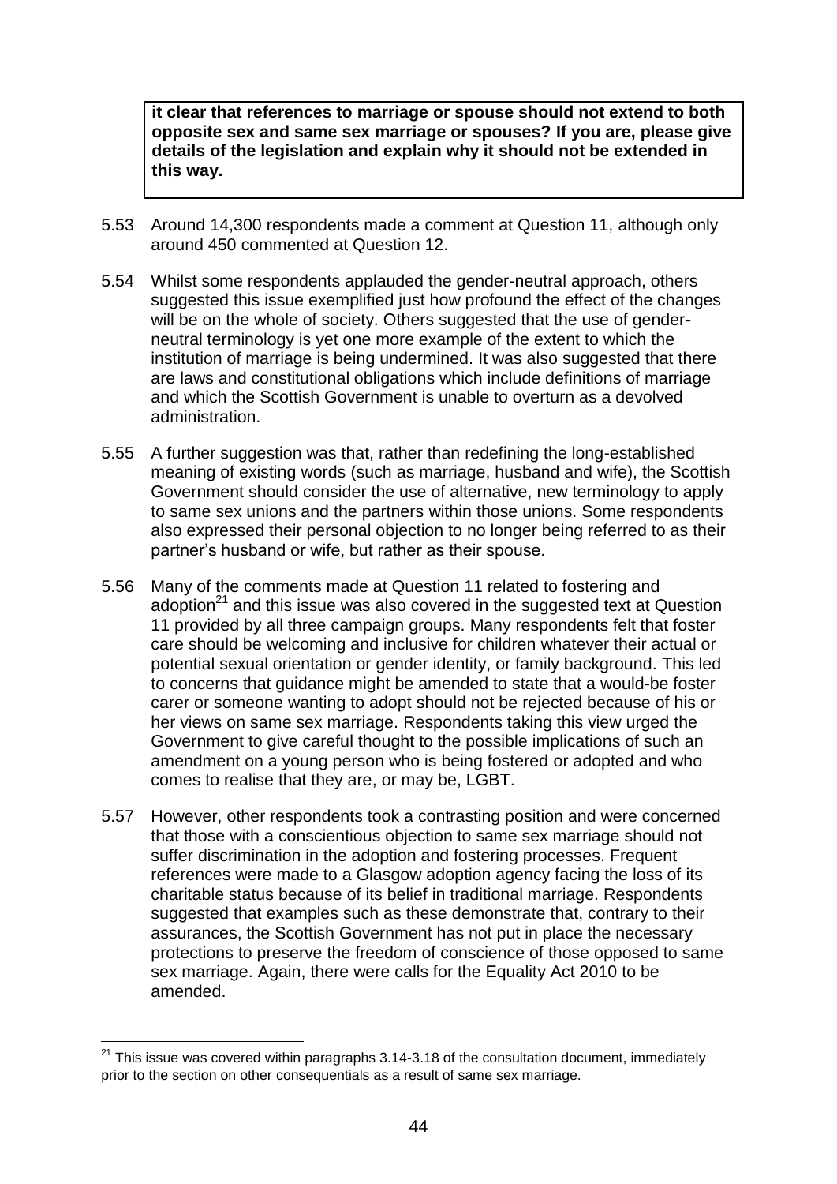**it clear that references to marriage or spouse should not extend to both opposite sex and same sex marriage or spouses? If you are, please give details of the legislation and explain why it should not be extended in this way.**

5.53 Around 14,300 respondents made a comment at Question 11, although only around 450 commented at Question 12.

5.54 Whilst some respondents applauded the gender-neutral approach, others suggested this issue exemplified just how profound the effect of the changes will be on the whole of society. Others suggested that the use of gender-neutral terminology is yet one more example of the extent to which the institution of marriage is being undermined. It was also suggested that there are laws and constitutional obligations which include definitions of marriage and which the Scottish Government is unable to overturn as a devolved administration.

5.55 A further suggestion was that, rather than redefining the long-established meaning of existing words (such as marriage, husband and wife), the Scottish Government should consider the use of alternative, new terminology to apply to same sex unions and the partners within those unions. Some respondents also expressed their personal objection to no longer being referred to as their partner's husband or wife, but rather as their spouse.

5.56 Many of the comments made at Question 11 related to fostering and adoption[21] and this issue was also covered in the suggested text at Question 11 provided by all three campaign groups. Many respondents felt that foster care should be welcoming and inclusive for children whatever their actual or potential sexual orientation or gender identity, or family background. This led to concerns that guidance might be amended to state that a would-be foster carer or someone wanting to adopt should not be rejected because of his or her views on same sex marriage. Respondents taking this view urged the Government to give careful thought to the possible implications of such an amendment on a young person who is being fostered or adopted and who comes to realise that they are, or may be, LGBT.

5.57 However, other respondents took a contrasting position and were concerned that those with a conscientious objection to same sex marriage should not suffer discrimination in the adoption and fostering processes. Frequent references were made to a Glasgow adoption agency facing the loss of its charitable status because of its belief in traditional marriage. Respondents suggested that examples such as these demonstrate that, contrary to their assurances, the Scottish Government has not put in place the necessary protections to preserve the freedom of conscience of those opposed to same sex marriage. Again, there were calls for the Equality Act 2010 to be amended.

---

[21] This issue was covered within paragraphs 3.14-3.18 of the consultation document, immediately prior to the section on other consequentials as a result of same sex marriage.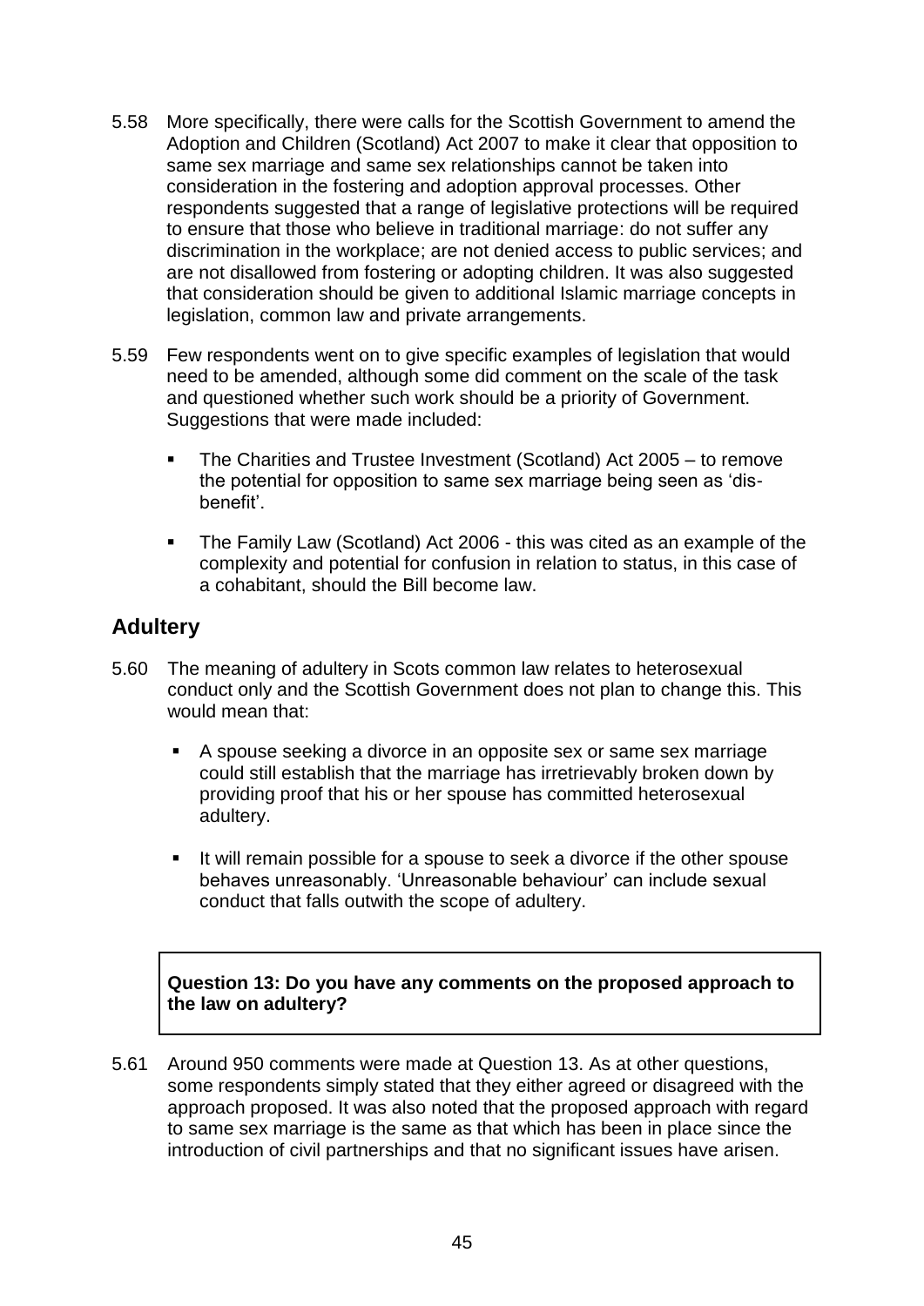5.58 More specifically, there were calls for the Scottish Government to amend the Adoption and Children (Scotland) Act 2007 to make it clear that opposition to same sex marriage and same sex relationships cannot be taken into consideration in the fostering and adoption approval processes. Other respondents suggested that a range of legislative protections will be required to ensure that those who believe in traditional marriage: do not suffer any discrimination in the workplace; are not denied access to public services; and are not disallowed from fostering or adopting children. It was also suggested that consideration should be given to additional Islamic marriage concepts in legislation, common law and private arrangements.

5.59 Few respondents went on to give specific examples of legislation that would need to be amended, although some did comment on the scale of the task and questioned whether such work should be a priority of Government. Suggestions that were made included:

- The Charities and Trustee Investment (Scotland) Act 2005 – to remove the potential for opposition to same sex marriage being seen as 'dis-benefit'.
- The Family Law (Scotland) Act 2006 - this was cited as an example of the complexity and potential for confusion in relation to status, in this case of a cohabitant, should the Bill become law.

## Adultery

5.60 The meaning of adultery in Scots common law relates to heterosexual conduct only and the Scottish Government does not plan to change this. This would mean that:

- A spouse seeking a divorce in an opposite sex or same sex marriage could still establish that the marriage has irretrievably broken down by providing proof that his or her spouse has committed heterosexual adultery.
- It will remain possible for a spouse to seek a divorce if the other spouse behaves unreasonably. 'Unreasonable behaviour' can include sexual conduct that falls outwith the scope of adultery.

**Question 13: Do you have any comments on the proposed approach to the law on adultery?**

5.61 Around 950 comments were made at Question 13. As at other questions, some respondents simply stated that they either agreed or disagreed with the approach proposed. It was also noted that the proposed approach with regard to same sex marriage is the same as that which has been in place since the introduction of civil partnerships and that no significant issues have arisen.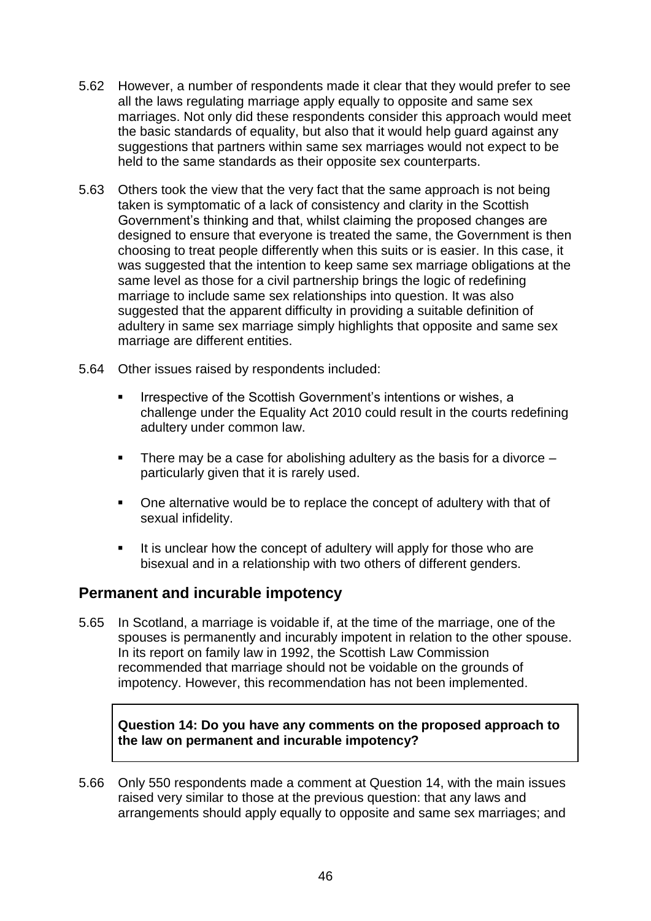5.62 However, a number of respondents made it clear that they would prefer to see all the laws regulating marriage apply equally to opposite and same sex marriages. Not only did these respondents consider this approach would meet the basic standards of equality, but also that it would help guard against any suggestions that partners within same sex marriages would not expect to be held to the same standards as their opposite sex counterparts.

5.63 Others took the view that the very fact that the same approach is not being taken is symptomatic of a lack of consistency and clarity in the Scottish Government's thinking and that, whilst claiming the proposed changes are designed to ensure that everyone is treated the same, the Government is then choosing to treat people differently when this suits or is easier. In this case, it was suggested that the intention to keep same sex marriage obligations at the same level as those for a civil partnership brings the logic of redefining marriage to include same sex relationships into question. It was also suggested that the apparent difficulty in providing a suitable definition of adultery in same sex marriage simply highlights that opposite and same sex marriage are different entities.

5.64 Other issues raised by respondents included:

- Irrespective of the Scottish Government's intentions or wishes, a challenge under the Equality Act 2010 could result in the courts redefining adultery under common law.
- There may be a case for abolishing adultery as the basis for a divorce – particularly given that it is rarely used.
- One alternative would be to replace the concept of adultery with that of sexual infidelity.
- It is unclear how the concept of adultery will apply for those who are bisexual and in a relationship with two others of different genders.

## Permanent and incurable impotency

5.65 In Scotland, a marriage is voidable if, at the time of the marriage, one of the spouses is permanently and incurably impotent in relation to the other spouse. In its report on family law in 1992, the Scottish Law Commission recommended that marriage should not be voidable on the grounds of impotency. However, this recommendation has not been implemented.

**Question 14: Do you have any comments on the proposed approach to the law on permanent and incurable impotency?**

5.66 Only 550 respondents made a comment at Question 14, with the main issues raised very similar to those at the previous question: that any laws and arrangements should apply equally to opposite and same sex marriages; and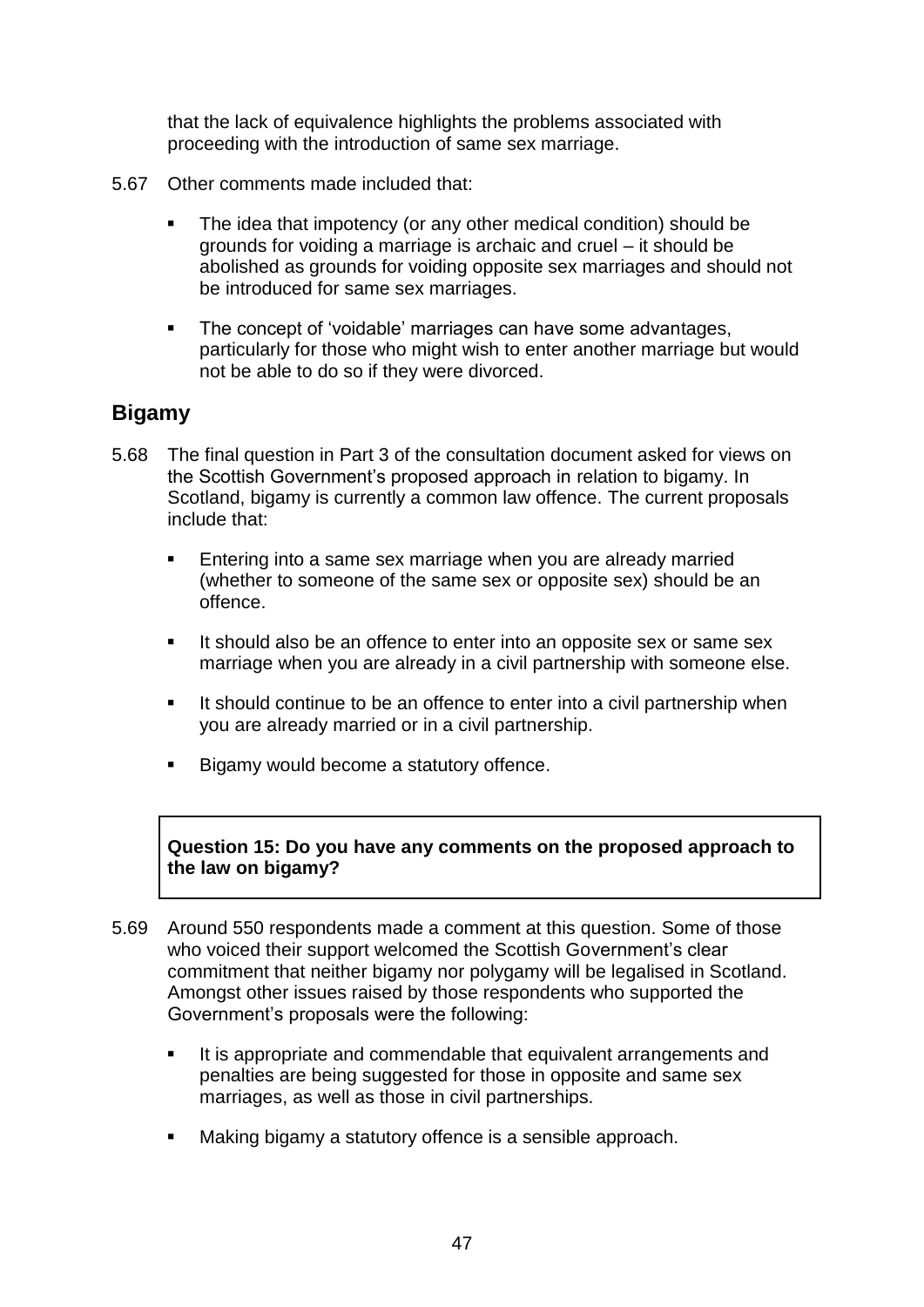that the lack of equivalence highlights the problems associated with proceeding with the introduction of same sex marriage.

5.67 Other comments made included that:

- The idea that impotency (or any other medical condition) should be grounds for voiding a marriage is archaic and cruel – it should be abolished as grounds for voiding opposite sex marriages and should not be introduced for same sex marriages.
- The concept of 'voidable' marriages can have some advantages, particularly for those who might wish to enter another marriage but would not be able to do so if they were divorced.

## Bigamy

5.68 The final question in Part 3 of the consultation document asked for views on the Scottish Government's proposed approach in relation to bigamy. In Scotland, bigamy is currently a common law offence. The current proposals include that:

- Entering into a same sex marriage when you are already married (whether to someone of the same sex or opposite sex) should be an offence.
- It should also be an offence to enter into an opposite sex or same sex marriage when you are already in a civil partnership with someone else.
- It should continue to be an offence to enter into a civil partnership when you are already married or in a civil partnership.
- Bigamy would become a statutory offence.

**Question 15: Do you have any comments on the proposed approach to the law on bigamy?**

5.69 Around 550 respondents made a comment at this question. Some of those who voiced their support welcomed the Scottish Government's clear commitment that neither bigamy nor polygamy will be legalised in Scotland. Amongst other issues raised by those respondents who supported the Government's proposals were the following:

- It is appropriate and commendable that equivalent arrangements and penalties are being suggested for those in opposite and same sex marriages, as well as those in civil partnerships.
- Making bigamy a statutory offence is a sensible approach.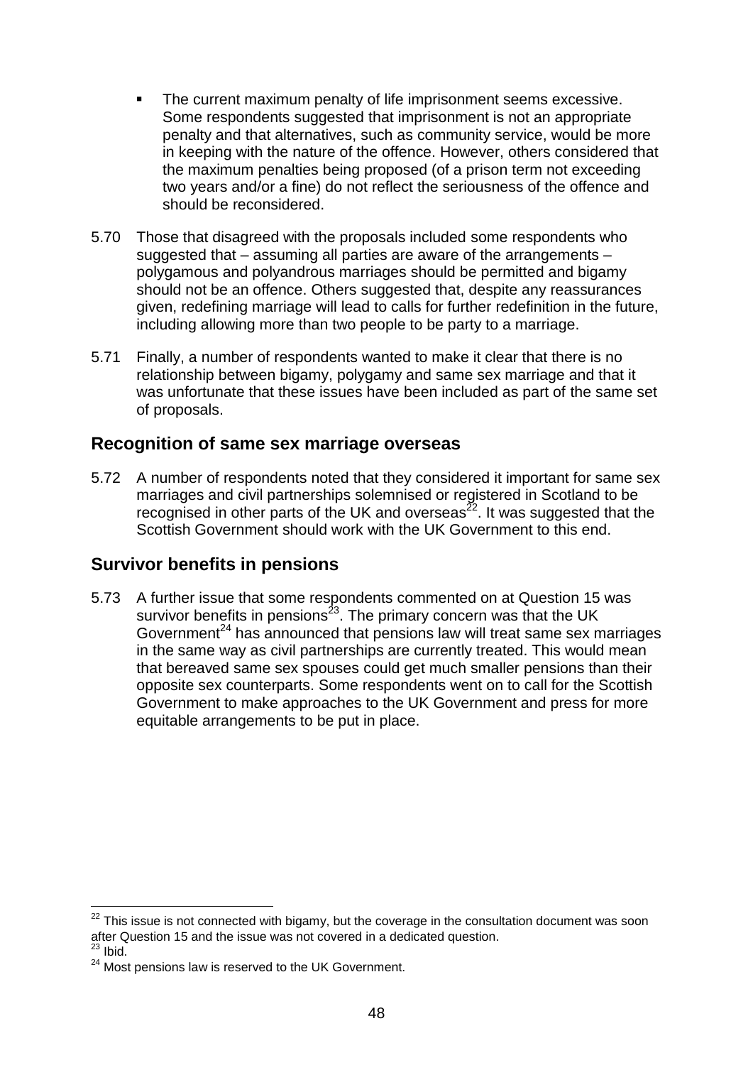- The current maximum penalty of life imprisonment seems excessive. Some respondents suggested that imprisonment is not an appropriate penalty and that alternatives, such as community service, would be more in keeping with the nature of the offence. However, others considered that the maximum penalties being proposed (of a prison term not exceeding two years and/or a fine) do not reflect the seriousness of the offence and should be reconsidered.

5.70 Those that disagreed with the proposals included some respondents who suggested that – assuming all parties are aware of the arrangements – polygamous and polyandrous marriages should be permitted and bigamy should not be an offence. Others suggested that, despite any reassurances given, redefining marriage will lead to calls for further redefinition in the future, including allowing more than two people to be party to a marriage.

5.71 Finally, a number of respondents wanted to make it clear that there is no relationship between bigamy, polygamy and same sex marriage and that it was unfortunate that these issues have been included as part of the same set of proposals.

## Recognition of same sex marriage overseas

5.72 A number of respondents noted that they considered it important for same sex marriages and civil partnerships solemnised or registered in Scotland to be recognised in other parts of the UK and overseas[22]. It was suggested that the Scottish Government should work with the UK Government to this end.

## Survivor benefits in pensions

5.73 A further issue that some respondents commented on at Question 15 was survivor benefits in pensions[23]. The primary concern was that the UK Government[24] has announced that pensions law will treat same sex marriages in the same way as civil partnerships are currently treated. This would mean that bereaved same sex spouses could get much smaller pensions than their opposite sex counterparts. Some respondents went on to call for the Scottish Government to make approaches to the UK Government and press for more equitable arrangements to be put in place.

---

[22] This issue is not connected with bigamy, but the coverage in the consultation document was soon after Question 15 and the issue was not covered in a dedicated question.

[23] Ibid.

[24] Most pensions law is reserved to the UK Government.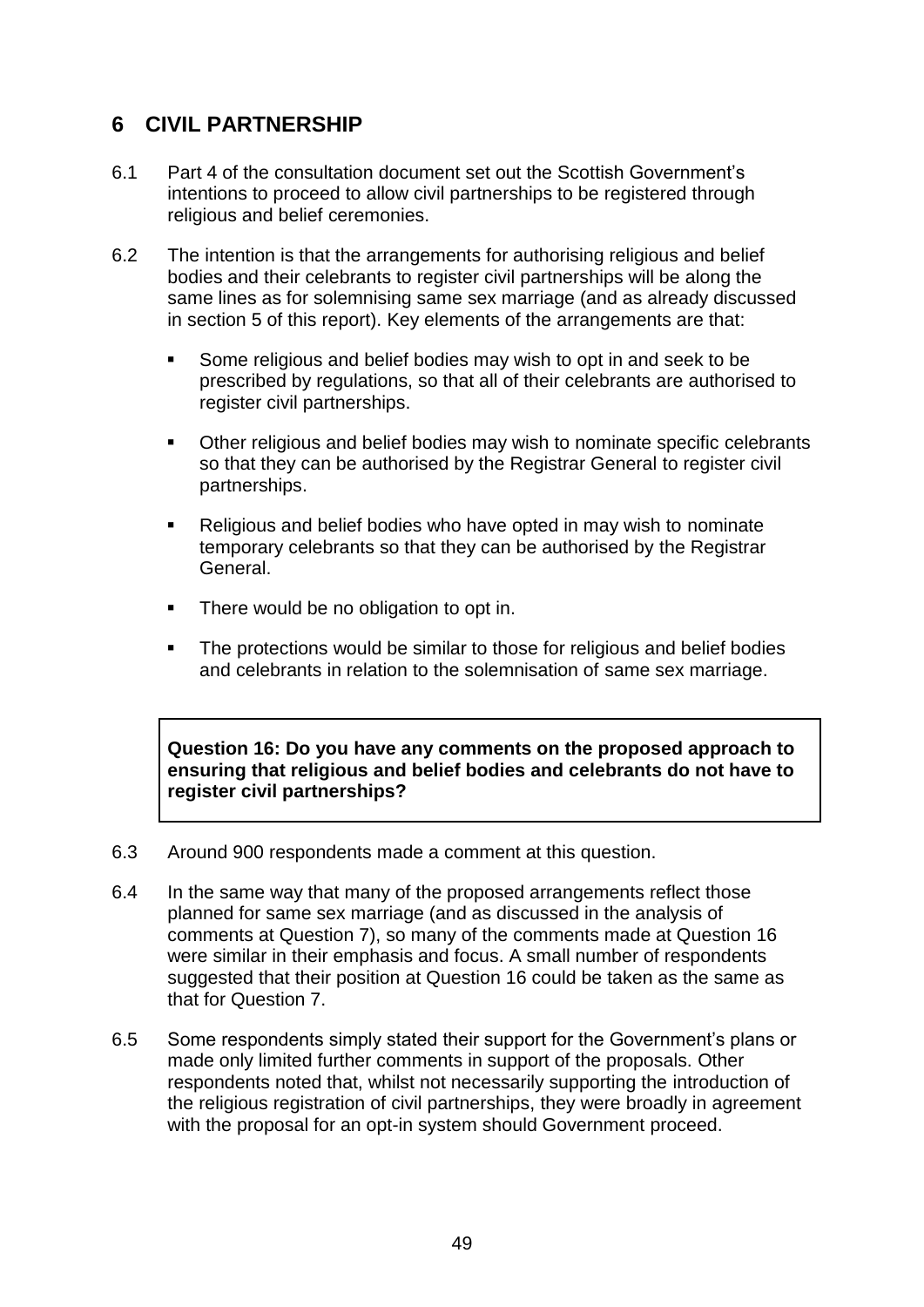## 6 CIVIL PARTNERSHIP

6.1 Part 4 of the consultation document set out the Scottish Government's intentions to proceed to allow civil partnerships to be registered through religious and belief ceremonies.

6.2 The intention is that the arrangements for authorising religious and belief bodies and their celebrants to register civil partnerships will be along the same lines as for solemnising same sex marriage (and as already discussed in section 5 of this report). Key elements of the arrangements are that:

- Some religious and belief bodies may wish to opt in and seek to be prescribed by regulations, so that all of their celebrants are authorised to register civil partnerships.
- Other religious and belief bodies may wish to nominate specific celebrants so that they can be authorised by the Registrar General to register civil partnerships.
- Religious and belief bodies who have opted in may wish to nominate temporary celebrants so that they can be authorised by the Registrar General.
- There would be no obligation to opt in.
- The protections would be similar to those for religious and belief bodies and celebrants in relation to the solemnisation of same sex marriage.

**Question 16: Do you have any comments on the proposed approach to ensuring that religious and belief bodies and celebrants do not have to register civil partnerships?**

6.3 Around 900 respondents made a comment at this question.

6.4 In the same way that many of the proposed arrangements reflect those planned for same sex marriage (and as discussed in the analysis of comments at Question 7), so many of the comments made at Question 16 were similar in their emphasis and focus. A small number of respondents suggested that their position at Question 16 could be taken as the same as that for Question 7.

6.5 Some respondents simply stated their support for the Government's plans or made only limited further comments in support of the proposals. Other respondents noted that, whilst not necessarily supporting the introduction of the religious registration of civil partnerships, they were broadly in agreement with the proposal for an opt-in system should Government proceed.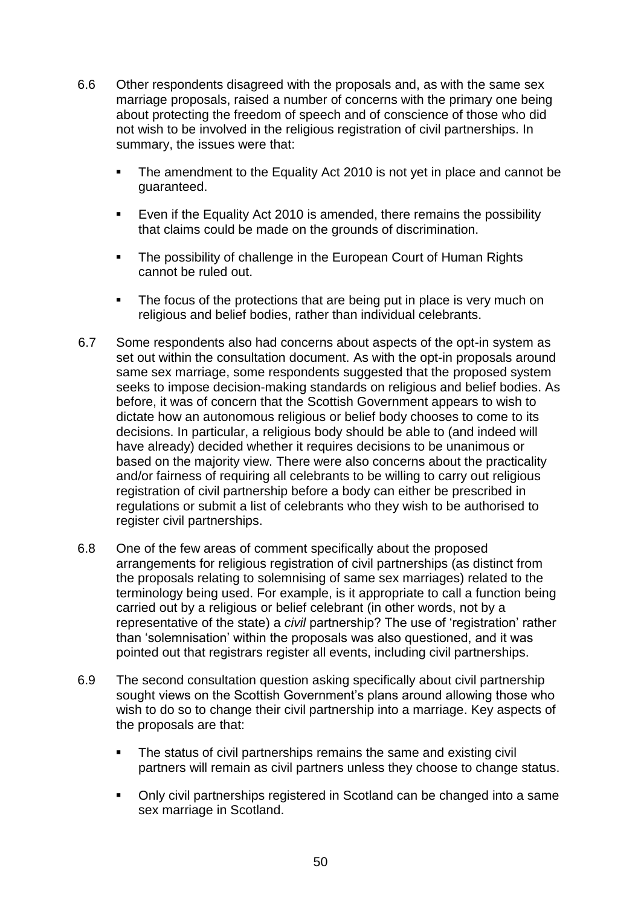6.6 Other respondents disagreed with the proposals and, as with the same sex marriage proposals, raised a number of concerns with the primary one being about protecting the freedom of speech and of conscience of those who did not wish to be involved in the religious registration of civil partnerships. In summary, the issues were that:

- The amendment to the Equality Act 2010 is not yet in place and cannot be guaranteed.
- Even if the Equality Act 2010 is amended, there remains the possibility that claims could be made on the grounds of discrimination.
- The possibility of challenge in the European Court of Human Rights cannot be ruled out.
- The focus of the protections that are being put in place is very much on religious and belief bodies, rather than individual celebrants.

6.7 Some respondents also had concerns about aspects of the opt-in system as set out within the consultation document. As with the opt-in proposals around same sex marriage, some respondents suggested that the proposed system seeks to impose decision-making standards on religious and belief bodies. As before, it was of concern that the Scottish Government appears to wish to dictate how an autonomous religious or belief body chooses to come to its decisions. In particular, a religious body should be able to (and indeed will have already) decided whether it requires decisions to be unanimous or based on the majority view. There were also concerns about the practicality and/or fairness of requiring all celebrants to be willing to carry out religious registration of civil partnership before a body can either be prescribed in regulations or submit a list of celebrants who they wish to be authorised to register civil partnerships.

6.8 One of the few areas of comment specifically about the proposed arrangements for religious registration of civil partnerships (as distinct from the proposals relating to solemnising of same sex marriages) related to the terminology being used. For example, is it appropriate to call a function being carried out by a religious or belief celebrant (in other words, not by a representative of the state) a *civil* partnership? The use of 'registration' rather than 'solemnisation' within the proposals was also questioned, and it was pointed out that registrars register all events, including civil partnerships.

6.9 The second consultation question asking specifically about civil partnership sought views on the Scottish Government's plans around allowing those who wish to do so to change their civil partnership into a marriage. Key aspects of the proposals are that:

- The status of civil partnerships remains the same and existing civil partners will remain as civil partners unless they choose to change status.
- Only civil partnerships registered in Scotland can be changed into a same sex marriage in Scotland.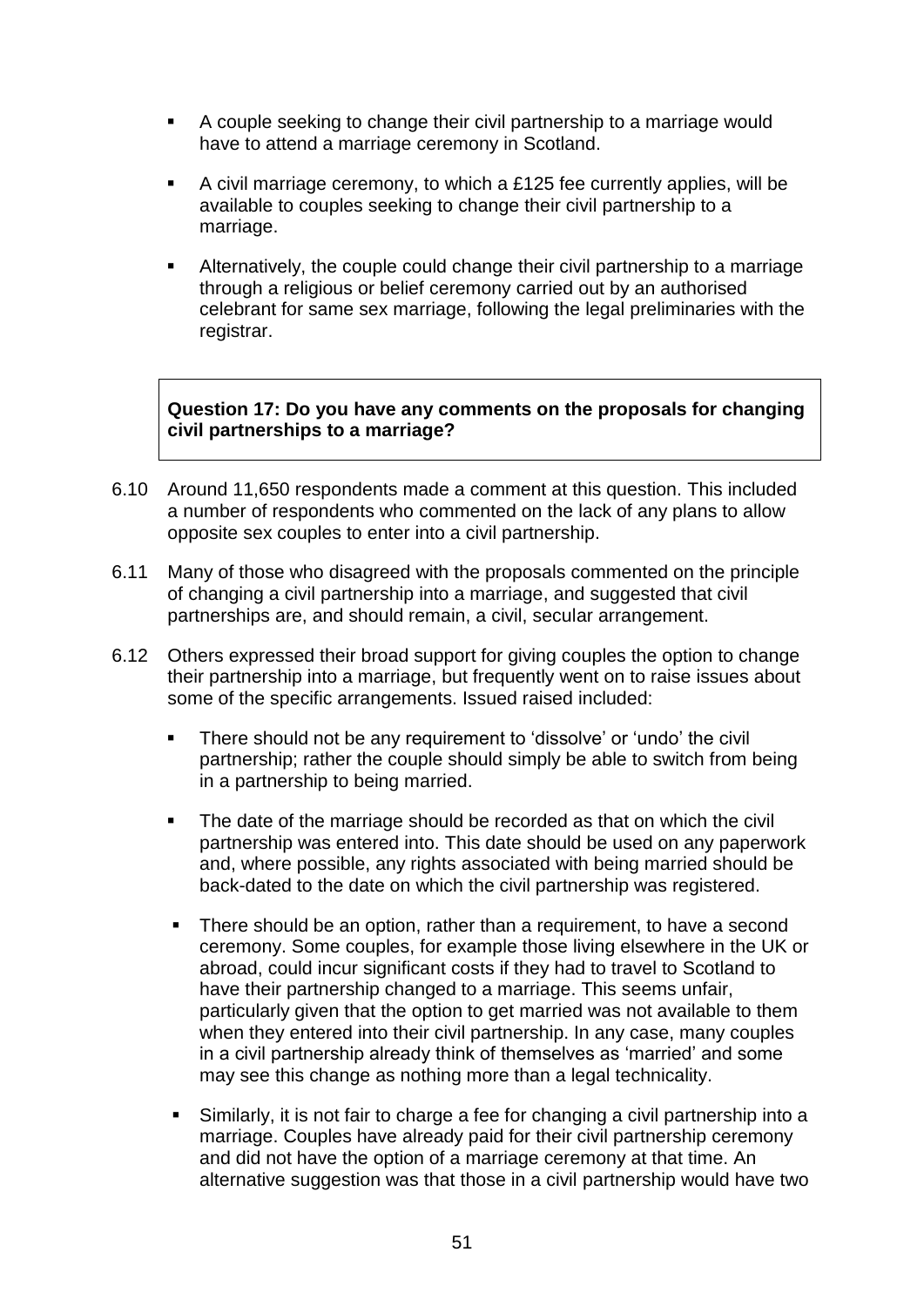- A couple seeking to change their civil partnership to a marriage would have to attend a marriage ceremony in Scotland.

- A civil marriage ceremony, to which a £125 fee currently applies, will be available to couples seeking to change their civil partnership to a marriage.

- Alternatively, the couple could change their civil partnership to a marriage through a religious or belief ceremony carried out by an authorised celebrant for same sex marriage, following the legal preliminaries with the registrar.

> **Question 17: Do you have any comments on the proposals for changing civil partnerships to a marriage?**

6.10 Around 11,650 respondents made a comment at this question. This included a number of respondents who commented on the lack of any plans to allow opposite sex couples to enter into a civil partnership.

6.11 Many of those who disagreed with the proposals commented on the principle of changing a civil partnership into a marriage, and suggested that civil partnerships are, and should remain, a civil, secular arrangement.

6.12 Others expressed their broad support for giving couples the option to change their partnership into a marriage, but frequently went on to raise issues about some of the specific arrangements. Issued raised included:

- There should not be any requirement to 'dissolve' or 'undo' the civil partnership; rather the couple should simply be able to switch from being in a partnership to being married.

- The date of the marriage should be recorded as that on which the civil partnership was entered into. This date should be used on any paperwork and, where possible, any rights associated with being married should be back-dated to the date on which the civil partnership was registered.

- There should be an option, rather than a requirement, to have a second ceremony. Some couples, for example those living elsewhere in the UK or abroad, could incur significant costs if they had to travel to Scotland to have their partnership changed to a marriage. This seems unfair, particularly given that the option to get married was not available to them when they entered into their civil partnership. In any case, many couples in a civil partnership already think of themselves as 'married' and some may see this change as nothing more than a legal technicality.

- Similarly, it is not fair to charge a fee for changing a civil partnership into a marriage. Couples have already paid for their civil partnership ceremony and did not have the option of a marriage ceremony at that time. An alternative suggestion was that those in a civil partnership would have two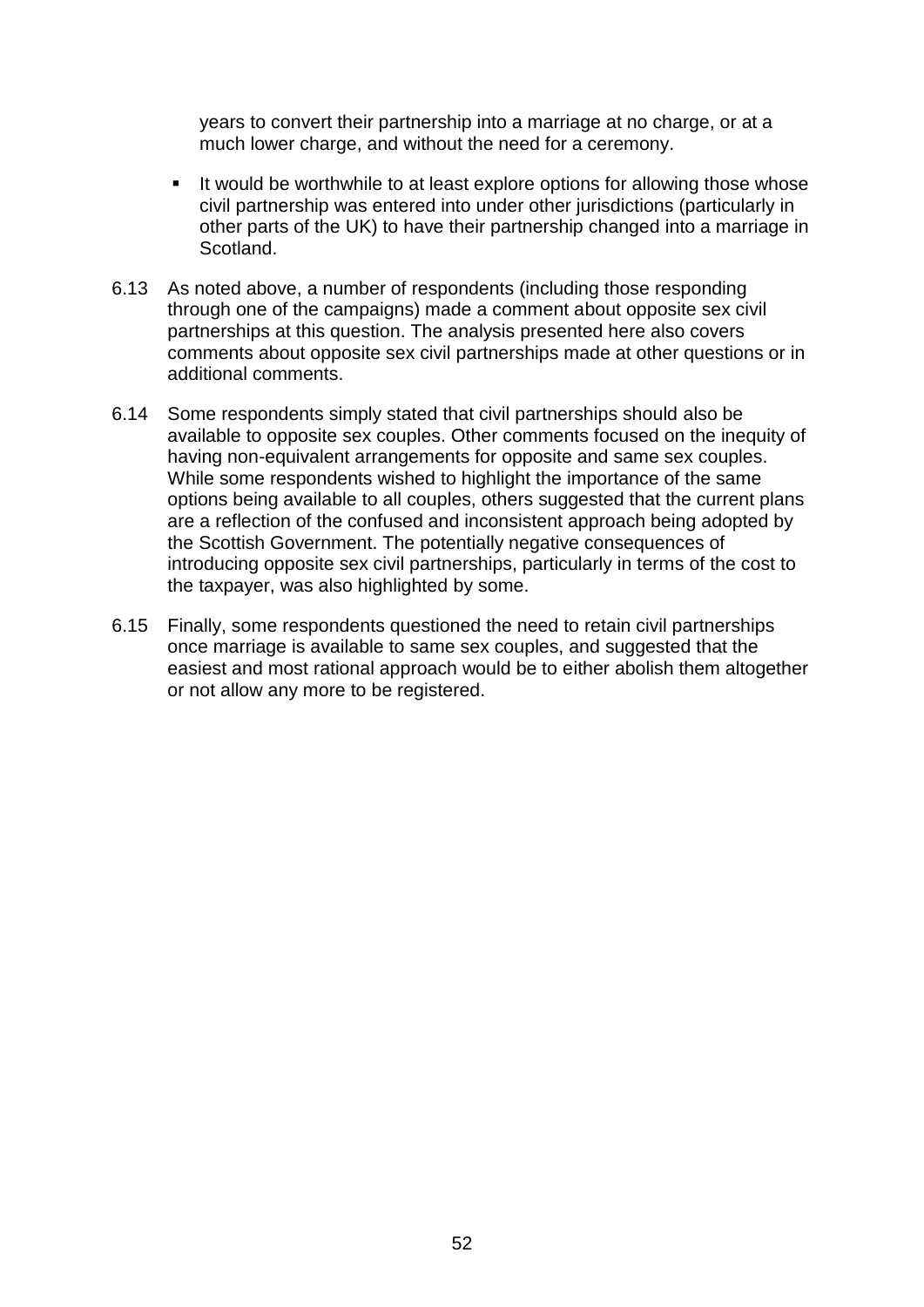years to convert their partnership into a marriage at no charge, or at a much lower charge, and without the need for a ceremony.

- It would be worthwhile to at least explore options for allowing those whose civil partnership was entered into under other jurisdictions (particularly in other parts of the UK) to have their partnership changed into a marriage in Scotland.

6.13 As noted above, a number of respondents (including those responding through one of the campaigns) made a comment about opposite sex civil partnerships at this question. The analysis presented here also covers comments about opposite sex civil partnerships made at other questions or in additional comments.

6.14 Some respondents simply stated that civil partnerships should also be available to opposite sex couples. Other comments focused on the inequity of having non-equivalent arrangements for opposite and same sex couples. While some respondents wished to highlight the importance of the same options being available to all couples, others suggested that the current plans are a reflection of the confused and inconsistent approach being adopted by the Scottish Government. The potentially negative consequences of introducing opposite sex civil partnerships, particularly in terms of the cost to the taxpayer, was also highlighted by some.

6.15 Finally, some respondents questioned the need to retain civil partnerships once marriage is available to same sex couples, and suggested that the easiest and most rational approach would be to either abolish them altogether or not allow any more to be registered.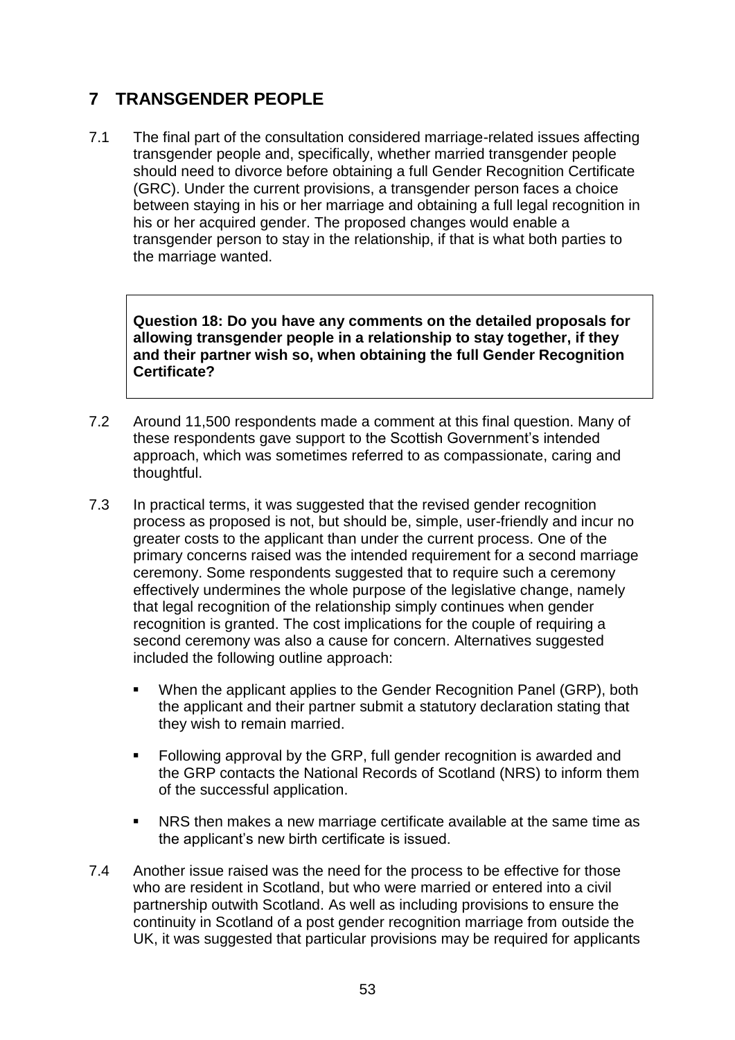## 7 TRANSGENDER PEOPLE

7.1 The final part of the consultation considered marriage-related issues affecting transgender people and, specifically, whether married transgender people should need to divorce before obtaining a full Gender Recognition Certificate (GRC). Under the current provisions, a transgender person faces a choice between staying in his or her marriage and obtaining a full legal recognition in his or her acquired gender. The proposed changes would enable a transgender person to stay in the relationship, if that is what both parties to the marriage wanted.

> **Question 18: Do you have any comments on the detailed proposals for allowing transgender people in a relationship to stay together, if they and their partner wish so, when obtaining the full Gender Recognition Certificate?**

7.2 Around 11,500 respondents made a comment at this final question. Many of these respondents gave support to the Scottish Government's intended approach, which was sometimes referred to as compassionate, caring and thoughtful.

7.3 In practical terms, it was suggested that the revised gender recognition process as proposed is not, but should be, simple, user-friendly and incur no greater costs to the applicant than under the current process. One of the primary concerns raised was the intended requirement for a second marriage ceremony. Some respondents suggested that to require such a ceremony effectively undermines the whole purpose of the legislative change, namely that legal recognition of the relationship simply continues when gender recognition is granted. The cost implications for the couple of requiring a second ceremony was also a cause for concern. Alternatives suggested included the following outline approach:

- When the applicant applies to the Gender Recognition Panel (GRP), both the applicant and their partner submit a statutory declaration stating that they wish to remain married.
- Following approval by the GRP, full gender recognition is awarded and the GRP contacts the National Records of Scotland (NRS) to inform them of the successful application.
- NRS then makes a new marriage certificate available at the same time as the applicant's new birth certificate is issued.

7.4 Another issue raised was the need for the process to be effective for those who are resident in Scotland, but who were married or entered into a civil partnership outwith Scotland. As well as including provisions to ensure the continuity in Scotland of a post gender recognition marriage from outside the UK, it was suggested that particular provisions may be required for applicants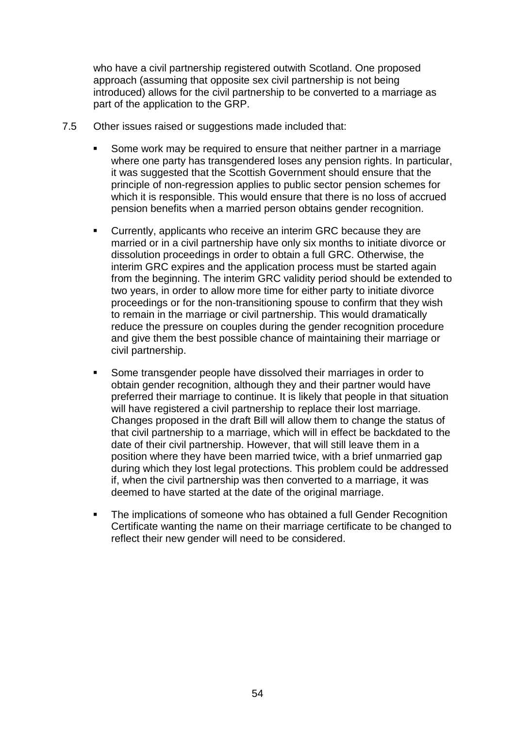who have a civil partnership registered outwith Scotland. One proposed approach (assuming that opposite sex civil partnership is not being introduced) allows for the civil partnership to be converted to a marriage as part of the application to the GRP.

7.5 Other issues raised or suggestions made included that:

- Some work may be required to ensure that neither partner in a marriage where one party has transgendered loses any pension rights. In particular, it was suggested that the Scottish Government should ensure that the principle of non-regression applies to public sector pension schemes for which it is responsible. This would ensure that there is no loss of accrued pension benefits when a married person obtains gender recognition.

- Currently, applicants who receive an interim GRC because they are married or in a civil partnership have only six months to initiate divorce or dissolution proceedings in order to obtain a full GRC. Otherwise, the interim GRC expires and the application process must be started again from the beginning. The interim GRC validity period should be extended to two years, in order to allow more time for either party to initiate divorce proceedings or for the non-transitioning spouse to confirm that they wish to remain in the marriage or civil partnership. This would dramatically reduce the pressure on couples during the gender recognition procedure and give them the best possible chance of maintaining their marriage or civil partnership.

- Some transgender people have dissolved their marriages in order to obtain gender recognition, although they and their partner would have preferred their marriage to continue. It is likely that people in that situation will have registered a civil partnership to replace their lost marriage. Changes proposed in the draft Bill will allow them to change the status of that civil partnership to a marriage, which will in effect be backdated to the date of their civil partnership. However, that will still leave them in a position where they have been married twice, with a brief unmarried gap during which they lost legal protections. This problem could be addressed if, when the civil partnership was then converted to a marriage, it was deemed to have started at the date of the original marriage.

- The implications of someone who has obtained a full Gender Recognition Certificate wanting the name on their marriage certificate to be changed to reflect their new gender will need to be considered.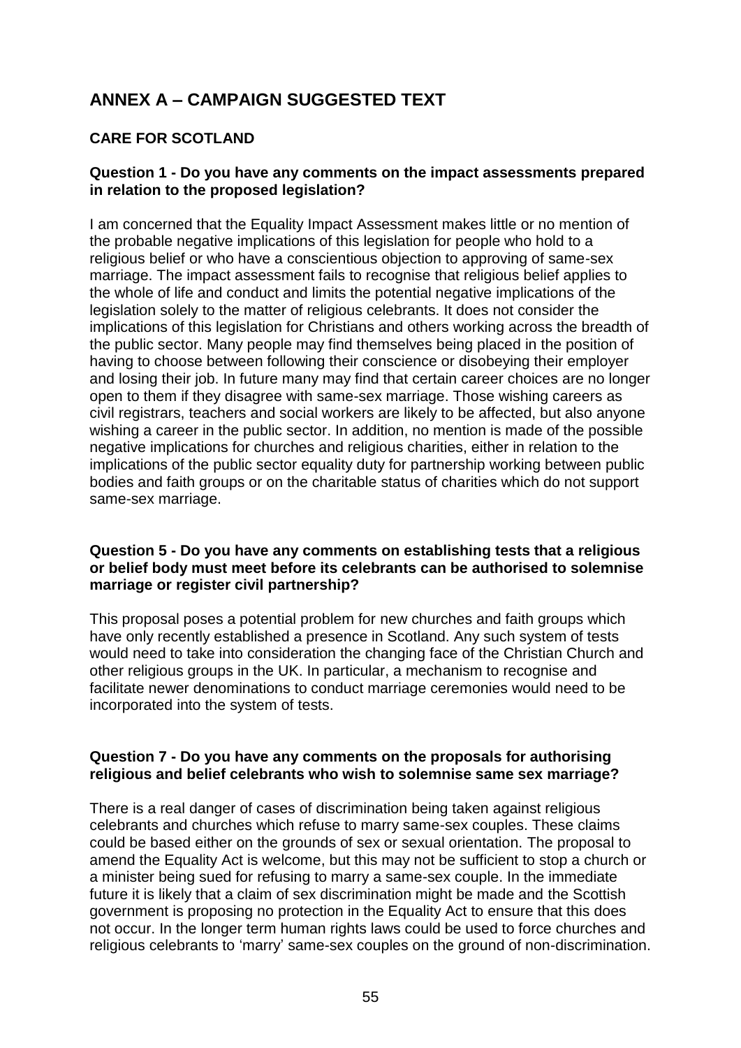# ANNEX A – CAMPAIGN SUGGESTED TEXT

## CARE FOR SCOTLAND

**Question 1 - Do you have any comments on the impact assessments prepared in relation to the proposed legislation?**

I am concerned that the Equality Impact Assessment makes little or no mention of the probable negative implications of this legislation for people who hold to a religious belief or who have a conscientious objection to approving of same-sex marriage. The impact assessment fails to recognise that religious belief applies to the whole of life and conduct and limits the potential negative implications of the legislation solely to the matter of religious celebrants. It does not consider the implications of this legislation for Christians and others working across the breadth of the public sector. Many people may find themselves being placed in the position of having to choose between following their conscience or disobeying their employer and losing their job. In future many may find that certain career choices are no longer open to them if they disagree with same-sex marriage. Those wishing careers as civil registrars, teachers and social workers are likely to be affected, but also anyone wishing a career in the public sector. In addition, no mention is made of the possible negative implications for churches and religious charities, either in relation to the implications of the public sector equality duty for partnership working between public bodies and faith groups or on the charitable status of charities which do not support same-sex marriage.

**Question 5 - Do you have any comments on establishing tests that a religious or belief body must meet before its celebrants can be authorised to solemnise marriage or register civil partnership?**

This proposal poses a potential problem for new churches and faith groups which have only recently established a presence in Scotland. Any such system of tests would need to take into consideration the changing face of the Christian Church and other religious groups in the UK. In particular, a mechanism to recognise and facilitate newer denominations to conduct marriage ceremonies would need to be incorporated into the system of tests.

**Question 7 - Do you have any comments on the proposals for authorising religious and belief celebrants who wish to solemnise same sex marriage?**

There is a real danger of cases of discrimination being taken against religious celebrants and churches which refuse to marry same-sex couples. These claims could be based either on the grounds of sex or sexual orientation. The proposal to amend the Equality Act is welcome, but this may not be sufficient to stop a church or a minister being sued for refusing to marry a same-sex couple. In the immediate future it is likely that a claim of sex discrimination might be made and the Scottish government is proposing no protection in the Equality Act to ensure that this does not occur. In the longer term human rights laws could be used to force churches and religious celebrants to 'marry' same-sex couples on the ground of non-discrimination.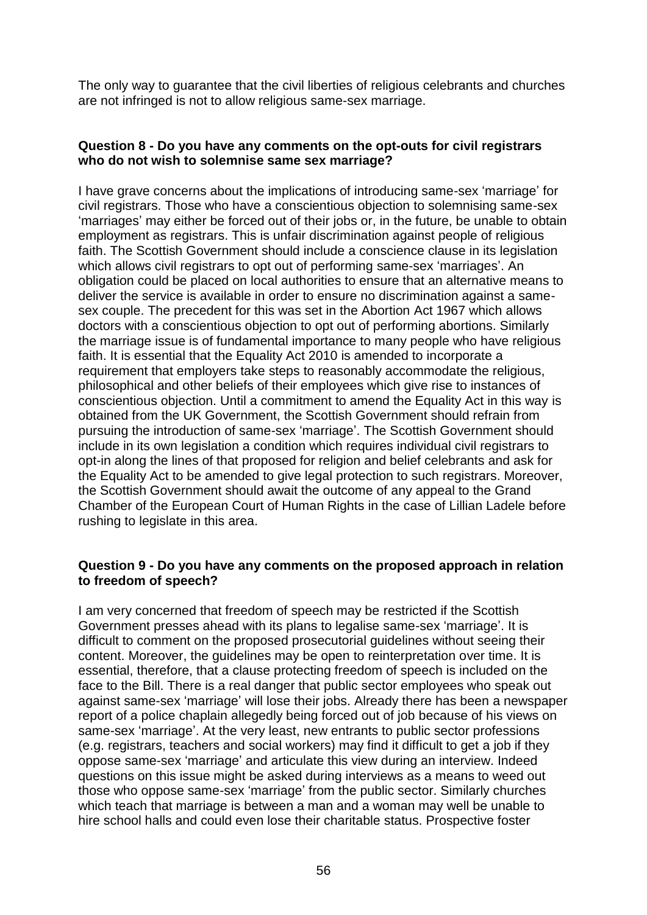The only way to guarantee that the civil liberties of religious celebrants and churches are not infringed is not to allow religious same-sex marriage.

**Question 8 - Do you have any comments on the opt-outs for civil registrars who do not wish to solemnise same sex marriage?**

I have grave concerns about the implications of introducing same-sex 'marriage' for civil registrars. Those who have a conscientious objection to solemnising same-sex 'marriages' may either be forced out of their jobs or, in the future, be unable to obtain employment as registrars. This is unfair discrimination against people of religious faith. The Scottish Government should include a conscience clause in its legislation which allows civil registrars to opt out of performing same-sex 'marriages'. An obligation could be placed on local authorities to ensure that an alternative means to deliver the service is available in order to ensure no discrimination against a same-sex couple. The precedent for this was set in the Abortion Act 1967 which allows doctors with a conscientious objection to opt out of performing abortions. Similarly the marriage issue is of fundamental importance to many people who have religious faith. It is essential that the Equality Act 2010 is amended to incorporate a requirement that employers take steps to reasonably accommodate the religious, philosophical and other beliefs of their employees which give rise to instances of conscientious objection. Until a commitment to amend the Equality Act in this way is obtained from the UK Government, the Scottish Government should refrain from pursuing the introduction of same-sex 'marriage'. The Scottish Government should include in its own legislation a condition which requires individual civil registrars to opt-in along the lines of that proposed for religion and belief celebrants and ask for the Equality Act to be amended to give legal protection to such registrars. Moreover, the Scottish Government should await the outcome of any appeal to the Grand Chamber of the European Court of Human Rights in the case of Lillian Ladele before rushing to legislate in this area.

**Question 9 - Do you have any comments on the proposed approach in relation to freedom of speech?**

I am very concerned that freedom of speech may be restricted if the Scottish Government presses ahead with its plans to legalise same-sex 'marriage'. It is difficult to comment on the proposed prosecutorial guidelines without seeing their content. Moreover, the guidelines may be open to reinterpretation over time. It is essential, therefore, that a clause protecting freedom of speech is included on the face to the Bill. There is a real danger that public sector employees who speak out against same-sex 'marriage' will lose their jobs. Already there has been a newspaper report of a police chaplain allegedly being forced out of job because of his views on same-sex 'marriage'. At the very least, new entrants to public sector professions (e.g. registrars, teachers and social workers) may find it difficult to get a job if they oppose same-sex 'marriage' and articulate this view during an interview. Indeed questions on this issue might be asked during interviews as a means to weed out those who oppose same-sex 'marriage' from the public sector. Similarly churches which teach that marriage is between a man and a woman may well be unable to hire school halls and could even lose their charitable status. Prospective foster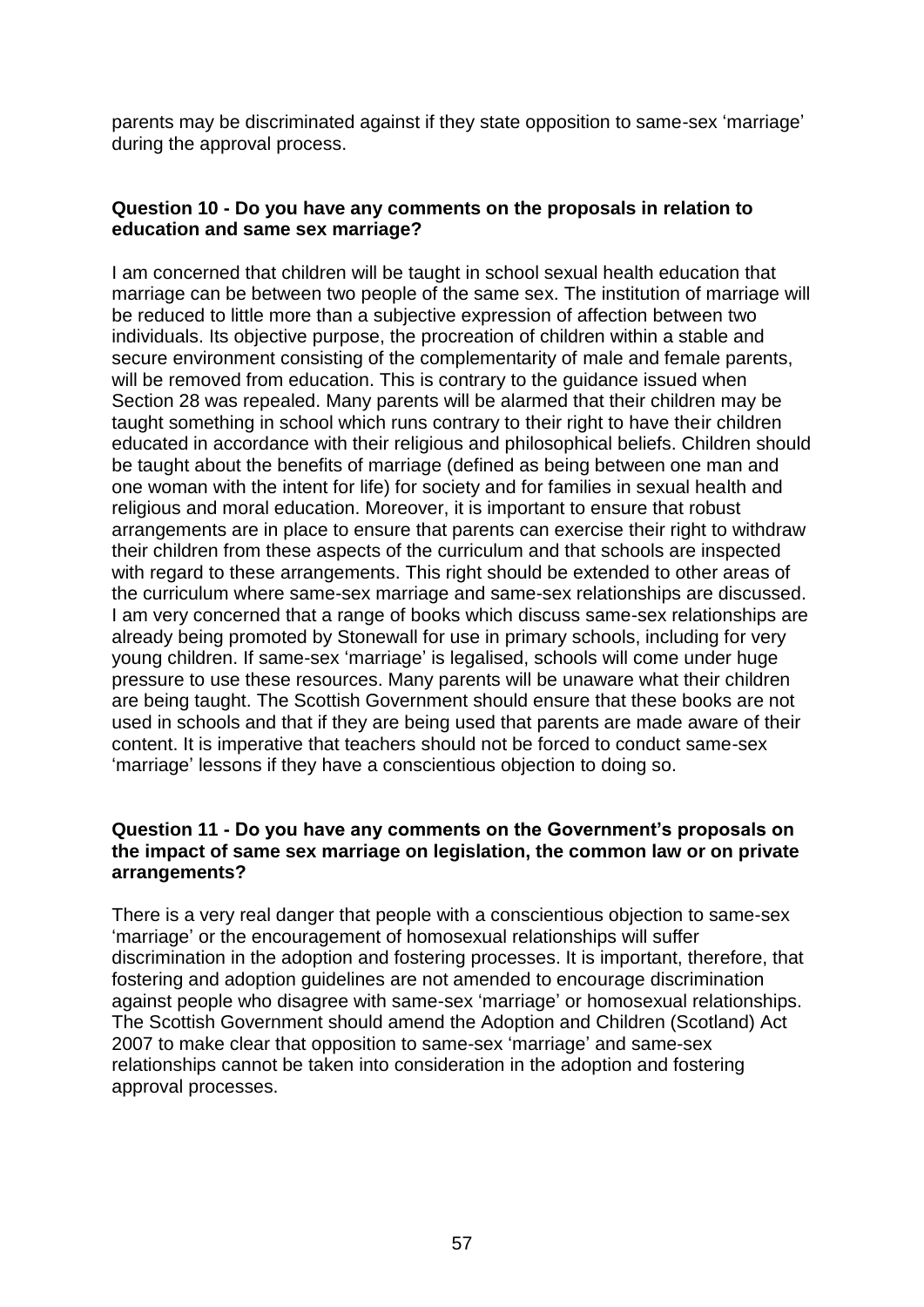parents may be discriminated against if they state opposition to same-sex 'marriage' during the approval process.

**Question 10 - Do you have any comments on the proposals in relation to education and same sex marriage?**

I am concerned that children will be taught in school sexual health education that marriage can be between two people of the same sex. The institution of marriage will be reduced to little more than a subjective expression of affection between two individuals. Its objective purpose, the procreation of children within a stable and secure environment consisting of the complementarity of male and female parents, will be removed from education. This is contrary to the guidance issued when Section 28 was repealed. Many parents will be alarmed that their children may be taught something in school which runs contrary to their right to have their children educated in accordance with their religious and philosophical beliefs. Children should be taught about the benefits of marriage (defined as being between one man and one woman with the intent for life) for society and for families in sexual health and religious and moral education. Moreover, it is important to ensure that robust arrangements are in place to ensure that parents can exercise their right to withdraw their children from these aspects of the curriculum and that schools are inspected with regard to these arrangements. This right should be extended to other areas of the curriculum where same-sex marriage and same-sex relationships are discussed. I am very concerned that a range of books which discuss same-sex relationships are already being promoted by Stonewall for use in primary schools, including for very young children. If same-sex 'marriage' is legalised, schools will come under huge pressure to use these resources. Many parents will be unaware what their children are being taught. The Scottish Government should ensure that these books are not used in schools and that if they are being used that parents are made aware of their content. It is imperative that teachers should not be forced to conduct same-sex 'marriage' lessons if they have a conscientious objection to doing so.

**Question 11 - Do you have any comments on the Government's proposals on the impact of same sex marriage on legislation, the common law or on private arrangements?**

There is a very real danger that people with a conscientious objection to same-sex 'marriage' or the encouragement of homosexual relationships will suffer discrimination in the adoption and fostering processes. It is important, therefore, that fostering and adoption guidelines are not amended to encourage discrimination against people who disagree with same-sex 'marriage' or homosexual relationships. The Scottish Government should amend the Adoption and Children (Scotland) Act 2007 to make clear that opposition to same-sex 'marriage' and same-sex relationships cannot be taken into consideration in the adoption and fostering approval processes.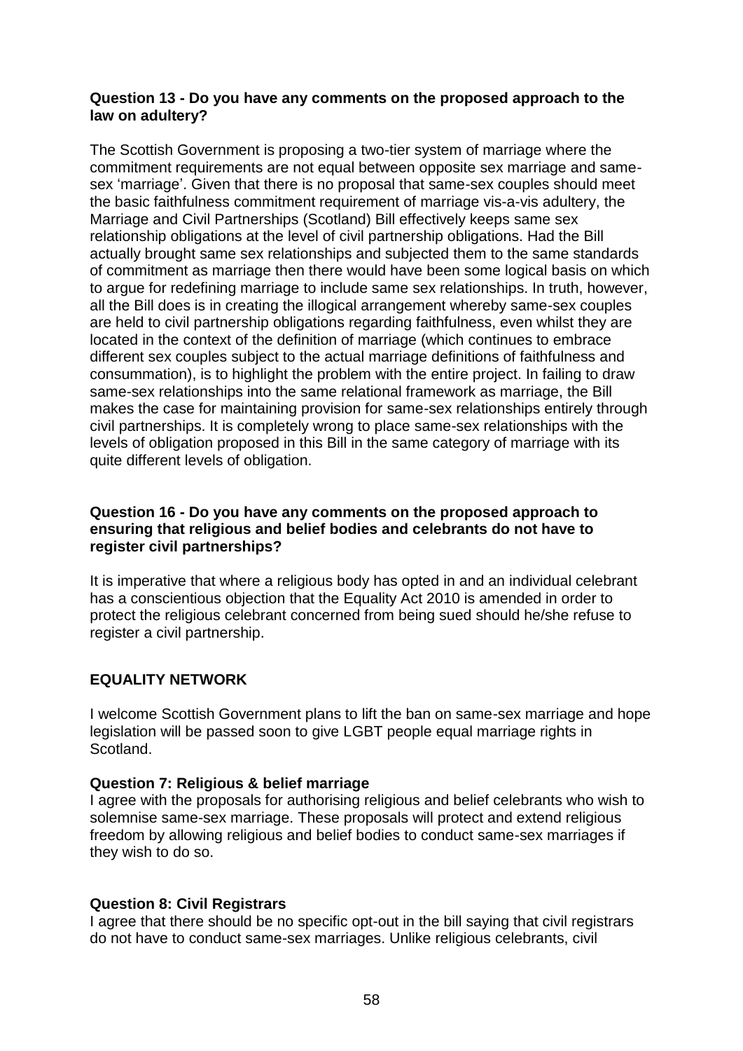**Question 13 - Do you have any comments on the proposed approach to the law on adultery?**

The Scottish Government is proposing a two-tier system of marriage where the commitment requirements are not equal between opposite sex marriage and same-sex 'marriage'. Given that there is no proposal that same-sex couples should meet the basic faithfulness commitment requirement of marriage vis-a-vis adultery, the Marriage and Civil Partnerships (Scotland) Bill effectively keeps same sex relationship obligations at the level of civil partnership obligations. Had the Bill actually brought same sex relationships and subjected them to the same standards of commitment as marriage then there would have been some logical basis on which to argue for redefining marriage to include same sex relationships. In truth, however, all the Bill does is in creating the illogical arrangement whereby same-sex couples are held to civil partnership obligations regarding faithfulness, even whilst they are located in the context of the definition of marriage (which continues to embrace different sex couples subject to the actual marriage definitions of faithfulness and consummation), is to highlight the problem with the entire project. In failing to draw same-sex relationships into the same relational framework as marriage, the Bill makes the case for maintaining provision for same-sex relationships entirely through civil partnerships. It is completely wrong to place same-sex relationships with the levels of obligation proposed in this Bill in the same category of marriage with its quite different levels of obligation.

**Question 16 - Do you have any comments on the proposed approach to ensuring that religious and belief bodies and celebrants do not have to register civil partnerships?**

It is imperative that where a religious body has opted in and an individual celebrant has a conscientious objection that the Equality Act 2010 is amended in order to protect the religious celebrant concerned from being sued should he/she refuse to register a civil partnership.

## EQUALITY NETWORK

I welcome Scottish Government plans to lift the ban on same-sex marriage and hope legislation will be passed soon to give LGBT people equal marriage rights in Scotland.

**Question 7: Religious & belief marriage**

I agree with the proposals for authorising religious and belief celebrants who wish to solemnise same-sex marriage. These proposals will protect and extend religious freedom by allowing religious and belief bodies to conduct same-sex marriages if they wish to do so.

**Question 8: Civil Registrars**

I agree that there should be no specific opt-out in the bill saying that civil registrars do not have to conduct same-sex marriages. Unlike religious celebrants, civil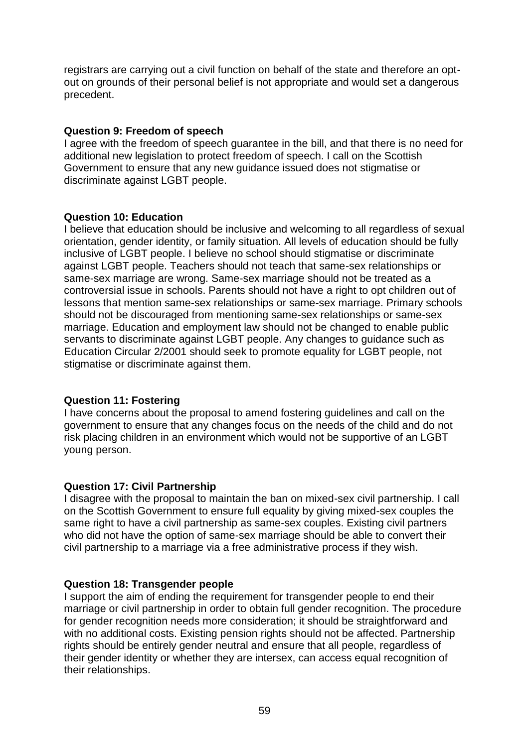registrars are carrying out a civil function on behalf of the state and therefore an opt-out on grounds of their personal belief is not appropriate and would set a dangerous precedent.

**Question 9: Freedom of speech**

I agree with the freedom of speech guarantee in the bill, and that there is no need for additional new legislation to protect freedom of speech. I call on the Scottish Government to ensure that any new guidance issued does not stigmatise or discriminate against LGBT people.

**Question 10: Education**

I believe that education should be inclusive and welcoming to all regardless of sexual orientation, gender identity, or family situation. All levels of education should be fully inclusive of LGBT people. I believe no school should stigmatise or discriminate against LGBT people. Teachers should not teach that same-sex relationships or same-sex marriage are wrong. Same-sex marriage should not be treated as a controversial issue in schools. Parents should not have a right to opt children out of lessons that mention same-sex relationships or same-sex marriage. Primary schools should not be discouraged from mentioning same-sex relationships or same-sex marriage. Education and employment law should not be changed to enable public servants to discriminate against LGBT people. Any changes to guidance such as Education Circular 2/2001 should seek to promote equality for LGBT people, not stigmatise or discriminate against them.

**Question 11: Fostering**

I have concerns about the proposal to amend fostering guidelines and call on the government to ensure that any changes focus on the needs of the child and do not risk placing children in an environment which would not be supportive of an LGBT young person.

**Question 17: Civil Partnership**

I disagree with the proposal to maintain the ban on mixed-sex civil partnership. I call on the Scottish Government to ensure full equality by giving mixed-sex couples the same right to have a civil partnership as same-sex couples. Existing civil partners who did not have the option of same-sex marriage should be able to convert their civil partnership to a marriage via a free administrative process if they wish.

**Question 18: Transgender people**

I support the aim of ending the requirement for transgender people to end their marriage or civil partnership in order to obtain full gender recognition. The procedure for gender recognition needs more consideration; it should be straightforward and with no additional costs. Existing pension rights should not be affected. Partnership rights should be entirely gender neutral and ensure that all people, regardless of their gender identity or whether they are intersex, can access equal recognition of their relationships.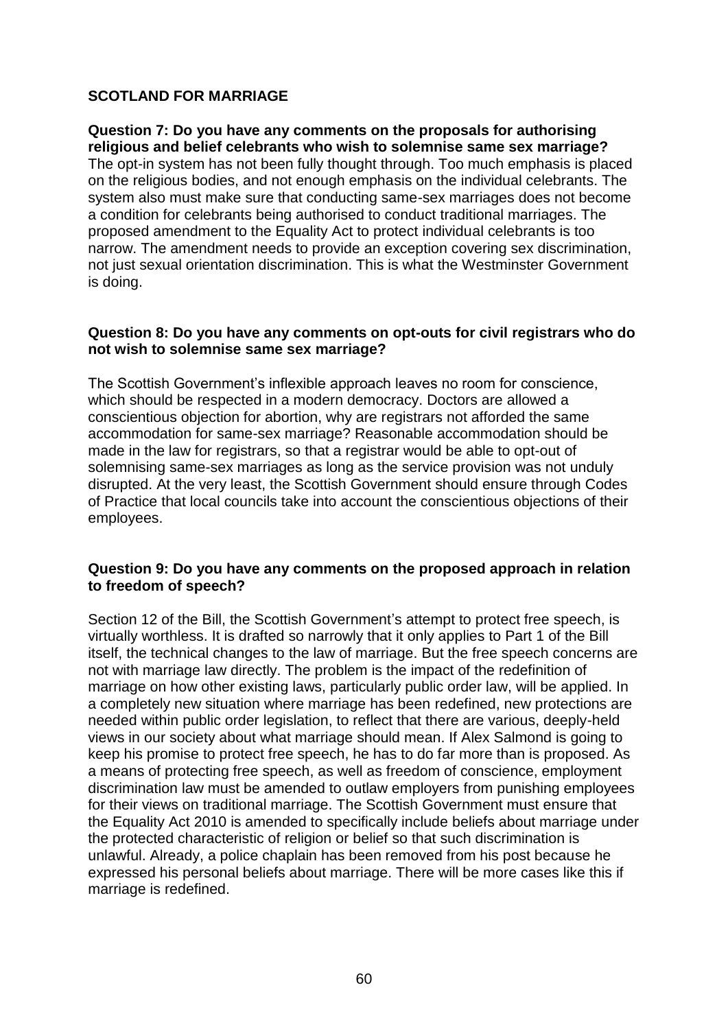**SCOTLAND FOR MARRIAGE**

**Question 7: Do you have any comments on the proposals for authorising religious and belief celebrants who wish to solemnise same sex marriage?**

The opt-in system has not been fully thought through. Too much emphasis is placed on the religious bodies, and not enough emphasis on the individual celebrants. The system also must make sure that conducting same-sex marriages does not become a condition for celebrants being authorised to conduct traditional marriages. The proposed amendment to the Equality Act to protect individual celebrants is too narrow. The amendment needs to provide an exception covering sex discrimination, not just sexual orientation discrimination. This is what the Westminster Government is doing.

**Question 8: Do you have any comments on opt-outs for civil registrars who do not wish to solemnise same sex marriage?**

The Scottish Government's inflexible approach leaves no room for conscience, which should be respected in a modern democracy. Doctors are allowed a conscientious objection for abortion, why are registrars not afforded the same accommodation for same-sex marriage? Reasonable accommodation should be made in the law for registrars, so that a registrar would be able to opt-out of solemnising same-sex marriages as long as the service provision was not unduly disrupted. At the very least, the Scottish Government should ensure through Codes of Practice that local councils take into account the conscientious objections of their employees.

**Question 9: Do you have any comments on the proposed approach in relation to freedom of speech?**

Section 12 of the Bill, the Scottish Government's attempt to protect free speech, is virtually worthless. It is drafted so narrowly that it only applies to Part 1 of the Bill itself, the technical changes to the law of marriage. But the free speech concerns are not with marriage law directly. The problem is the impact of the redefinition of marriage on how other existing laws, particularly public order law, will be applied. In a completely new situation where marriage has been redefined, new protections are needed within public order legislation, to reflect that there are various, deeply-held views in our society about what marriage should mean. If Alex Salmond is going to keep his promise to protect free speech, he has to do far more than is proposed. As a means of protecting free speech, as well as freedom of conscience, employment discrimination law must be amended to outlaw employers from punishing employees for their views on traditional marriage. The Scottish Government must ensure that the Equality Act 2010 is amended to specifically include beliefs about marriage under the protected characteristic of religion or belief so that such discrimination is unlawful. Already, a police chaplain has been removed from his post because he expressed his personal beliefs about marriage. There will be more cases like this if marriage is redefined.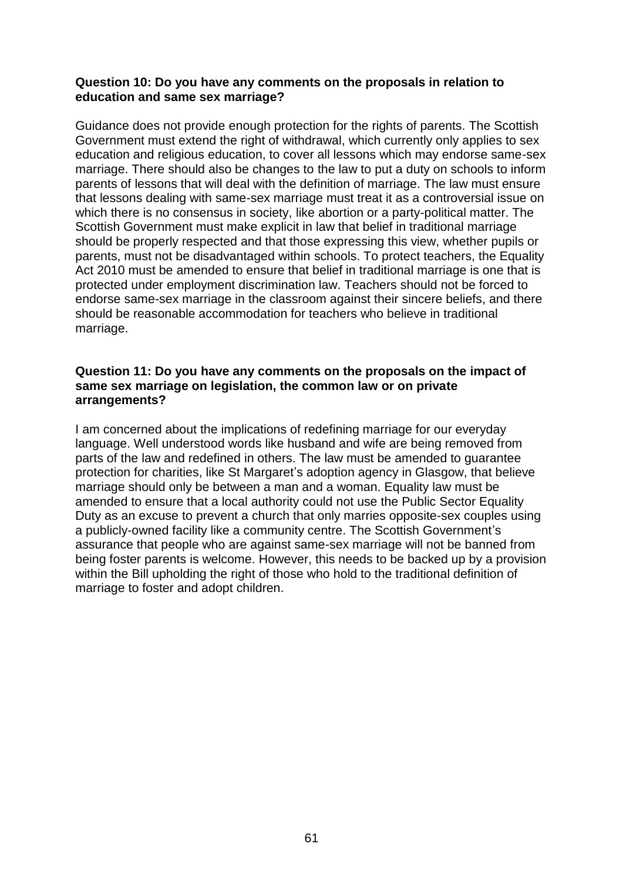**Question 10: Do you have any comments on the proposals in relation to education and same sex marriage?**

Guidance does not provide enough protection for the rights of parents. The Scottish Government must extend the right of withdrawal, which currently only applies to sex education and religious education, to cover all lessons which may endorse same-sex marriage. There should also be changes to the law to put a duty on schools to inform parents of lessons that will deal with the definition of marriage. The law must ensure that lessons dealing with same-sex marriage must treat it as a controversial issue on which there is no consensus in society, like abortion or a party-political matter. The Scottish Government must make explicit in law that belief in traditional marriage should be properly respected and that those expressing this view, whether pupils or parents, must not be disadvantaged within schools. To protect teachers, the Equality Act 2010 must be amended to ensure that belief in traditional marriage is one that is protected under employment discrimination law. Teachers should not be forced to endorse same-sex marriage in the classroom against their sincere beliefs, and there should be reasonable accommodation for teachers who believe in traditional marriage.

**Question 11: Do you have any comments on the proposals on the impact of same sex marriage on legislation, the common law or on private arrangements?**

I am concerned about the implications of redefining marriage for our everyday language. Well understood words like husband and wife are being removed from parts of the law and redefined in others. The law must be amended to guarantee protection for charities, like St Margaret's adoption agency in Glasgow, that believe marriage should only be between a man and a woman. Equality law must be amended to ensure that a local authority could not use the Public Sector Equality Duty as an excuse to prevent a church that only marries opposite-sex couples using a publicly-owned facility like a community centre. The Scottish Government's assurance that people who are against same-sex marriage will not be banned from being foster parents is welcome. However, this needs to be backed up by a provision within the Bill upholding the right of those who hold to the traditional definition of marriage to foster and adopt children.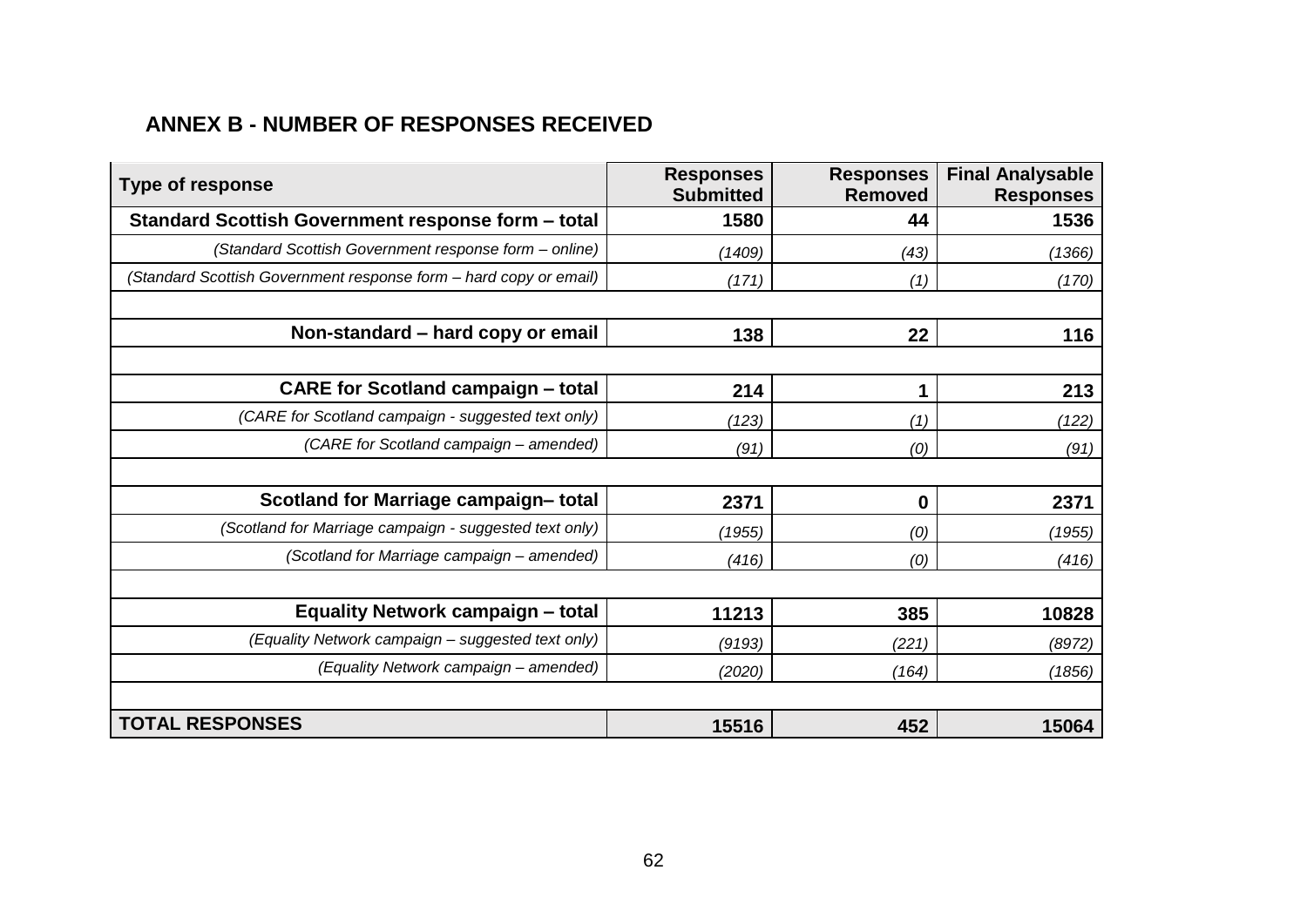## ANNEX B - NUMBER OF RESPONSES RECEIVED

| Type of response | Responses Submitted | Responses Removed | Final Analysable Responses |
|---|---|---|---|
| **Standard Scottish Government response form – total** | **1580** | **44** | **1536** |
| *(Standard Scottish Government response form – online)* | *(1409)* | *(43)* | *(1366)* |
| *(Standard Scottish Government response form – hard copy or email)* | *(171)* | *(1)* | *(170)* |
| | | | |
| **Non-standard – hard copy or email** | **138** | **22** | **116** |
| | | | |
| **CARE for Scotland campaign – total** | **214** | **1** | **213** |
| *(CARE for Scotland campaign - suggested text only)* | *(123)* | *(1)* | *(122)* |
| *(CARE for Scotland campaign – amended)* | *(91)* | *(0)* | *(91)* |
| | | | |
| **Scotland for Marriage campaign– total** | **2371** | **0** | **2371** |
| *(Scotland for Marriage campaign - suggested text only)* | *(1955)* | *(0)* | *(1955)* |
| *(Scotland for Marriage campaign – amended)* | *(416)* | *(0)* | *(416)* |
| | | | |
| **Equality Network campaign – total** | **11213** | **385** | **10828** |
| *(Equality Network campaign – suggested text only)* | *(9193)* | *(221)* | *(8972)* |
| *(Equality Network campaign – amended)* | *(2020)* | *(164)* | *(1856)* |
| | | | |
| **TOTAL RESPONSES** | **15516** | **452** | **15064** |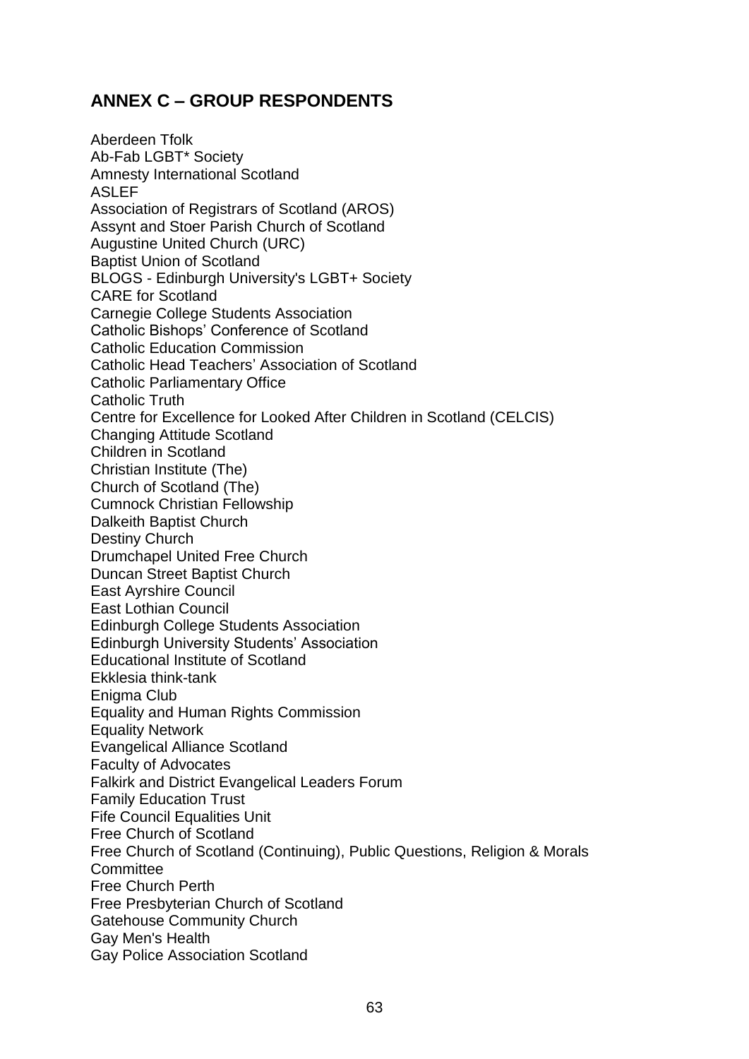## ANNEX C – GROUP RESPONDENTS

Aberdeen Tfolk
Ab-Fab LGBT* Society
Amnesty International Scotland
ASLEF
Association of Registrars of Scotland (AROS)
Assynt and Stoer Parish Church of Scotland
Augustine United Church (URC)
Baptist Union of Scotland
BLOGS - Edinburgh University's LGBT+ Society
CARE for Scotland
Carnegie College Students Association
Catholic Bishops' Conference of Scotland
Catholic Education Commission
Catholic Head Teachers' Association of Scotland
Catholic Parliamentary Office
Catholic Truth
Centre for Excellence for Looked After Children in Scotland (CELCIS)
Changing Attitude Scotland
Children in Scotland
Christian Institute (The)
Church of Scotland (The)
Cumnock Christian Fellowship
Dalkeith Baptist Church
Destiny Church
Drumchapel United Free Church
Duncan Street Baptist Church
East Ayrshire Council
East Lothian Council
Edinburgh College Students Association
Edinburgh University Students' Association
Educational Institute of Scotland
Ekklesia think-tank
Enigma Club
Equality and Human Rights Commission
Equality Network
Evangelical Alliance Scotland
Faculty of Advocates
Falkirk and District Evangelical Leaders Forum
Family Education Trust
Fife Council Equalities Unit
Free Church of Scotland
Free Church of Scotland (Continuing), Public Questions, Religion & Morals Committee
Free Church Perth
Free Presbyterian Church of Scotland
Gatehouse Community Church
Gay Men's Health
Gay Police Association Scotland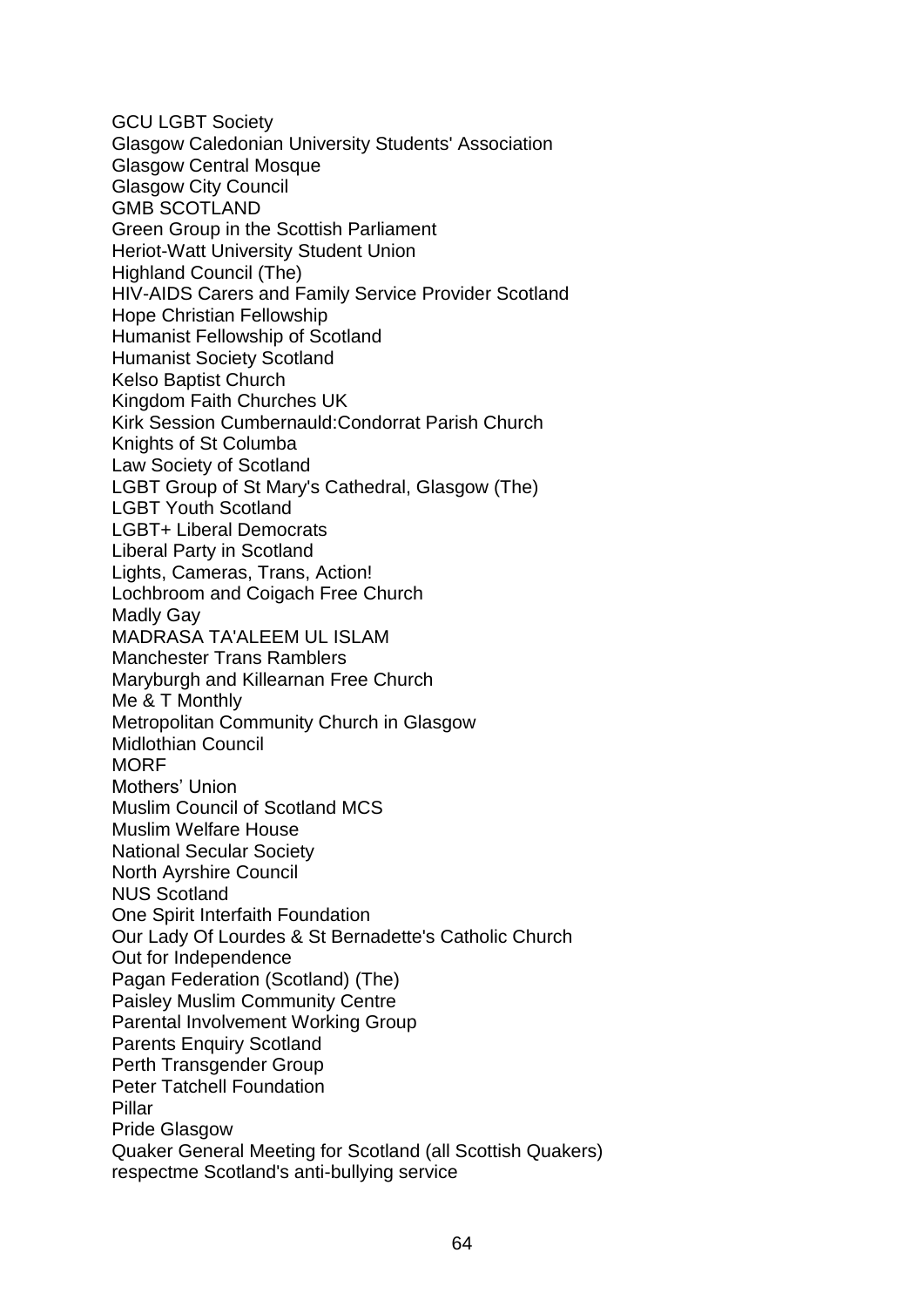GCU LGBT Society
Glasgow Caledonian University Students' Association
Glasgow Central Mosque
Glasgow City Council
GMB SCOTLAND
Green Group in the Scottish Parliament
Heriot-Watt University Student Union
Highland Council (The)
HIV-AIDS Carers and Family Service Provider Scotland
Hope Christian Fellowship
Humanist Fellowship of Scotland
Humanist Society Scotland
Kelso Baptist Church
Kingdom Faith Churches UK
Kirk Session Cumbernauld:Condorrat Parish Church
Knights of St Columba
Law Society of Scotland
LGBT Group of St Mary's Cathedral, Glasgow (The)
LGBT Youth Scotland
LGBT+ Liberal Democrats
Liberal Party in Scotland
Lights, Cameras, Trans, Action!
Lochbroom and Coigach Free Church
Madly Gay
MADRASA TA'ALEEM UL ISLAM
Manchester Trans Ramblers
Maryburgh and Killearnan Free Church
Me & T Monthly
Metropolitan Community Church in Glasgow
Midlothian Council
MORF
Mothers' Union
Muslim Council of Scotland MCS
Muslim Welfare House
National Secular Society
North Ayrshire Council
NUS Scotland
One Spirit Interfaith Foundation
Our Lady Of Lourdes & St Bernadette's Catholic Church
Out for Independence
Pagan Federation (Scotland) (The)
Paisley Muslim Community Centre
Parental Involvement Working Group
Parents Enquiry Scotland
Perth Transgender Group
Peter Tatchell Foundation
Pillar
Pride Glasgow
Quaker General Meeting for Scotland (all Scottish Quakers)
respectme Scotland's anti-bullying service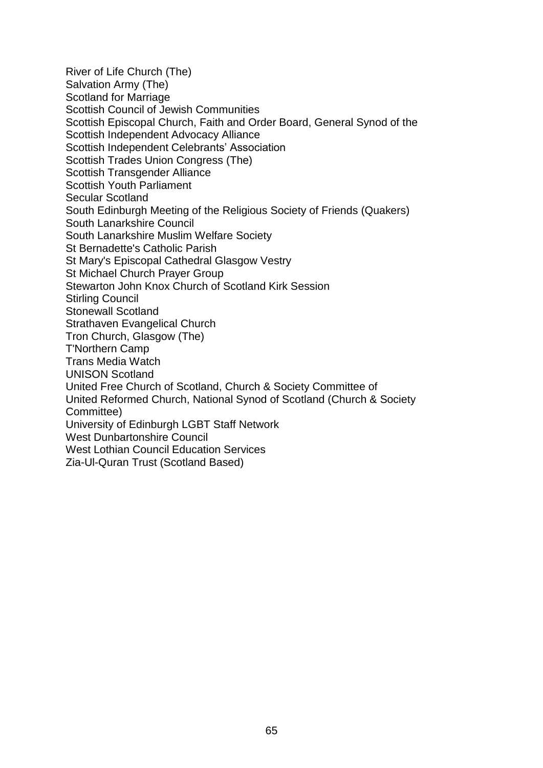River of Life Church (The)
Salvation Army (The)
Scotland for Marriage
Scottish Council of Jewish Communities
Scottish Episcopal Church, Faith and Order Board, General Synod of the
Scottish Independent Advocacy Alliance
Scottish Independent Celebrants' Association
Scottish Trades Union Congress (The)
Scottish Transgender Alliance
Scottish Youth Parliament
Secular Scotland
South Edinburgh Meeting of the Religious Society of Friends (Quakers)
South Lanarkshire Council
South Lanarkshire Muslim Welfare Society
St Bernadette's Catholic Parish
St Mary's Episcopal Cathedral Glasgow Vestry
St Michael Church Prayer Group
Stewarton John Knox Church of Scotland Kirk Session
Stirling Council
Stonewall Scotland
Strathaven Evangelical Church
Tron Church, Glasgow (The)
T'Northern Camp
Trans Media Watch
UNISON Scotland
United Free Church of Scotland, Church & Society Committee of
United Reformed Church, National Synod of Scotland (Church & Society Committee)
University of Edinburgh LGBT Staff Network
West Dunbartonshire Council
West Lothian Council Education Services
Zia-Ul-Quran Trust (Scotland Based)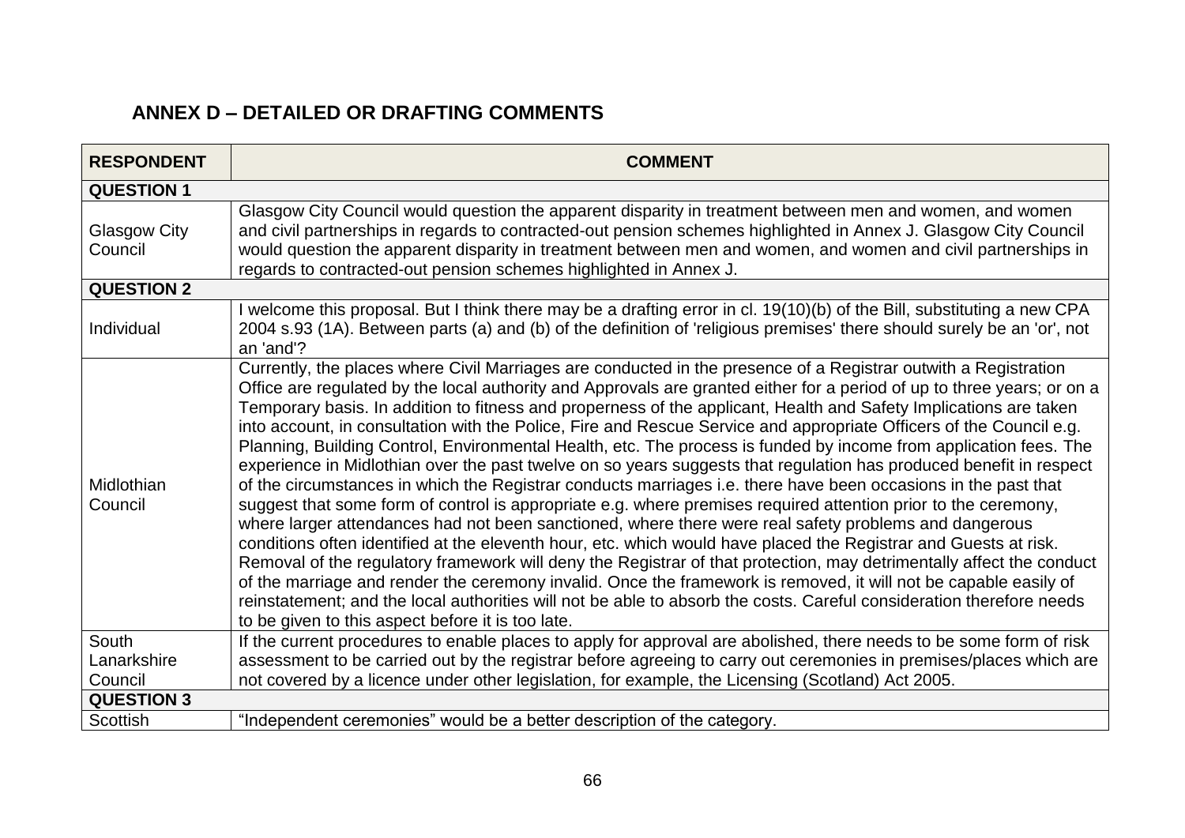## ANNEX D – DETAILED OR DRAFTING COMMENTS

| RESPONDENT | COMMENT |
|---|---|
| **QUESTION 1** | |
| Glasgow City Council | Glasgow City Council would question the apparent disparity in treatment between men and women, and women and civil partnerships in regards to contracted-out pension schemes highlighted in Annex J. Glasgow City Council would question the apparent disparity in treatment between men and women, and women and civil partnerships in regards to contracted-out pension schemes highlighted in Annex J. |
| **QUESTION 2** | |
| Individual | I welcome this proposal. But I think there may be a drafting error in cl. 19(10)(b) of the Bill, substituting a new CPA 2004 s.93 (1A). Between parts (a) and (b) of the definition of 'religious premises' there should surely be an 'or', not an 'and'? |
| Midlothian Council | Currently, the places where Civil Marriages are conducted in the presence of a Registrar outwith a Registration Office are regulated by the local authority and Approvals are granted either for a period of up to three years; or on a Temporary basis. In addition to fitness and properness of the applicant, Health and Safety Implications are taken into account, in consultation with the Police, Fire and Rescue Service and appropriate Officers of the Council e.g. Planning, Building Control, Environmental Health, etc. The process is funded by income from application fees. The experience in Midlothian over the past twelve on so years suggests that regulation has produced benefit in respect of the circumstances in which the Registrar conducts marriages i.e. there have been occasions in the past that suggest that some form of control is appropriate e.g. where premises required attention prior to the ceremony, where larger attendances had not been sanctioned, where there were real safety problems and dangerous conditions often identified at the eleventh hour, etc. which would have placed the Registrar and Guests at risk. Removal of the regulatory framework will deny the Registrar of that protection, may detrimentally affect the conduct of the marriage and render the ceremony invalid. Once the framework is removed, it will not be capable easily of reinstatement; and the local authorities will not be able to absorb the costs. Careful consideration therefore needs to be given to this aspect before it is too late. |
| South Lanarkshire Council | If the current procedures to enable places to apply for approval are abolished, there needs to be some form of risk assessment to be carried out by the registrar before agreeing to carry out ceremonies in premises/places which are not covered by a licence under other legislation, for example, the Licensing (Scotland) Act 2005. |
| **QUESTION 3** | |
| Scottish | "Independent ceremonies" would be a better description of the category. |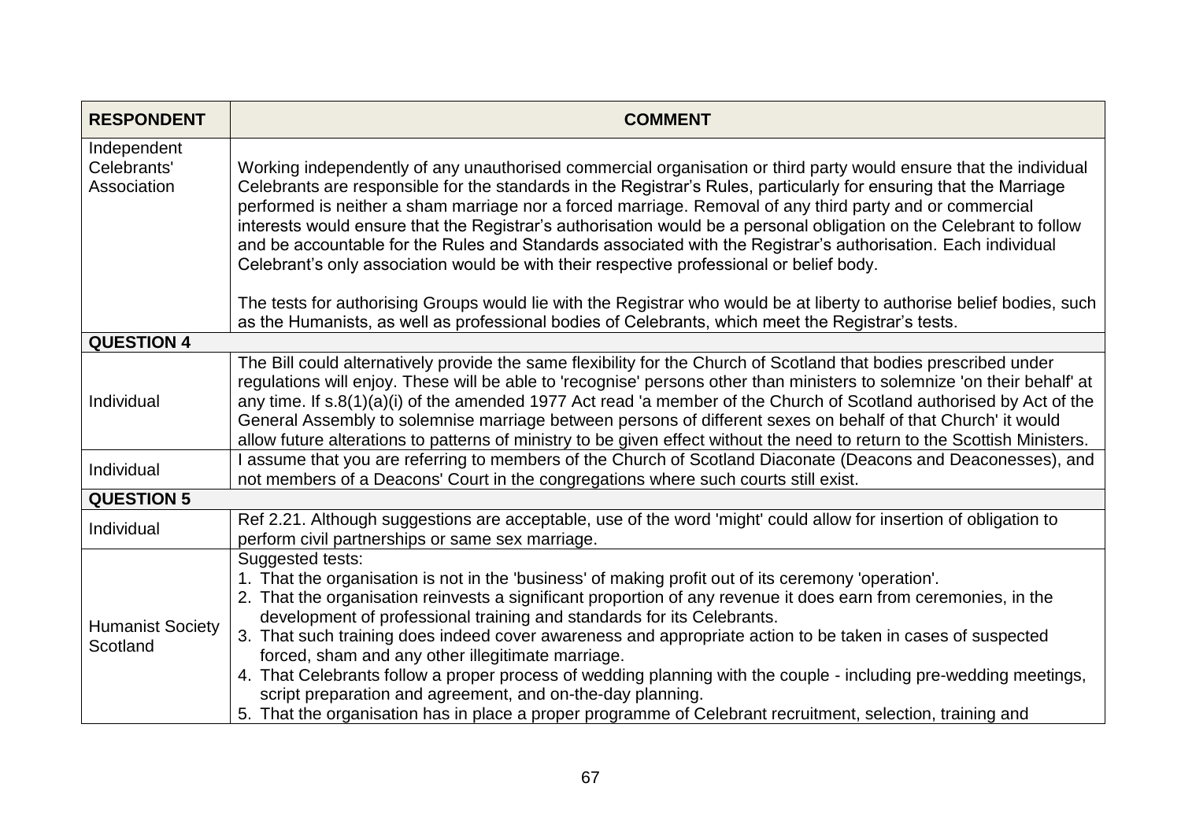| RESPONDENT | COMMENT |
|---|---|
| Independent Celebrants' Association | Working independently of any unauthorised commercial organisation or third party would ensure that the individual Celebrants are responsible for the standards in the Registrar's Rules, particularly for ensuring that the Marriage performed is neither a sham marriage nor a forced marriage. Removal of any third party and or commercial interests would ensure that the Registrar's authorisation would be a personal obligation on the Celebrant to follow and be accountable for the Rules and Standards associated with the Registrar's authorisation. Each individual Celebrant's only association would be with their respective professional or belief body.<br><br>The tests for authorising Groups would lie with the Registrar who would be at liberty to authorise belief bodies, such as the Humanists, as well as professional bodies of Celebrants, which meet the Registrar's tests. |
| **QUESTION 4** | |
| Individual | The Bill could alternatively provide the same flexibility for the Church of Scotland that bodies prescribed under regulations will enjoy. These will be able to 'recognise' persons other than ministers to solemnize 'on their behalf' at any time. If s.8(1)(a)(i) of the amended 1977 Act read 'a member of the Church of Scotland authorised by Act of the General Assembly to solemnise marriage between persons of different sexes on behalf of that Church' it would allow future alterations to patterns of ministry to be given effect without the need to return to the Scottish Ministers. |
| Individual | I assume that you are referring to members of the Church of Scotland Diaconate (Deacons and Deaconesses), and not members of a Deacons' Court in the congregations where such courts still exist. |
| **QUESTION 5** | |
| Individual | Ref 2.21. Although suggestions are acceptable, use of the word 'might' could allow for insertion of obligation to perform civil partnerships or same sex marriage. |
| Humanist Society Scotland | Suggested tests:<br>1. That the organisation is not in the 'business' of making profit out of its ceremony 'operation'.<br>2. That the organisation reinvests a significant proportion of any revenue it does earn from ceremonies, in the development of professional training and standards for its Celebrants.<br>3. That such training does indeed cover awareness and appropriate action to be taken in cases of suspected forced, sham and any other illegitimate marriage.<br>4. That Celebrants follow a proper process of wedding planning with the couple - including pre-wedding meetings, script preparation and agreement, and on-the-day planning.<br>5. That the organisation has in place a proper programme of Celebrant recruitment, selection, training and |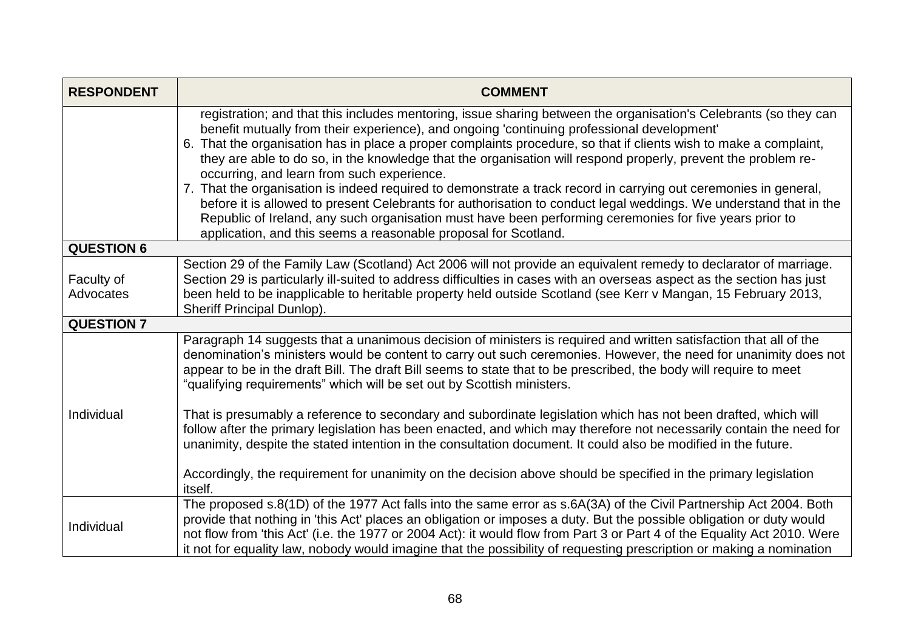| RESPONDENT | COMMENT |
|---|---|
| | registration; and that this includes mentoring, issue sharing between the organisation's Celebrants (so they can benefit mutually from their experience), and ongoing 'continuing professional development'<br>6. That the organisation has in place a proper complaints procedure, so that if clients wish to make a complaint, they are able to do so, in the knowledge that the organisation will respond properly, prevent the problem re-occurring, and learn from such experience.<br>7. That the organisation is indeed required to demonstrate a track record in carrying out ceremonies in general, before it is allowed to present Celebrants for authorisation to conduct legal weddings. We understand that in the Republic of Ireland, any such organisation must have been performing ceremonies for five years prior to application, and this seems a reasonable proposal for Scotland. |
| **QUESTION 6** | |
| Faculty of Advocates | Section 29 of the Family Law (Scotland) Act 2006 will not provide an equivalent remedy to declarator of marriage. Section 29 is particularly ill-suited to address difficulties in cases with an overseas aspect as the section has just been held to be inapplicable to heritable property held outside Scotland (see Kerr v Mangan, 15 February 2013, Sheriff Principal Dunlop). |
| **QUESTION 7** | |
| Individual | Paragraph 14 suggests that a unanimous decision of ministers is required and written satisfaction that all of the denomination's ministers would be content to carry out such ceremonies. However, the need for unanimity does not appear to be in the draft Bill. The draft Bill seems to state that to be prescribed, the body will require to meet "qualifying requirements" which will be set out by Scottish ministers.<br><br>That is presumably a reference to secondary and subordinate legislation which has not been drafted, which will follow after the primary legislation has been enacted, and which may therefore not necessarily contain the need for unanimity, despite the stated intention in the consultation document. It could also be modified in the future.<br><br>Accordingly, the requirement for unanimity on the decision above should be specified in the primary legislation itself. |
| Individual | The proposed s.8(1D) of the 1977 Act falls into the same error as s.6A(3A) of the Civil Partnership Act 2004. Both provide that nothing in 'this Act' places an obligation or imposes a duty. But the possible obligation or duty would not flow from 'this Act' (i.e. the 1977 or 2004 Act): it would flow from Part 3 or Part 4 of the Equality Act 2010. Were it not for equality law, nobody would imagine that the possibility of requesting prescription or making a nomination |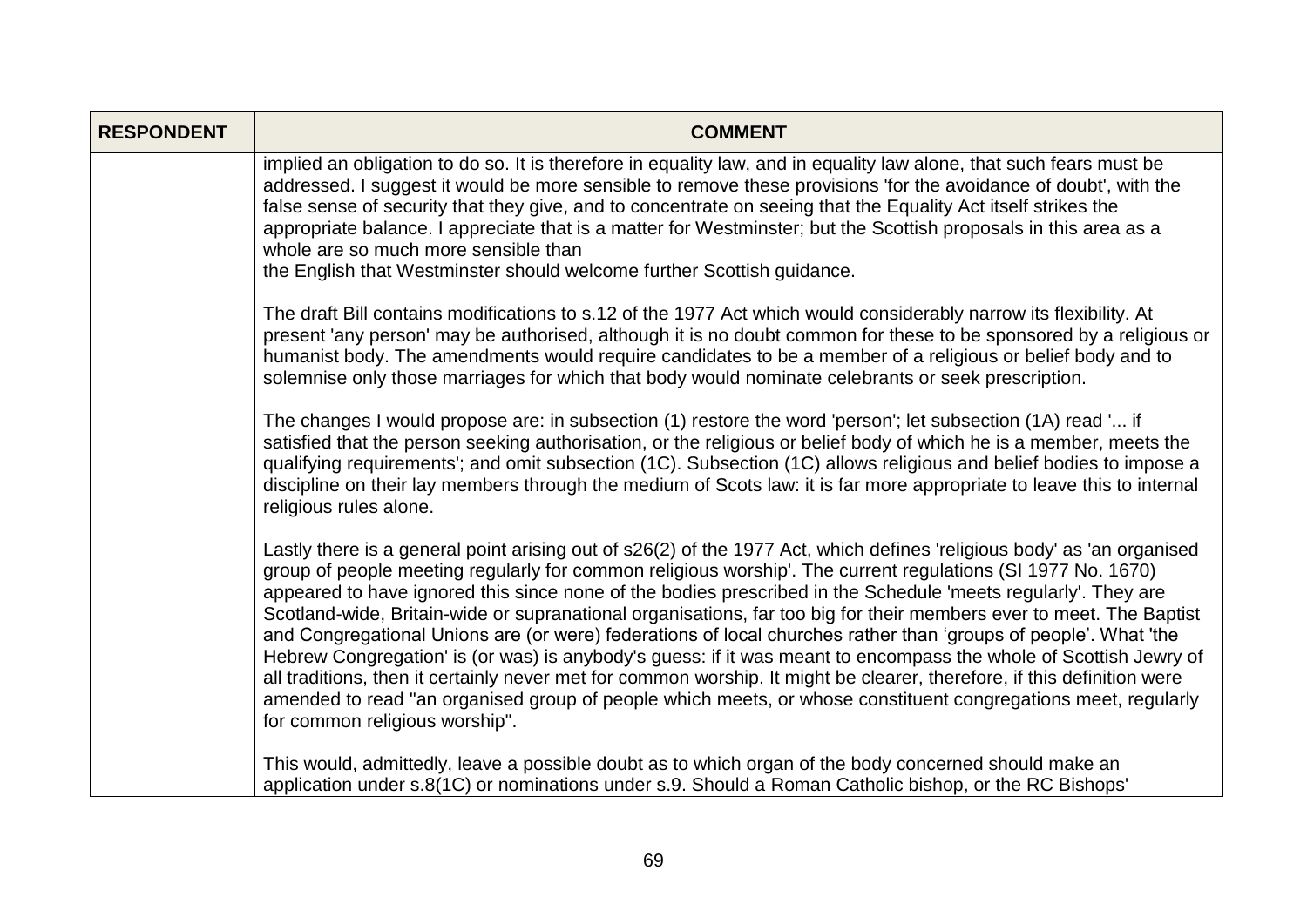| RESPONDENT | COMMENT |
|---|---|
| | implied an obligation to do so. It is therefore in equality law, and in equality law alone, that such fears must be addressed. I suggest it would be more sensible to remove these provisions 'for the avoidance of doubt', with the false sense of security that they give, and to concentrate on seeing that the Equality Act itself strikes the appropriate balance. I appreciate that is a matter for Westminster; but the Scottish proposals in this area as a whole are so much more sensible than the English that Westminster should welcome further Scottish guidance.<br><br>The draft Bill contains modifications to s.12 of the 1977 Act which would considerably narrow its flexibility. At present 'any person' may be authorised, although it is no doubt common for these to be sponsored by a religious or humanist body. The amendments would require candidates to be a member of a religious or belief body and to solemnise only those marriages for which that body would nominate celebrants or seek prescription.<br><br>The changes I would propose are: in subsection (1) restore the word 'person'; let subsection (1A) read '... if satisfied that the person seeking authorisation, or the religious or belief body of which he is a member, meets the qualifying requirements'; and omit subsection (1C). Subsection (1C) allows religious and belief bodies to impose a discipline on their lay members through the medium of Scots law: it is far more appropriate to leave this to internal religious rules alone.<br><br>Lastly there is a general point arising out of s26(2) of the 1977 Act, which defines 'religious body' as 'an organised group of people meeting regularly for common religious worship'. The current regulations (SI 1977 No. 1670) appeared to have ignored this since none of the bodies prescribed in the Schedule 'meets regularly'. They are Scotland-wide, Britain-wide or supranational organisations, far too big for their members ever to meet. The Baptist and Congregational Unions are (or were) federations of local churches rather than 'groups of people'. What 'the Hebrew Congregation' is (or was) is anybody's guess: if it was meant to encompass the whole of Scottish Jewry of all traditions, then it certainly never met for common worship. It might be clearer, therefore, if this definition were amended to read "an organised group of people which meets, or whose constituent congregations meet, regularly for common religious worship".<br><br>This would, admittedly, leave a possible doubt as to which organ of the body concerned should make an application under s.8(1C) or nominations under s.9. Should a Roman Catholic bishop, or the RC Bishops' |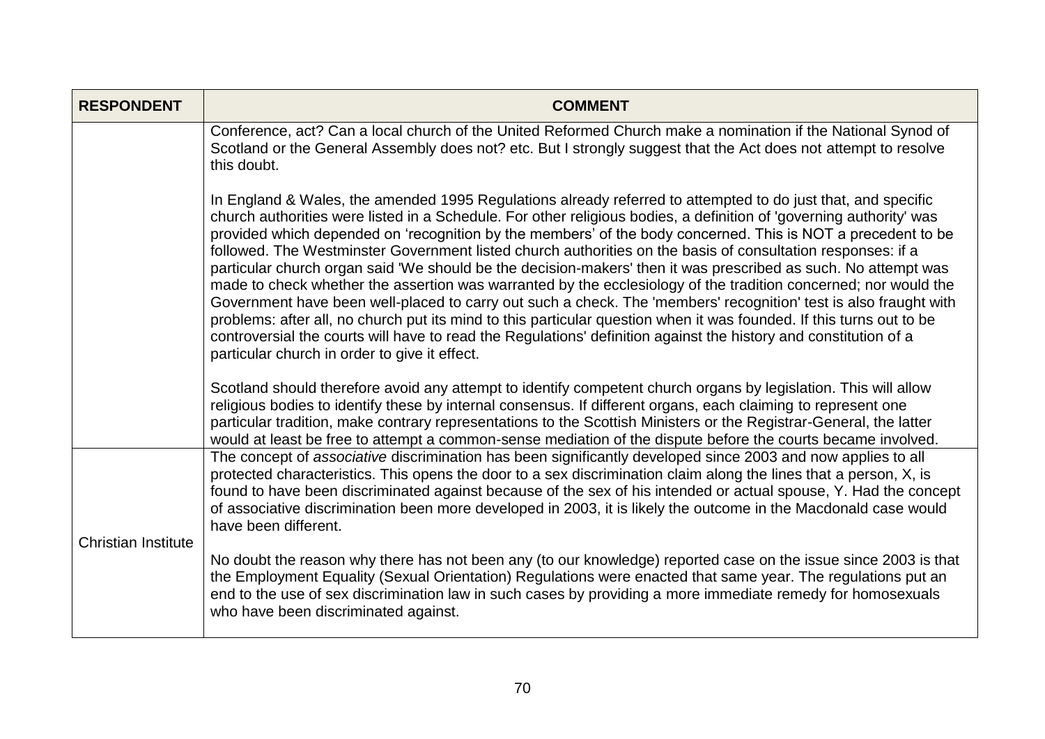| RESPONDENT | COMMENT |
|---|---|
| | Conference, act? Can a local church of the United Reformed Church make a nomination if the National Synod of Scotland or the General Assembly does not? etc. But I strongly suggest that the Act does not attempt to resolve this doubt.<br><br>In England & Wales, the amended 1995 Regulations already referred to attempted to do just that, and specific church authorities were listed in a Schedule. For other religious bodies, a definition of 'governing authority' was provided which depended on 'recognition by the members' of the body concerned. This is NOT a precedent to be followed. The Westminster Government listed church authorities on the basis of consultation responses: if a particular church organ said 'We should be the decision-makers' then it was prescribed as such. No attempt was made to check whether the assertion was warranted by the ecclesiology of the tradition concerned; nor would the Government have been well-placed to carry out such a check. The 'members' recognition' test is also fraught with problems: after all, no church put its mind to this particular question when it was founded. If this turns out to be controversial the courts will have to read the Regulations' definition against the history and constitution of a particular church in order to give it effect.<br><br>Scotland should therefore avoid any attempt to identify competent church organs by legislation. This will allow religious bodies to identify these by internal consensus. If different organs, each claiming to represent one particular tradition, make contrary representations to the Scottish Ministers or the Registrar-General, the latter would at least be free to attempt a common-sense mediation of the dispute before the courts became involved. |
| Christian Institute | The concept of *associative* discrimination has been significantly developed since 2003 and now applies to all protected characteristics. This opens the door to a sex discrimination claim along the lines that a person, X, is found to have been discriminated against because of the sex of his intended or actual spouse, Y. Had the concept of associative discrimination been more developed in 2003, it is likely the outcome in the Macdonald case would have been different.<br><br>No doubt the reason why there has not been any (to our knowledge) reported case on the issue since 2003 is that the Employment Equality (Sexual Orientation) Regulations were enacted that same year. The regulations put an end to the use of sex discrimination law in such cases by providing a more immediate remedy for homosexuals who have been discriminated against. |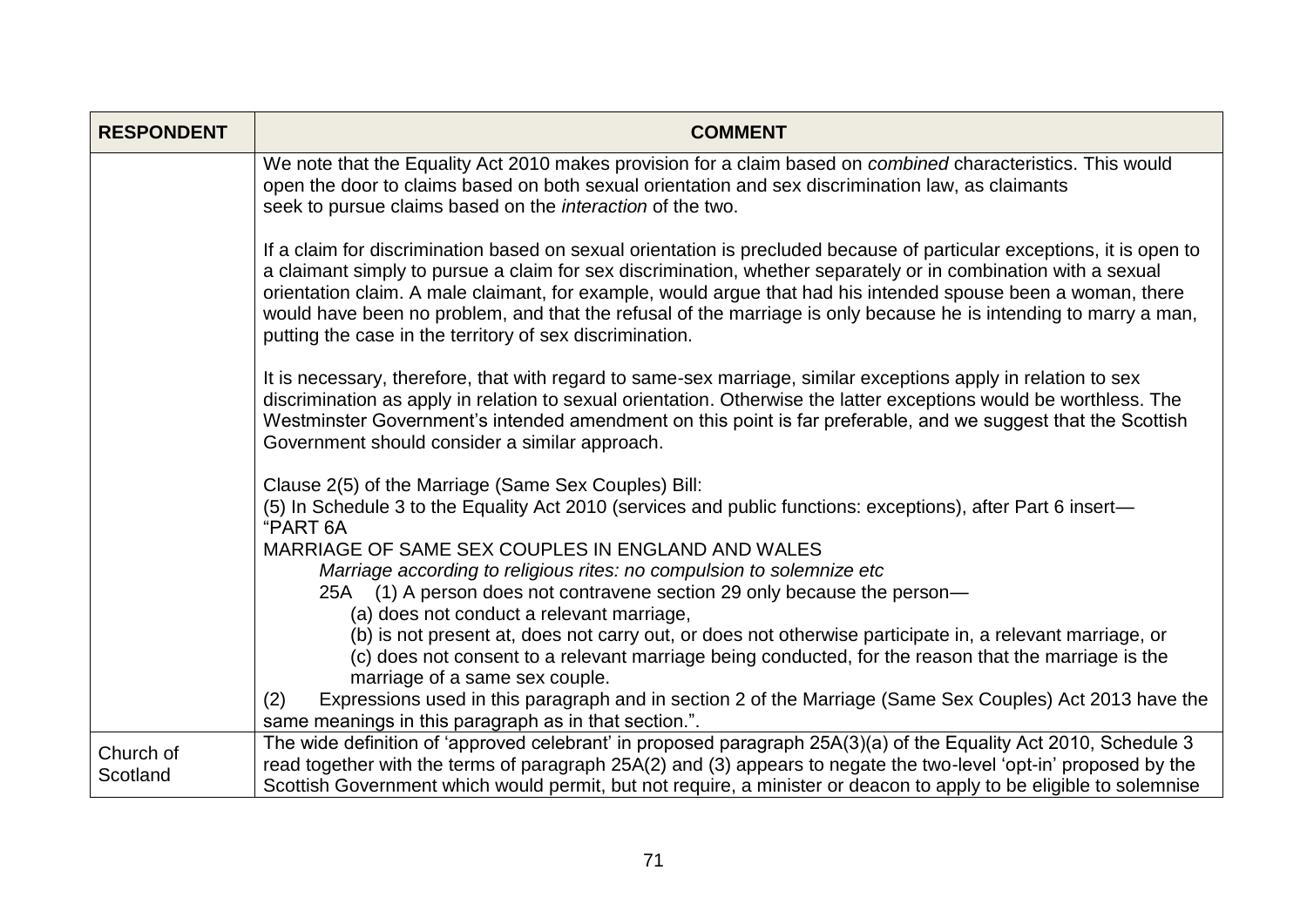| RESPONDENT | COMMENT |
|---|---|
| | We note that the Equality Act 2010 makes provision for a claim based on *combined* characteristics. This would open the door to claims based on both sexual orientation and sex discrimination law, as claimants seek to pursue claims based on the *interaction* of the two.<br><br>If a claim for discrimination based on sexual orientation is precluded because of particular exceptions, it is open to a claimant simply to pursue a claim for sex discrimination, whether separately or in combination with a sexual orientation claim. A male claimant, for example, would argue that had his intended spouse been a woman, there would have been no problem, and that the refusal of the marriage is only because he is intending to marry a man, putting the case in the territory of sex discrimination.<br><br>It is necessary, therefore, that with regard to same-sex marriage, similar exceptions apply in relation to sex discrimination as apply in relation to sexual orientation. Otherwise the latter exceptions would be worthless. The Westminster Government's intended amendment on this point is far preferable, and we suggest that the Scottish Government should consider a similar approach.<br><br>Clause 2(5) of the Marriage (Same Sex Couples) Bill:<br>(5) In Schedule 3 to the Equality Act 2010 (services and public functions: exceptions), after Part 6 insert—<br>"PART 6A<br>MARRIAGE OF SAME SEX COUPLES IN ENGLAND AND WALES<br>*Marriage according to religious rites: no compulsion to solemnize etc*<br>25A (1) A person does not contravene section 29 only because the person—<br>(a) does not conduct a relevant marriage,<br>(b) is not present at, does not carry out, or does not otherwise participate in, a relevant marriage, or<br>(c) does not consent to a relevant marriage being conducted, for the reason that the marriage is the marriage of a same sex couple.<br>(2) Expressions used in this paragraph and in section 2 of the Marriage (Same Sex Couples) Act 2013 have the same meanings in this paragraph as in that section.". |
| Church of Scotland | The wide definition of 'approved celebrant' in proposed paragraph 25A(3)(a) of the Equality Act 2010, Schedule 3 read together with the terms of paragraph 25A(2) and (3) appears to negate the two-level 'opt-in' proposed by the Scottish Government which would permit, but not require, a minister or deacon to apply to be eligible to solemnise |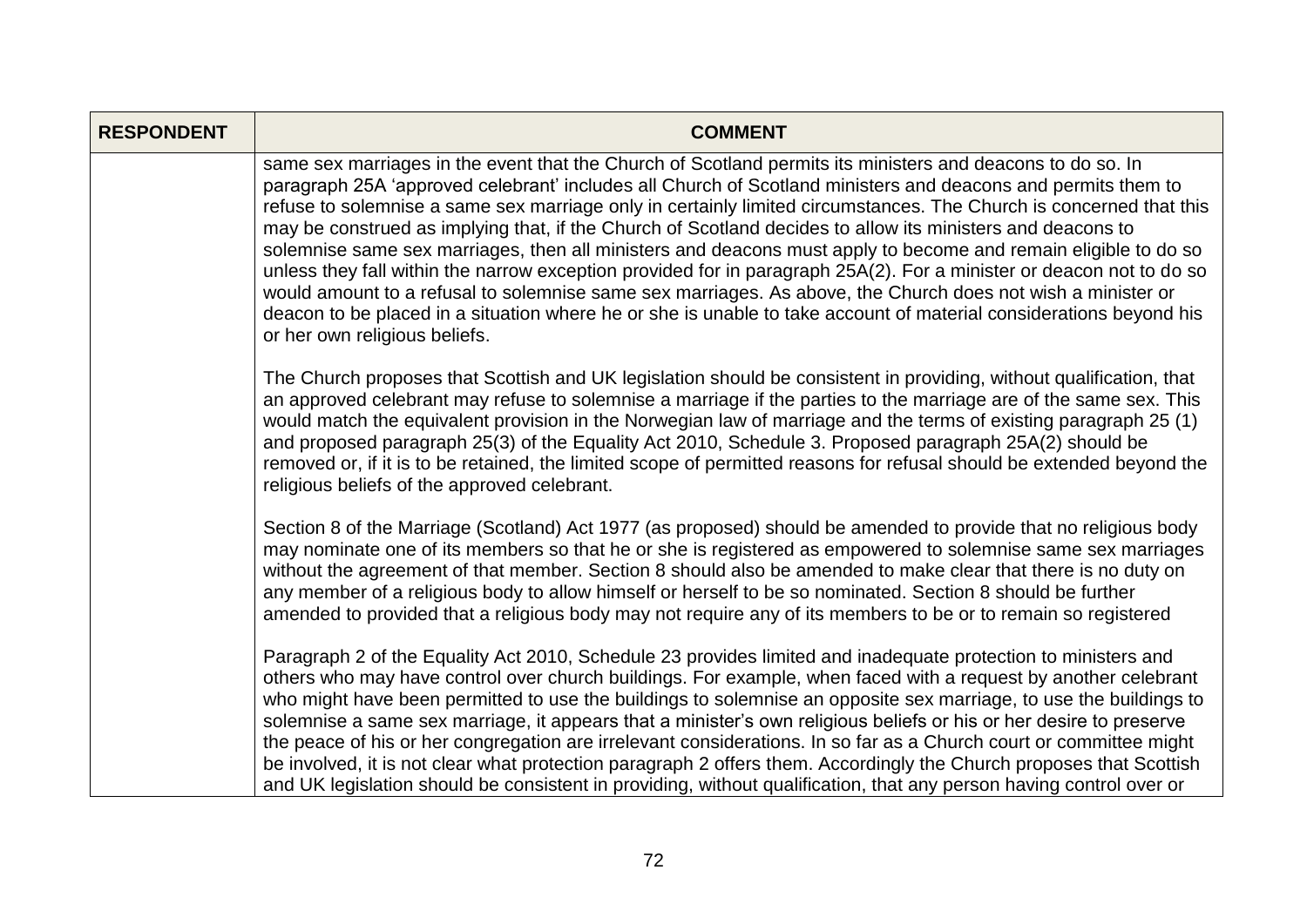| RESPONDENT | COMMENT |
|---|---|
| | same sex marriages in the event that the Church of Scotland permits its ministers and deacons to do so. In paragraph 25A 'approved celebrant' includes all Church of Scotland ministers and deacons and permits them to refuse to solemnise a same sex marriage only in certainly limited circumstances. The Church is concerned that this may be construed as implying that, if the Church of Scotland decides to allow its ministers and deacons to solemnise same sex marriages, then all ministers and deacons must apply to become and remain eligible to do so unless they fall within the narrow exception provided for in paragraph 25A(2). For a minister or deacon not to do so would amount to a refusal to solemnise same sex marriages. As above, the Church does not wish a minister or deacon to be placed in a situation where he or she is unable to take account of material considerations beyond his or her own religious beliefs.<br><br>The Church proposes that Scottish and UK legislation should be consistent in providing, without qualification, that an approved celebrant may refuse to solemnise a marriage if the parties to the marriage are of the same sex. This would match the equivalent provision in the Norwegian law of marriage and the terms of existing paragraph 25 (1) and proposed paragraph 25(3) of the Equality Act 2010, Schedule 3. Proposed paragraph 25A(2) should be removed or, if it is to be retained, the limited scope of permitted reasons for refusal should be extended beyond the religious beliefs of the approved celebrant.<br><br>Section 8 of the Marriage (Scotland) Act 1977 (as proposed) should be amended to provide that no religious body may nominate one of its members so that he or she is registered as empowered to solemnise same sex marriages without the agreement of that member. Section 8 should also be amended to make clear that there is no duty on any member of a religious body to allow himself or herself to be so nominated. Section 8 should be further amended to provided that a religious body may not require any of its members to be or to remain so registered<br><br>Paragraph 2 of the Equality Act 2010, Schedule 23 provides limited and inadequate protection to ministers and others who may have control over church buildings. For example, when faced with a request by another celebrant who might have been permitted to use the buildings to solemnise an opposite sex marriage, to use the buildings to solemnise a same sex marriage, it appears that a minister's own religious beliefs or his or her desire to preserve the peace of his or her congregation are irrelevant considerations. In so far as a Church court or committee might be involved, it is not clear what protection paragraph 2 offers them. Accordingly the Church proposes that Scottish and UK legislation should be consistent in providing, without qualification, that any person having control over or |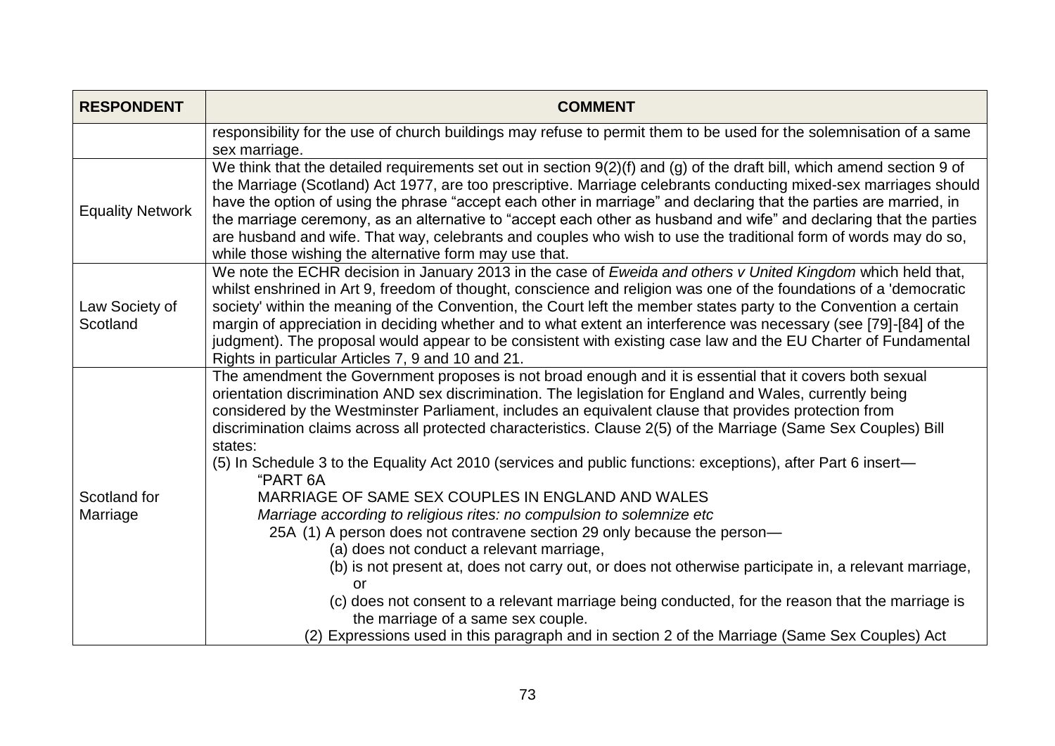| RESPONDENT | COMMENT |
|---|---|
| | responsibility for the use of church buildings may refuse to permit them to be used for the solemnisation of a same sex marriage. |
| Equality Network | We think that the detailed requirements set out in section 9(2)(f) and (g) of the draft bill, which amend section 9 of the Marriage (Scotland) Act 1977, are too prescriptive. Marriage celebrants conducting mixed-sex marriages should have the option of using the phrase "accept each other in marriage" and declaring that the parties are married, in the marriage ceremony, as an alternative to "accept each other as husband and wife" and declaring that the parties are husband and wife. That way, celebrants and couples who wish to use the traditional form of words may do so, while those wishing the alternative form may use that. |
| Law Society of Scotland | We note the ECHR decision in January 2013 in the case of *Eweida and others v United Kingdom* which held that, whilst enshrined in Art 9, freedom of thought, conscience and religion was one of the foundations of a 'democratic society' within the meaning of the Convention, the Court left the member states party to the Convention a certain margin of appreciation in deciding whether and to what extent an interference was necessary (see [79]-[84] of the judgment). The proposal would appear to be consistent with existing case law and the EU Charter of Fundamental Rights in particular Articles 7, 9 and 10 and 21. |
| Scotland for Marriage | The amendment the Government proposes is not broad enough and it is essential that it covers both sexual orientation discrimination AND sex discrimination. The legislation for England and Wales, currently being considered by the Westminster Parliament, includes an equivalent clause that provides protection from discrimination claims across all protected characteristics. Clause 2(5) of the Marriage (Same Sex Couples) Bill states:<br>(5) In Schedule 3 to the Equality Act 2010 (services and public functions: exceptions), after Part 6 insert—<br>"PART 6A<br>MARRIAGE OF SAME SEX COUPLES IN ENGLAND AND WALES<br>*Marriage according to religious rites: no compulsion to solemnize etc*<br>25A (1) A person does not contravene section 29 only because the person—<br>(a) does not conduct a relevant marriage,<br>(b) is not present at, does not carry out, or does not otherwise participate in, a relevant marriage, or<br>(c) does not consent to a relevant marriage being conducted, for the reason that the marriage is the marriage of a same sex couple.<br>(2) Expressions used in this paragraph and in section 2 of the Marriage (Same Sex Couples) Act |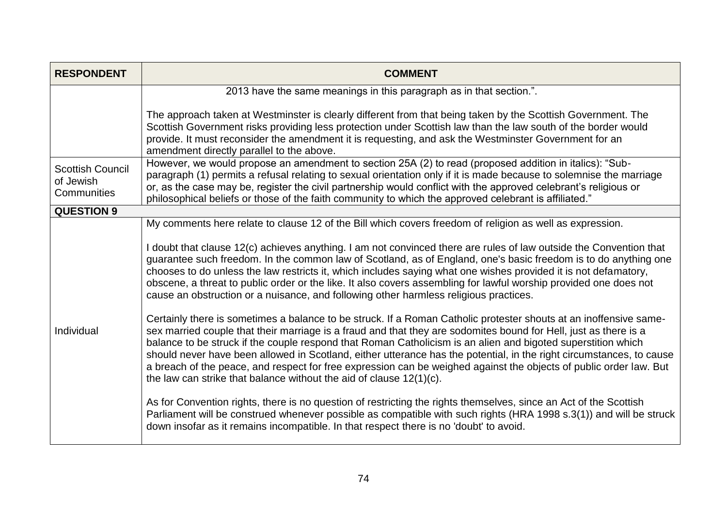| RESPONDENT | COMMENT |
|---|---|
| | 2013 have the same meanings in this paragraph as in that section.".<br><br>The approach taken at Westminster is clearly different from that being taken by the Scottish Government. The Scottish Government risks providing less protection under Scottish law than the law south of the border would provide. It must reconsider the amendment it is requesting, and ask the Westminster Government for an amendment directly parallel to the above. |
| Scottish Council of Jewish Communities | However, we would propose an amendment to section 25A (2) to read (proposed addition in italics): "Sub-paragraph (1) permits a refusal relating to sexual orientation only if it is made because to solemnise the marriage or, as the case may be, register the civil partnership would conflict with the approved celebrant's religious or philosophical beliefs or those of the faith community to which the approved celebrant is affiliated." |
| **QUESTION 9** | |
| Individual | My comments here relate to clause 12 of the Bill which covers freedom of religion as well as expression.<br><br>I doubt that clause 12(c) achieves anything. I am not convinced there are rules of law outside the Convention that guarantee such freedom. In the common law of Scotland, as of England, one's basic freedom is to do anything one chooses to do unless the law restricts it, which includes saying what one wishes provided it is not defamatory, obscene, a threat to public order or the like. It also covers assembling for lawful worship provided one does not cause an obstruction or a nuisance, and following other harmless religious practices.<br><br>Certainly there is sometimes a balance to be struck. If a Roman Catholic protester shouts at an inoffensive same-sex married couple that their marriage is a fraud and that they are sodomites bound for Hell, just as there is a balance to be struck if the couple respond that Roman Catholicism is an alien and bigoted superstition which should never have been allowed in Scotland, either utterance has the potential, in the right circumstances, to cause a breach of the peace, and respect for free expression can be weighed against the objects of public order law. But the law can strike that balance without the aid of clause 12(1)(c).<br><br>As for Convention rights, there is no question of restricting the rights themselves, since an Act of the Scottish Parliament will be construed whenever possible as compatible with such rights (HRA 1998 s.3(1)) and will be struck down insofar as it remains incompatible. In that respect there is no 'doubt' to avoid. |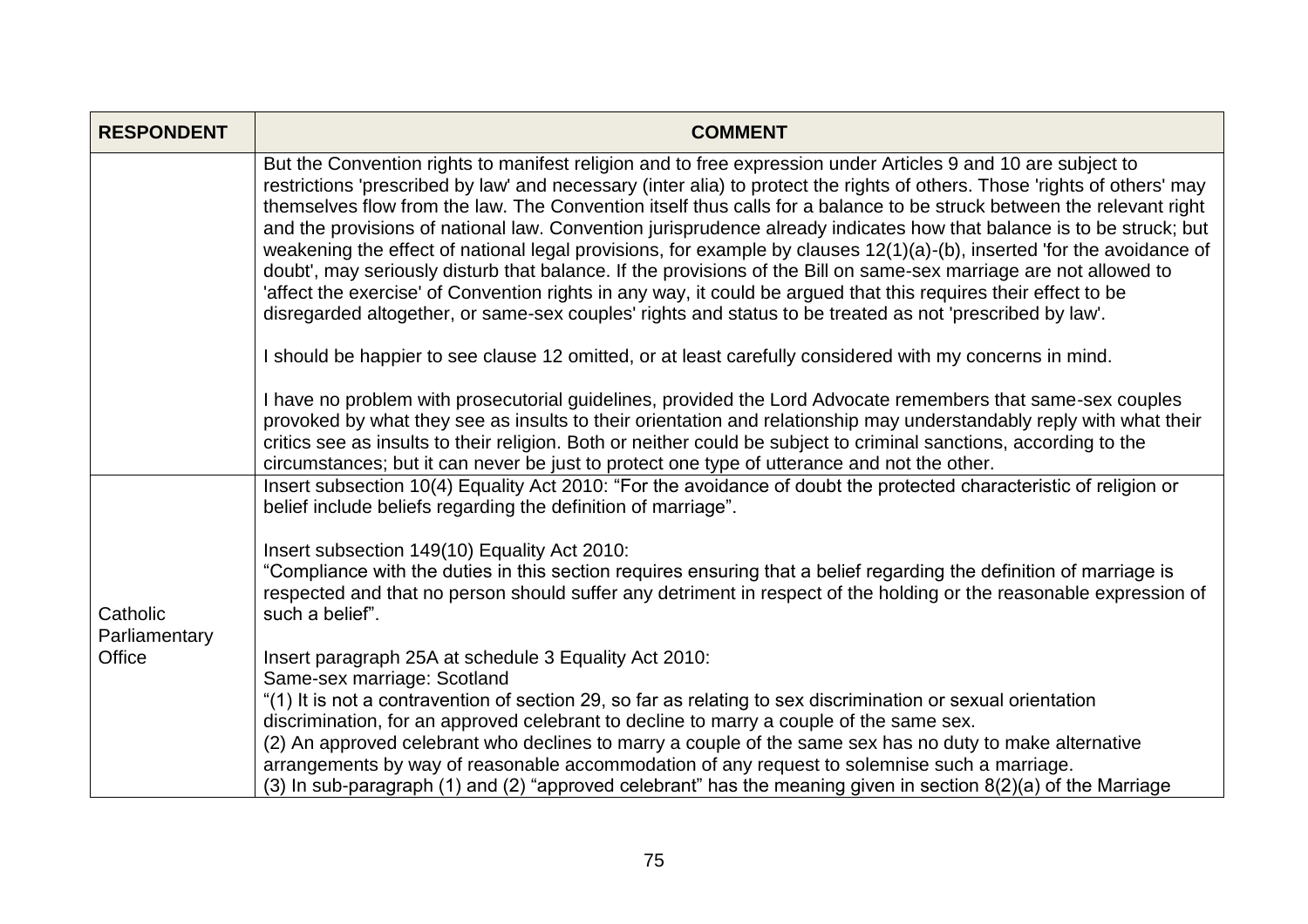| RESPONDENT | COMMENT |
|---|---|
| | But the Convention rights to manifest religion and to free expression under Articles 9 and 10 are subject to restrictions 'prescribed by law' and necessary (inter alia) to protect the rights of others. Those 'rights of others' may themselves flow from the law. The Convention itself thus calls for a balance to be struck between the relevant right and the provisions of national law. Convention jurisprudence already indicates how that balance is to be struck; but weakening the effect of national legal provisions, for example by clauses 12(1)(a)-(b), inserted 'for the avoidance of doubt', may seriously disturb that balance. If the provisions of the Bill on same-sex marriage are not allowed to 'affect the exercise' of Convention rights in any way, it could be argued that this requires their effect to be disregarded altogether, or same-sex couples' rights and status to be treated as not 'prescribed by law'.<br><br>I should be happier to see clause 12 omitted, or at least carefully considered with my concerns in mind.<br><br>I have no problem with prosecutorial guidelines, provided the Lord Advocate remembers that same-sex couples provoked by what they see as insults to their orientation and relationship may understandably reply with what their critics see as insults to their religion. Both or neither could be subject to criminal sanctions, according to the circumstances; but it can never be just to protect one type of utterance and not the other. |
| Catholic Parliamentary Office | Insert subsection 10(4) Equality Act 2010: "For the avoidance of doubt the protected characteristic of religion or belief include beliefs regarding the definition of marriage".<br><br>Insert subsection 149(10) Equality Act 2010:<br>"Compliance with the duties in this section requires ensuring that a belief regarding the definition of marriage is respected and that no person should suffer any detriment in respect of the holding or the reasonable expression of such a belief".<br><br>Insert paragraph 25A at schedule 3 Equality Act 2010:<br>Same-sex marriage: Scotland<br>"(1) It is not a contravention of section 29, so far as relating to sex discrimination or sexual orientation discrimination, for an approved celebrant to decline to marry a couple of the same sex.<br>(2) An approved celebrant who declines to marry a couple of the same sex has no duty to make alternative arrangements by way of reasonable accommodation of any request to solemnise such a marriage.<br>(3) In sub-paragraph (1) and (2) "approved celebrant" has the meaning given in section 8(2)(a) of the Marriage |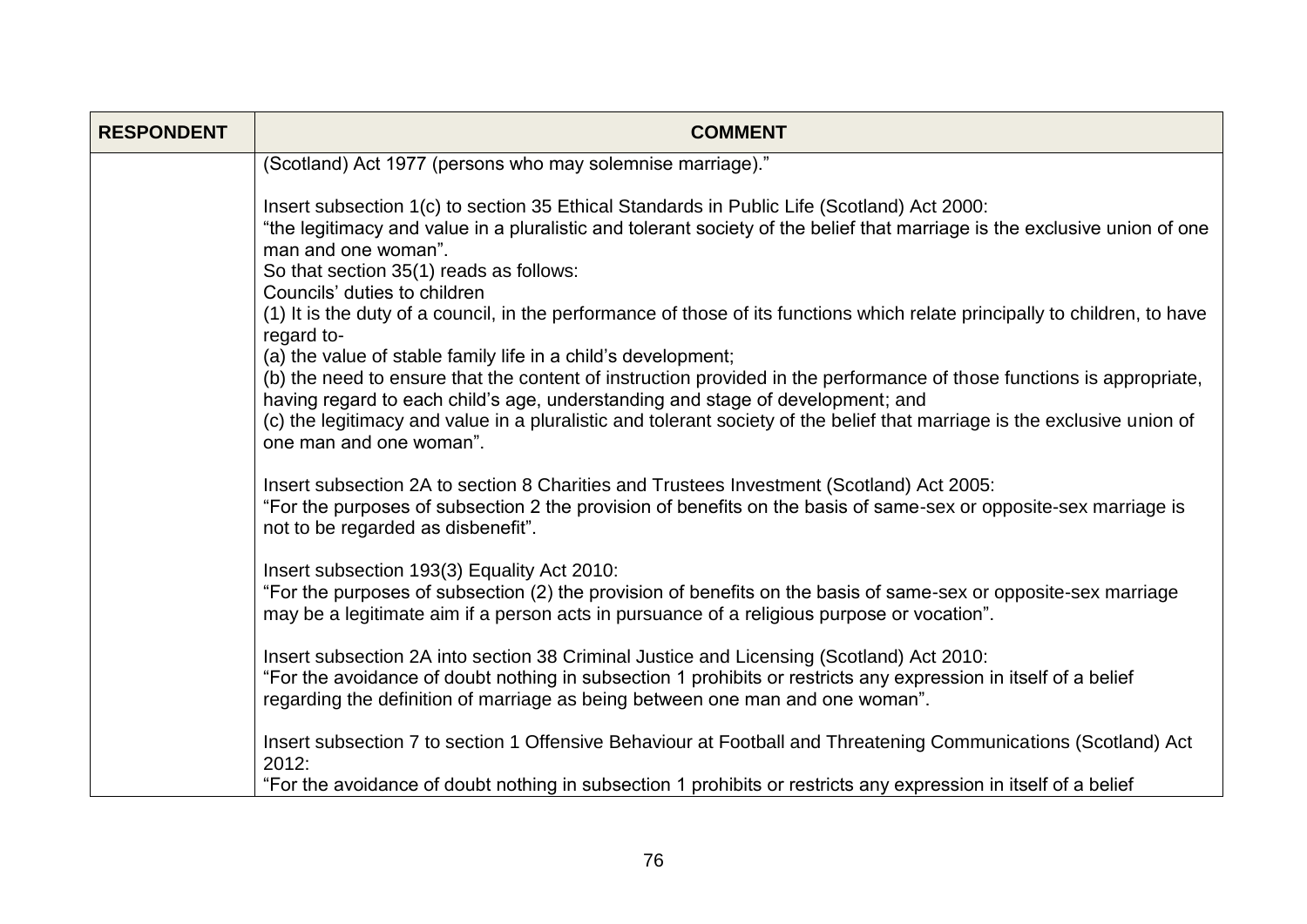| RESPONDENT | COMMENT |
| --- | --- |
| | (Scotland) Act 1977 (persons who may solemnise marriage)."<br><br>Insert subsection 1(c) to section 35 Ethical Standards in Public Life (Scotland) Act 2000:<br>"the legitimacy and value in a pluralistic and tolerant society of the belief that marriage is the exclusive union of one man and one woman".<br>So that section 35(1) reads as follows:<br>Councils' duties to children<br>(1) It is the duty of a council, in the performance of those of its functions which relate principally to children, to have regard to-<br>(a) the value of stable family life in a child's development;<br>(b) the need to ensure that the content of instruction provided in the performance of those functions is appropriate, having regard to each child's age, understanding and stage of development; and<br>(c) the legitimacy and value in a pluralistic and tolerant society of the belief that marriage is the exclusive union of one man and one woman".<br><br>Insert subsection 2A to section 8 Charities and Trustees Investment (Scotland) Act 2005:<br>"For the purposes of subsection 2 the provision of benefits on the basis of same-sex or opposite-sex marriage is not to be regarded as disbenefit".<br><br>Insert subsection 193(3) Equality Act 2010:<br>"For the purposes of subsection (2) the provision of benefits on the basis of same-sex or opposite-sex marriage may be a legitimate aim if a person acts in pursuance of a religious purpose or vocation".<br><br>Insert subsection 2A into section 38 Criminal Justice and Licensing (Scotland) Act 2010:<br>"For the avoidance of doubt nothing in subsection 1 prohibits or restricts any expression in itself of a belief regarding the definition of marriage as being between one man and one woman".<br><br>Insert subsection 7 to section 1 Offensive Behaviour at Football and Threatening Communications (Scotland) Act 2012:<br>"For the avoidance of doubt nothing in subsection 1 prohibits or restricts any expression in itself of a belief |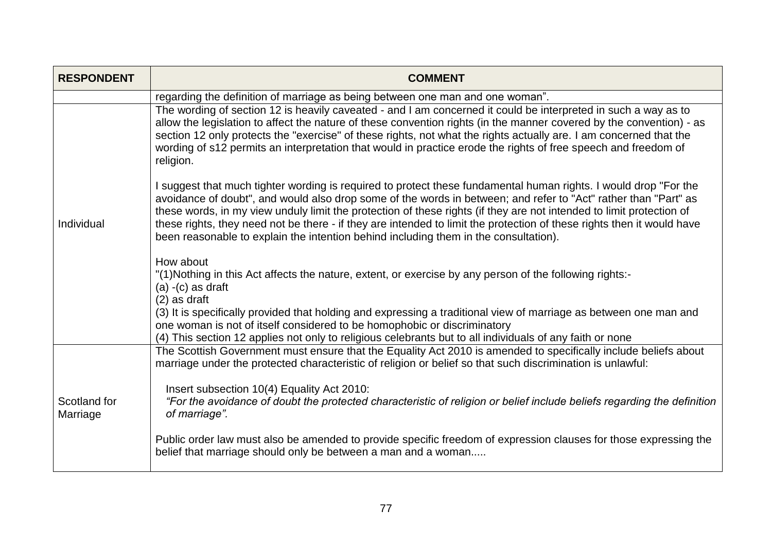| RESPONDENT | COMMENT |
|---|---|
| | regarding the definition of marriage as being between one man and one woman". |
| Individual | The wording of section 12 is heavily caveated - and I am concerned it could be interpreted in such a way as to allow the legislation to affect the nature of these convention rights (in the manner covered by the convention) - as section 12 only protects the "exercise" of these rights, not what the rights actually are. I am concerned that the wording of s12 permits an interpretation that would in practice erode the rights of free speech and freedom of religion.<br><br>I suggest that much tighter wording is required to protect these fundamental human rights. I would drop "For the avoidance of doubt", and would also drop some of the words in between; and refer to "Act" rather than "Part" as these words, in my view unduly limit the protection of these rights (if they are not intended to limit protection of these rights, they need not be there - if they are intended to limit the protection of these rights then it would have been reasonable to explain the intention behind including them in the consultation).<br><br>How about<br>"(1)Nothing in this Act affects the nature, extent, or exercise by any person of the following rights:-<br>(a) -(c) as draft<br>(2) as draft<br>(3) It is specifically provided that holding and expressing a traditional view of marriage as between one man and one woman is not of itself considered to be homophobic or discriminatory<br>(4) This section 12 applies not only to religious celebrants but to all individuals of any faith or none |
| Scotland for Marriage | The Scottish Government must ensure that the Equality Act 2010 is amended to specifically include beliefs about marriage under the protected characteristic of religion or belief so that such discrimination is unlawful:<br><br>Insert subsection 10(4) Equality Act 2010:<br>*"For the avoidance of doubt the protected characteristic of religion or belief include beliefs regarding the definition of marriage".*<br><br>Public order law must also be amended to provide specific freedom of expression clauses for those expressing the belief that marriage should only be between a man and a woman..... |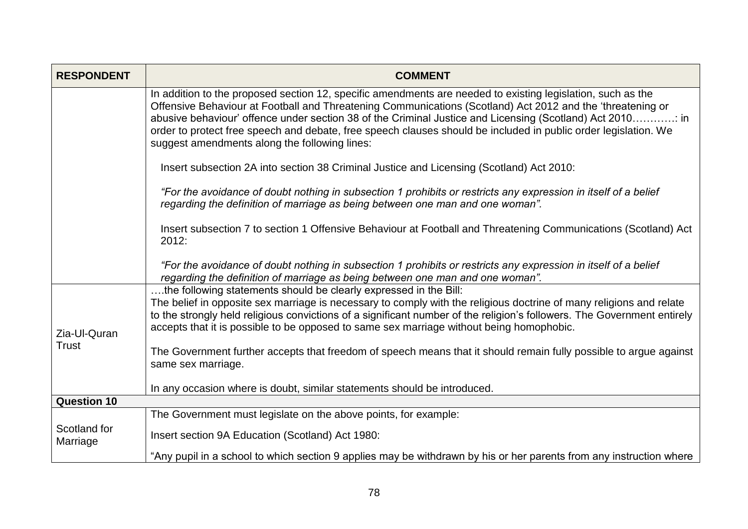| RESPONDENT | COMMENT |
|---|---|
| | In addition to the proposed section 12, specific amendments are needed to existing legislation, such as the Offensive Behaviour at Football and Threatening Communications (Scotland) Act 2012 and the 'threatening or abusive behaviour' offence under section 38 of the Criminal Justice and Licensing (Scotland) Act 2010…………: in order to protect free speech and debate, free speech clauses should be included in public order legislation. We suggest amendments along the following lines:<br><br>Insert subsection 2A into section 38 Criminal Justice and Licensing (Scotland) Act 2010:<br><br>*"For the avoidance of doubt nothing in subsection 1 prohibits or restricts any expression in itself of a belief regarding the definition of marriage as being between one man and one woman".*<br><br>Insert subsection 7 to section 1 Offensive Behaviour at Football and Threatening Communications (Scotland) Act 2012:<br><br>*"For the avoidance of doubt nothing in subsection 1 prohibits or restricts any expression in itself of a belief regarding the definition of marriage as being between one man and one woman".* |
| Zia-Ul-Quran Trust | ….the following statements should be clearly expressed in the Bill:<br>The belief in opposite sex marriage is necessary to comply with the religious doctrine of many religions and relate to the strongly held religious convictions of a significant number of the religion's followers. The Government entirely accepts that it is possible to be opposed to same sex marriage without being homophobic.<br><br>The Government further accepts that freedom of speech means that it should remain fully possible to argue against same sex marriage.<br><br>In any occasion where is doubt, similar statements should be introduced. |
| **Question 10** | |
| Scotland for Marriage | The Government must legislate on the above points, for example:<br><br>Insert section 9A Education (Scotland) Act 1980:<br><br>"Any pupil in a school to which section 9 applies may be withdrawn by his or her parents from any instruction where |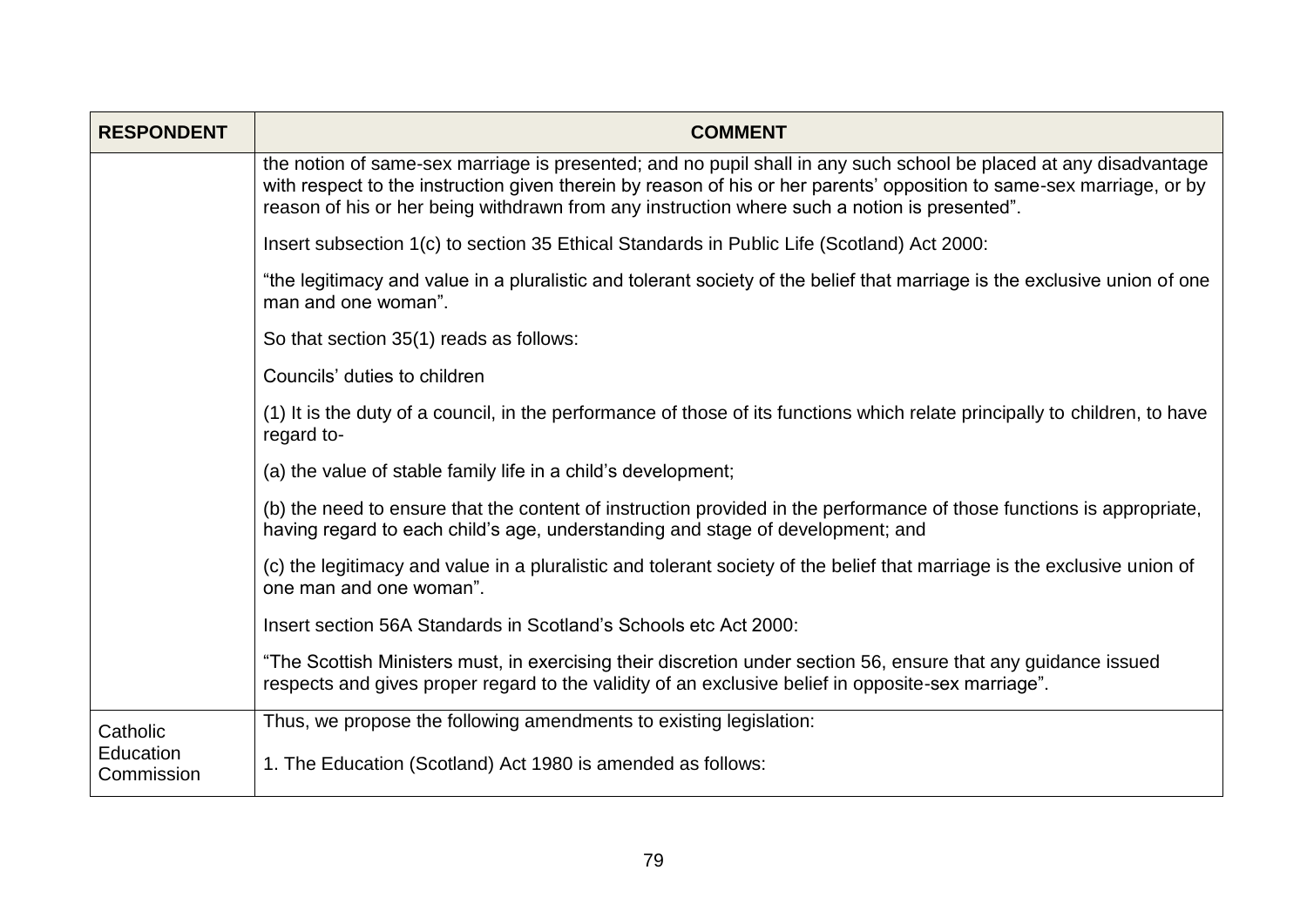| RESPONDENT | COMMENT |
|---|---|
| | the notion of same-sex marriage is presented; and no pupil shall in any such school be placed at any disadvantage with respect to the instruction given therein by reason of his or her parents' opposition to same-sex marriage, or by reason of his or her being withdrawn from any instruction where such a notion is presented".<br><br>Insert subsection 1(c) to section 35 Ethical Standards in Public Life (Scotland) Act 2000:<br><br>"the legitimacy and value in a pluralistic and tolerant society of the belief that marriage is the exclusive union of one man and one woman".<br><br>So that section 35(1) reads as follows:<br><br>Councils' duties to children<br><br>(1) It is the duty of a council, in the performance of those of its functions which relate principally to children, to have regard to-<br><br>(a) the value of stable family life in a child's development;<br><br>(b) the need to ensure that the content of instruction provided in the performance of those functions is appropriate, having regard to each child's age, understanding and stage of development; and<br><br>(c) the legitimacy and value in a pluralistic and tolerant society of the belief that marriage is the exclusive union of one man and one woman".<br><br>Insert section 56A Standards in Scotland's Schools etc Act 2000:<br><br>"The Scottish Ministers must, in exercising their discretion under section 56, ensure that any guidance issued respects and gives proper regard to the validity of an exclusive belief in opposite-sex marriage". |
| Catholic Education Commission | Thus, we propose the following amendments to existing legislation:<br><br>1. The Education (Scotland) Act 1980 is amended as follows: |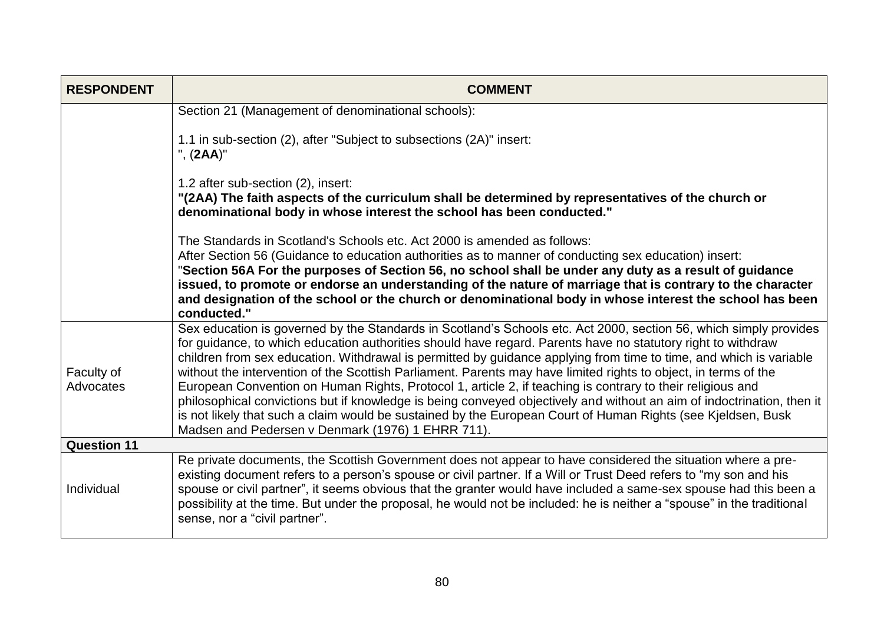| RESPONDENT | COMMENT |
|---|---|
| | Section 21 (Management of denominational schools):<br><br>1.1 in sub-section (2), after "Subject to subsections (2A)" insert:<br>", (**2AA**)"<br><br>1.2 after sub-section (2), insert:<br>**"(2AA) The faith aspects of the curriculum shall be determined by representatives of the church or denominational body in whose interest the school has been conducted."**<br><br>The Standards in Scotland's Schools etc. Act 2000 is amended as follows:<br>After Section 56 (Guidance to education authorities as to manner of conducting sex education) insert:<br>"**Section 56A For the purposes of Section 56, no school shall be under any duty as a result of guidance issued, to promote or endorse an understanding of the nature of marriage that is contrary to the character and designation of the school or the church or denominational body in whose interest the school has been conducted."** |
| Faculty of Advocates | Sex education is governed by the Standards in Scotland's Schools etc. Act 2000, section 56, which simply provides for guidance, to which education authorities should have regard. Parents have no statutory right to withdraw children from sex education. Withdrawal is permitted by guidance applying from time to time, and which is variable without the intervention of the Scottish Parliament. Parents may have limited rights to object, in terms of the European Convention on Human Rights, Protocol 1, article 2, if teaching is contrary to their religious and philosophical convictions but if knowledge is being conveyed objectively and without an aim of indoctrination, then it is not likely that such a claim would be sustained by the European Court of Human Rights (see Kjeldsen, Busk Madsen and Pedersen v Denmark (1976) 1 EHRR 711). |
| **Question 11** | |
| Individual | Re private documents, the Scottish Government does not appear to have considered the situation where a pre-existing document refers to a person's spouse or civil partner. If a Will or Trust Deed refers to "my son and his spouse or civil partner", it seems obvious that the granter would have included a same-sex spouse had this been a possibility at the time. But under the proposal, he would not be included: he is neither a "spouse" in the traditional sense, nor a "civil partner". |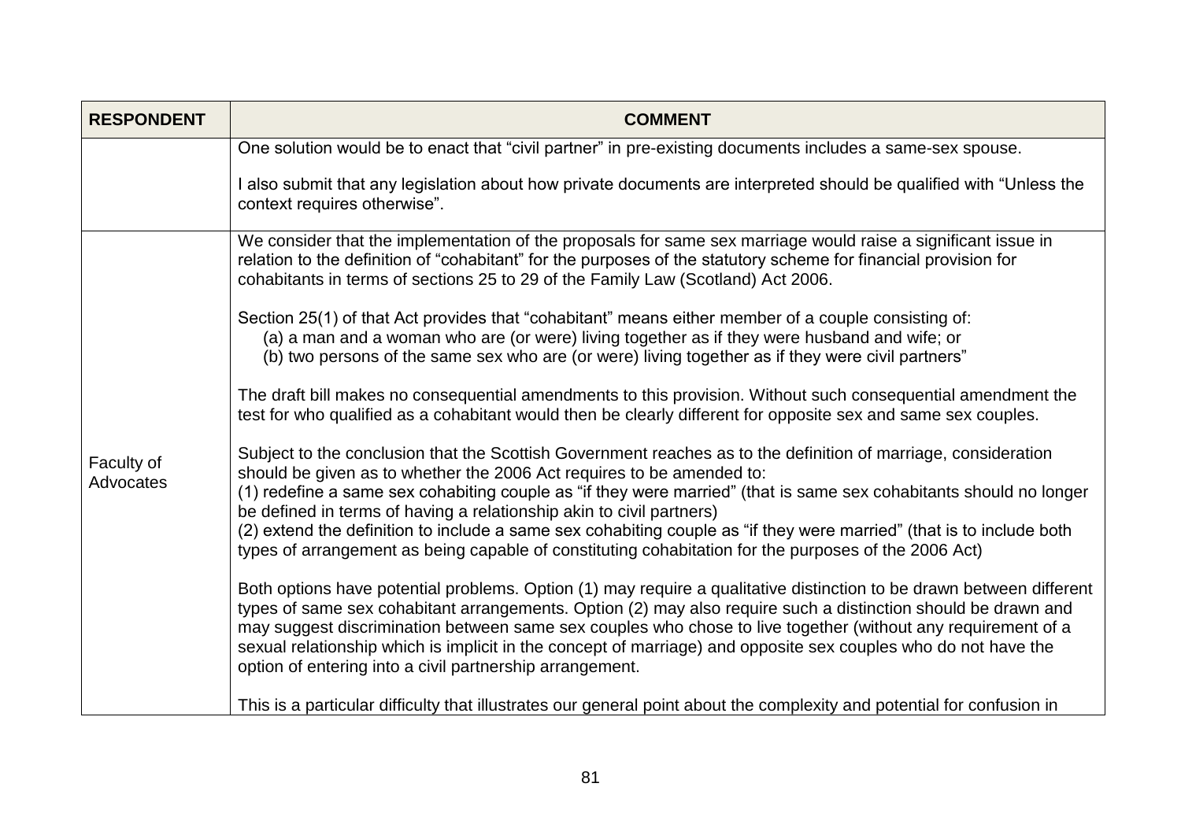| RESPONDENT | COMMENT |
|---|---|
| | One solution would be to enact that "civil partner" in pre-existing documents includes a same-sex spouse.<br><br>I also submit that any legislation about how private documents are interpreted should be qualified with "Unless the context requires otherwise". |
| Faculty of Advocates | We consider that the implementation of the proposals for same sex marriage would raise a significant issue in relation to the definition of "cohabitant" for the purposes of the statutory scheme for financial provision for cohabitants in terms of sections 25 to 29 of the Family Law (Scotland) Act 2006.<br><br>Section 25(1) of that Act provides that "cohabitant" means either member of a couple consisting of:<br>(a) a man and a woman who are (or were) living together as if they were husband and wife; or<br>(b) two persons of the same sex who are (or were) living together as if they were civil partners"<br><br>The draft bill makes no consequential amendments to this provision. Without such consequential amendment the test for who qualified as a cohabitant would then be clearly different for opposite sex and same sex couples.<br><br>Subject to the conclusion that the Scottish Government reaches as to the definition of marriage, consideration should be given as to whether the 2006 Act requires to be amended to:<br>(1) redefine a same sex cohabiting couple as "if they were married" (that is same sex cohabitants should no longer be defined in terms of having a relationship akin to civil partners)<br>(2) extend the definition to include a same sex cohabiting couple as "if they were married" (that is to include both types of arrangement as being capable of constituting cohabitation for the purposes of the 2006 Act)<br><br>Both options have potential problems. Option (1) may require a qualitative distinction to be drawn between different types of same sex cohabitant arrangements. Option (2) may also require such a distinction should be drawn and may suggest discrimination between same sex couples who chose to live together (without any requirement of a sexual relationship which is implicit in the concept of marriage) and opposite sex couples who do not have the option of entering into a civil partnership arrangement.<br><br>This is a particular difficulty that illustrates our general point about the complexity and potential for confusion in |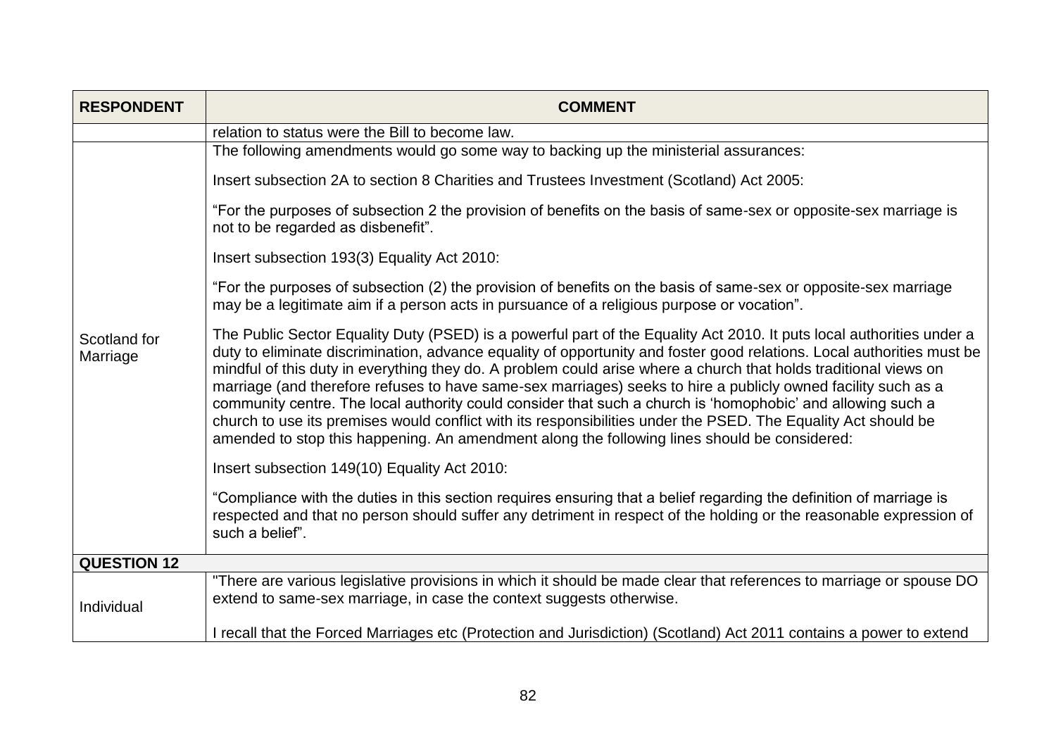| RESPONDENT | COMMENT |
|---|---|
| | relation to status were the Bill to become law. |
| Scotland for Marriage | The following amendments would go some way to backing up the ministerial assurances:<br><br>Insert subsection 2A to section 8 Charities and Trustees Investment (Scotland) Act 2005:<br><br>"For the purposes of subsection 2 the provision of benefits on the basis of same-sex or opposite-sex marriage is not to be regarded as disbenefit".<br><br>Insert subsection 193(3) Equality Act 2010:<br><br>"For the purposes of subsection (2) the provision of benefits on the basis of same-sex or opposite-sex marriage may be a legitimate aim if a person acts in pursuance of a religious purpose or vocation".<br><br>The Public Sector Equality Duty (PSED) is a powerful part of the Equality Act 2010. It puts local authorities under a duty to eliminate discrimination, advance equality of opportunity and foster good relations. Local authorities must be mindful of this duty in everything they do. A problem could arise where a church that holds traditional views on marriage (and therefore refuses to have same-sex marriages) seeks to hire a publicly owned facility such as a community centre. The local authority could consider that such a church is 'homophobic' and allowing such a church to use its premises would conflict with its responsibilities under the PSED. The Equality Act should be amended to stop this happening. An amendment along the following lines should be considered:<br><br>Insert subsection 149(10) Equality Act 2010:<br><br>"Compliance with the duties in this section requires ensuring that a belief regarding the definition of marriage is respected and that no person should suffer any detriment in respect of the holding or the reasonable expression of such a belief". |
| **QUESTION 12** | |
| Individual | "There are various legislative provisions in which it should be made clear that references to marriage or spouse DO extend to same-sex marriage, in case the context suggests otherwise.<br><br>I recall that the Forced Marriages etc (Protection and Jurisdiction) (Scotland) Act 2011 contains a power to extend |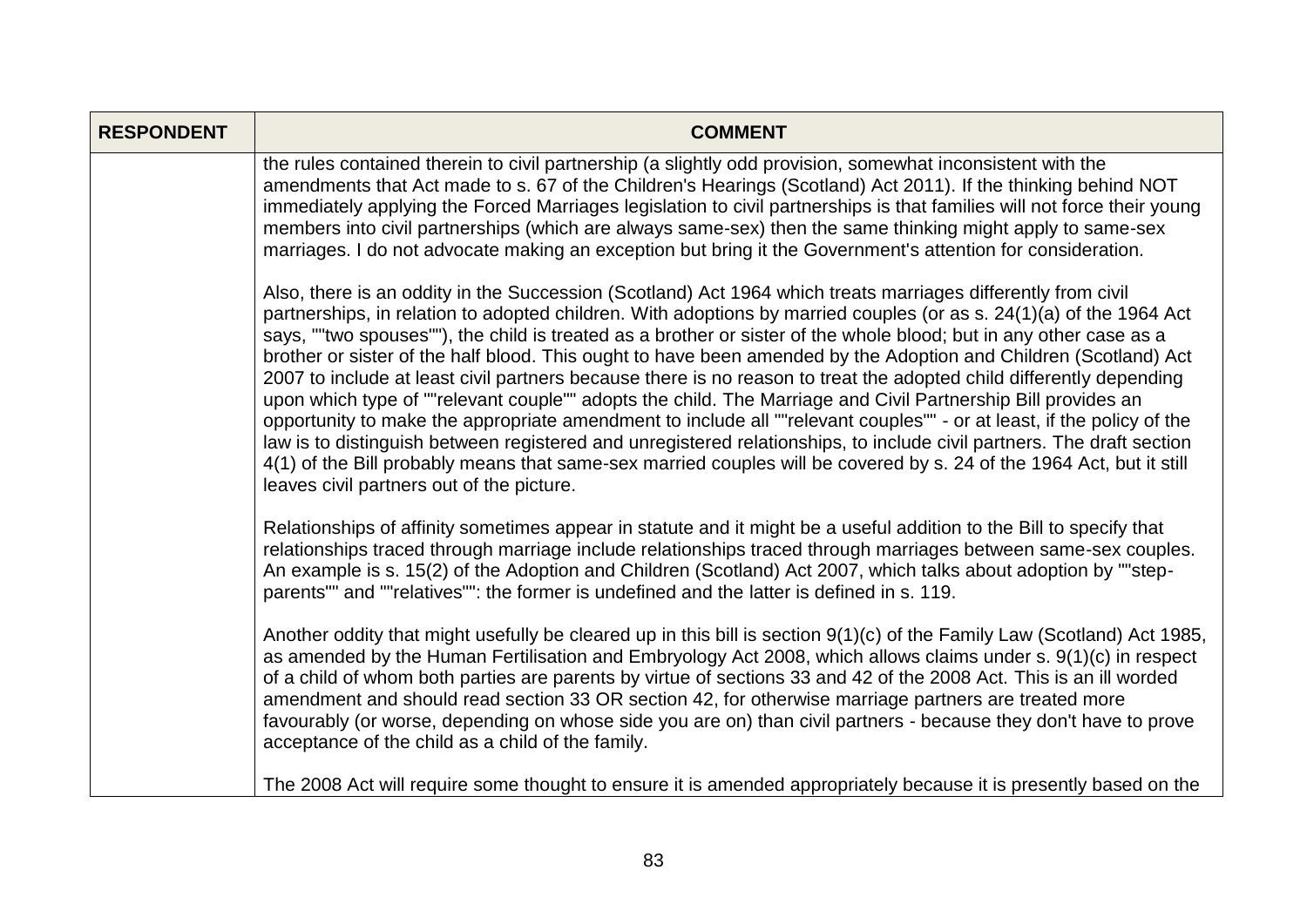| RESPONDENT | COMMENT |
| --- | --- |
| | the rules contained therein to civil partnership (a slightly odd provision, somewhat inconsistent with the amendments that Act made to s. 67 of the Children's Hearings (Scotland) Act 2011). If the thinking behind NOT immediately applying the Forced Marriages legislation to civil partnerships is that families will not force their young members into civil partnerships (which are always same-sex) then the same thinking might apply to same-sex marriages. I do not advocate making an exception but bring it the Government's attention for consideration.<br><br>Also, there is an oddity in the Succession (Scotland) Act 1964 which treats marriages differently from civil partnerships, in relation to adopted children. With adoptions by married couples (or as s. 24(1)(a) of the 1964 Act says, ""two spouses""), the child is treated as a brother or sister of the whole blood; but in any other case as a brother or sister of the half blood. This ought to have been amended by the Adoption and Children (Scotland) Act 2007 to include at least civil partners because there is no reason to treat the adopted child differently depending upon which type of ""relevant couple"" adopts the child. The Marriage and Civil Partnership Bill provides an opportunity to make the appropriate amendment to include all ""relevant couples"" - or at least, if the policy of the law is to distinguish between registered and unregistered relationships, to include civil partners. The draft section 4(1) of the Bill probably means that same-sex married couples will be covered by s. 24 of the 1964 Act, but it still leaves civil partners out of the picture.<br><br>Relationships of affinity sometimes appear in statute and it might be a useful addition to the Bill to specify that relationships traced through marriage include relationships traced through marriages between same-sex couples. An example is s. 15(2) of the Adoption and Children (Scotland) Act 2007, which talks about adoption by ""step-parents"" and ""relatives"": the former is undefined and the latter is defined in s. 119.<br><br>Another oddity that might usefully be cleared up in this bill is section 9(1)(c) of the Family Law (Scotland) Act 1985, as amended by the Human Fertilisation and Embryology Act 2008, which allows claims under s. 9(1)(c) in respect of a child of whom both parties are parents by virtue of sections 33 and 42 of the 2008 Act. This is an ill worded amendment and should read section 33 OR section 42, for otherwise marriage partners are treated more favourably (or worse, depending on whose side you are on) than civil partners - because they don't have to prove acceptance of the child as a child of the family.<br><br>The 2008 Act will require some thought to ensure it is amended appropriately because it is presently based on the |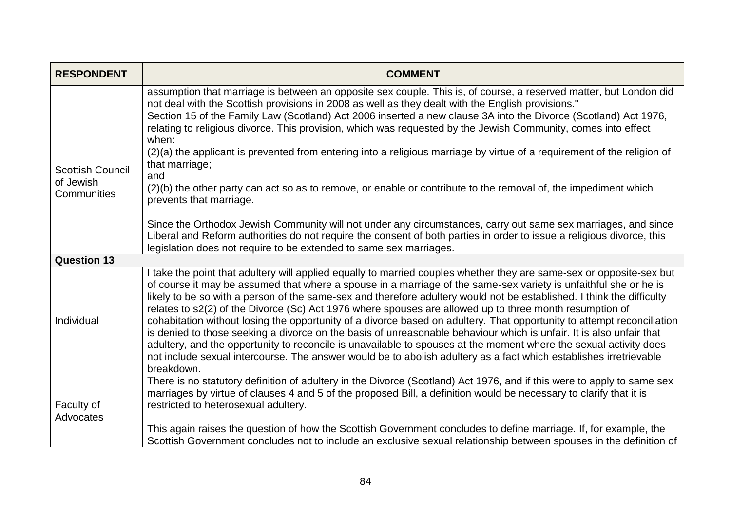| RESPONDENT | COMMENT |
|---|---|
| | assumption that marriage is between an opposite sex couple. This is, of course, a reserved matter, but London did not deal with the Scottish provisions in 2008 as well as they dealt with the English provisions." |
| Scottish Council of Jewish Communities | Section 15 of the Family Law (Scotland) Act 2006 inserted a new clause 3A into the Divorce (Scotland) Act 1976, relating to religious divorce. This provision, which was requested by the Jewish Community, comes into effect when:<br>(2)(a) the applicant is prevented from entering into a religious marriage by virtue of a requirement of the religion of that marriage;<br>and<br>(2)(b) the other party can act so as to remove, or enable or contribute to the removal of, the impediment which prevents that marriage.<br><br>Since the Orthodox Jewish Community will not under any circumstances, carry out same sex marriages, and since Liberal and Reform authorities do not require the consent of both parties in order to issue a religious divorce, this legislation does not require to be extended to same sex marriages. |
| **Question 13** | |
| Individual | I take the point that adultery will applied equally to married couples whether they are same-sex or opposite-sex but of course it may be assumed that where a spouse in a marriage of the same-sex variety is unfaithful she or he is likely to be so with a person of the same-sex and therefore adultery would not be established. I think the difficulty relates to s2(2) of the Divorce (Sc) Act 1976 where spouses are allowed up to three month resumption of cohabitation without losing the opportunity of a divorce based on adultery. That opportunity to attempt reconciliation is denied to those seeking a divorce on the basis of unreasonable behaviour which is unfair. It is also unfair that adultery, and the opportunity to reconcile is unavailable to spouses at the moment where the sexual activity does not include sexual intercourse. The answer would be to abolish adultery as a fact which establishes irretrievable breakdown. |
| Faculty of Advocates | There is no statutory definition of adultery in the Divorce (Scotland) Act 1976, and if this were to apply to same sex marriages by virtue of clauses 4 and 5 of the proposed Bill, a definition would be necessary to clarify that it is restricted to heterosexual adultery.<br><br>This again raises the question of how the Scottish Government concludes to define marriage. If, for example, the Scottish Government concludes not to include an exclusive sexual relationship between spouses in the definition of |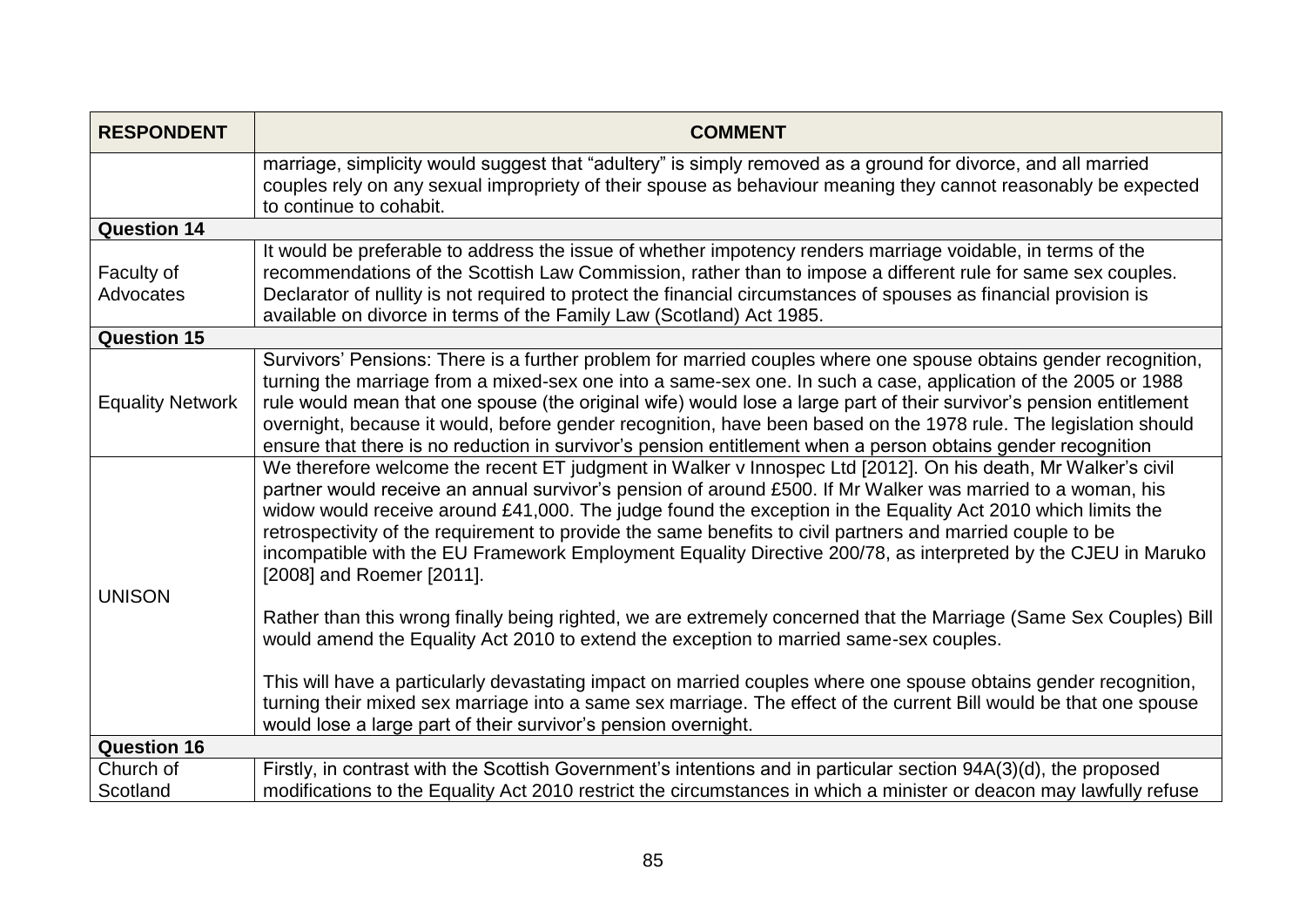| RESPONDENT | COMMENT |
|---|---|
| | marriage, simplicity would suggest that "adultery" is simply removed as a ground for divorce, and all married couples rely on any sexual impropriety of their spouse as behaviour meaning they cannot reasonably be expected to continue to cohabit. |
| **Question 14** | |
| Faculty of Advocates | It would be preferable to address the issue of whether impotency renders marriage voidable, in terms of the recommendations of the Scottish Law Commission, rather than to impose a different rule for same sex couples. Declarator of nullity is not required to protect the financial circumstances of spouses as financial provision is available on divorce in terms of the Family Law (Scotland) Act 1985. |
| **Question 15** | |
| Equality Network | Survivors' Pensions: There is a further problem for married couples where one spouse obtains gender recognition, turning the marriage from a mixed-sex one into a same-sex one. In such a case, application of the 2005 or 1988 rule would mean that one spouse (the original wife) would lose a large part of their survivor's pension entitlement overnight, because it would, before gender recognition, have been based on the 1978 rule. The legislation should ensure that there is no reduction in survivor's pension entitlement when a person obtains gender recognition |
| UNISON | We therefore welcome the recent ET judgment in Walker v Innospec Ltd [2012]. On his death, Mr Walker's civil partner would receive an annual survivor's pension of around £500. If Mr Walker was married to a woman, his widow would receive around £41,000. The judge found the exception in the Equality Act 2010 which limits the retrospectivity of the requirement to provide the same benefits to civil partners and married couple to be incompatible with the EU Framework Employment Equality Directive 200/78, as interpreted by the CJEU in Maruko [2008] and Roemer [2011].<br><br>Rather than this wrong finally being righted, we are extremely concerned that the Marriage (Same Sex Couples) Bill would amend the Equality Act 2010 to extend the exception to married same-sex couples.<br><br>This will have a particularly devastating impact on married couples where one spouse obtains gender recognition, turning their mixed sex marriage into a same sex marriage. The effect of the current Bill would be that one spouse would lose a large part of their survivor's pension overnight. |
| **Question 16** | |
| Church of Scotland | Firstly, in contrast with the Scottish Government's intentions and in particular section 94A(3)(d), the proposed modifications to the Equality Act 2010 restrict the circumstances in which a minister or deacon may lawfully refuse |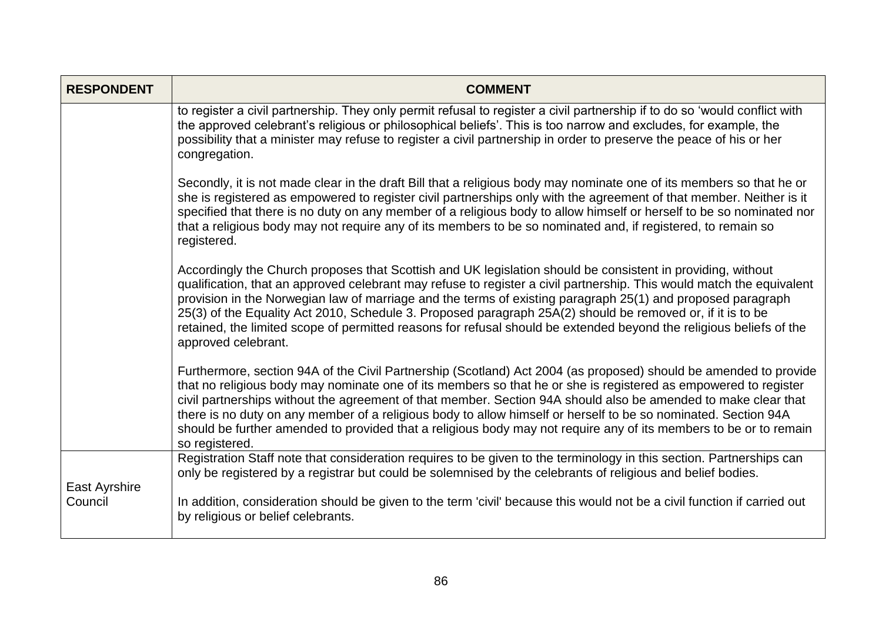| RESPONDENT | COMMENT |
| --- | --- |
| | to register a civil partnership. They only permit refusal to register a civil partnership if to do so 'would conflict with the approved celebrant's religious or philosophical beliefs'. This is too narrow and excludes, for example, the possibility that a minister may refuse to register a civil partnership in order to preserve the peace of his or her congregation.<br><br>Secondly, it is not made clear in the draft Bill that a religious body may nominate one of its members so that he or she is registered as empowered to register civil partnerships only with the agreement of that member. Neither is it specified that there is no duty on any member of a religious body to allow himself or herself to be so nominated nor that a religious body may not require any of its members to be so nominated and, if registered, to remain so registered.<br><br>Accordingly the Church proposes that Scottish and UK legislation should be consistent in providing, without qualification, that an approved celebrant may refuse to register a civil partnership. This would match the equivalent provision in the Norwegian law of marriage and the terms of existing paragraph 25(1) and proposed paragraph 25(3) of the Equality Act 2010, Schedule 3. Proposed paragraph 25A(2) should be removed or, if it is to be retained, the limited scope of permitted reasons for refusal should be extended beyond the religious beliefs of the approved celebrant.<br><br>Furthermore, section 94A of the Civil Partnership (Scotland) Act 2004 (as proposed) should be amended to provide that no religious body may nominate one of its members so that he or she is registered as empowered to register civil partnerships without the agreement of that member. Section 94A should also be amended to make clear that there is no duty on any member of a religious body to allow himself or herself to be so nominated. Section 94A should be further amended to provided that a religious body may not require any of its members to be or to remain so registered. |
| East Ayrshire Council | Registration Staff note that consideration requires to be given to the terminology in this section. Partnerships can only be registered by a registrar but could be solemnised by the celebrants of religious and belief bodies.<br><br>In addition, consideration should be given to the term 'civil' because this would not be a civil function if carried out by religious or belief celebrants. |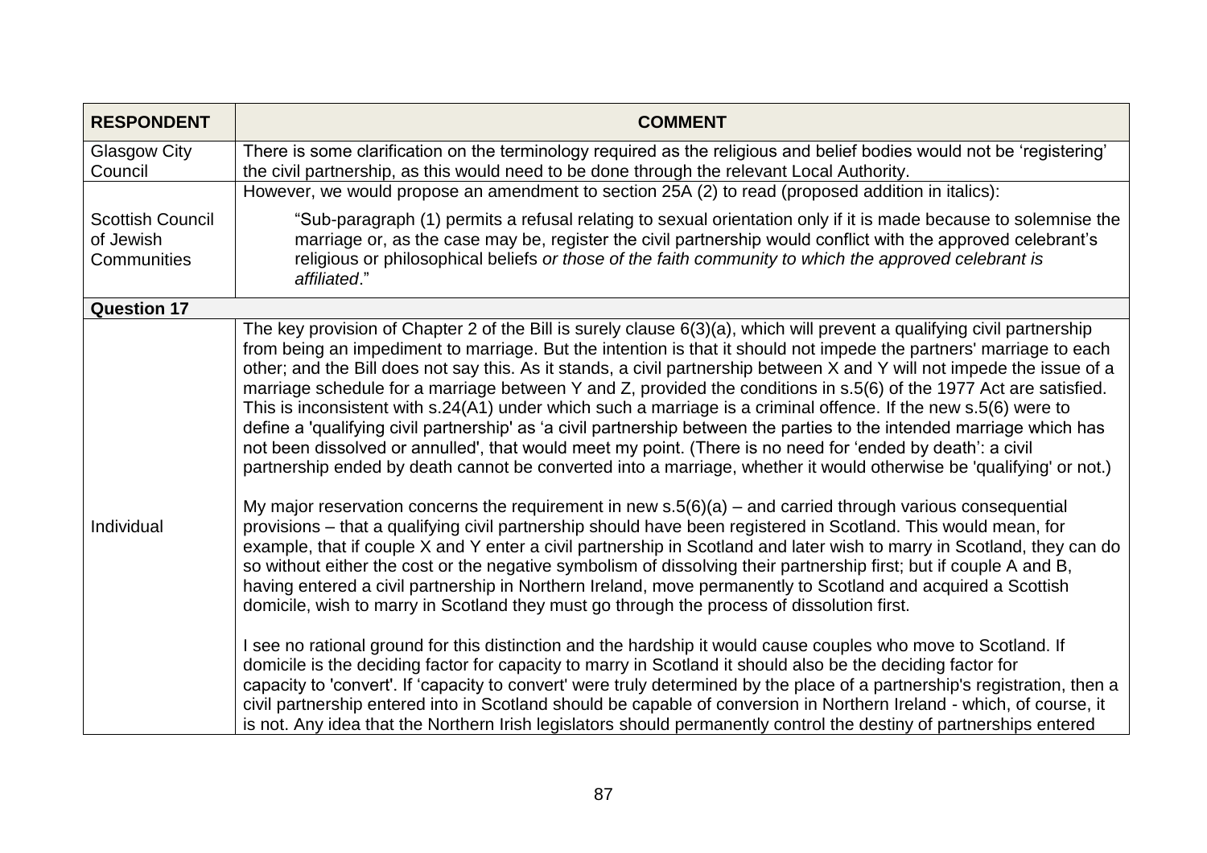| RESPONDENT | COMMENT |
|---|---|
| Glasgow City Council | There is some clarification on the terminology required as the religious and belief bodies would not be 'registering' the civil partnership, as this would need to be done through the relevant Local Authority. |
| Scottish Council of Jewish Communities | However, we would propose an amendment to section 25A (2) to read (proposed addition in italics): "Sub-paragraph (1) permits a refusal relating to sexual orientation only if it is made because to solemnise the marriage or, as the case may be, register the civil partnership would conflict with the approved celebrant's religious or philosophical beliefs *or those of the faith community to which the approved celebrant is affiliated*." |
| **Question 17** | |
| Individual | The key provision of Chapter 2 of the Bill is surely clause 6(3)(a), which will prevent a qualifying civil partnership from being an impediment to marriage. But the intention is that it should not impede the partners' marriage to each other; and the Bill does not say this. As it stands, a civil partnership between X and Y will not impede the issue of a marriage schedule for a marriage between Y and Z, provided the conditions in s.5(6) of the 1977 Act are satisfied. This is inconsistent with s.24(A1) under which such a marriage is a criminal offence. If the new s.5(6) were to define a 'qualifying civil partnership' as 'a civil partnership between the parties to the intended marriage which has not been dissolved or annulled', that would meet my point. (There is no need for 'ended by death': a civil partnership ended by death cannot be converted into a marriage, whether it would otherwise be 'qualifying' or not.)<br><br>My major reservation concerns the requirement in new s.5(6)(a) – and carried through various consequential provisions – that a qualifying civil partnership should have been registered in Scotland. This would mean, for example, that if couple X and Y enter a civil partnership in Scotland and later wish to marry in Scotland, they can do so without either the cost or the negative symbolism of dissolving their partnership first; but if couple A and B, having entered a civil partnership in Northern Ireland, move permanently to Scotland and acquired a Scottish domicile, wish to marry in Scotland they must go through the process of dissolution first.<br><br>I see no rational ground for this distinction and the hardship it would cause couples who move to Scotland. If domicile is the deciding factor for capacity to marry in Scotland it should also be the deciding factor for capacity to 'convert'. If 'capacity to convert' were truly determined by the place of a partnership's registration, then a civil partnership entered into in Scotland should be capable of conversion in Northern Ireland - which, of course, it is not. Any idea that the Northern Irish legislators should permanently control the destiny of partnerships entered |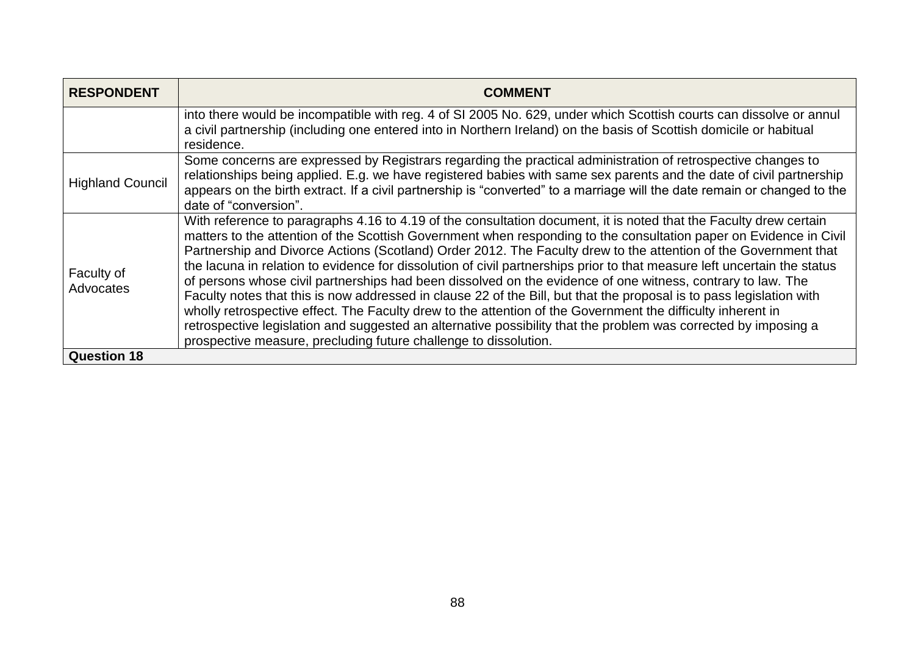| RESPONDENT | COMMENT |
|---|---|
| | into there would be incompatible with reg. 4 of SI 2005 No. 629, under which Scottish courts can dissolve or annul a civil partnership (including one entered into in Northern Ireland) on the basis of Scottish domicile or habitual residence. |
| Highland Council | Some concerns are expressed by Registrars regarding the practical administration of retrospective changes to relationships being applied. E.g. we have registered babies with same sex parents and the date of civil partnership appears on the birth extract. If a civil partnership is "converted" to a marriage will the date remain or changed to the date of "conversion". |
| Faculty of Advocates | With reference to paragraphs 4.16 to 4.19 of the consultation document, it is noted that the Faculty drew certain matters to the attention of the Scottish Government when responding to the consultation paper on Evidence in Civil Partnership and Divorce Actions (Scotland) Order 2012. The Faculty drew to the attention of the Government that the lacuna in relation to evidence for dissolution of civil partnerships prior to that measure left uncertain the status of persons whose civil partnerships had been dissolved on the evidence of one witness, contrary to law. The Faculty notes that this is now addressed in clause 22 of the Bill, but that the proposal is to pass legislation with wholly retrospective effect. The Faculty drew to the attention of the Government the difficulty inherent in retrospective legislation and suggested an alternative possibility that the problem was corrected by imposing a prospective measure, precluding future challenge to dissolution. |
| **Question 18** | |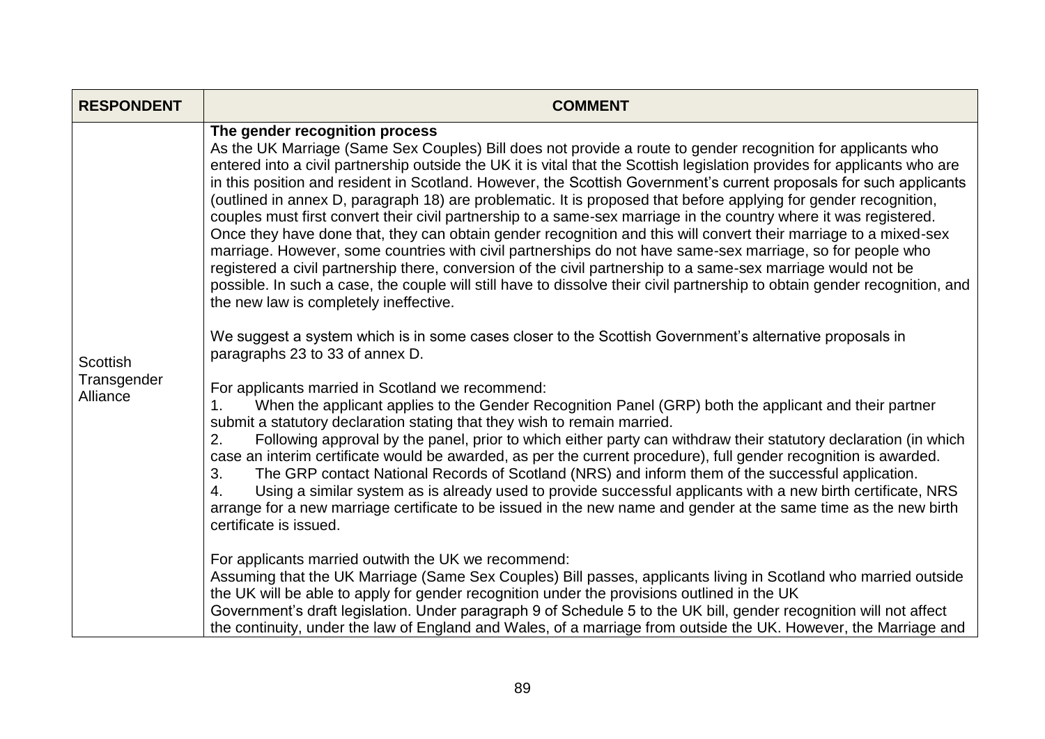| RESPONDENT | COMMENT |
|---|---|
| Scottish Transgender Alliance | **The gender recognition process**<br>As the UK Marriage (Same Sex Couples) Bill does not provide a route to gender recognition for applicants who entered into a civil partnership outside the UK it is vital that the Scottish legislation provides for applicants who are in this position and resident in Scotland. However, the Scottish Government's current proposals for such applicants (outlined in annex D, paragraph 18) are problematic. It is proposed that before applying for gender recognition, couples must first convert their civil partnership to a same-sex marriage in the country where it was registered. Once they have done that, they can obtain gender recognition and this will convert their marriage to a mixed-sex marriage. However, some countries with civil partnerships do not have same-sex marriage, so for people who registered a civil partnership there, conversion of the civil partnership to a same-sex marriage would not be possible. In such a case, the couple will still have to dissolve their civil partnership to obtain gender recognition, and the new law is completely ineffective.<br><br>We suggest a system which is in some cases closer to the Scottish Government's alternative proposals in paragraphs 23 to 33 of annex D.<br><br>For applicants married in Scotland we recommend:<br>1. When the applicant applies to the Gender Recognition Panel (GRP) both the applicant and their partner submit a statutory declaration stating that they wish to remain married.<br>2. Following approval by the panel, prior to which either party can withdraw their statutory declaration (in which case an interim certificate would be awarded, as per the current procedure), full gender recognition is awarded.<br>3. The GRP contact National Records of Scotland (NRS) and inform them of the successful application.<br>4. Using a similar system as is already used to provide successful applicants with a new birth certificate, NRS arrange for a new marriage certificate to be issued in the new name and gender at the same time as the new birth certificate is issued.<br><br>For applicants married outwith the UK we recommend:<br>Assuming that the UK Marriage (Same Sex Couples) Bill passes, applicants living in Scotland who married outside the UK will be able to apply for gender recognition under the provisions outlined in the UK Government's draft legislation. Under paragraph 9 of Schedule 5 to the UK bill, gender recognition will not affect the continuity, under the law of England and Wales, of a marriage from outside the UK. However, the Marriage and |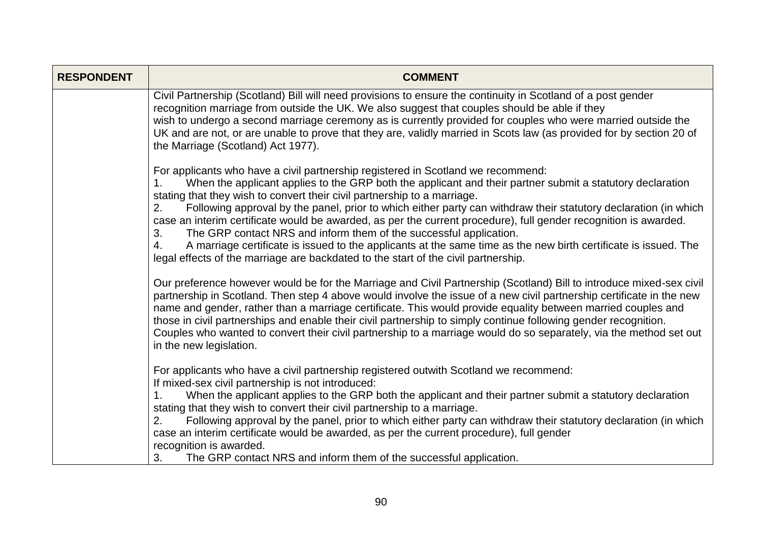| RESPONDENT | COMMENT |
|---|---|
| | Civil Partnership (Scotland) Bill will need provisions to ensure the continuity in Scotland of a post gender recognition marriage from outside the UK. We also suggest that couples should be able if they wish to undergo a second marriage ceremony as is currently provided for couples who were married outside the UK and are not, or are unable to prove that they are, validly married in Scots law (as provided for by section 20 of the Marriage (Scotland) Act 1977).<br><br>For applicants who have a civil partnership registered in Scotland we recommend:<br>1. When the applicant applies to the GRP both the applicant and their partner submit a statutory declaration stating that they wish to convert their civil partnership to a marriage.<br>2. Following approval by the panel, prior to which either party can withdraw their statutory declaration (in which case an interim certificate would be awarded, as per the current procedure), full gender recognition is awarded.<br>3. The GRP contact NRS and inform them of the successful application.<br>4. A marriage certificate is issued to the applicants at the same time as the new birth certificate is issued. The legal effects of the marriage are backdated to the start of the civil partnership.<br><br>Our preference however would be for the Marriage and Civil Partnership (Scotland) Bill to introduce mixed-sex civil partnership in Scotland. Then step 4 above would involve the issue of a new civil partnership certificate in the new name and gender, rather than a marriage certificate. This would provide equality between married couples and those in civil partnerships and enable their civil partnership to simply continue following gender recognition. Couples who wanted to convert their civil partnership to a marriage would do so separately, via the method set out in the new legislation.<br><br>For applicants who have a civil partnership registered outwith Scotland we recommend:<br>If mixed-sex civil partnership is not introduced:<br>1. When the applicant applies to the GRP both the applicant and their partner submit a statutory declaration stating that they wish to convert their civil partnership to a marriage.<br>2. Following approval by the panel, prior to which either party can withdraw their statutory declaration (in which case an interim certificate would be awarded, as per the current procedure), full gender recognition is awarded.<br>3. The GRP contact NRS and inform them of the successful application. |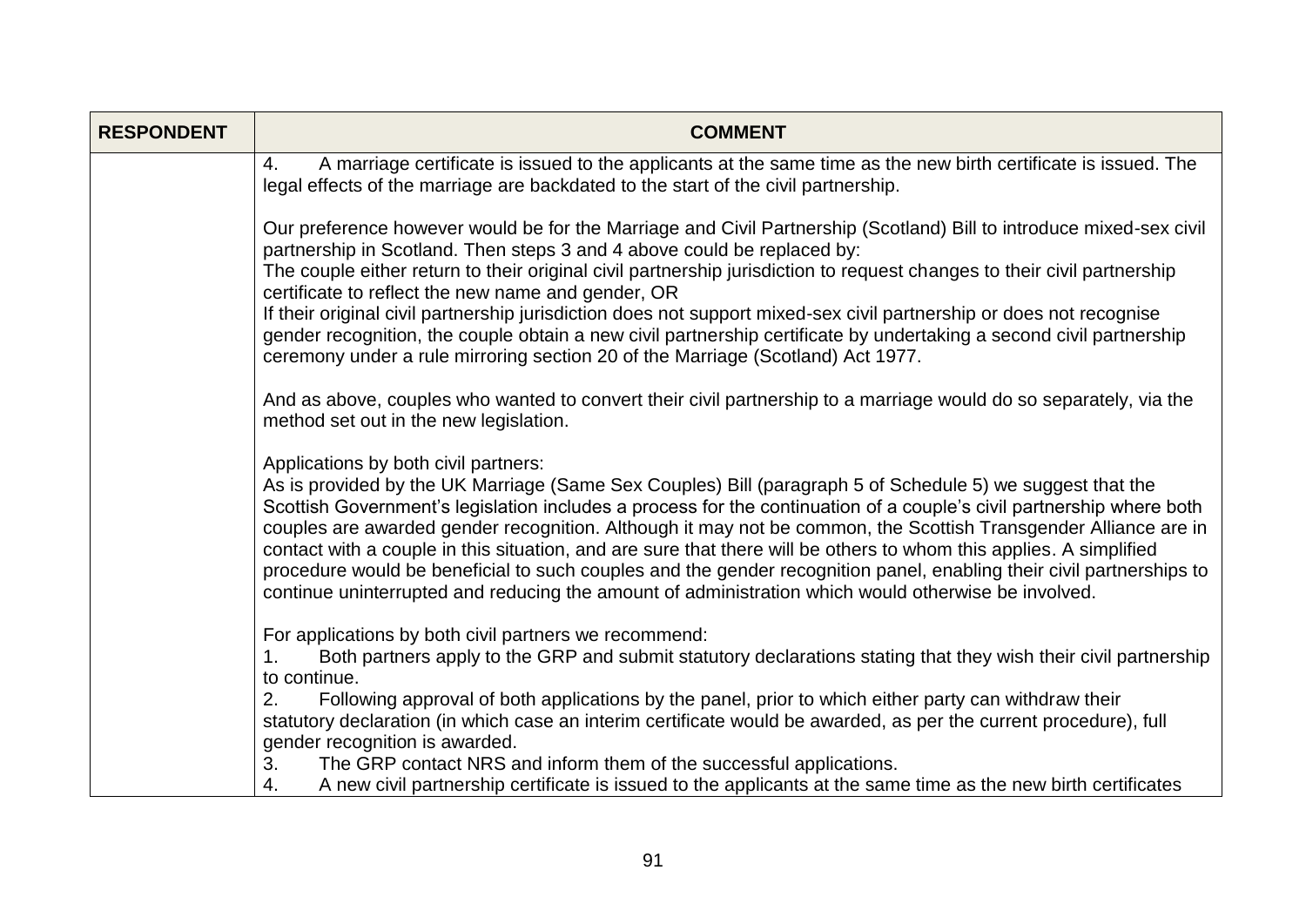| RESPONDENT | COMMENT |
| --- | --- |
| | 4. A marriage certificate is issued to the applicants at the same time as the new birth certificate is issued. The legal effects of the marriage are backdated to the start of the civil partnership.<br><br>Our preference however would be for the Marriage and Civil Partnership (Scotland) Bill to introduce mixed-sex civil partnership in Scotland. Then steps 3 and 4 above could be replaced by:<br>The couple either return to their original civil partnership jurisdiction to request changes to their civil partnership certificate to reflect the new name and gender, OR<br>If their original civil partnership jurisdiction does not support mixed-sex civil partnership or does not recognise gender recognition, the couple obtain a new civil partnership certificate by undertaking a second civil partnership ceremony under a rule mirroring section 20 of the Marriage (Scotland) Act 1977.<br><br>And as above, couples who wanted to convert their civil partnership to a marriage would do so separately, via the method set out in the new legislation.<br><br>Applications by both civil partners:<br>As is provided by the UK Marriage (Same Sex Couples) Bill (paragraph 5 of Schedule 5) we suggest that the Scottish Government's legislation includes a process for the continuation of a couple's civil partnership where both couples are awarded gender recognition. Although it may not be common, the Scottish Transgender Alliance are in contact with a couple in this situation, and are sure that there will be others to whom this applies. A simplified procedure would be beneficial to such couples and the gender recognition panel, enabling their civil partnerships to continue uninterrupted and reducing the amount of administration which would otherwise be involved.<br><br>For applications by both civil partners we recommend:<br>1. Both partners apply to the GRP and submit statutory declarations stating that they wish their civil partnership to continue.<br>2. Following approval of both applications by the panel, prior to which either party can withdraw their statutory declaration (in which case an interim certificate would be awarded, as per the current procedure), full gender recognition is awarded.<br>3. The GRP contact NRS and inform them of the successful applications.<br>4. A new civil partnership certificate is issued to the applicants at the same time as the new birth certificates |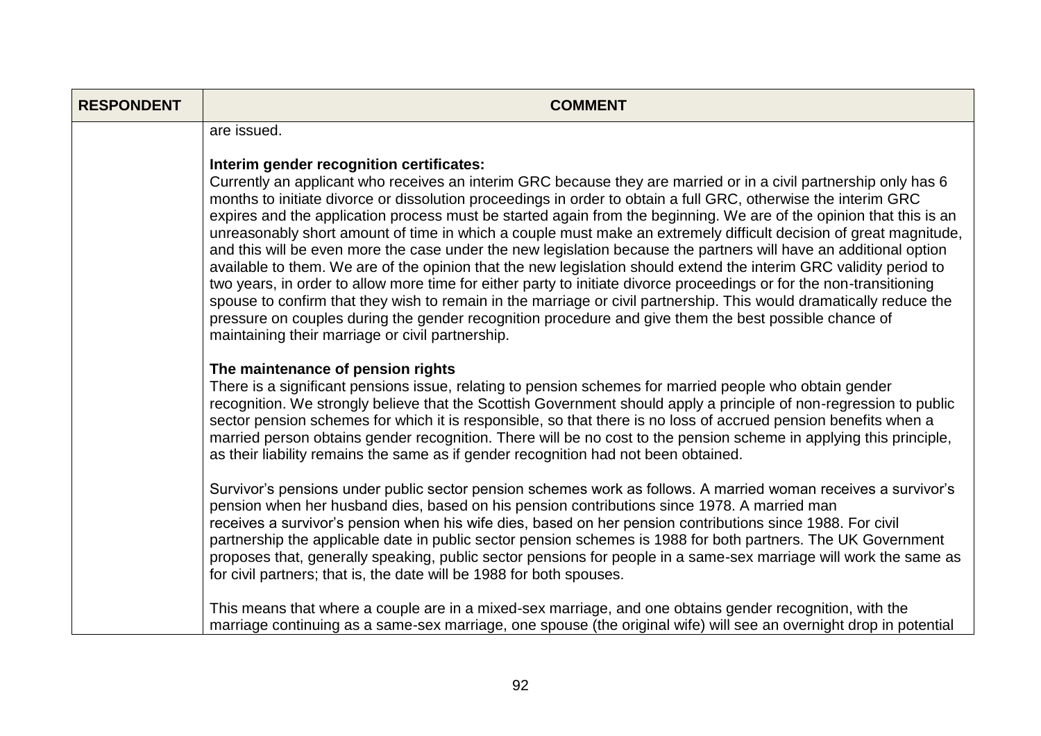| RESPONDENT | COMMENT |
|---|---|
| | are issued.<br><br>**Interim gender recognition certificates:**<br>Currently an applicant who receives an interim GRC because they are married or in a civil partnership only has 6 months to initiate divorce or dissolution proceedings in order to obtain a full GRC, otherwise the interim GRC expires and the application process must be started again from the beginning. We are of the opinion that this is an unreasonably short amount of time in which a couple must make an extremely difficult decision of great magnitude, and this will be even more the case under the new legislation because the partners will have an additional option available to them. We are of the opinion that the new legislation should extend the interim GRC validity period to two years, in order to allow more time for either party to initiate divorce proceedings or for the non-transitioning spouse to confirm that they wish to remain in the marriage or civil partnership. This would dramatically reduce the pressure on couples during the gender recognition procedure and give them the best possible chance of maintaining their marriage or civil partnership.<br><br>**The maintenance of pension rights**<br>There is a significant pensions issue, relating to pension schemes for married people who obtain gender recognition. We strongly believe that the Scottish Government should apply a principle of non-regression to public sector pension schemes for which it is responsible, so that there is no loss of accrued pension benefits when a married person obtains gender recognition. There will be no cost to the pension scheme in applying this principle, as their liability remains the same as if gender recognition had not been obtained.<br><br>Survivor's pensions under public sector pension schemes work as follows. A married woman receives a survivor's pension when her husband dies, based on his pension contributions since 1978. A married man receives a survivor's pension when his wife dies, based on her pension contributions since 1988. For civil partnership the applicable date in public sector pension schemes is 1988 for both partners. The UK Government proposes that, generally speaking, public sector pensions for people in a same-sex marriage will work the same as for civil partners; that is, the date will be 1988 for both spouses.<br><br>This means that where a couple are in a mixed-sex marriage, and one obtains gender recognition, with the marriage continuing as a same-sex marriage, one spouse (the original wife) will see an overnight drop in potential |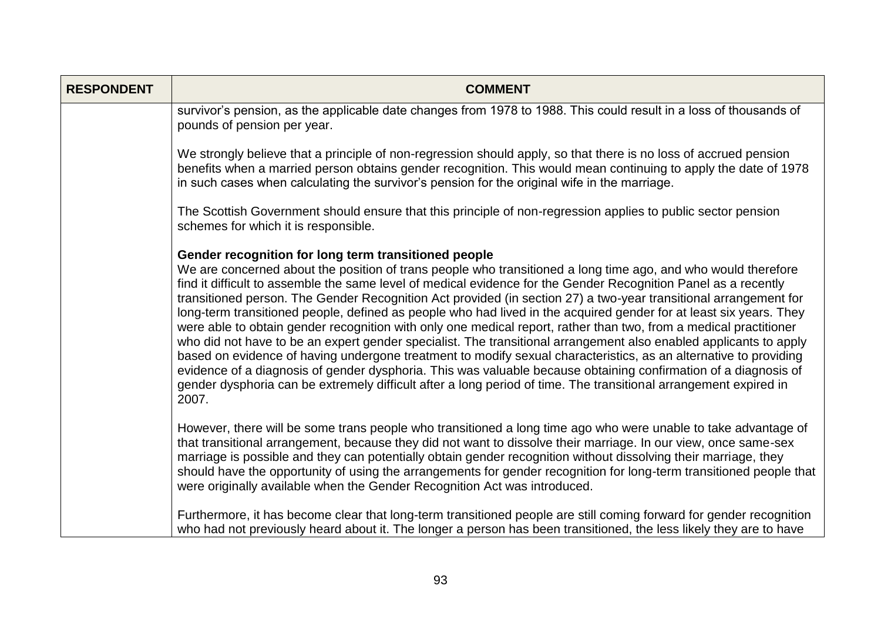| RESPONDENT | COMMENT |
| --- | --- |
| | survivor's pension, as the applicable date changes from 1978 to 1988. This could result in a loss of thousands of pounds of pension per year.<br><br>We strongly believe that a principle of non-regression should apply, so that there is no loss of accrued pension benefits when a married person obtains gender recognition. This would mean continuing to apply the date of 1978 in such cases when calculating the survivor's pension for the original wife in the marriage.<br><br>The Scottish Government should ensure that this principle of non-regression applies to public sector pension schemes for which it is responsible.<br><br>**Gender recognition for long term transitioned people**<br>We are concerned about the position of trans people who transitioned a long time ago, and who would therefore find it difficult to assemble the same level of medical evidence for the Gender Recognition Panel as a recently transitioned person. The Gender Recognition Act provided (in section 27) a two-year transitional arrangement for long-term transitioned people, defined as people who had lived in the acquired gender for at least six years. They were able to obtain gender recognition with only one medical report, rather than two, from a medical practitioner who did not have to be an expert gender specialist. The transitional arrangement also enabled applicants to apply based on evidence of having undergone treatment to modify sexual characteristics, as an alternative to providing evidence of a diagnosis of gender dysphoria. This was valuable because obtaining confirmation of a diagnosis of gender dysphoria can be extremely difficult after a long period of time. The transitional arrangement expired in 2007.<br><br>However, there will be some trans people who transitioned a long time ago who were unable to take advantage of that transitional arrangement, because they did not want to dissolve their marriage. In our view, once same-sex marriage is possible and they can potentially obtain gender recognition without dissolving their marriage, they should have the opportunity of using the arrangements for gender recognition for long-term transitioned people that were originally available when the Gender Recognition Act was introduced.<br><br>Furthermore, it has become clear that long-term transitioned people are still coming forward for gender recognition who had not previously heard about it. The longer a person has been transitioned, the less likely they are to have |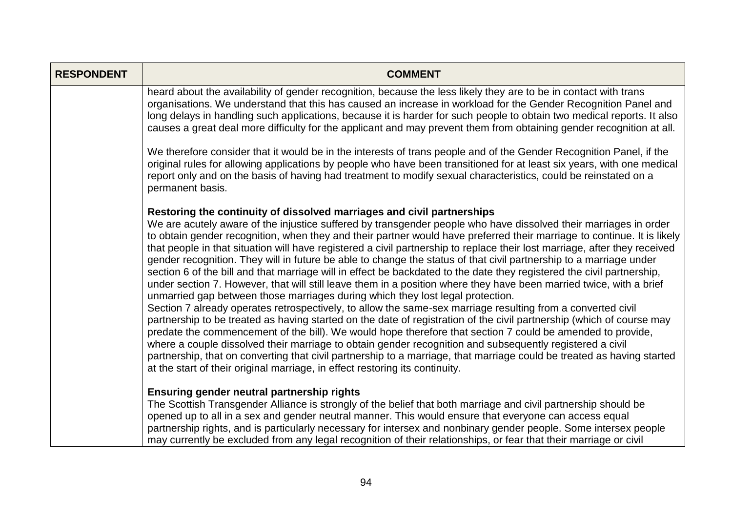| RESPONDENT | COMMENT |
|---|---|
| | heard about the availability of gender recognition, because the less likely they are to be in contact with trans organisations. We understand that this has caused an increase in workload for the Gender Recognition Panel and long delays in handling such applications, because it is harder for such people to obtain two medical reports. It also causes a great deal more difficulty for the applicant and may prevent them from obtaining gender recognition at all.<br><br>We therefore consider that it would be in the interests of trans people and of the Gender Recognition Panel, if the original rules for allowing applications by people who have been transitioned for at least six years, with one medical report only and on the basis of having had treatment to modify sexual characteristics, could be reinstated on a permanent basis.<br><br>**Restoring the continuity of dissolved marriages and civil partnerships**<br>We are acutely aware of the injustice suffered by transgender people who have dissolved their marriages in order to obtain gender recognition, when they and their partner would have preferred their marriage to continue. It is likely that people in that situation will have registered a civil partnership to replace their lost marriage, after they received gender recognition. They will in future be able to change the status of that civil partnership to a marriage under section 6 of the bill and that marriage will in effect be backdated to the date they registered the civil partnership, under section 7. However, that will still leave them in a position where they have been married twice, with a brief unmarried gap between those marriages during which they lost legal protection.<br>Section 7 already operates retrospectively, to allow the same-sex marriage resulting from a converted civil partnership to be treated as having started on the date of registration of the civil partnership (which of course may predate the commencement of the bill). We would hope therefore that section 7 could be amended to provide, where a couple dissolved their marriage to obtain gender recognition and subsequently registered a civil partnership, that on converting that civil partnership to a marriage, that marriage could be treated as having started at the start of their original marriage, in effect restoring its continuity.<br><br>**Ensuring gender neutral partnership rights**<br>The Scottish Transgender Alliance is strongly of the belief that both marriage and civil partnership should be opened up to all in a sex and gender neutral manner. This would ensure that everyone can access equal partnership rights, and is particularly necessary for intersex and nonbinary gender people. Some intersex people may currently be excluded from any legal recognition of their relationships, or fear that their marriage or civil |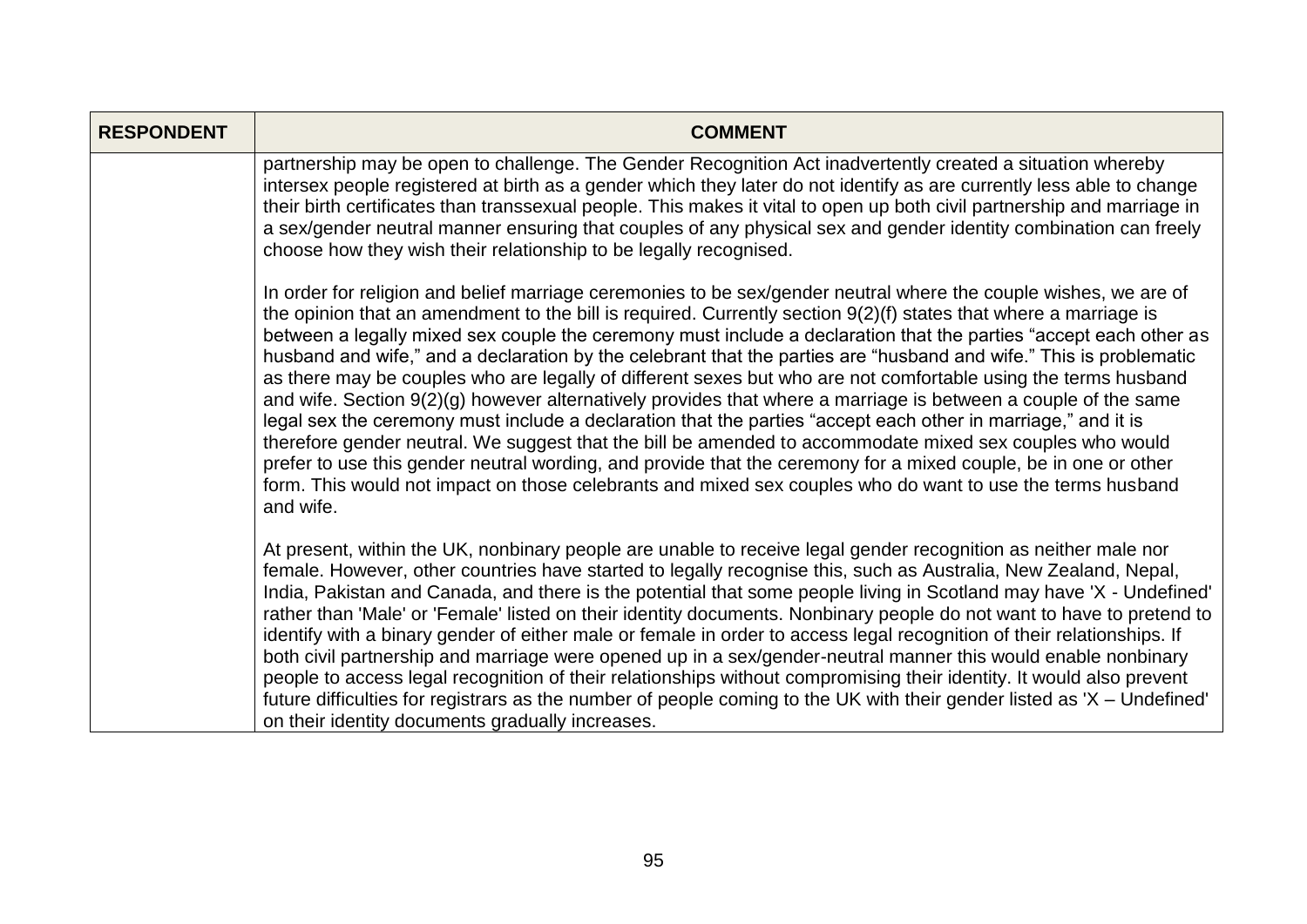| RESPONDENT | COMMENT |
| --- | --- |
| | partnership may be open to challenge. The Gender Recognition Act inadvertently created a situation whereby intersex people registered at birth as a gender which they later do not identify as are currently less able to change their birth certificates than transsexual people. This makes it vital to open up both civil partnership and marriage in a sex/gender neutral manner ensuring that couples of any physical sex and gender identity combination can freely choose how they wish their relationship to be legally recognised.<br><br>In order for religion and belief marriage ceremonies to be sex/gender neutral where the couple wishes, we are of the opinion that an amendment to the bill is required. Currently section 9(2)(f) states that where a marriage is between a legally mixed sex couple the ceremony must include a declaration that the parties "accept each other as husband and wife," and a declaration by the celebrant that the parties are "husband and wife." This is problematic as there may be couples who are legally of different sexes but who are not comfortable using the terms husband and wife. Section 9(2)(g) however alternatively provides that where a marriage is between a couple of the same legal sex the ceremony must include a declaration that the parties "accept each other in marriage," and it is therefore gender neutral. We suggest that the bill be amended to accommodate mixed sex couples who would prefer to use this gender neutral wording, and provide that the ceremony for a mixed couple, be in one or other form. This would not impact on those celebrants and mixed sex couples who do want to use the terms husband and wife.<br><br>At present, within the UK, nonbinary people are unable to receive legal gender recognition as neither male nor female. However, other countries have started to legally recognise this, such as Australia, New Zealand, Nepal, India, Pakistan and Canada, and there is the potential that some people living in Scotland may have 'X - Undefined' rather than 'Male' or 'Female' listed on their identity documents. Nonbinary people do not want to have to pretend to identify with a binary gender of either male or female in order to access legal recognition of their relationships. If both civil partnership and marriage were opened up in a sex/gender-neutral manner this would enable nonbinary people to access legal recognition of their relationships without compromising their identity. It would also prevent future difficulties for registrars as the number of people coming to the UK with their gender listed as 'X – Undefined' on their identity documents gradually increases. |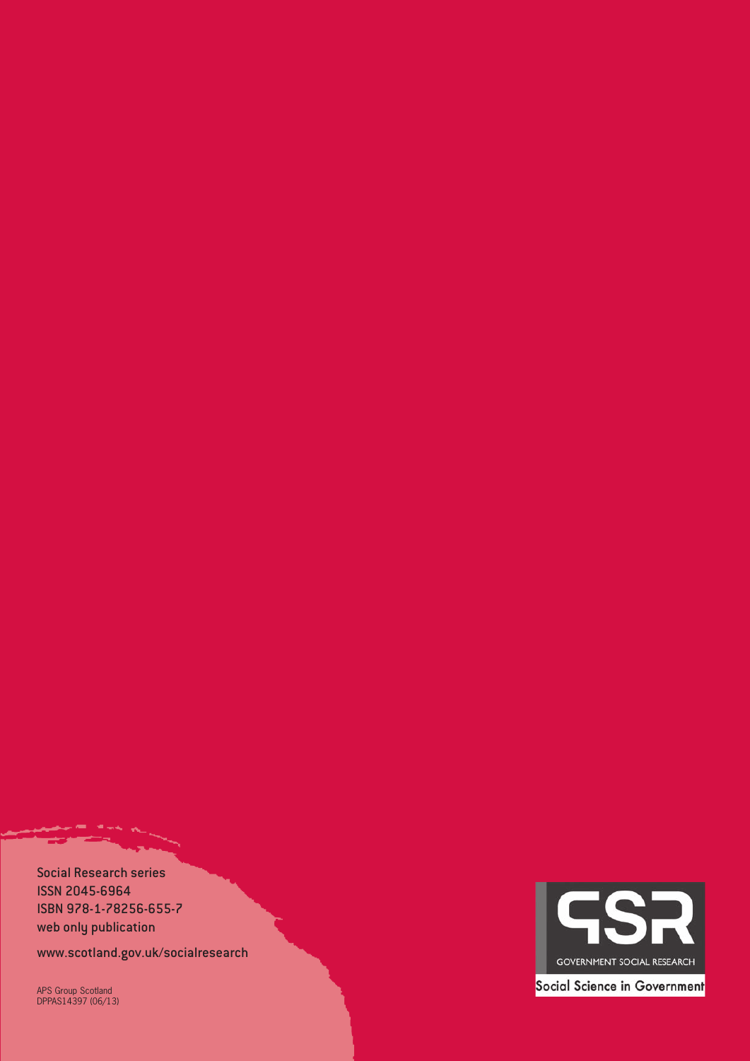Social Research series
ISSN 2045-6964
ISBN 978-1-78256-655-7
web only publication

www.scotland.gov.uk/socialresearch

APS Group Scotland
DPPAS14397 (06/13)

GOVERNMENT SOCIAL RESEARCH

Social Science in Government